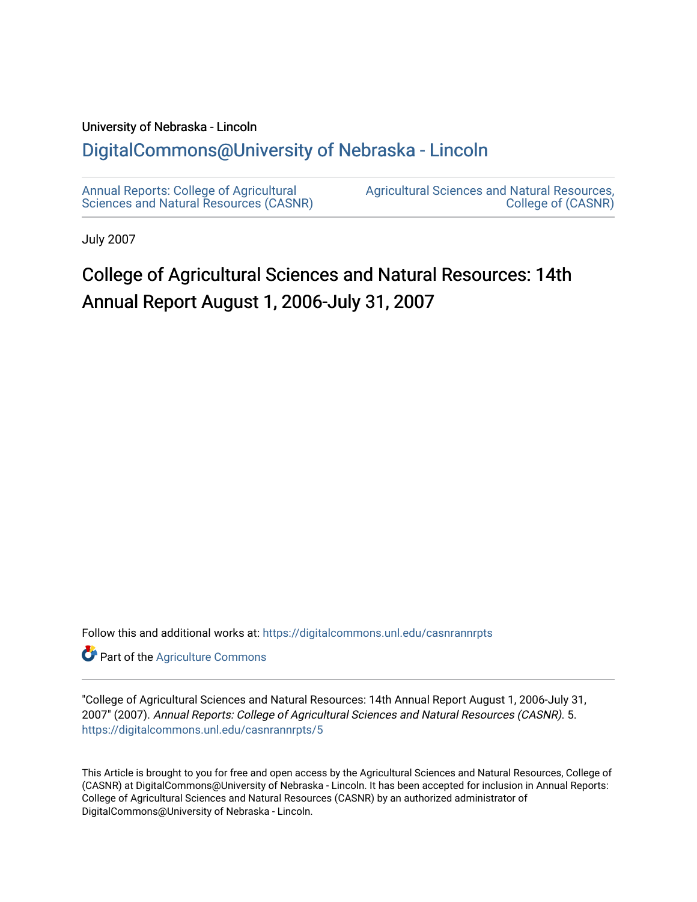University of Nebraska - Lincoln

## DigitalCommons@University of Nebraska - Lincoln

Annual Reports: College of Agricultural Sciences and Natural Resources (CASNR)

Agricultural Sciences and Natural Resources, College of (CASNR)

July 2007

# College of Agricultural Sciences and Natural Resources: 14th Annual Report August 1, 2006-July 31, 2007

Follow this and additional works at: https://digitalcommons.unl.edu/casnrannrpts

Part of the Agriculture Commons

"College of Agricultural Sciences and Natural Resources: 14th Annual Report August 1, 2006-July 31, 2007" (2007). *Annual Reports: College of Agricultural Sciences and Natural Resources (CASNR)*. 5.
https://digitalcommons.unl.edu/casnrannrpts/5

This Article is brought to you for free and open access by the Agricultural Sciences and Natural Resources, College of (CASNR) at DigitalCommons@University of Nebraska - Lincoln. It has been accepted for inclusion in Annual Reports: College of Agricultural Sciences and Natural Resources (CASNR) by an authorized administrator of DigitalCommons@University of Nebraska - Lincoln.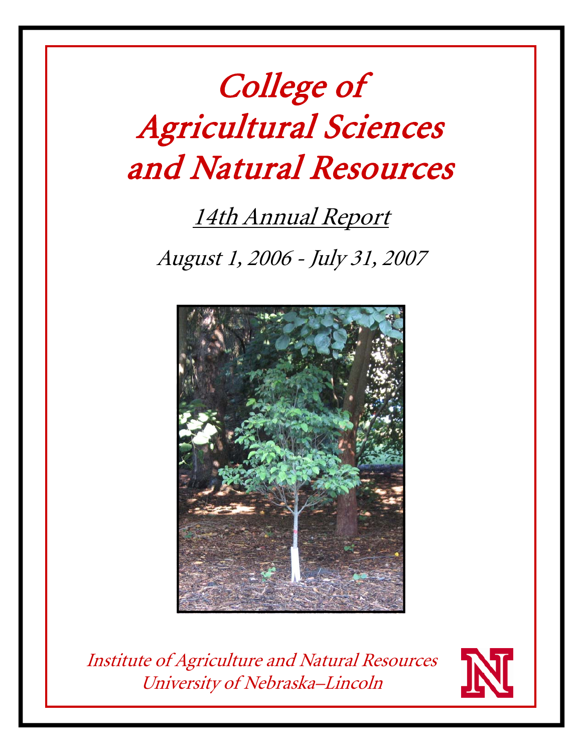# College of Agricultural Sciences and Natural Resources

## 14th Annual Report

*August 1, 2006 - July 31, 2007*

*Institute of Agriculture and Natural Resources*
*University of Nebraska–Lincoln*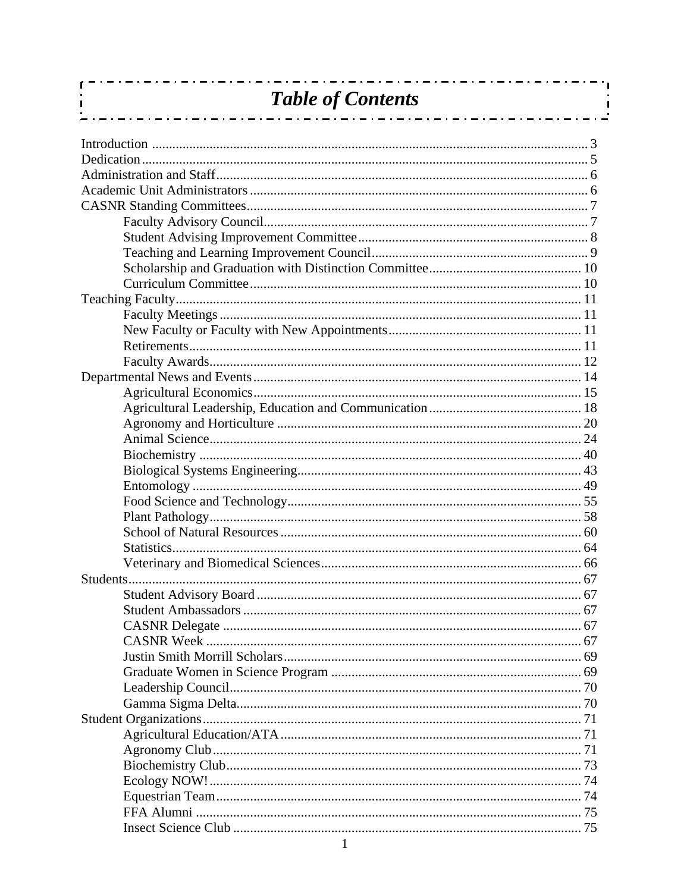# *Table of Contents*

Introduction ............ 3
Dedication ............ 5
Administration and Staff ............ 6
Academic Unit Administrators ............ 6
CASNR Standing Committees ............ 7
- Faculty Advisory Council ............ 7
- Student Advising Improvement Committee ............ 8
- Teaching and Learning Improvement Council ............ 9
- Scholarship and Graduation with Distinction Committee ............ 10
- Curriculum Committee ............ 10

Teaching Faculty ............ 11
- Faculty Meetings ............ 11
- New Faculty or Faculty with New Appointments ............ 11
- Retirements ............ 11
- Faculty Awards ............ 12

Departmental News and Events ............ 14
- Agricultural Economics ............ 15
- Agricultural Leadership, Education and Communication ............ 18
- Agronomy and Horticulture ............ 20
- Animal Science ............ 24
- Biochemistry ............ 40
- Biological Systems Engineering ............ 43
- Entomology ............ 49
- Food Science and Technology ............ 55
- Plant Pathology ............ 58
- School of Natural Resources ............ 60
- Statistics ............ 64
- Veterinary and Biomedical Sciences ............ 66

Students ............ 67
- Student Advisory Board ............ 67
- Student Ambassadors ............ 67
- CASNR Delegate ............ 67
- CASNR Week ............ 67
- Justin Smith Morrill Scholars ............ 69
- Graduate Women in Science Program ............ 69
- Leadership Council ............ 70
- Gamma Sigma Delta ............ 70

Student Organizations ............ 71
- Agricultural Education/ATA ............ 71
- Agronomy Club ............ 71
- Biochemistry Club ............ 73
- Ecology NOW! ............ 74
- Equestrian Team ............ 74
- FFA Alumni ............ 75
- Insect Science Club ............ 75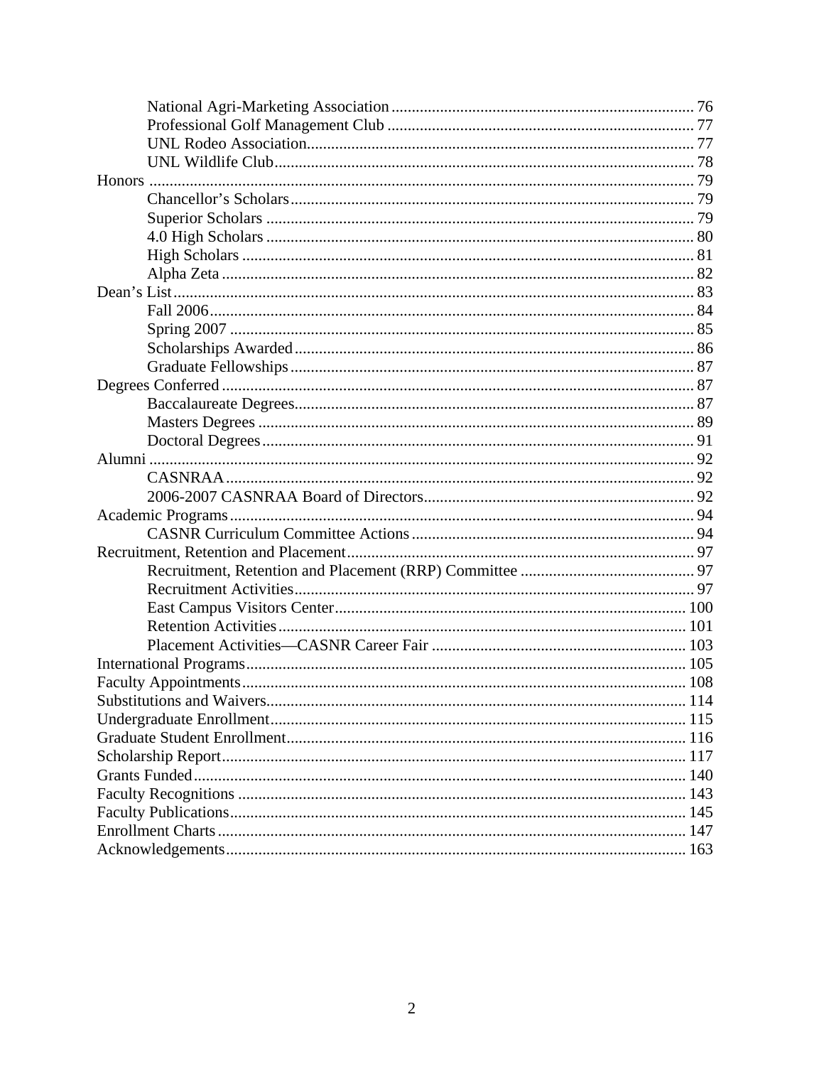- National Agri-Marketing Association .......... 76
- Professional Golf Management Club .......... 77
- UNL Rodeo Association .......... 77
- UNL Wildlife Club .......... 78

Honors .......... 79

- Chancellor's Scholars .......... 79
- Superior Scholars .......... 79
- 4.0 High Scholars .......... 80
- High Scholars .......... 81
- Alpha Zeta .......... 82

Dean's List .......... 83

- Fall 2006 .......... 84
- Spring 2007 .......... 85
- Scholarships Awarded .......... 86
- Graduate Fellowships .......... 87

Degrees Conferred .......... 87

- Baccalaureate Degrees .......... 87
- Masters Degrees .......... 89
- Doctoral Degrees .......... 91

Alumni .......... 92

- CASNRAA .......... 92
- 2006-2007 CASNRAA Board of Directors .......... 92

Academic Programs .......... 94

- CASNR Curriculum Committee Actions .......... 94

Recruitment, Retention and Placement .......... 97

- Recruitment, Retention and Placement (RRP) Committee .......... 97
- Recruitment Activities .......... 97
- East Campus Visitors Center .......... 100
- Retention Activities .......... 101
- Placement Activities—CASNR Career Fair .......... 103

International Programs .......... 105

Faculty Appointments .......... 108

Substitutions and Waivers .......... 114

Undergraduate Enrollment .......... 115

Graduate Student Enrollment .......... 116

Scholarship Report .......... 117

Grants Funded .......... 140

Faculty Recognitions .......... 143

Faculty Publications .......... 145

Enrollment Charts .......... 147

Acknowledgements .......... 163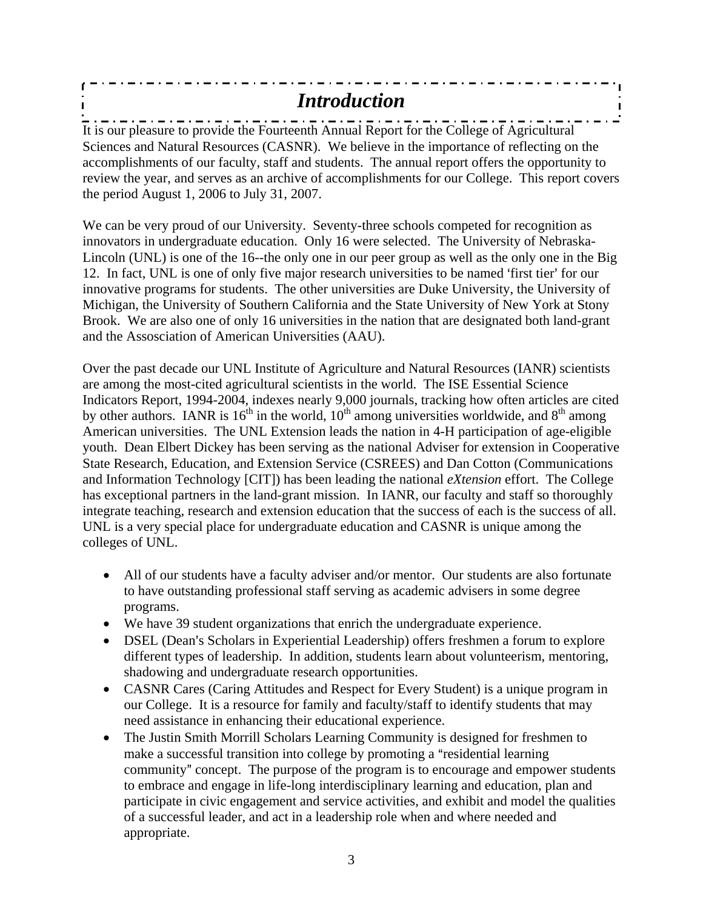# *Introduction*

It is our pleasure to provide the Fourteenth Annual Report for the College of Agricultural Sciences and Natural Resources (CASNR). We believe in the importance of reflecting on the accomplishments of our faculty, staff and students. The annual report offers the opportunity to review the year, and serves as an archive of accomplishments for our College. This report covers the period August 1, 2006 to July 31, 2007.

We can be very proud of our University. Seventy-three schools competed for recognition as innovators in undergraduate education. Only 16 were selected. The University of Nebraska-Lincoln (UNL) is one of the 16--the only one in our peer group as well as the only one in the Big 12. In fact, UNL is one of only five major research universities to be named 'first tier' for our innovative programs for students. The other universities are Duke University, the University of Michigan, the University of Southern California and the State University of New York at Stony Brook. We are also one of only 16 universities in the nation that are designated both land-grant and the Assosciation of American Universities (AAU).

Over the past decade our UNL Institute of Agriculture and Natural Resources (IANR) scientists are among the most-cited agricultural scientists in the world. The ISE Essential Science Indicators Report, 1994-2004, indexes nearly 9,000 journals, tracking how often articles are cited by other authors. IANR is 16th in the world, 10th among universities worldwide, and 8th among American universities. The UNL Extension leads the nation in 4-H participation of age-eligible youth. Dean Elbert Dickey has been serving as the national Adviser for extension in Cooperative State Research, Education, and Extension Service (CSREES) and Dan Cotton (Communications and Information Technology [CIT]) has been leading the national *eXtension* effort. The College has exceptional partners in the land-grant mission. In IANR, our faculty and staff so thoroughly integrate teaching, research and extension education that the success of each is the success of all. UNL is a very special place for undergraduate education and CASNR is unique among the colleges of UNL.

- All of our students have a faculty adviser and/or mentor. Our students are also fortunate to have outstanding professional staff serving as academic advisers in some degree programs.
- We have 39 student organizations that enrich the undergraduate experience.
- DSEL (Dean's Scholars in Experiential Leadership) offers freshmen a forum to explore different types of leadership. In addition, students learn about volunteerism, mentoring, shadowing and undergraduate research opportunities.
- CASNR Cares (Caring Attitudes and Respect for Every Student) is a unique program in our College. It is a resource for family and faculty/staff to identify students that may need assistance in enhancing their educational experience.
- The Justin Smith Morrill Scholars Learning Community is designed for freshmen to make a successful transition into college by promoting a "residential learning community" concept. The purpose of the program is to encourage and empower students to embrace and engage in life-long interdisciplinary learning and education, plan and participate in civic engagement and service activities, and exhibit and model the qualities of a successful leader, and act in a leadership role when and where needed and appropriate.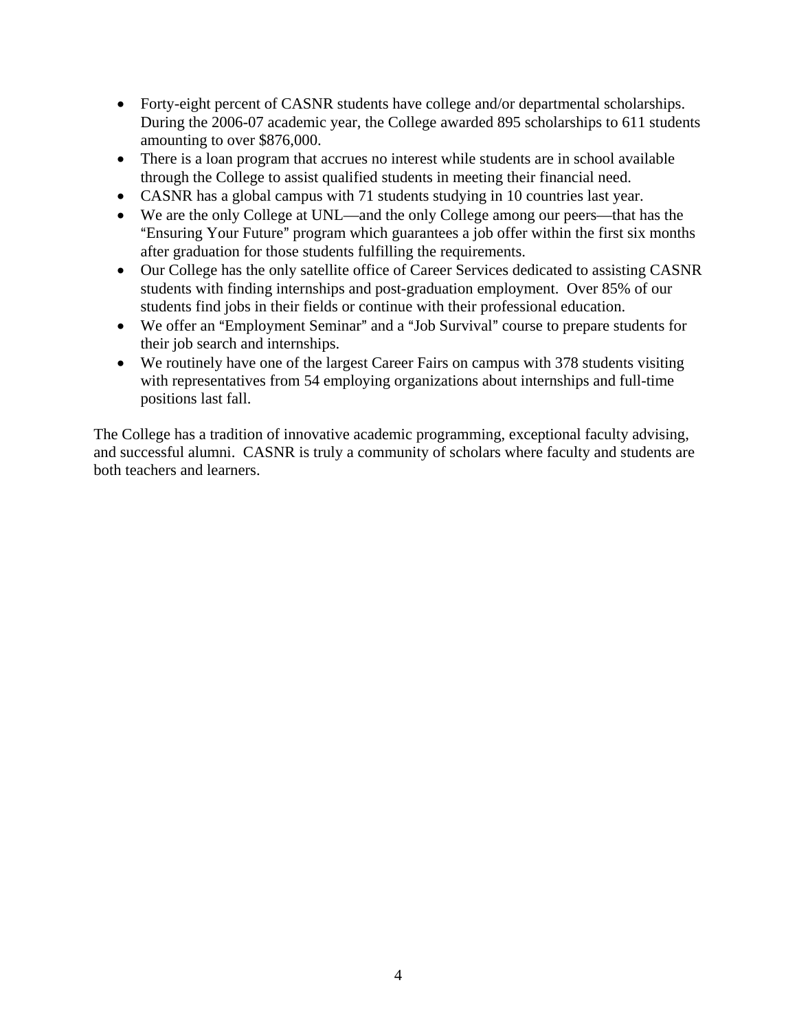- Forty-eight percent of CASNR students have college and/or departmental scholarships. During the 2006-07 academic year, the College awarded 895 scholarships to 611 students amounting to over $876,000.
- There is a loan program that accrues no interest while students are in school available through the College to assist qualified students in meeting their financial need.
- CASNR has a global campus with 71 students studying in 10 countries last year.
- We are the only College at UNL—and the only College among our peers—that has the "Ensuring Your Future" program which guarantees a job offer within the first six months after graduation for those students fulfilling the requirements.
- Our College has the only satellite office of Career Services dedicated to assisting CASNR students with finding internships and post-graduation employment. Over 85% of our students find jobs in their fields or continue with their professional education.
- We offer an "Employment Seminar" and a "Job Survival" course to prepare students for their job search and internships.
- We routinely have one of the largest Career Fairs on campus with 378 students visiting with representatives from 54 employing organizations about internships and full-time positions last fall.

The College has a tradition of innovative academic programming, exceptional faculty advising, and successful alumni. CASNR is truly a community of scholars where faculty and students are both teachers and learners.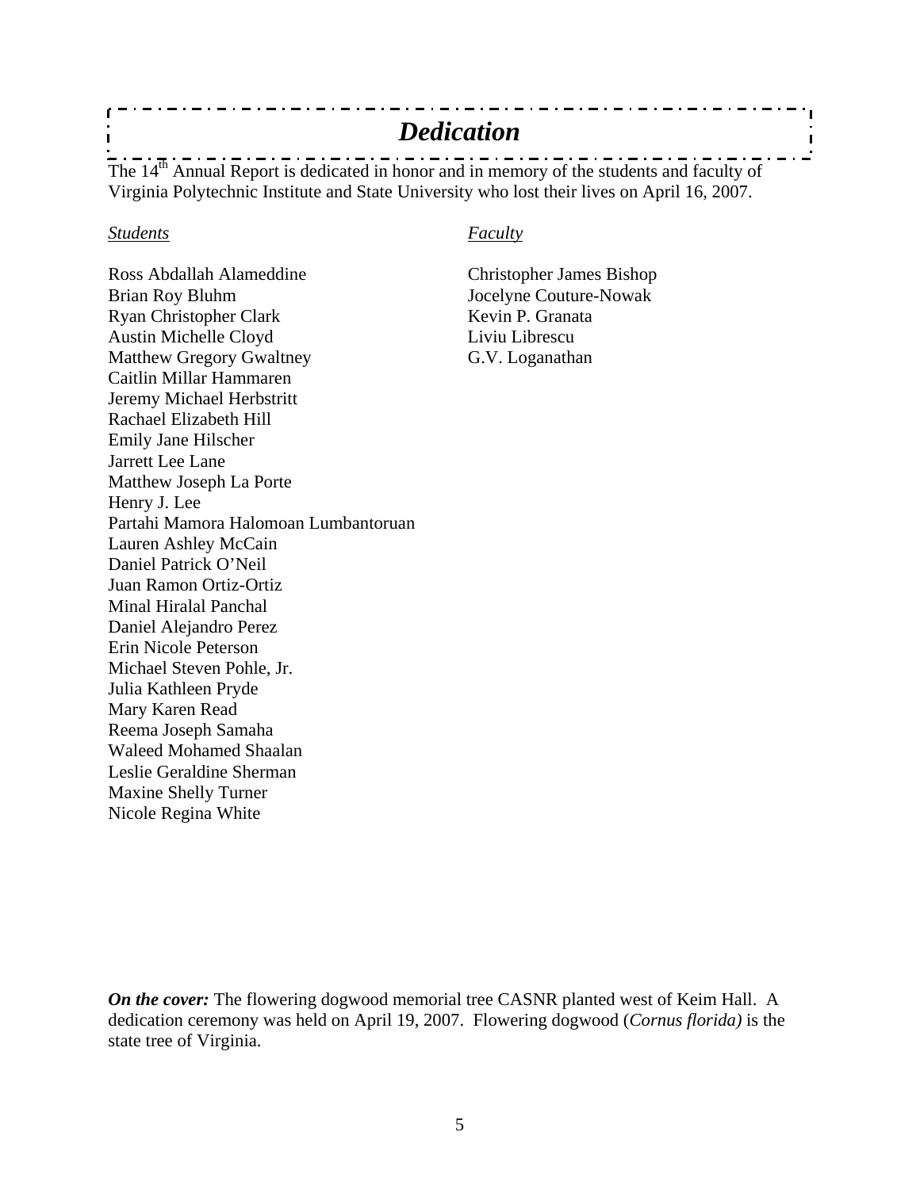# *Dedication*

The 14th Annual Report is dedicated in honor and in memory of the students and faculty of Virginia Polytechnic Institute and State University who lost their lives on April 16, 2007.

*Students*

Ross Abdallah Alameddine
Brian Roy Bluhm
Ryan Christopher Clark
Austin Michelle Cloyd
Matthew Gregory Gwaltney
Caitlin Millar Hammaren
Jeremy Michael Herbstritt
Rachael Elizabeth Hill
Emily Jane Hilscher
Jarrett Lee Lane
Matthew Joseph La Porte
Henry J. Lee
Partahi Mamora Halomoan Lumbantoruan
Lauren Ashley McCain
Daniel Patrick O'Neil
Juan Ramon Ortiz-Ortiz
Minal Hiralal Panchal
Daniel Alejandro Perez
Erin Nicole Peterson
Michael Steven Pohle, Jr.
Julia Kathleen Pryde
Mary Karen Read
Reema Joseph Samaha
Waleed Mohamed Shaalan
Leslie Geraldine Sherman
Maxine Shelly Turner
Nicole Regina White

*Faculty*

Christopher James Bishop
Jocelyne Couture-Nowak
Kevin P. Granata
Liviu Librescu
G.V. Loganathan

***On the cover:*** The flowering dogwood memorial tree CASNR planted west of Keim Hall. A dedication ceremony was held on April 19, 2007. Flowering dogwood (*Cornus florida)* is the state tree of Virginia.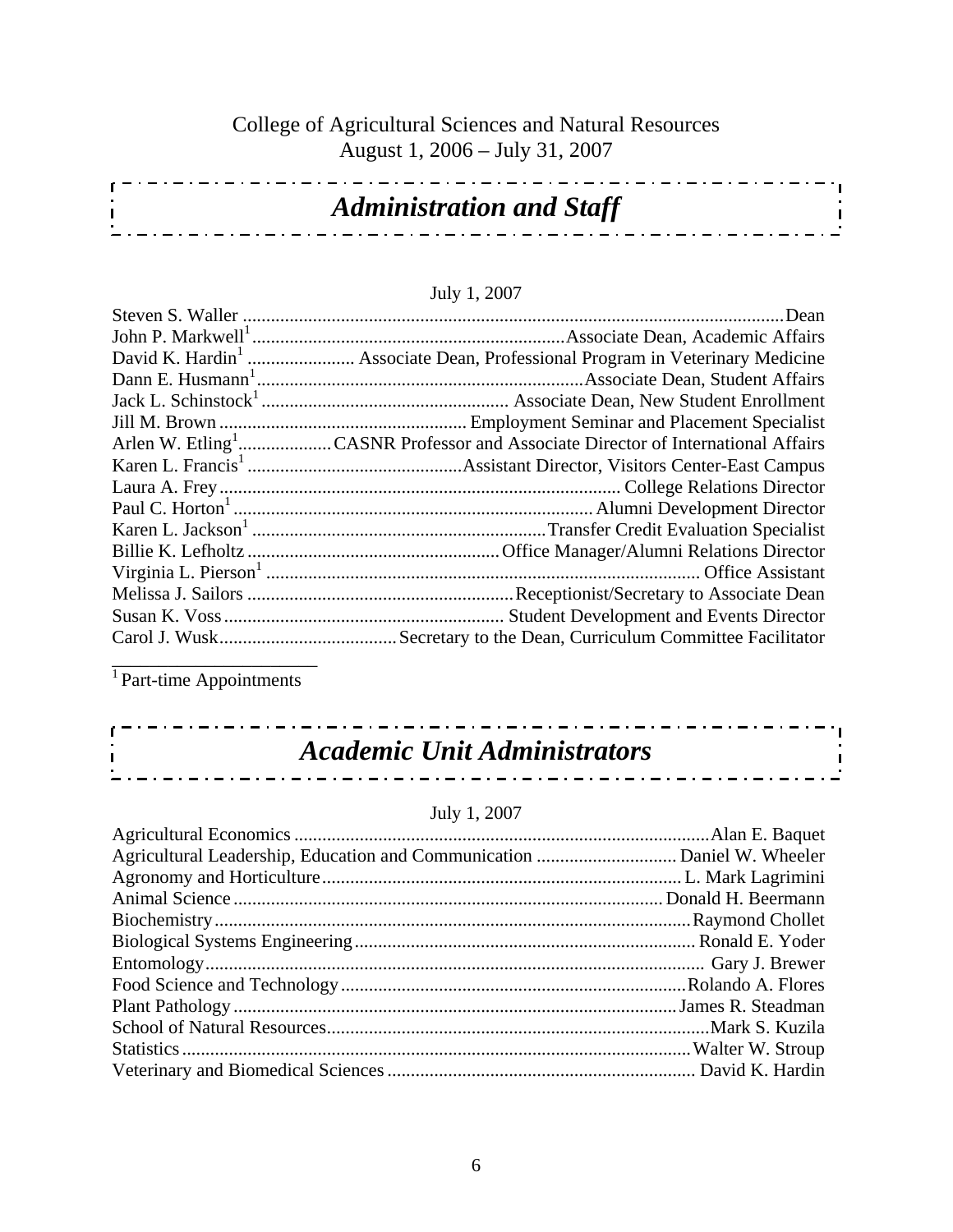College of Agricultural Sciences and Natural Resources
August 1, 2006 – July 31, 2007

# *Administration and Staff*

July 1, 2007

| Name | Position |
|---|---|
| Steven S. Waller | Dean |
| John P. Markwell[1] | Associate Dean, Academic Affairs |
| David K. Hardin[1] | Associate Dean, Professional Program in Veterinary Medicine |
| Dann E. Husmann[1] | Associate Dean, Student Affairs |
| Jack L. Schinstock[1] | Associate Dean, New Student Enrollment |
| Jill M. Brown | Employment Seminar and Placement Specialist |
| Arlen W. Etling[1] | CASNR Professor and Associate Director of International Affairs |
| Karen L. Francis[1] | Assistant Director, Visitors Center-East Campus |
| Laura A. Frey | College Relations Director |
| Paul C. Horton[1] | Alumni Development Director |
| Karen L. Jackson[1] | Transfer Credit Evaluation Specialist |
| Billie K. Lefholtz | Office Manager/Alumni Relations Director |
| Virginia L. Pierson[1] | Office Assistant |
| Melissa J. Sailors | Receptionist/Secretary to Associate Dean |
| Susan K. Voss | Student Development and Events Director |
| Carol J. Wusk | Secretary to the Dean, Curriculum Committee Facilitator |

[1] Part-time Appointments

# *Academic Unit Administrators*

July 1, 2007

| Unit | Administrator |
|---|---|
| Agricultural Economics | Alan E. Baquet |
| Agricultural Leadership, Education and Communication | Daniel W. Wheeler |
| Agronomy and Horticulture | L. Mark Lagrimini |
| Animal Science | Donald H. Beermann |
| Biochemistry | Raymond Chollet |
| Biological Systems Engineering | Ronald E. Yoder |
| Entomology | Gary J. Brewer |
| Food Science and Technology | Rolando A. Flores |
| Plant Pathology | James R. Steadman |
| School of Natural Resources | Mark S. Kuzila |
| Statistics | Walter W. Stroup |
| Veterinary and Biomedical Sciences | David K. Hardin |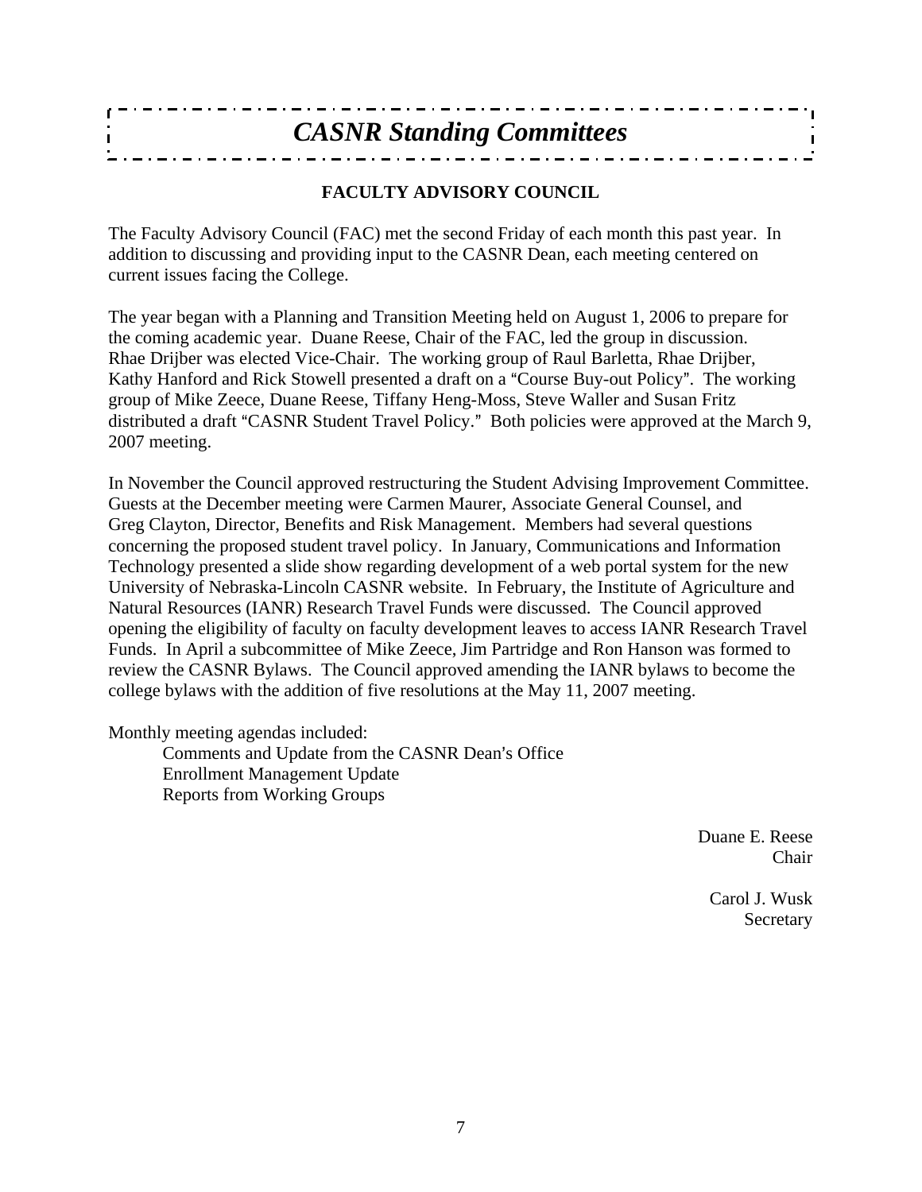# *CASNR Standing Committees*

## FACULTY ADVISORY COUNCIL

The Faculty Advisory Council (FAC) met the second Friday of each month this past year. In addition to discussing and providing input to the CASNR Dean, each meeting centered on current issues facing the College.

The year began with a Planning and Transition Meeting held on August 1, 2006 to prepare for the coming academic year. Duane Reese, Chair of the FAC, led the group in discussion. Rhae Drijber was elected Vice-Chair. The working group of Raul Barletta, Rhae Drijber, Kathy Hanford and Rick Stowell presented a draft on a "Course Buy-out Policy". The working group of Mike Zeece, Duane Reese, Tiffany Heng-Moss, Steve Waller and Susan Fritz distributed a draft "CASNR Student Travel Policy." Both policies were approved at the March 9, 2007 meeting.

In November the Council approved restructuring the Student Advising Improvement Committee. Guests at the December meeting were Carmen Maurer, Associate General Counsel, and Greg Clayton, Director, Benefits and Risk Management. Members had several questions concerning the proposed student travel policy. In January, Communications and Information Technology presented a slide show regarding development of a web portal system for the new University of Nebraska-Lincoln CASNR website. In February, the Institute of Agriculture and Natural Resources (IANR) Research Travel Funds were discussed. The Council approved opening the eligibility of faculty on faculty development leaves to access IANR Research Travel Funds. In April a subcommittee of Mike Zeece, Jim Partridge and Ron Hanson was formed to review the CASNR Bylaws. The Council approved amending the IANR bylaws to become the college bylaws with the addition of five resolutions at the May 11, 2007 meeting.

Monthly meeting agendas included:

- Comments and Update from the CASNR Dean's Office
- Enrollment Management Update
- Reports from Working Groups

Duane E. Reese
Chair

Carol J. Wusk
Secretary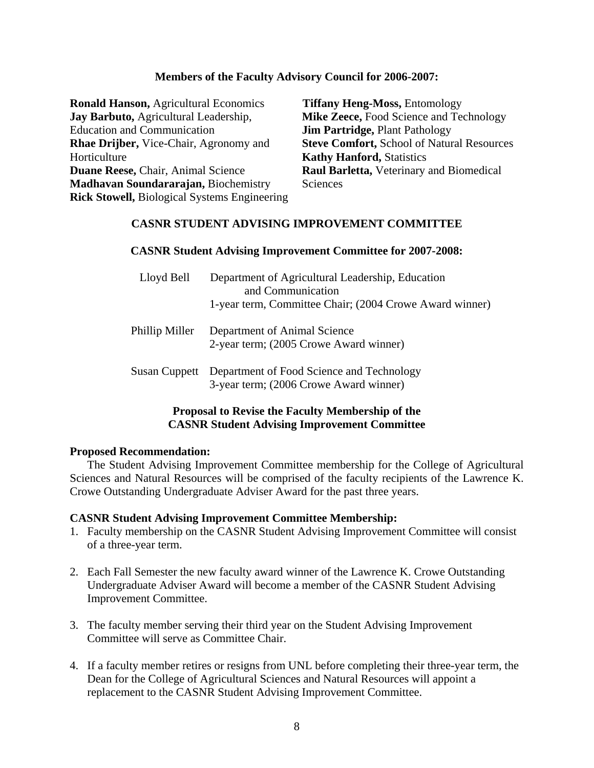**Members of the Faculty Advisory Council for 2006-2007:**

**Ronald Hanson,** Agricultural Economics
**Jay Barbuto,** Agricultural Leadership, Education and Communication
**Rhae Drijber,** Vice-Chair, Agronomy and Horticulture
**Duane Reese,** Chair, Animal Science
**Madhavan Soundararajan,** Biochemistry
**Rick Stowell,** Biological Systems Engineering
**Tiffany Heng-Moss,** Entomology
**Mike Zeece,** Food Science and Technology
**Jim Partridge,** Plant Pathology
**Steve Comfort,** School of Natural Resources
**Kathy Hanford,** Statistics
**Raul Barletta,** Veterinary and Biomedical Sciences

## CASNR STUDENT ADVISING IMPROVEMENT COMMITTEE

**CASNR Student Advising Improvement Committee for 2007-2008:**

| | |
|---|---|
| Lloyd Bell | Department of Agricultural Leadership, Education and Communication<br>1-year term, Committee Chair; (2004 Crowe Award winner) |
| Phillip Miller | Department of Animal Science<br>2-year term; (2005 Crowe Award winner) |
| Susan Cuppett | Department of Food Science and Technology<br>3-year term; (2006 Crowe Award winner) |

### Proposal to Revise the Faculty Membership of the CASNR Student Advising Improvement Committee

**Proposed Recommendation:**

The Student Advising Improvement Committee membership for the College of Agricultural Sciences and Natural Resources will be comprised of the faculty recipients of the Lawrence K. Crowe Outstanding Undergraduate Adviser Award for the past three years.

**CASNR Student Advising Improvement Committee Membership:**

1. Faculty membership on the CASNR Student Advising Improvement Committee will consist of a three-year term.
2. Each Fall Semester the new faculty award winner of the Lawrence K. Crowe Outstanding Undergraduate Adviser Award will become a member of the CASNR Student Advising Improvement Committee.
3. The faculty member serving their third year on the Student Advising Improvement Committee will serve as Committee Chair.
4. If a faculty member retires or resigns from UNL before completing their three-year term, the Dean for the College of Agricultural Sciences and Natural Resources will appoint a replacement to the CASNR Student Advising Improvement Committee.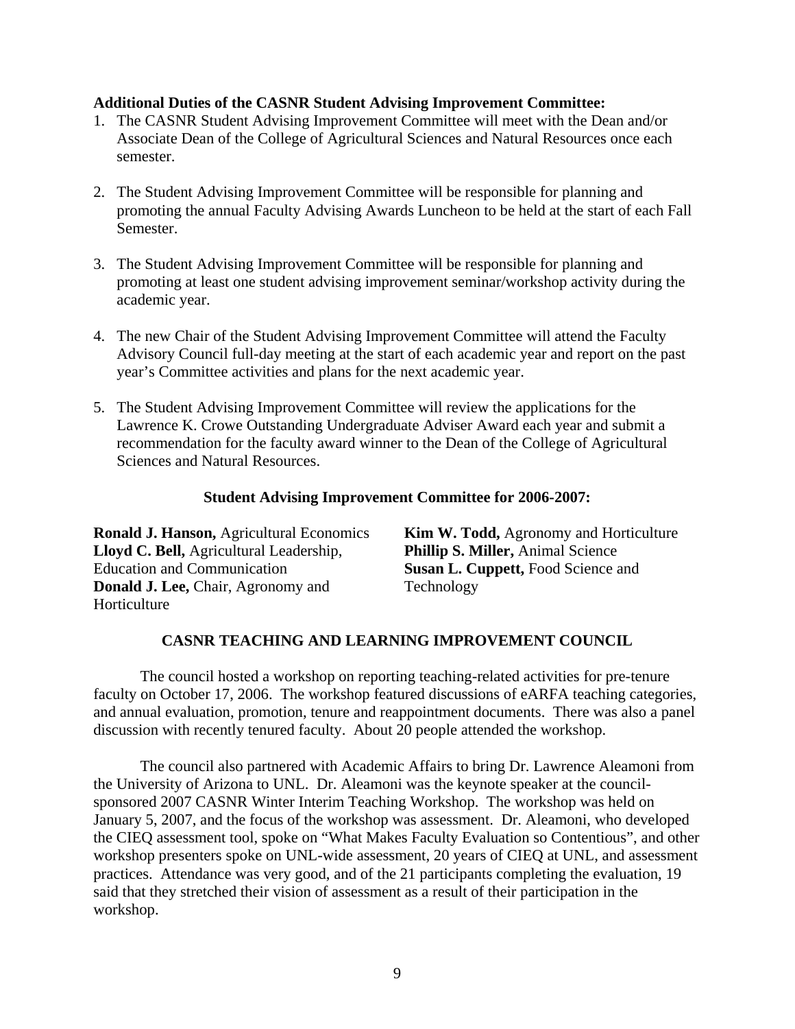**Additional Duties of the CASNR Student Advising Improvement Committee:**

1. The CASNR Student Advising Improvement Committee will meet with the Dean and/or Associate Dean of the College of Agricultural Sciences and Natural Resources once each semester.

2. The Student Advising Improvement Committee will be responsible for planning and promoting the annual Faculty Advising Awards Luncheon to be held at the start of each Fall Semester.

3. The Student Advising Improvement Committee will be responsible for planning and promoting at least one student advising improvement seminar/workshop activity during the academic year.

4. The new Chair of the Student Advising Improvement Committee will attend the Faculty Advisory Council full-day meeting at the start of each academic year and report on the past year's Committee activities and plans for the next academic year.

5. The Student Advising Improvement Committee will review the applications for the Lawrence K. Crowe Outstanding Undergraduate Adviser Award each year and submit a recommendation for the faculty award winner to the Dean of the College of Agricultural Sciences and Natural Resources.

**Student Advising Improvement Committee for 2006-2007:**

**Ronald J. Hanson,** Agricultural Economics
**Lloyd C. Bell,** Agricultural Leadership, Education and Communication
**Donald J. Lee,** Chair, Agronomy and Horticulture
**Kim W. Todd,** Agronomy and Horticulture
**Phillip S. Miller,** Animal Science
**Susan L. Cuppett,** Food Science and Technology

## CASNR TEACHING AND LEARNING IMPROVEMENT COUNCIL

The council hosted a workshop on reporting teaching-related activities for pre-tenure faculty on October 17, 2006. The workshop featured discussions of eARFA teaching categories, and annual evaluation, promotion, tenure and reappointment documents. There was also a panel discussion with recently tenured faculty. About 20 people attended the workshop.

The council also partnered with Academic Affairs to bring Dr. Lawrence Aleamoni from the University of Arizona to UNL. Dr. Aleamoni was the keynote speaker at the council-sponsored 2007 CASNR Winter Interim Teaching Workshop. The workshop was held on January 5, 2007, and the focus of the workshop was assessment. Dr. Aleamoni, who developed the CIEQ assessment tool, spoke on "What Makes Faculty Evaluation so Contentious", and other workshop presenters spoke on UNL-wide assessment, 20 years of CIEQ at UNL, and assessment practices. Attendance was very good, and of the 21 participants completing the evaluation, 19 said that they stretched their vision of assessment as a result of their participation in the workshop.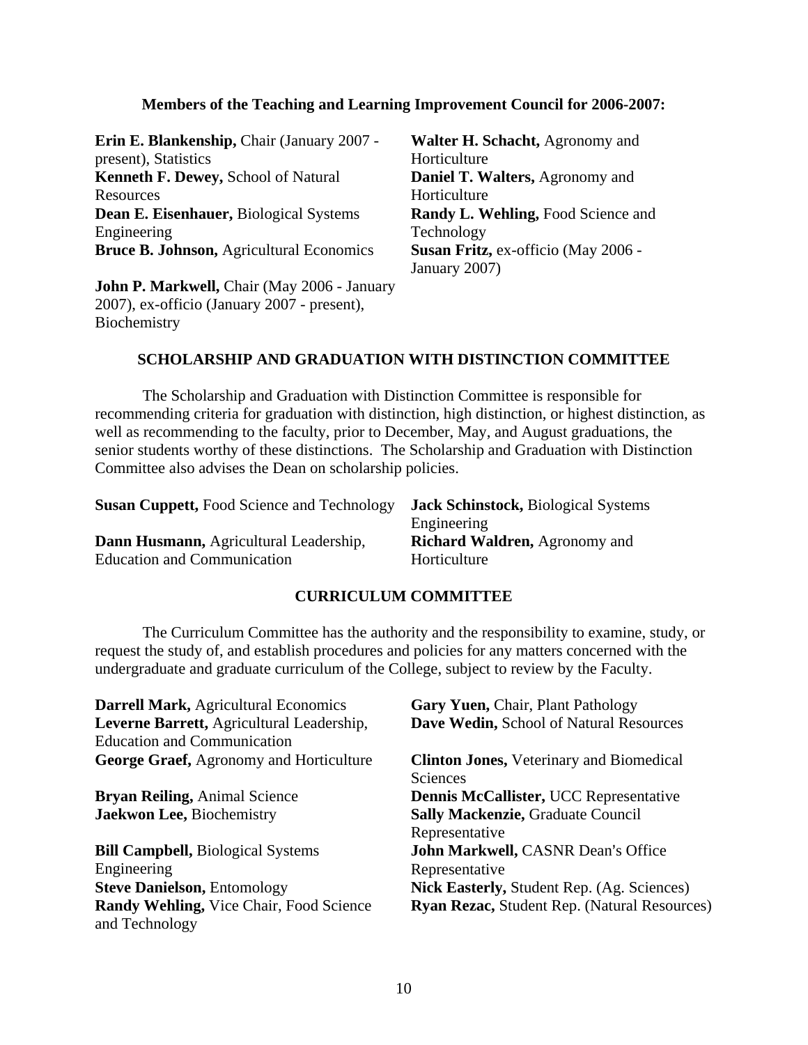**Members of the Teaching and Learning Improvement Council for 2006-2007:**

**Erin E. Blankenship,** Chair (January 2007 - present), Statistics
**Kenneth F. Dewey,** School of Natural Resources
**Dean E. Eisenhauer,** Biological Systems Engineering
**Bruce B. Johnson,** Agricultural Economics
**John P. Markwell,** Chair (May 2006 - January 2007), ex-officio (January 2007 - present), Biochemistry
**Walter H. Schacht,** Agronomy and Horticulture
**Daniel T. Walters,** Agronomy and Horticulture
**Randy L. Wehling,** Food Science and Technology
**Susan Fritz,** ex-officio (May 2006 - January 2007)

## SCHOLARSHIP AND GRADUATION WITH DISTINCTION COMMITTEE

The Scholarship and Graduation with Distinction Committee is responsible for recommending criteria for graduation with distinction, high distinction, or highest distinction, as well as recommending to the faculty, prior to December, May, and August graduations, the senior students worthy of these distinctions. The Scholarship and Graduation with Distinction Committee also advises the Dean on scholarship policies.

**Susan Cuppett,** Food Science and Technology
**Dann Husmann,** Agricultural Leadership, Education and Communication
**Jack Schinstock,** Biological Systems Engineering
**Richard Waldren,** Agronomy and Horticulture

## CURRICULUM COMMITTEE

The Curriculum Committee has the authority and the responsibility to examine, study, or request the study of, and establish procedures and policies for any matters concerned with the undergraduate and graduate curriculum of the College, subject to review by the Faculty.

**Darrell Mark,** Agricultural Economics
**Leverne Barrett,** Agricultural Leadership, Education and Communication
**George Graef,** Agronomy and Horticulture
**Bryan Reiling,** Animal Science
**Jaekwon Lee,** Biochemistry
**Bill Campbell,** Biological Systems Engineering
**Steve Danielson,** Entomology
**Randy Wehling,** Vice Chair, Food Science and Technology
**Gary Yuen,** Chair, Plant Pathology
**Dave Wedin,** School of Natural Resources
**Clinton Jones,** Veterinary and Biomedical Sciences
**Dennis McCallister,** UCC Representative
**Sally Mackenzie,** Graduate Council Representative
**John Markwell,** CASNR Dean's Office Representative
**Nick Easterly,** Student Rep. (Ag. Sciences)
**Ryan Rezac,** Student Rep. (Natural Resources)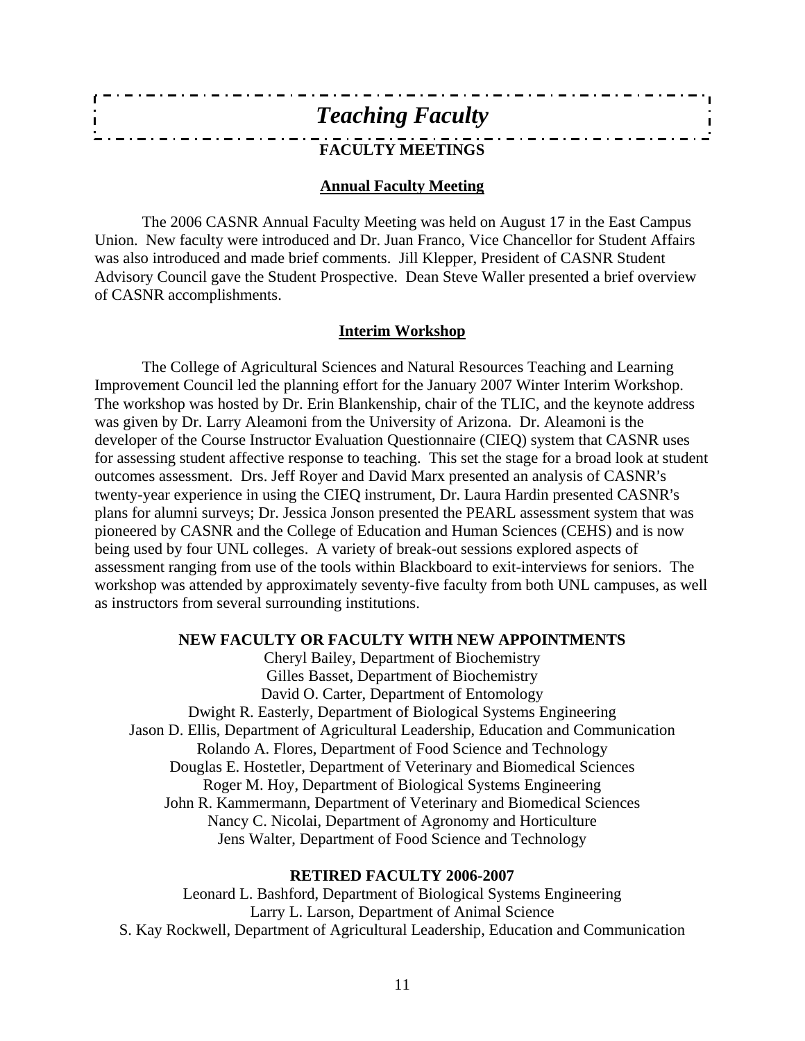# *Teaching Faculty*

## FACULTY MEETINGS

### Annual Faculty Meeting

The 2006 CASNR Annual Faculty Meeting was held on August 17 in the East Campus Union. New faculty were introduced and Dr. Juan Franco, Vice Chancellor for Student Affairs was also introduced and made brief comments. Jill Klepper, President of CASNR Student Advisory Council gave the Student Prospective. Dean Steve Waller presented a brief overview of CASNR accomplishments.

### Interim Workshop

The College of Agricultural Sciences and Natural Resources Teaching and Learning Improvement Council led the planning effort for the January 2007 Winter Interim Workshop. The workshop was hosted by Dr. Erin Blankenship, chair of the TLIC, and the keynote address was given by Dr. Larry Aleamoni from the University of Arizona. Dr. Aleamoni is the developer of the Course Instructor Evaluation Questionnaire (CIEQ) system that CASNR uses for assessing student affective response to teaching. This set the stage for a broad look at student outcomes assessment. Drs. Jeff Royer and David Marx presented an analysis of CASNR's twenty-year experience in using the CIEQ instrument, Dr. Laura Hardin presented CASNR's plans for alumni surveys; Dr. Jessica Jonson presented the PEARL assessment system that was pioneered by CASNR and the College of Education and Human Sciences (CEHS) and is now being used by four UNL colleges. A variety of break-out sessions explored aspects of assessment ranging from use of the tools within Blackboard to exit-interviews for seniors. The workshop was attended by approximately seventy-five faculty from both UNL campuses, as well as instructors from several surrounding institutions.

## NEW FACULTY OR FACULTY WITH NEW APPOINTMENTS

Cheryl Bailey, Department of Biochemistry
Gilles Basset, Department of Biochemistry
David O. Carter, Department of Entomology
Dwight R. Easterly, Department of Biological Systems Engineering
Jason D. Ellis, Department of Agricultural Leadership, Education and Communication
Rolando A. Flores, Department of Food Science and Technology
Douglas E. Hostetler, Department of Veterinary and Biomedical Sciences
Roger M. Hoy, Department of Biological Systems Engineering
John R. Kammermann, Department of Veterinary and Biomedical Sciences
Nancy C. Nicolai, Department of Agronomy and Horticulture
Jens Walter, Department of Food Science and Technology

## RETIRED FACULTY 2006-2007

Leonard L. Bashford, Department of Biological Systems Engineering
Larry L. Larson, Department of Animal Science
S. Kay Rockwell, Department of Agricultural Leadership, Education and Communication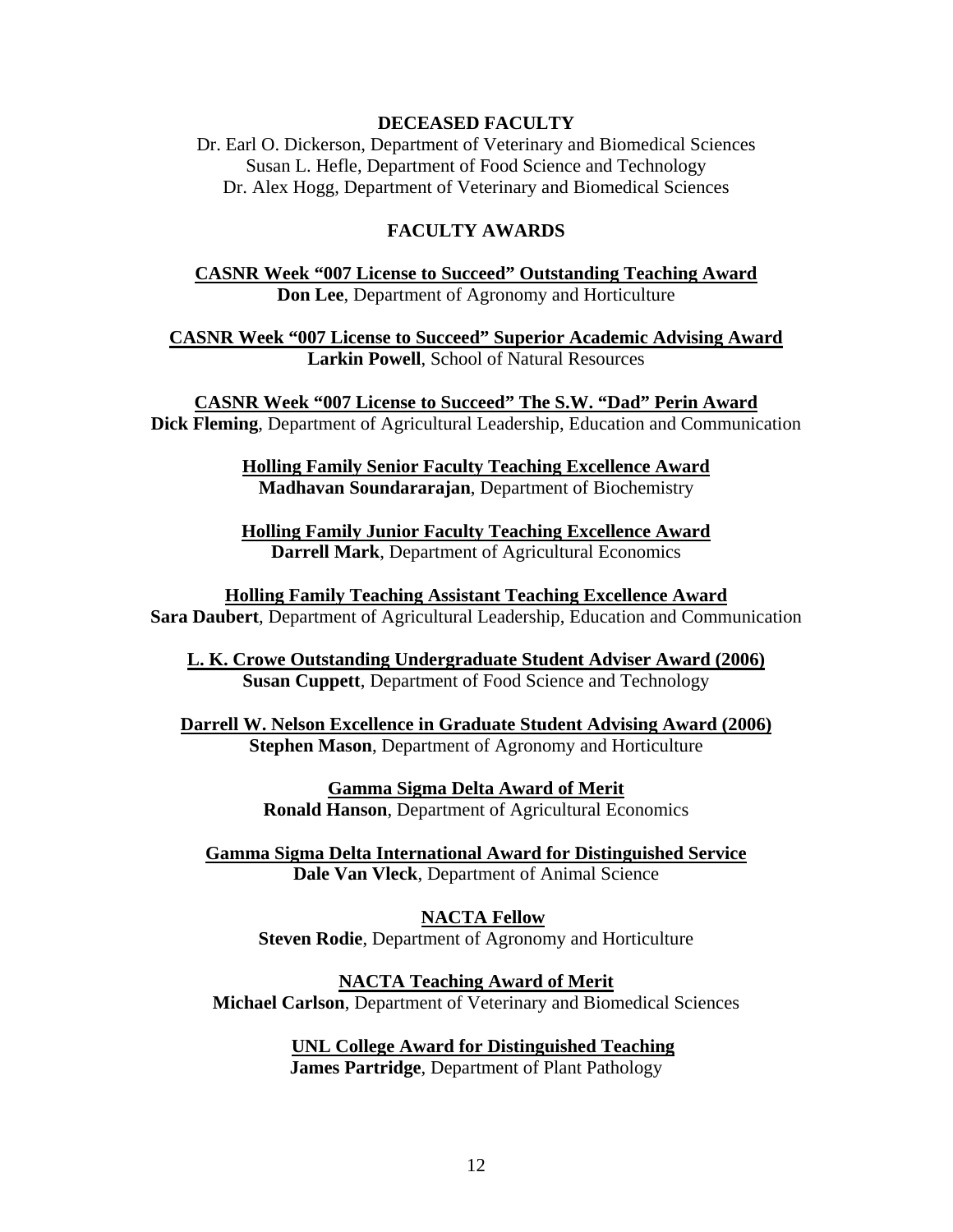## DECEASED FACULTY

Dr. Earl O. Dickerson, Department of Veterinary and Biomedical Sciences
Susan L. Hefle, Department of Food Science and Technology
Dr. Alex Hogg, Department of Veterinary and Biomedical Sciences

## FACULTY AWARDS

**CASNR Week "007 License to Succeed" Outstanding Teaching Award**
**Don Lee**, Department of Agronomy and Horticulture

**CASNR Week "007 License to Succeed" Superior Academic Advising Award**
**Larkin Powell**, School of Natural Resources

**CASNR Week "007 License to Succeed" The S.W. "Dad" Perin Award**
**Dick Fleming**, Department of Agricultural Leadership, Education and Communication

**Holling Family Senior Faculty Teaching Excellence Award**
**Madhavan Soundararajan**, Department of Biochemistry

**Holling Family Junior Faculty Teaching Excellence Award**
**Darrell Mark**, Department of Agricultural Economics

**Holling Family Teaching Assistant Teaching Excellence Award**
**Sara Daubert**, Department of Agricultural Leadership, Education and Communication

**L. K. Crowe Outstanding Undergraduate Student Adviser Award (2006)**
**Susan Cuppett**, Department of Food Science and Technology

**Darrell W. Nelson Excellence in Graduate Student Advising Award (2006)**
**Stephen Mason**, Department of Agronomy and Horticulture

**Gamma Sigma Delta Award of Merit**
**Ronald Hanson**, Department of Agricultural Economics

**Gamma Sigma Delta International Award for Distinguished Service**
**Dale Van Vleck**, Department of Animal Science

**NACTA Fellow**
**Steven Rodie**, Department of Agronomy and Horticulture

**NACTA Teaching Award of Merit**
**Michael Carlson**, Department of Veterinary and Biomedical Sciences

**UNL College Award for Distinguished Teaching**
**James Partridge**, Department of Plant Pathology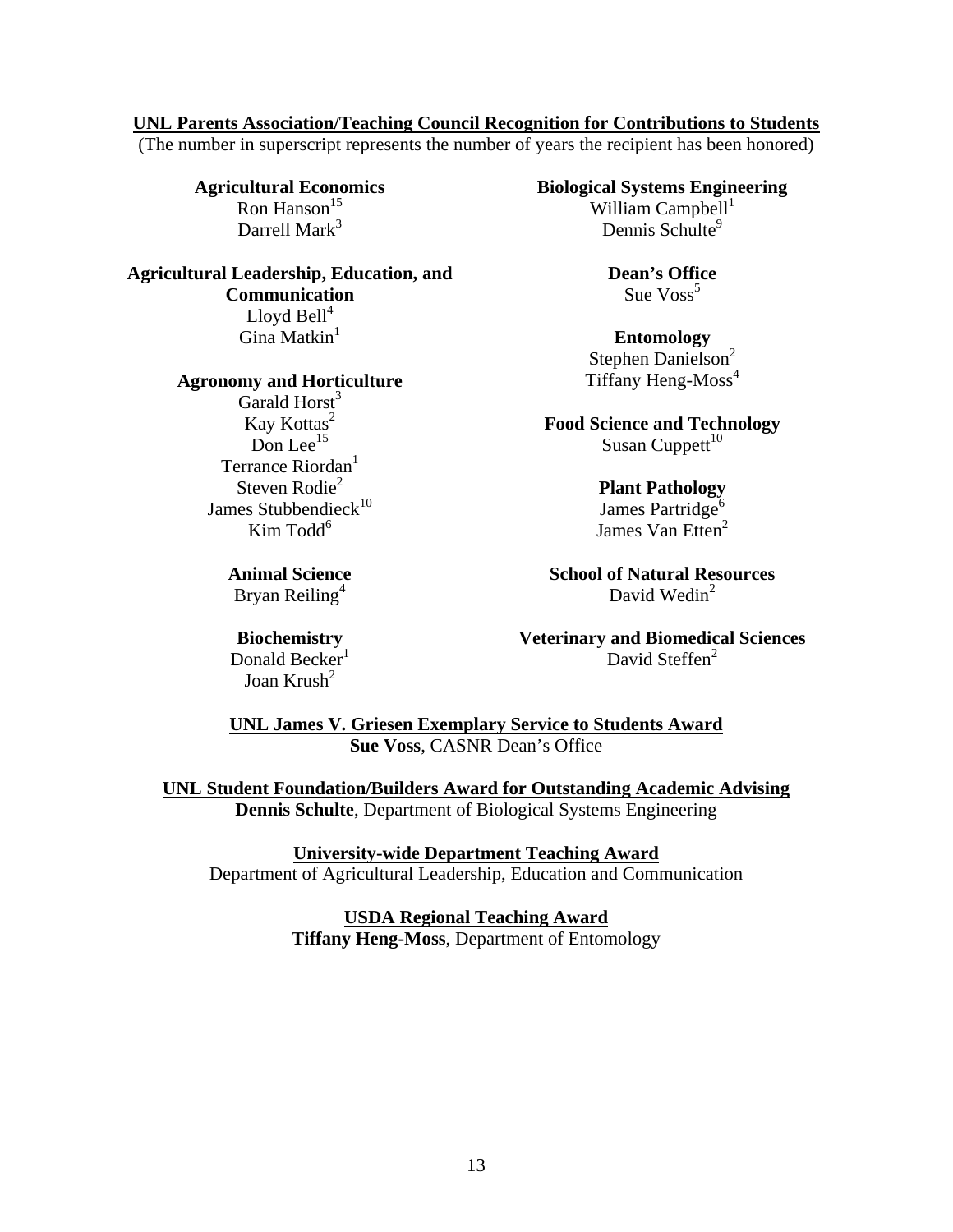## UNL Parents Association/Teaching Council Recognition for Contributions to Students

(The number in superscript represents the number of years the recipient has been honored)

**Agricultural Economics**
Ron Hanson[15]
Darrell Mark[3]

**Agricultural Leadership, Education, and Communication**
Lloyd Bell[4]
Gina Matkin[1]

**Agronomy and Horticulture**
Garald Horst[3]
Kay Kottas[2]
Don Lee[15]
Terrance Riordan[1]
Steven Rodie[2]
James Stubbendieck[10]
Kim Todd[6]

**Animal Science**
Bryan Reiling[4]

**Biochemistry**
Donald Becker[1]
Joan Krush[2]

**Biological Systems Engineering**
William Campbell[1]
Dennis Schulte[9]

**Dean's Office**
Sue Voss[5]

**Entomology**
Stephen Danielson[2]
Tiffany Heng-Moss[4]

**Food Science and Technology**
Susan Cuppett[10]

**Plant Pathology**
James Partridge[6]
James Van Etten[2]

**School of Natural Resources**
David Wedin[2]

**Veterinary and Biomedical Sciences**
David Steffen[2]

## UNL James V. Griesen Exemplary Service to Students Award

**Sue Voss**, CASNR Dean's Office

## UNL Student Foundation/Builders Award for Outstanding Academic Advising

**Dennis Schulte**, Department of Biological Systems Engineering

## University-wide Department Teaching Award

Department of Agricultural Leadership, Education and Communication

## USDA Regional Teaching Award

**Tiffany Heng-Moss**, Department of Entomology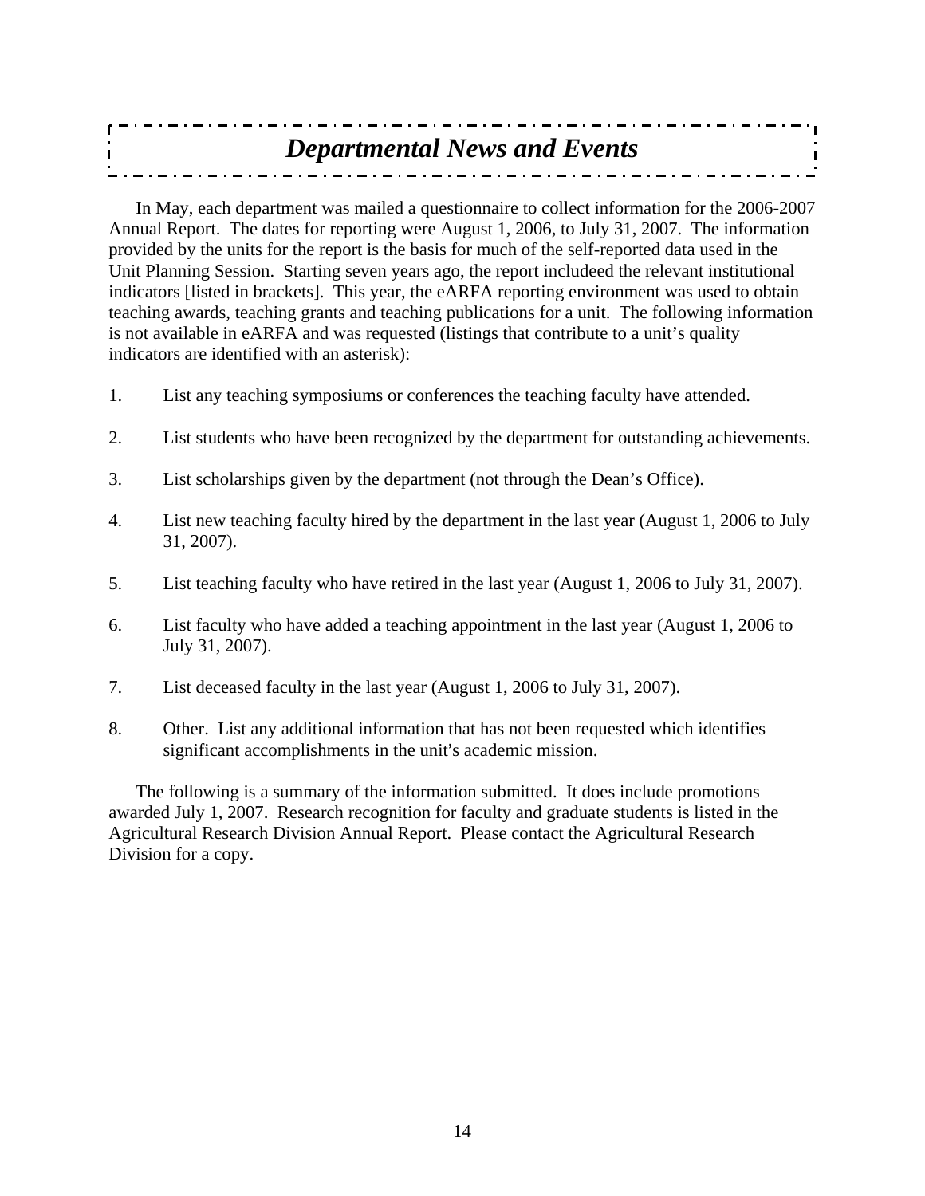# *Departmental News and Events*

In May, each department was mailed a questionnaire to collect information for the 2006-2007 Annual Report. The dates for reporting were August 1, 2006, to July 31, 2007. The information provided by the units for the report is the basis for much of the self-reported data used in the Unit Planning Session. Starting seven years ago, the report includeed the relevant institutional indicators [listed in brackets]. This year, the eARFA reporting environment was used to obtain teaching awards, teaching grants and teaching publications for a unit. The following information is not available in eARFA and was requested (listings that contribute to a unit's quality indicators are identified with an asterisk):

1. List any teaching symposiums or conferences the teaching faculty have attended.

2. List students who have been recognized by the department for outstanding achievements.

3. List scholarships given by the department (not through the Dean's Office).

4. List new teaching faculty hired by the department in the last year (August 1, 2006 to July 31, 2007).

5. List teaching faculty who have retired in the last year (August 1, 2006 to July 31, 2007).

6. List faculty who have added a teaching appointment in the last year (August 1, 2006 to July 31, 2007).

7. List deceased faculty in the last year (August 1, 2006 to July 31, 2007).

8. Other. List any additional information that has not been requested which identifies significant accomplishments in the unit's academic mission.

The following is a summary of the information submitted. It does include promotions awarded July 1, 2007. Research recognition for faculty and graduate students is listed in the Agricultural Research Division Annual Report. Please contact the Agricultural Research Division for a copy.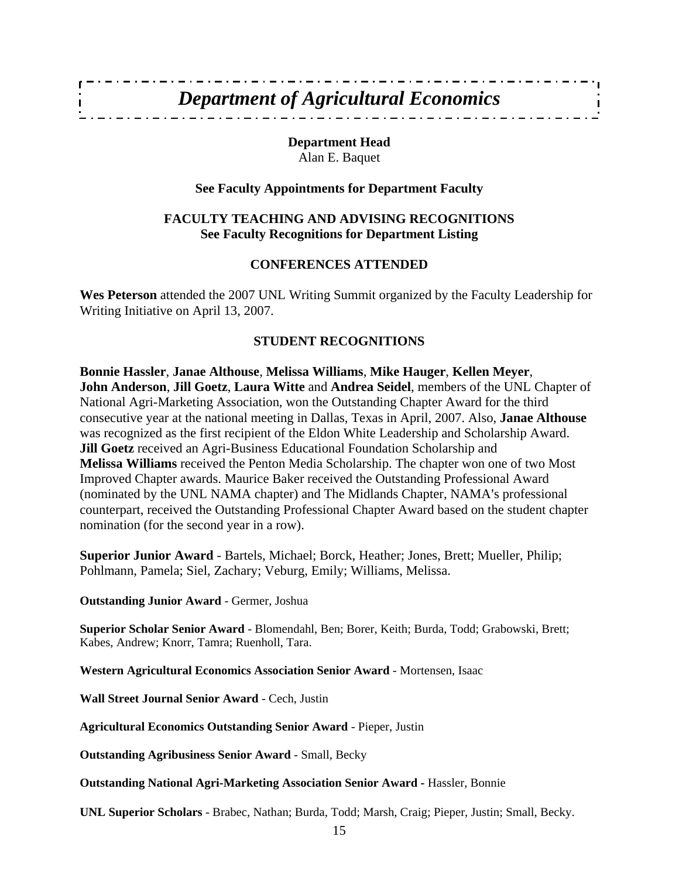# *Department of Agricultural Economics*

**Department Head**
Alan E. Baquet

**See Faculty Appointments for Department Faculty**

**FACULTY TEACHING AND ADVISING RECOGNITIONS**
**See Faculty Recognitions for Department Listing**

**CONFERENCES ATTENDED**

**Wes Peterson** attended the 2007 UNL Writing Summit organized by the Faculty Leadership for Writing Initiative on April 13, 2007.

**STUDENT RECOGNITIONS**

**Bonnie Hassler**, **Janae Althouse**, **Melissa Williams**, **Mike Hauger**, **Kellen Meyer**, **John Anderson**, **Jill Goetz**, **Laura Witte** and **Andrea Seidel**, members of the UNL Chapter of National Agri-Marketing Association, won the Outstanding Chapter Award for the third consecutive year at the national meeting in Dallas, Texas in April, 2007. Also, **Janae Althouse** was recognized as the first recipient of the Eldon White Leadership and Scholarship Award. **Jill Goetz** received an Agri-Business Educational Foundation Scholarship and **Melissa Williams** received the Penton Media Scholarship. The chapter won one of two Most Improved Chapter awards. Maurice Baker received the Outstanding Professional Award (nominated by the UNL NAMA chapter) and The Midlands Chapter, NAMA's professional counterpart, received the Outstanding Professional Chapter Award based on the student chapter nomination (for the second year in a row).

**Superior Junior Award** - Bartels, Michael; Borck, Heather; Jones, Brett; Mueller, Philip; Pohlmann, Pamela; Siel, Zachary; Veburg, Emily; Williams, Melissa.

**Outstanding Junior Award** - Germer, Joshua

**Superior Scholar Senior Award** - Blomendahl, Ben; Borer, Keith; Burda, Todd; Grabowski, Brett; Kabes, Andrew; Knorr, Tamra; Ruenholl, Tara.

**Western Agricultural Economics Association Senior Award** - Mortensen, Isaac

**Wall Street Journal Senior Award** - Cech, Justin

**Agricultural Economics Outstanding Senior Award** - Pieper, Justin

**Outstanding Agribusiness Senior Award** - Small, Becky

**Outstanding National Agri-Marketing Association Senior Award -** Hassler, Bonnie

**UNL Superior Scholars** - Brabec, Nathan; Burda, Todd; Marsh, Craig; Pieper, Justin; Small, Becky.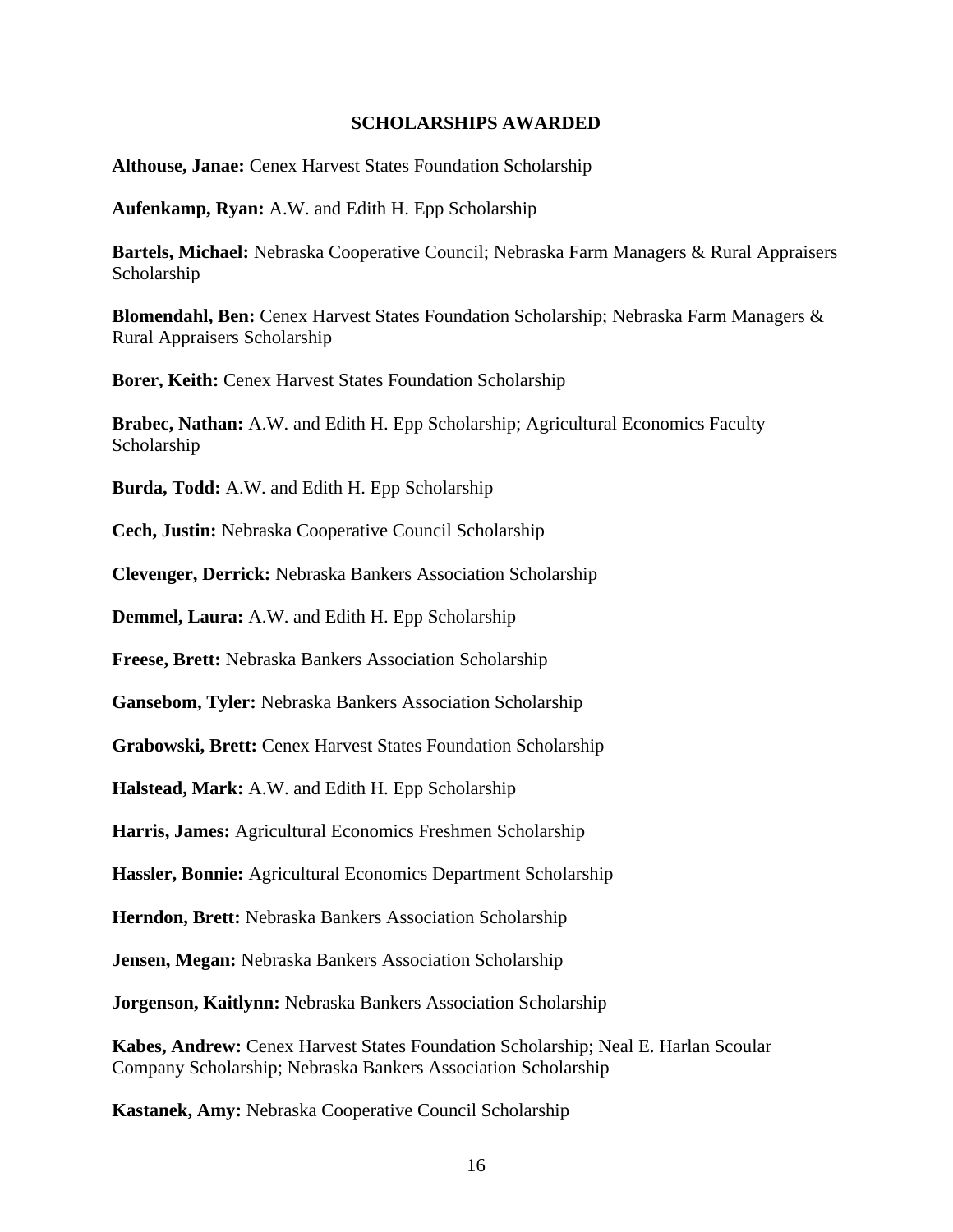## SCHOLARSHIPS AWARDED

**Althouse, Janae:** Cenex Harvest States Foundation Scholarship

**Aufenkamp, Ryan:** A.W. and Edith H. Epp Scholarship

**Bartels, Michael:** Nebraska Cooperative Council; Nebraska Farm Managers & Rural Appraisers Scholarship

**Blomendahl, Ben:** Cenex Harvest States Foundation Scholarship; Nebraska Farm Managers & Rural Appraisers Scholarship

**Borer, Keith:** Cenex Harvest States Foundation Scholarship

**Brabec, Nathan:** A.W. and Edith H. Epp Scholarship; Agricultural Economics Faculty Scholarship

**Burda, Todd:** A.W. and Edith H. Epp Scholarship

**Cech, Justin:** Nebraska Cooperative Council Scholarship

**Clevenger, Derrick:** Nebraska Bankers Association Scholarship

**Demmel, Laura:** A.W. and Edith H. Epp Scholarship

**Freese, Brett:** Nebraska Bankers Association Scholarship

**Gansebom, Tyler:** Nebraska Bankers Association Scholarship

**Grabowski, Brett:** Cenex Harvest States Foundation Scholarship

**Halstead, Mark:** A.W. and Edith H. Epp Scholarship

**Harris, James:** Agricultural Economics Freshmen Scholarship

**Hassler, Bonnie:** Agricultural Economics Department Scholarship

**Herndon, Brett:** Nebraska Bankers Association Scholarship

**Jensen, Megan:** Nebraska Bankers Association Scholarship

**Jorgenson, Kaitlynn:** Nebraska Bankers Association Scholarship

**Kabes, Andrew:** Cenex Harvest States Foundation Scholarship; Neal E. Harlan Scoular Company Scholarship; Nebraska Bankers Association Scholarship

**Kastanek, Amy:** Nebraska Cooperative Council Scholarship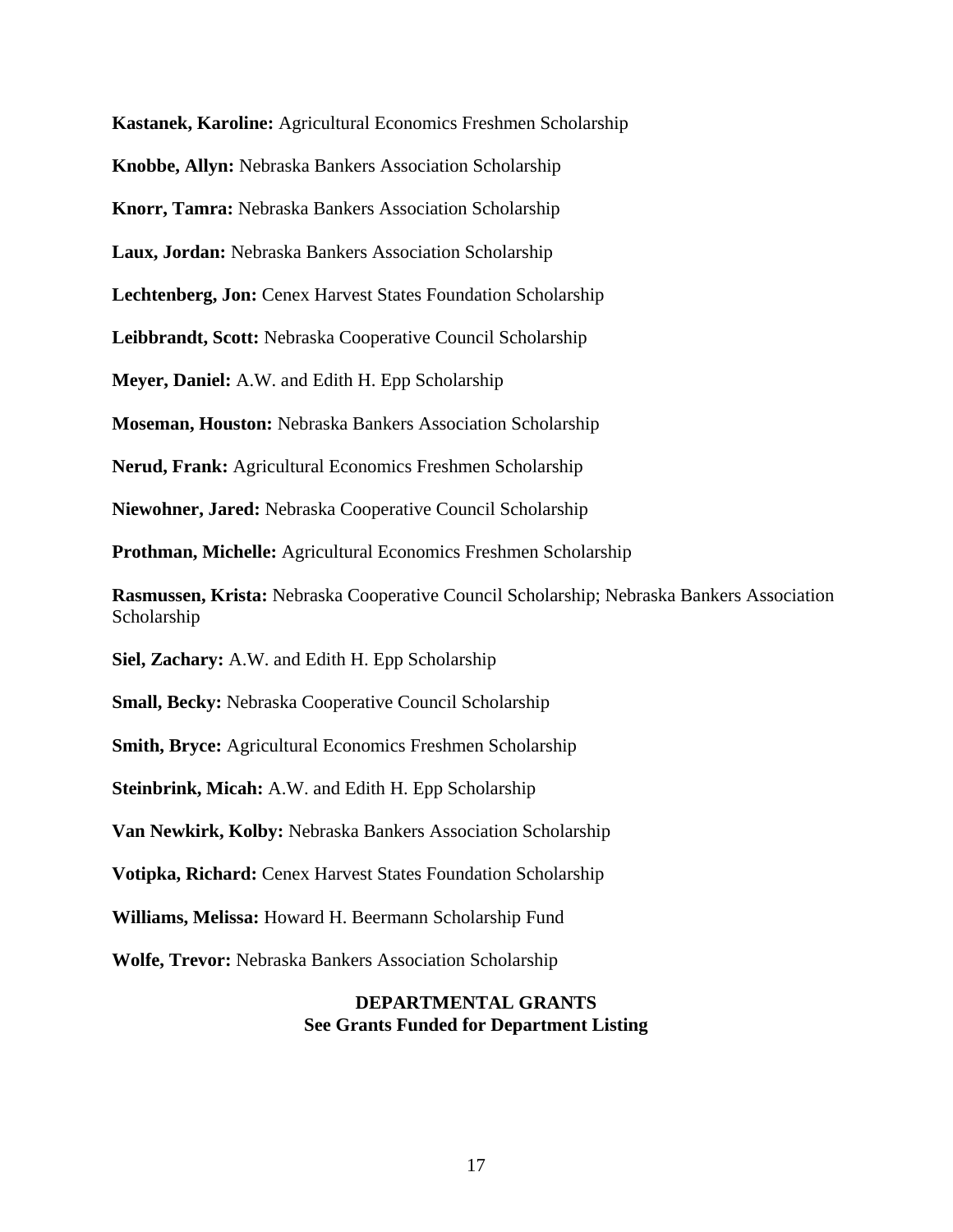**Kastanek, Karoline:** Agricultural Economics Freshmen Scholarship

**Knobbe, Allyn:** Nebraska Bankers Association Scholarship

**Knorr, Tamra:** Nebraska Bankers Association Scholarship

**Laux, Jordan:** Nebraska Bankers Association Scholarship

**Lechtenberg, Jon:** Cenex Harvest States Foundation Scholarship

**Leibbrandt, Scott:** Nebraska Cooperative Council Scholarship

**Meyer, Daniel:** A.W. and Edith H. Epp Scholarship

**Moseman, Houston:** Nebraska Bankers Association Scholarship

**Nerud, Frank:** Agricultural Economics Freshmen Scholarship

**Niewohner, Jared:** Nebraska Cooperative Council Scholarship

**Prothman, Michelle:** Agricultural Economics Freshmen Scholarship

**Rasmussen, Krista:** Nebraska Cooperative Council Scholarship; Nebraska Bankers Association Scholarship

**Siel, Zachary:** A.W. and Edith H. Epp Scholarship

**Small, Becky:** Nebraska Cooperative Council Scholarship

**Smith, Bryce:** Agricultural Economics Freshmen Scholarship

**Steinbrink, Micah:** A.W. and Edith H. Epp Scholarship

**Van Newkirk, Kolby:** Nebraska Bankers Association Scholarship

**Votipka, Richard:** Cenex Harvest States Foundation Scholarship

**Williams, Melissa:** Howard H. Beermann Scholarship Fund

**Wolfe, Trevor:** Nebraska Bankers Association Scholarship

## DEPARTMENTAL GRANTS

**See Grants Funded for Department Listing**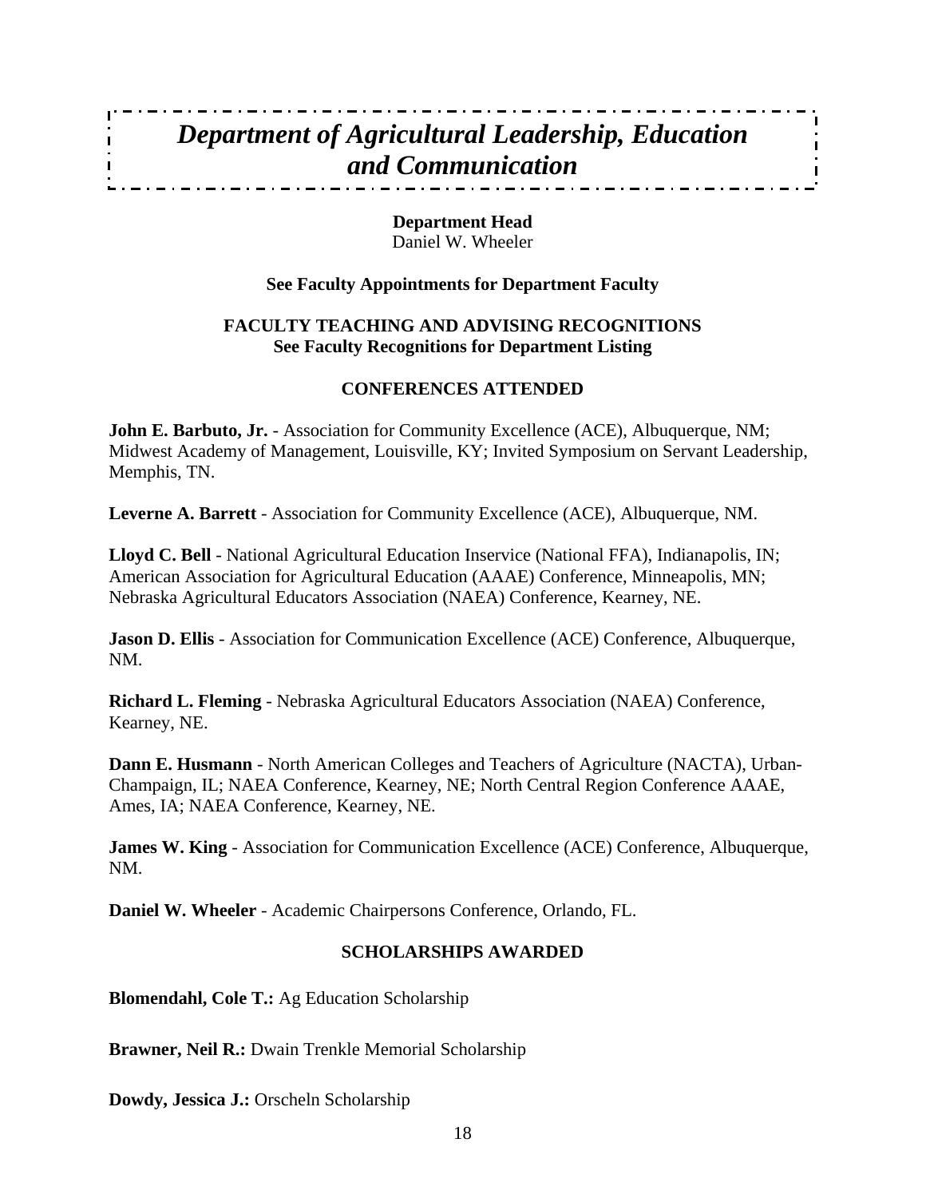# *Department of Agricultural Leadership, Education and Communication*

**Department Head**
Daniel W. Wheeler

**See Faculty Appointments for Department Faculty**

**FACULTY TEACHING AND ADVISING RECOGNITIONS**
**See Faculty Recognitions for Department Listing**

## CONFERENCES ATTENDED

**John E. Barbuto, Jr.** - Association for Community Excellence (ACE), Albuquerque, NM; Midwest Academy of Management, Louisville, KY; Invited Symposium on Servant Leadership, Memphis, TN.

**Leverne A. Barrett** - Association for Community Excellence (ACE), Albuquerque, NM.

**Lloyd C. Bell** - National Agricultural Education Inservice (National FFA), Indianapolis, IN; American Association for Agricultural Education (AAAE) Conference, Minneapolis, MN; Nebraska Agricultural Educators Association (NAEA) Conference, Kearney, NE.

**Jason D. Ellis** - Association for Communication Excellence (ACE) Conference, Albuquerque, NM.

**Richard L. Fleming** - Nebraska Agricultural Educators Association (NAEA) Conference, Kearney, NE.

**Dann E. Husmann** - North American Colleges and Teachers of Agriculture (NACTA), Urban-Champaign, IL; NAEA Conference, Kearney, NE; North Central Region Conference AAAE, Ames, IA; NAEA Conference, Kearney, NE.

**James W. King** - Association for Communication Excellence (ACE) Conference, Albuquerque, NM.

**Daniel W. Wheeler** - Academic Chairpersons Conference, Orlando, FL.

## SCHOLARSHIPS AWARDED

**Blomendahl, Cole T.:** Ag Education Scholarship

**Brawner, Neil R.:** Dwain Trenkle Memorial Scholarship

**Dowdy, Jessica J.:** Orscheln Scholarship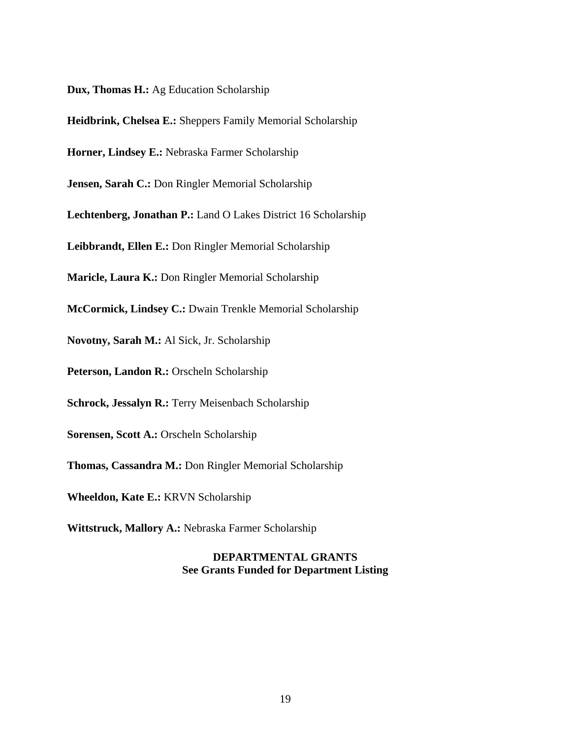**Dux, Thomas H.:** Ag Education Scholarship

**Heidbrink, Chelsea E.:** Sheppers Family Memorial Scholarship

**Horner, Lindsey E.:** Nebraska Farmer Scholarship

**Jensen, Sarah C.:** Don Ringler Memorial Scholarship

**Lechtenberg, Jonathan P.:** Land O Lakes District 16 Scholarship

**Leibbrandt, Ellen E.:** Don Ringler Memorial Scholarship

**Maricle, Laura K.:** Don Ringler Memorial Scholarship

**McCormick, Lindsey C.:** Dwain Trenkle Memorial Scholarship

**Novotny, Sarah M.:** Al Sick, Jr. Scholarship

**Peterson, Landon R.:** Orscheln Scholarship

**Schrock, Jessalyn R.:** Terry Meisenbach Scholarship

**Sorensen, Scott A.:** Orscheln Scholarship

**Thomas, Cassandra M.:** Don Ringler Memorial Scholarship

**Wheeldon, Kate E.:** KRVN Scholarship

**Wittstruck, Mallory A.:** Nebraska Farmer Scholarship

**DEPARTMENTAL GRANTS**
**See Grants Funded for Department Listing**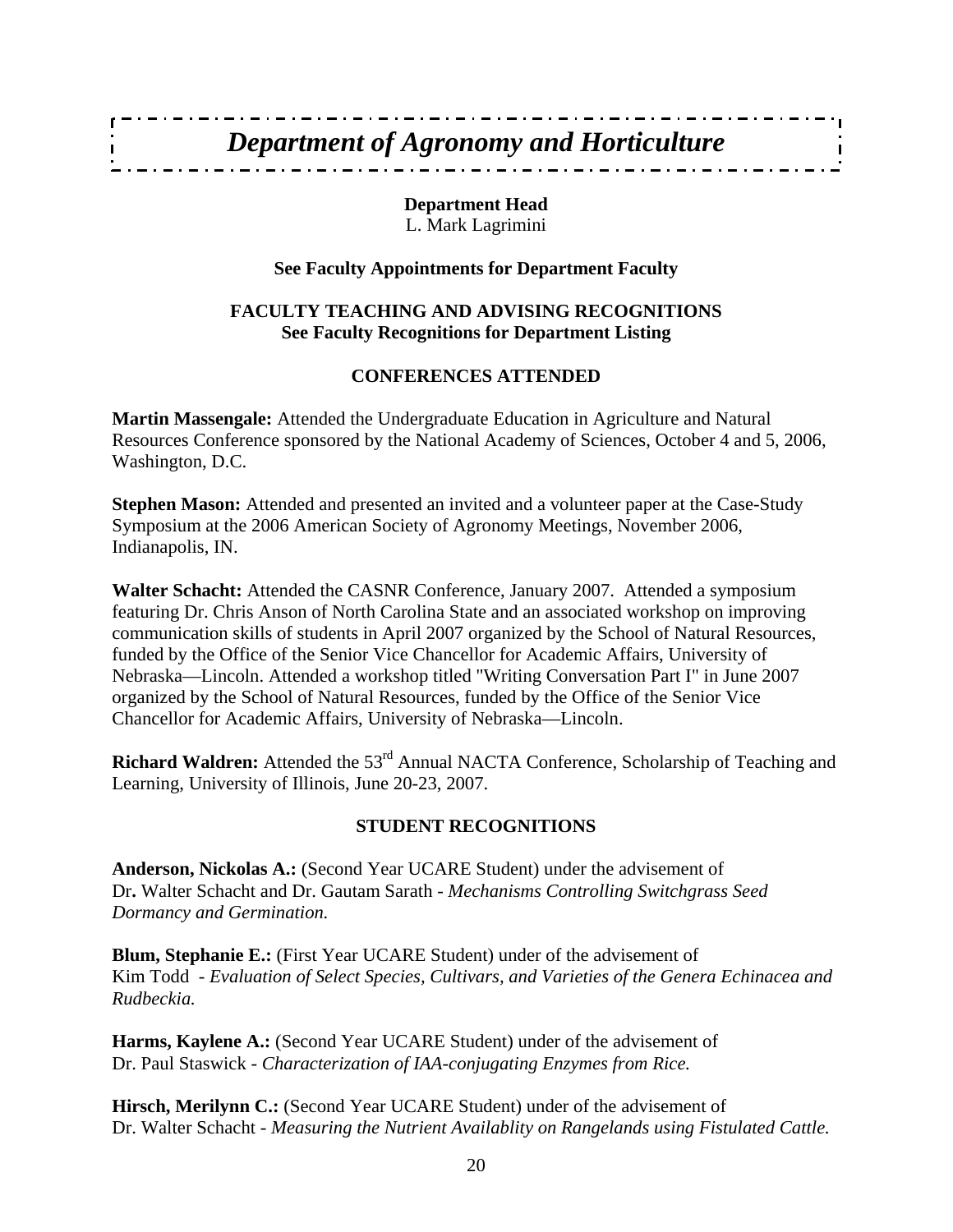# *Department of Agronomy and Horticulture*

**Department Head**
L. Mark Lagrimini

**See Faculty Appointments for Department Faculty**

**FACULTY TEACHING AND ADVISING RECOGNITIONS**
**See Faculty Recognitions for Department Listing**

## CONFERENCES ATTENDED

**Martin Massengale:** Attended the Undergraduate Education in Agriculture and Natural Resources Conference sponsored by the National Academy of Sciences, October 4 and 5, 2006, Washington, D.C.

**Stephen Mason:** Attended and presented an invited and a volunteer paper at the Case-Study Symposium at the 2006 American Society of Agronomy Meetings, November 2006, Indianapolis, IN.

**Walter Schacht:** Attended the CASNR Conference, January 2007. Attended a symposium featuring Dr. Chris Anson of North Carolina State and an associated workshop on improving communication skills of students in April 2007 organized by the School of Natural Resources, funded by the Office of the Senior Vice Chancellor for Academic Affairs, University of Nebraska—Lincoln. Attended a workshop titled "Writing Conversation Part I" in June 2007 organized by the School of Natural Resources, funded by the Office of the Senior Vice Chancellor for Academic Affairs, University of Nebraska—Lincoln.

**Richard Waldren:** Attended the 53rd Annual NACTA Conference, Scholarship of Teaching and Learning, University of Illinois, June 20-23, 2007.

## STUDENT RECOGNITIONS

**Anderson, Nickolas A.:** (Second Year UCARE Student) under the advisement of Dr**.** Walter Schacht and Dr. Gautam Sarath - *Mechanisms Controlling Switchgrass Seed Dormancy and Germination.*

**Blum, Stephanie E.:** (First Year UCARE Student) under of the advisement of Kim Todd - *Evaluation of Select Species, Cultivars, and Varieties of the Genera Echinacea and Rudbeckia.*

**Harms, Kaylene A.:** (Second Year UCARE Student) under of the advisement of Dr. Paul Staswick - *Characterization of IAA-conjugating Enzymes from Rice.*

**Hirsch, Merilynn C.:** (Second Year UCARE Student) under of the advisement of Dr. Walter Schacht - *Measuring the Nutrient Availablity on Rangelands using Fistulated Cattle.*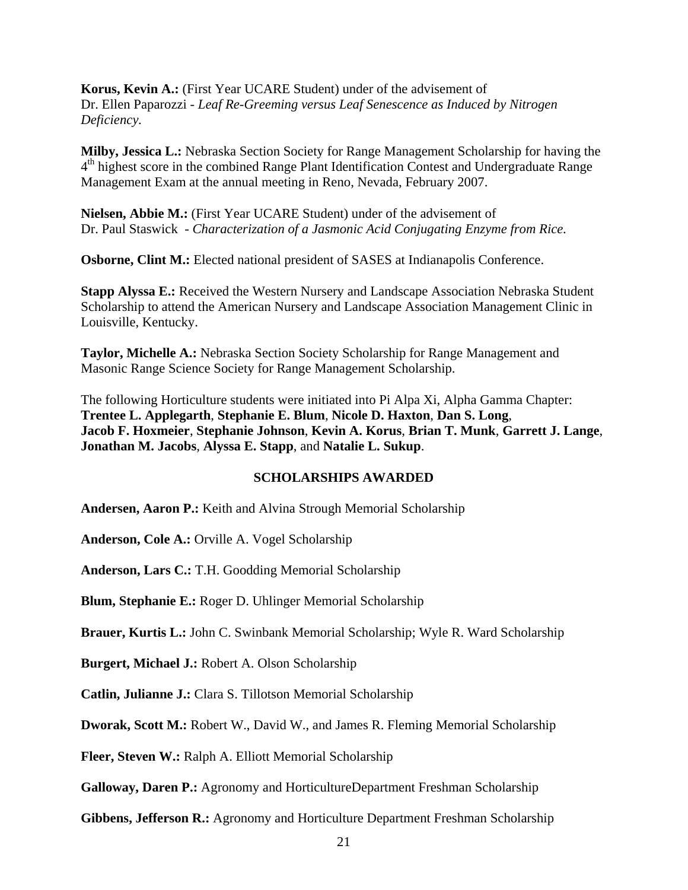**Korus, Kevin A.:** (First Year UCARE Student) under of the advisement of Dr. Ellen Paparozzi - *Leaf Re-Greeming versus Leaf Senescence as Induced by Nitrogen Deficiency.*

**Milby, Jessica L.:** Nebraska Section Society for Range Management Scholarship for having the 4th highest score in the combined Range Plant Identification Contest and Undergraduate Range Management Exam at the annual meeting in Reno, Nevada, February 2007.

**Nielsen, Abbie M.:** (First Year UCARE Student) under of the advisement of Dr. Paul Staswick - *Characterization of a Jasmonic Acid Conjugating Enzyme from Rice.*

**Osborne, Clint M.:** Elected national president of SASES at Indianapolis Conference.

**Stapp Alyssa E.:** Received the Western Nursery and Landscape Association Nebraska Student Scholarship to attend the American Nursery and Landscape Association Management Clinic in Louisville, Kentucky.

**Taylor, Michelle A.:** Nebraska Section Society Scholarship for Range Management and Masonic Range Science Society for Range Management Scholarship.

The following Horticulture students were initiated into Pi Alpa Xi, Alpha Gamma Chapter: **Trentee L. Applegarth**, **Stephanie E. Blum**, **Nicole D. Haxton**, **Dan S. Long**, **Jacob F. Hoxmeier**, **Stephanie Johnson**, **Kevin A. Korus**, **Brian T. Munk**, **Garrett J. Lange**, **Jonathan M. Jacobs**, **Alyssa E. Stapp**, and **Natalie L. Sukup**.

## SCHOLARSHIPS AWARDED

**Andersen, Aaron P.:** Keith and Alvina Strough Memorial Scholarship

**Anderson, Cole A.:** Orville A. Vogel Scholarship

**Anderson, Lars C.:** T.H. Goodding Memorial Scholarship

**Blum, Stephanie E.:** Roger D. Uhlinger Memorial Scholarship

**Brauer, Kurtis L.:** John C. Swinbank Memorial Scholarship; Wyle R. Ward Scholarship

**Burgert, Michael J.:** Robert A. Olson Scholarship

**Catlin, Julianne J.:** Clara S. Tillotson Memorial Scholarship

**Dworak, Scott M.:** Robert W., David W., and James R. Fleming Memorial Scholarship

**Fleer, Steven W.:** Ralph A. Elliott Memorial Scholarship

**Galloway, Daren P.:** Agronomy and HorticultureDepartment Freshman Scholarship

**Gibbens, Jefferson R.:** Agronomy and Horticulture Department Freshman Scholarship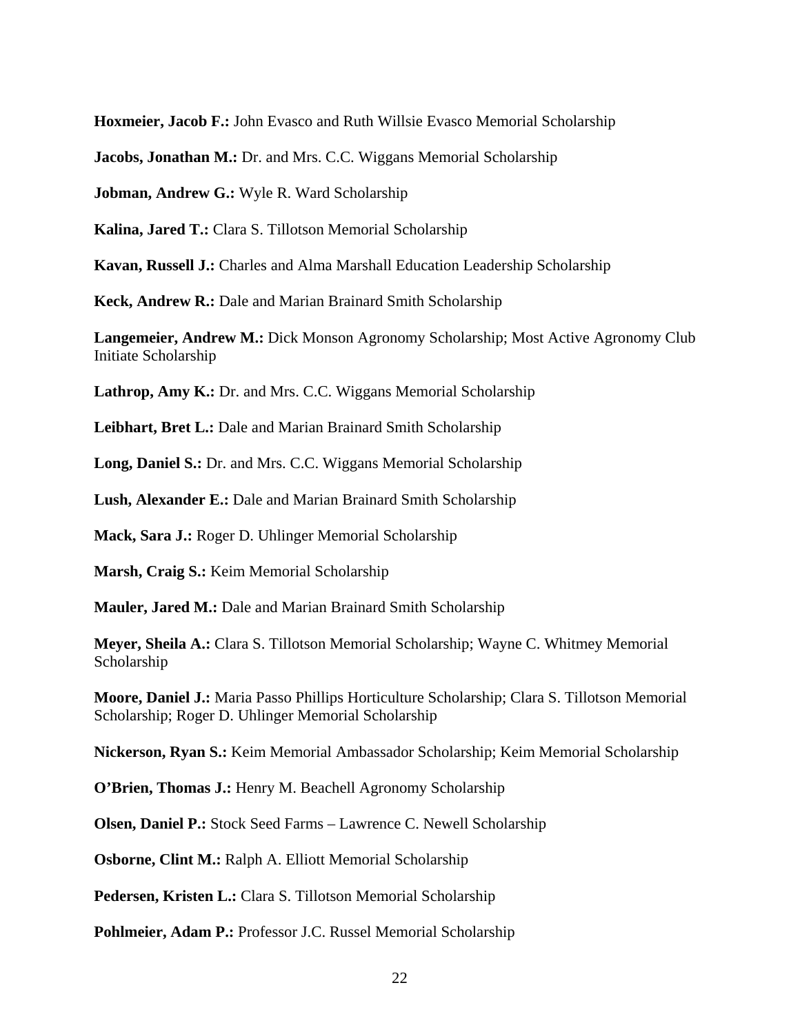**Hoxmeier, Jacob F.:** John Evasco and Ruth Willsie Evasco Memorial Scholarship

**Jacobs, Jonathan M.:** Dr. and Mrs. C.C. Wiggans Memorial Scholarship

**Jobman, Andrew G.:** Wyle R. Ward Scholarship

**Kalina, Jared T.:** Clara S. Tillotson Memorial Scholarship

**Kavan, Russell J.:** Charles and Alma Marshall Education Leadership Scholarship

**Keck, Andrew R.:** Dale and Marian Brainard Smith Scholarship

**Langemeier, Andrew M.:** Dick Monson Agronomy Scholarship; Most Active Agronomy Club Initiate Scholarship

**Lathrop, Amy K.:** Dr. and Mrs. C.C. Wiggans Memorial Scholarship

**Leibhart, Bret L.:** Dale and Marian Brainard Smith Scholarship

**Long, Daniel S.:** Dr. and Mrs. C.C. Wiggans Memorial Scholarship

**Lush, Alexander E.:** Dale and Marian Brainard Smith Scholarship

**Mack, Sara J.:** Roger D. Uhlinger Memorial Scholarship

**Marsh, Craig S.:** Keim Memorial Scholarship

**Mauler, Jared M.:** Dale and Marian Brainard Smith Scholarship

**Meyer, Sheila A.:** Clara S. Tillotson Memorial Scholarship; Wayne C. Whitmey Memorial Scholarship

**Moore, Daniel J.:** Maria Passo Phillips Horticulture Scholarship; Clara S. Tillotson Memorial Scholarship; Roger D. Uhlinger Memorial Scholarship

**Nickerson, Ryan S.:** Keim Memorial Ambassador Scholarship; Keim Memorial Scholarship

**O'Brien, Thomas J.:** Henry M. Beachell Agronomy Scholarship

**Olsen, Daniel P.:** Stock Seed Farms – Lawrence C. Newell Scholarship

**Osborne, Clint M.:** Ralph A. Elliott Memorial Scholarship

**Pedersen, Kristen L.:** Clara S. Tillotson Memorial Scholarship

**Pohlmeier, Adam P.:** Professor J.C. Russel Memorial Scholarship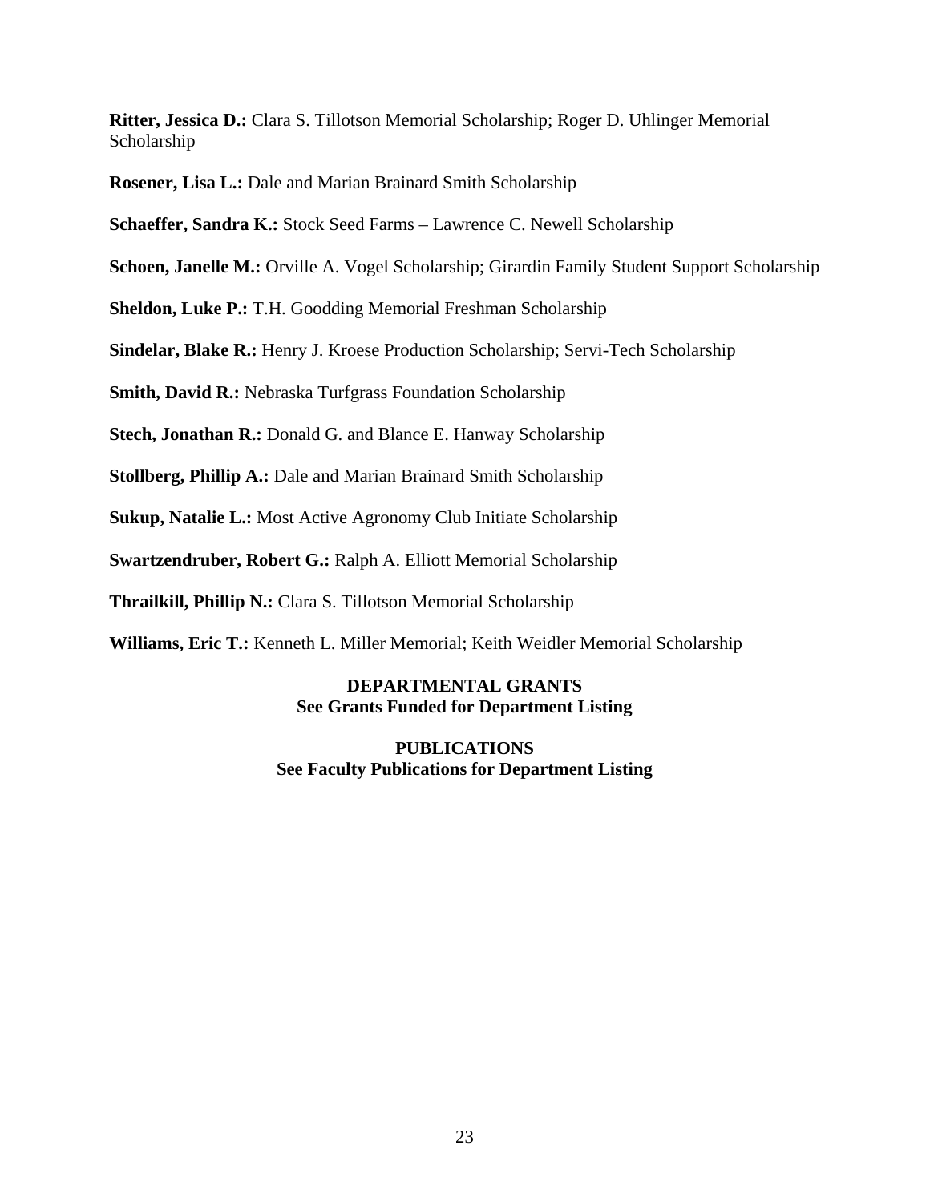**Ritter, Jessica D.:** Clara S. Tillotson Memorial Scholarship; Roger D. Uhlinger Memorial Scholarship

**Rosener, Lisa L.:** Dale and Marian Brainard Smith Scholarship

**Schaeffer, Sandra K.:** Stock Seed Farms – Lawrence C. Newell Scholarship

**Schoen, Janelle M.:** Orville A. Vogel Scholarship; Girardin Family Student Support Scholarship

**Sheldon, Luke P.:** T.H. Goodding Memorial Freshman Scholarship

**Sindelar, Blake R.:** Henry J. Kroese Production Scholarship; Servi-Tech Scholarship

**Smith, David R.:** Nebraska Turfgrass Foundation Scholarship

**Stech, Jonathan R.:** Donald G. and Blance E. Hanway Scholarship

**Stollberg, Phillip A.:** Dale and Marian Brainard Smith Scholarship

**Sukup, Natalie L.:** Most Active Agronomy Club Initiate Scholarship

**Swartzendruber, Robert G.:** Ralph A. Elliott Memorial Scholarship

**Thrailkill, Phillip N.:** Clara S. Tillotson Memorial Scholarship

**Williams, Eric T.:** Kenneth L. Miller Memorial; Keith Weidler Memorial Scholarship

**DEPARTMENTAL GRANTS**
**See Grants Funded for Department Listing**

**PUBLICATIONS**
**See Faculty Publications for Department Listing**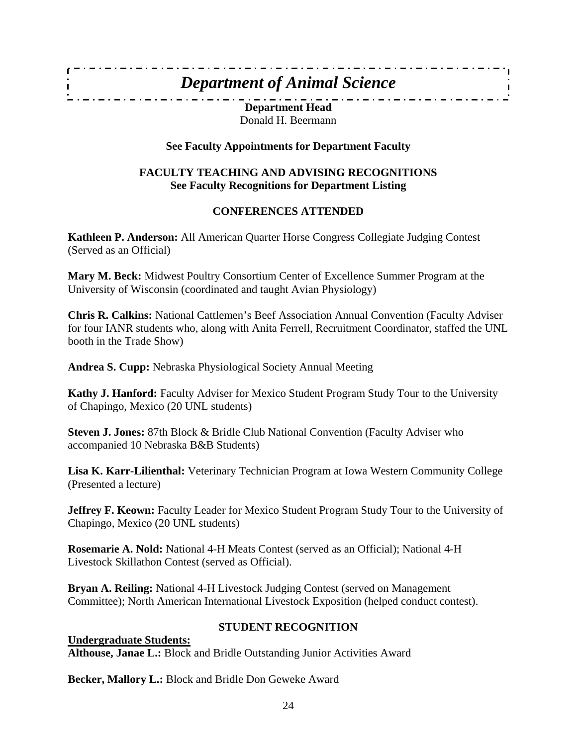# *Department of Animal Science*

**Department Head**
Donald H. Beermann

**See Faculty Appointments for Department Faculty**

**FACULTY TEACHING AND ADVISING RECOGNITIONS**
**See Faculty Recognitions for Department Listing**

## CONFERENCES ATTENDED

**Kathleen P. Anderson:** All American Quarter Horse Congress Collegiate Judging Contest (Served as an Official)

**Mary M. Beck:** Midwest Poultry Consortium Center of Excellence Summer Program at the University of Wisconsin (coordinated and taught Avian Physiology)

**Chris R. Calkins:** National Cattlemen's Beef Association Annual Convention (Faculty Adviser for four IANR students who, along with Anita Ferrell, Recruitment Coordinator, staffed the UNL booth in the Trade Show)

**Andrea S. Cupp:** Nebraska Physiological Society Annual Meeting

**Kathy J. Hanford:** Faculty Adviser for Mexico Student Program Study Tour to the University of Chapingo, Mexico (20 UNL students)

**Steven J. Jones:** 87th Block & Bridle Club National Convention (Faculty Adviser who accompanied 10 Nebraska B&B Students)

**Lisa K. Karr-Lilienthal:** Veterinary Technician Program at Iowa Western Community College (Presented a lecture)

**Jeffrey F. Keown:** Faculty Leader for Mexico Student Program Study Tour to the University of Chapingo, Mexico (20 UNL students)

**Rosemarie A. Nold:** National 4-H Meats Contest (served as an Official); National 4-H Livestock Skillathon Contest (served as Official).

**Bryan A. Reiling:** National 4-H Livestock Judging Contest (served on Management Committee); North American International Livestock Exposition (helped conduct contest).

## STUDENT RECOGNITION

**Undergraduate Students:**

**Althouse, Janae L.:** Block and Bridle Outstanding Junior Activities Award

**Becker, Mallory L.:** Block and Bridle Don Geweke Award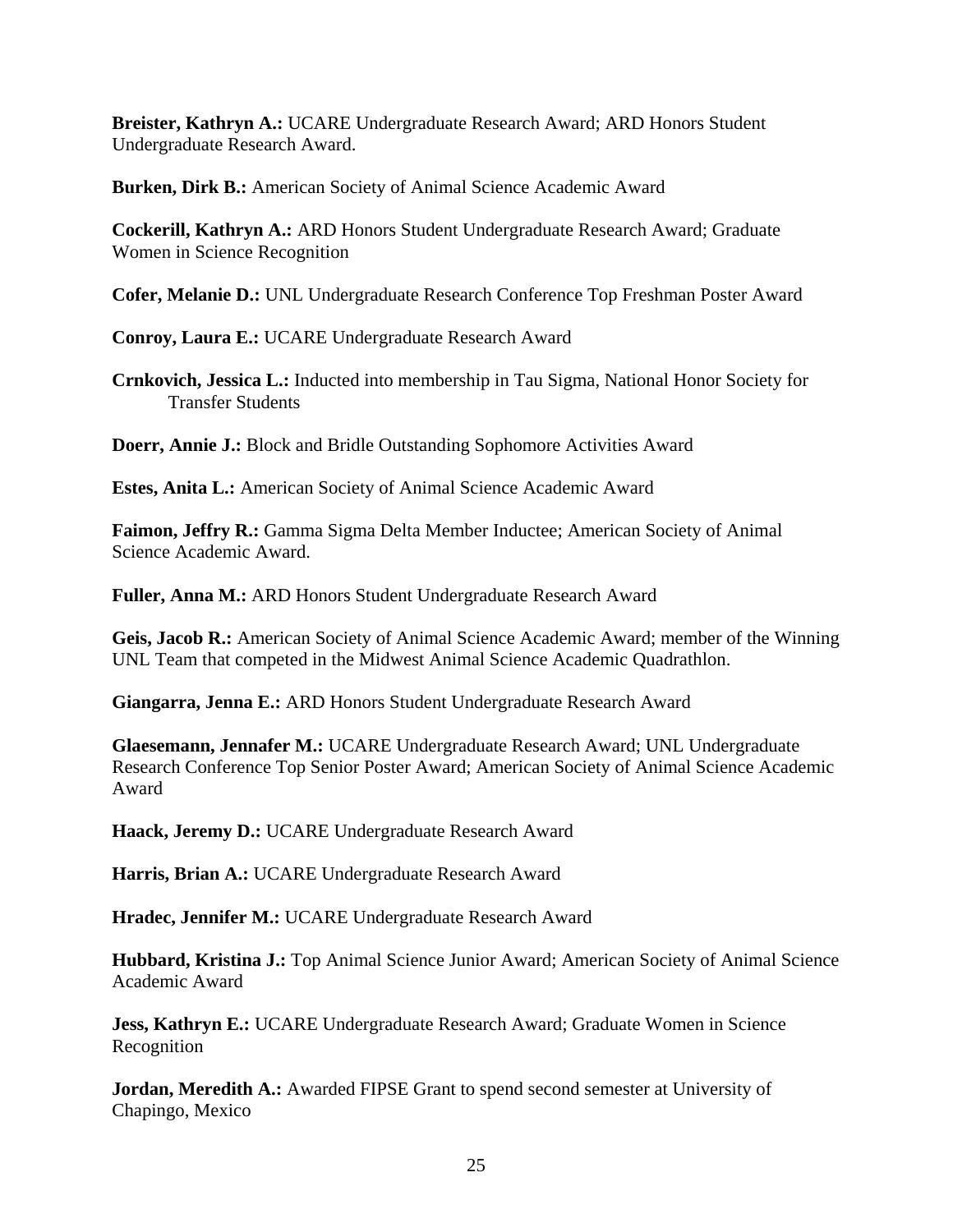**Breister, Kathryn A.:** UCARE Undergraduate Research Award; ARD Honors Student Undergraduate Research Award.

**Burken, Dirk B.:** American Society of Animal Science Academic Award

**Cockerill, Kathryn A.:** ARD Honors Student Undergraduate Research Award; Graduate Women in Science Recognition

**Cofer, Melanie D.:** UNL Undergraduate Research Conference Top Freshman Poster Award

**Conroy, Laura E.:** UCARE Undergraduate Research Award

**Crnkovich, Jessica L.:** Inducted into membership in Tau Sigma, National Honor Society for Transfer Students

**Doerr, Annie J.:** Block and Bridle Outstanding Sophomore Activities Award

**Estes, Anita L.:** American Society of Animal Science Academic Award

**Faimon, Jeffry R.:** Gamma Sigma Delta Member Inductee; American Society of Animal Science Academic Award.

**Fuller, Anna M.:** ARD Honors Student Undergraduate Research Award

**Geis, Jacob R.:** American Society of Animal Science Academic Award; member of the Winning UNL Team that competed in the Midwest Animal Science Academic Quadrathlon.

**Giangarra, Jenna E.:** ARD Honors Student Undergraduate Research Award

**Glaesemann, Jennafer M.:** UCARE Undergraduate Research Award; UNL Undergraduate Research Conference Top Senior Poster Award; American Society of Animal Science Academic Award

**Haack, Jeremy D.:** UCARE Undergraduate Research Award

**Harris, Brian A.:** UCARE Undergraduate Research Award

**Hradec, Jennifer M.:** UCARE Undergraduate Research Award

**Hubbard, Kristina J.:** Top Animal Science Junior Award; American Society of Animal Science Academic Award

**Jess, Kathryn E.:** UCARE Undergraduate Research Award; Graduate Women in Science Recognition

**Jordan, Meredith A.:** Awarded FIPSE Grant to spend second semester at University of Chapingo, Mexico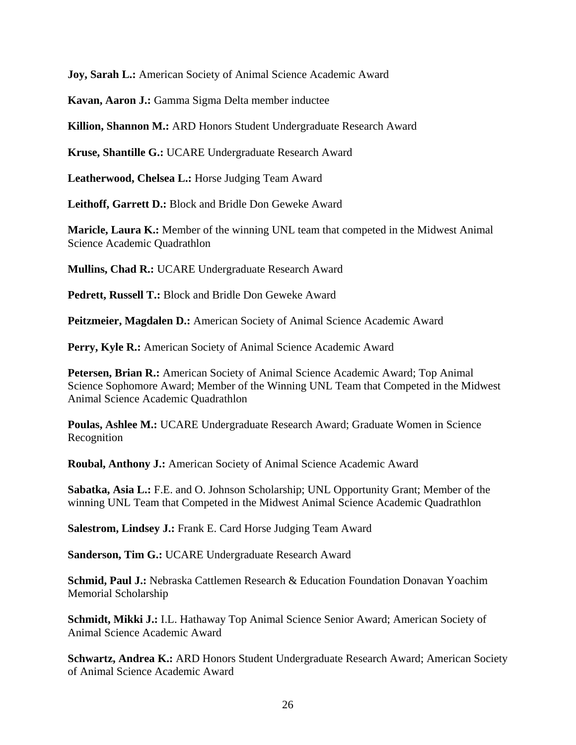**Joy, Sarah L.:** American Society of Animal Science Academic Award

**Kavan, Aaron J.:** Gamma Sigma Delta member inductee

**Killion, Shannon M.:** ARD Honors Student Undergraduate Research Award

**Kruse, Shantille G.:** UCARE Undergraduate Research Award

**Leatherwood, Chelsea L.:** Horse Judging Team Award

**Leithoff, Garrett D.:** Block and Bridle Don Geweke Award

**Maricle, Laura K.:** Member of the winning UNL team that competed in the Midwest Animal Science Academic Quadrathlon

**Mullins, Chad R.:** UCARE Undergraduate Research Award

**Pedrett, Russell T.:** Block and Bridle Don Geweke Award

**Peitzmeier, Magdalen D.:** American Society of Animal Science Academic Award

**Perry, Kyle R.:** American Society of Animal Science Academic Award

**Petersen, Brian R.:** American Society of Animal Science Academic Award; Top Animal Science Sophomore Award; Member of the Winning UNL Team that Competed in the Midwest Animal Science Academic Quadrathlon

**Poulas, Ashlee M.:** UCARE Undergraduate Research Award; Graduate Women in Science Recognition

**Roubal, Anthony J.:** American Society of Animal Science Academic Award

**Sabatka, Asia L.:** F.E. and O. Johnson Scholarship; UNL Opportunity Grant; Member of the winning UNL Team that Competed in the Midwest Animal Science Academic Quadrathlon

**Salestrom, Lindsey J.:** Frank E. Card Horse Judging Team Award

**Sanderson, Tim G.:** UCARE Undergraduate Research Award

**Schmid, Paul J.:** Nebraska Cattlemen Research & Education Foundation Donavan Yoachim Memorial Scholarship

**Schmidt, Mikki J.:** I.L. Hathaway Top Animal Science Senior Award; American Society of Animal Science Academic Award

**Schwartz, Andrea K.:** ARD Honors Student Undergraduate Research Award; American Society of Animal Science Academic Award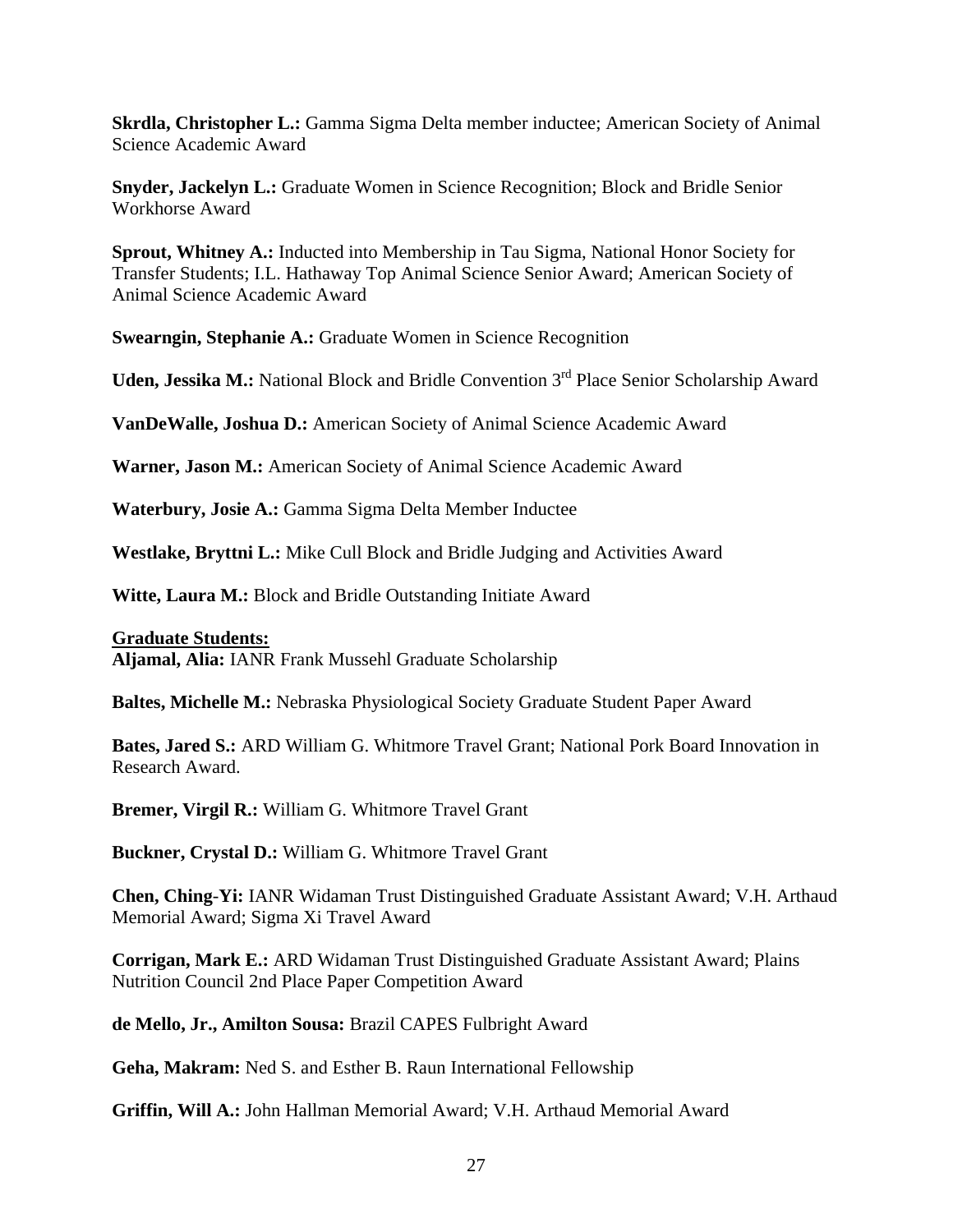**Skrdla, Christopher L.:** Gamma Sigma Delta member inductee; American Society of Animal Science Academic Award

**Snyder, Jackelyn L.:** Graduate Women in Science Recognition; Block and Bridle Senior Workhorse Award

**Sprout, Whitney A.:** Inducted into Membership in Tau Sigma, National Honor Society for Transfer Students; I.L. Hathaway Top Animal Science Senior Award; American Society of Animal Science Academic Award

**Swearngin, Stephanie A.:** Graduate Women in Science Recognition

**Uden, Jessika M.:** National Block and Bridle Convention 3rd Place Senior Scholarship Award

**VanDeWalle, Joshua D.:** American Society of Animal Science Academic Award

**Warner, Jason M.:** American Society of Animal Science Academic Award

**Waterbury, Josie A.:** Gamma Sigma Delta Member Inductee

**Westlake, Bryttni L.:** Mike Cull Block and Bridle Judging and Activities Award

**Witte, Laura M.:** Block and Bridle Outstanding Initiate Award

**Graduate Students:**

**Aljamal, Alia:** IANR Frank Mussehl Graduate Scholarship

**Baltes, Michelle M.:** Nebraska Physiological Society Graduate Student Paper Award

**Bates, Jared S.:** ARD William G. Whitmore Travel Grant; National Pork Board Innovation in Research Award.

**Bremer, Virgil R.:** William G. Whitmore Travel Grant

**Buckner, Crystal D.:** William G. Whitmore Travel Grant

**Chen, Ching-Yi:** IANR Widaman Trust Distinguished Graduate Assistant Award; V.H. Arthaud Memorial Award; Sigma Xi Travel Award

**Corrigan, Mark E.:** ARD Widaman Trust Distinguished Graduate Assistant Award; Plains Nutrition Council 2nd Place Paper Competition Award

**de Mello, Jr., Amilton Sousa:** Brazil CAPES Fulbright Award

**Geha, Makram:** Ned S. and Esther B. Raun International Fellowship

**Griffin, Will A.:** John Hallman Memorial Award; V.H. Arthaud Memorial Award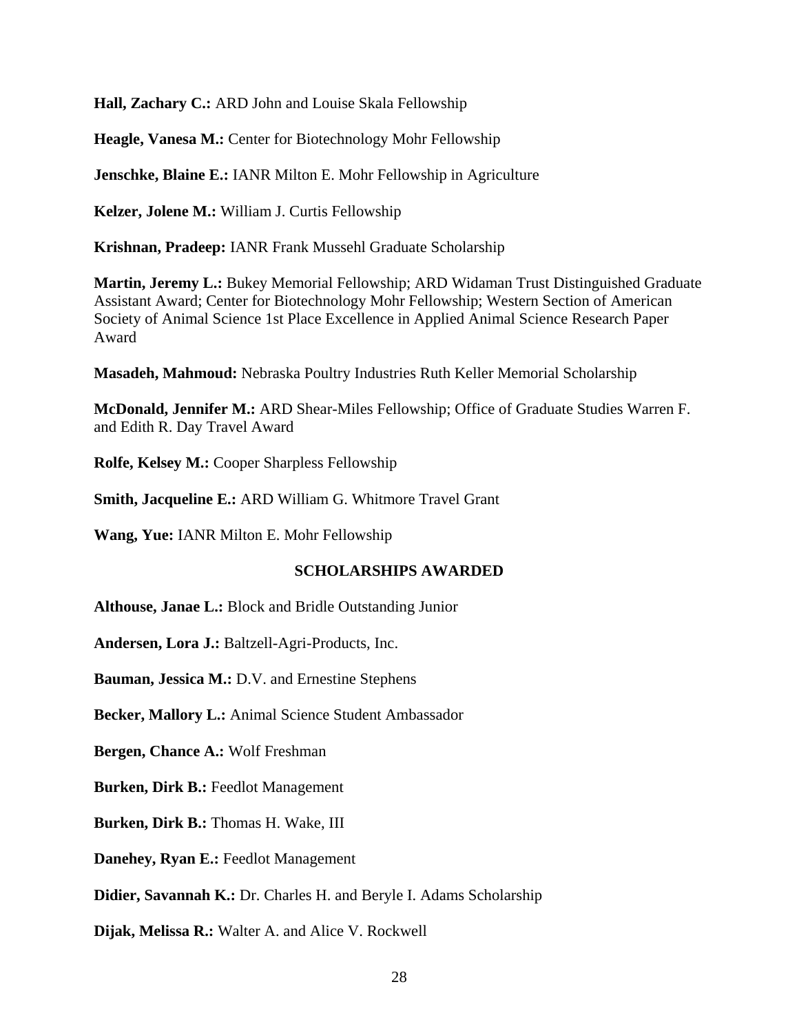**Hall, Zachary C.:** ARD John and Louise Skala Fellowship

**Heagle, Vanesa M.:** Center for Biotechnology Mohr Fellowship

**Jenschke, Blaine E.:** IANR Milton E. Mohr Fellowship in Agriculture

**Kelzer, Jolene M.:** William J. Curtis Fellowship

**Krishnan, Pradeep:** IANR Frank Mussehl Graduate Scholarship

**Martin, Jeremy L.:** Bukey Memorial Fellowship; ARD Widaman Trust Distinguished Graduate Assistant Award; Center for Biotechnology Mohr Fellowship; Western Section of American Society of Animal Science 1st Place Excellence in Applied Animal Science Research Paper Award

**Masadeh, Mahmoud:** Nebraska Poultry Industries Ruth Keller Memorial Scholarship

**McDonald, Jennifer M.:** ARD Shear-Miles Fellowship; Office of Graduate Studies Warren F. and Edith R. Day Travel Award

**Rolfe, Kelsey M.:** Cooper Sharpless Fellowship

**Smith, Jacqueline E.:** ARD William G. Whitmore Travel Grant

**Wang, Yue:** IANR Milton E. Mohr Fellowship

## SCHOLARSHIPS AWARDED

**Althouse, Janae L.:** Block and Bridle Outstanding Junior

**Andersen, Lora J.:** Baltzell-Agri-Products, Inc.

**Bauman, Jessica M.:** D.V. and Ernestine Stephens

**Becker, Mallory L.:** Animal Science Student Ambassador

**Bergen, Chance A.:** Wolf Freshman

**Burken, Dirk B.:** Feedlot Management

**Burken, Dirk B.:** Thomas H. Wake, III

**Danehey, Ryan E.:** Feedlot Management

**Didier, Savannah K.:** Dr. Charles H. and Beryle I. Adams Scholarship

**Dijak, Melissa R.:** Walter A. and Alice V. Rockwell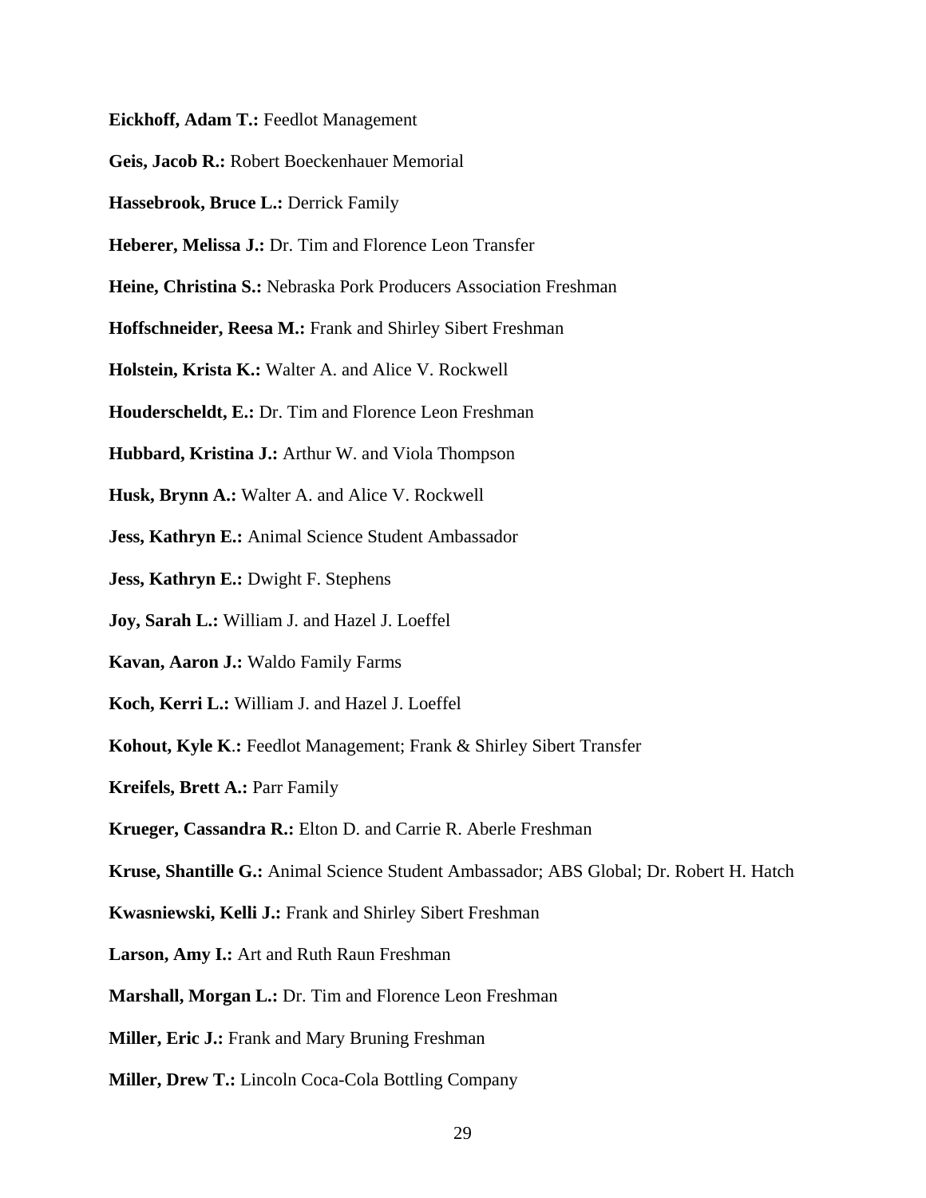**Eickhoff, Adam T.:** Feedlot Management

**Geis, Jacob R.:** Robert Boeckenhauer Memorial

**Hassebrook, Bruce L.:** Derrick Family

**Heberer, Melissa J.:** Dr. Tim and Florence Leon Transfer

**Heine, Christina S.:** Nebraska Pork Producers Association Freshman

**Hoffschneider, Reesa M.:** Frank and Shirley Sibert Freshman

**Holstein, Krista K.:** Walter A. and Alice V. Rockwell

**Houderscheldt, E.:** Dr. Tim and Florence Leon Freshman

**Hubbard, Kristina J.:** Arthur W. and Viola Thompson

**Husk, Brynn A.:** Walter A. and Alice V. Rockwell

**Jess, Kathryn E.:** Animal Science Student Ambassador

**Jess, Kathryn E.:** Dwight F. Stephens

**Joy, Sarah L.:** William J. and Hazel J. Loeffel

**Kavan, Aaron J.:** Waldo Family Farms

**Koch, Kerri L.:** William J. and Hazel J. Loeffel

**Kohout, Kyle K.:** Feedlot Management; Frank & Shirley Sibert Transfer

**Kreifels, Brett A.:** Parr Family

**Krueger, Cassandra R.:** Elton D. and Carrie R. Aberle Freshman

**Kruse, Shantille G.:** Animal Science Student Ambassador; ABS Global; Dr. Robert H. Hatch

**Kwasniewski, Kelli J.:** Frank and Shirley Sibert Freshman

**Larson, Amy I.:** Art and Ruth Raun Freshman

**Marshall, Morgan L.:** Dr. Tim and Florence Leon Freshman

**Miller, Eric J.:** Frank and Mary Bruning Freshman

**Miller, Drew T.:** Lincoln Coca-Cola Bottling Company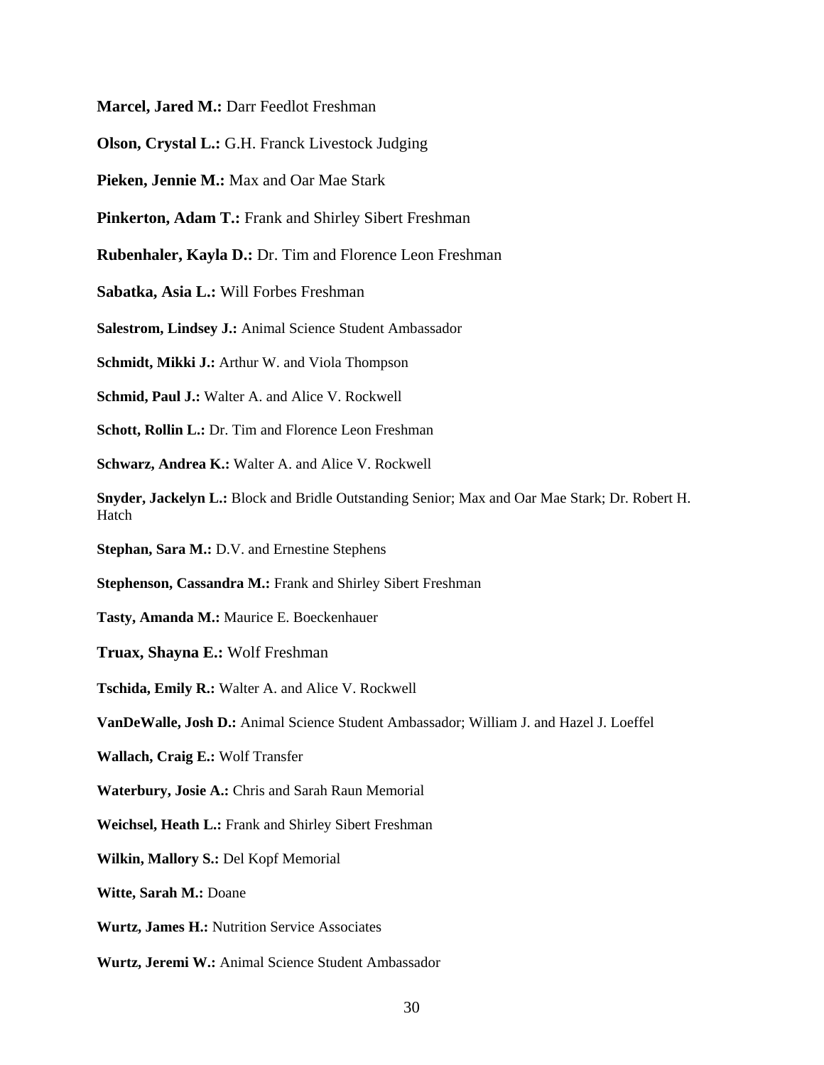**Marcel, Jared M.:** Darr Feedlot Freshman

**Olson, Crystal L.:** G.H. Franck Livestock Judging

**Pieken, Jennie M.:** Max and Oar Mae Stark

**Pinkerton, Adam T.:** Frank and Shirley Sibert Freshman

**Rubenhaler, Kayla D.:** Dr. Tim and Florence Leon Freshman

**Sabatka, Asia L.:** Will Forbes Freshman

**Salestrom, Lindsey J.:** Animal Science Student Ambassador

**Schmidt, Mikki J.:** Arthur W. and Viola Thompson

**Schmid, Paul J.:** Walter A. and Alice V. Rockwell

**Schott, Rollin L.:** Dr. Tim and Florence Leon Freshman

**Schwarz, Andrea K.:** Walter A. and Alice V. Rockwell

**Snyder, Jackelyn L.:** Block and Bridle Outstanding Senior; Max and Oar Mae Stark; Dr. Robert H. Hatch

**Stephan, Sara M.:** D.V. and Ernestine Stephens

**Stephenson, Cassandra M.:** Frank and Shirley Sibert Freshman

**Tasty, Amanda M.:** Maurice E. Boeckenhauer

**Truax, Shayna E.:** Wolf Freshman

**Tschida, Emily R.:** Walter A. and Alice V. Rockwell

**VanDeWalle, Josh D.:** Animal Science Student Ambassador; William J. and Hazel J. Loeffel

**Wallach, Craig E.:** Wolf Transfer

**Waterbury, Josie A.:** Chris and Sarah Raun Memorial

**Weichsel, Heath L.:** Frank and Shirley Sibert Freshman

**Wilkin, Mallory S.:** Del Kopf Memorial

**Witte, Sarah M.:** Doane

**Wurtz, James H.:** Nutrition Service Associates

**Wurtz, Jeremi W.:** Animal Science Student Ambassador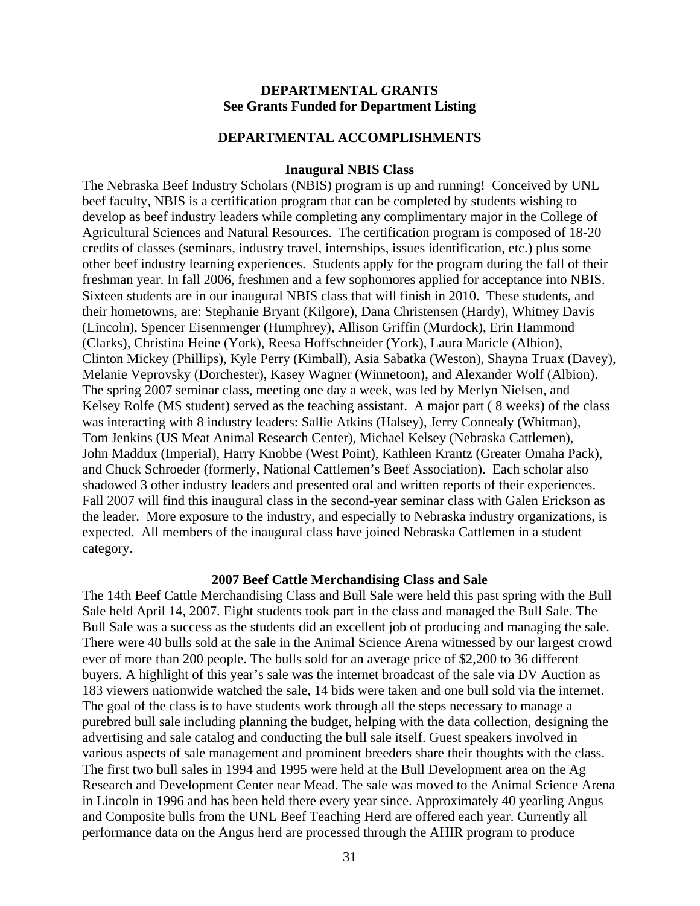## DEPARTMENTAL GRANTS
## See Grants Funded for Department Listing

## DEPARTMENTAL ACCOMPLISHMENTS

### Inaugural NBIS Class

The Nebraska Beef Industry Scholars (NBIS) program is up and running! Conceived by UNL beef faculty, NBIS is a certification program that can be completed by students wishing to develop as beef industry leaders while completing any complimentary major in the College of Agricultural Sciences and Natural Resources. The certification program is composed of 18-20 credits of classes (seminars, industry travel, internships, issues identification, etc.) plus some other beef industry learning experiences. Students apply for the program during the fall of their freshman year. In fall 2006, freshmen and a few sophomores applied for acceptance into NBIS. Sixteen students are in our inaugural NBIS class that will finish in 2010. These students, and their hometowns, are: Stephanie Bryant (Kilgore), Dana Christensen (Hardy), Whitney Davis (Lincoln), Spencer Eisenmenger (Humphrey), Allison Griffin (Murdock), Erin Hammond (Clarks), Christina Heine (York), Reesa Hoffschneider (York), Laura Maricle (Albion), Clinton Mickey (Phillips), Kyle Perry (Kimball), Asia Sabatka (Weston), Shayna Truax (Davey), Melanie Veprovsky (Dorchester), Kasey Wagner (Winnetoon), and Alexander Wolf (Albion). The spring 2007 seminar class, meeting one day a week, was led by Merlyn Nielsen, and Kelsey Rolfe (MS student) served as the teaching assistant. A major part ( 8 weeks) of the class was interacting with 8 industry leaders: Sallie Atkins (Halsey), Jerry Connealy (Whitman), Tom Jenkins (US Meat Animal Research Center), Michael Kelsey (Nebraska Cattlemen), John Maddux (Imperial), Harry Knobbe (West Point), Kathleen Krantz (Greater Omaha Pack), and Chuck Schroeder (formerly, National Cattlemen's Beef Association). Each scholar also shadowed 3 other industry leaders and presented oral and written reports of their experiences. Fall 2007 will find this inaugural class in the second-year seminar class with Galen Erickson as the leader. More exposure to the industry, and especially to Nebraska industry organizations, is expected. All members of the inaugural class have joined Nebraska Cattlemen in a student category.

### 2007 Beef Cattle Merchandising Class and Sale

The 14th Beef Cattle Merchandising Class and Bull Sale were held this past spring with the Bull Sale held April 14, 2007. Eight students took part in the class and managed the Bull Sale. The Bull Sale was a success as the students did an excellent job of producing and managing the sale. There were 40 bulls sold at the sale in the Animal Science Arena witnessed by our largest crowd ever of more than 200 people. The bulls sold for an average price of $2,200 to 36 different buyers. A highlight of this year's sale was the internet broadcast of the sale via DV Auction as 183 viewers nationwide watched the sale, 14 bids were taken and one bull sold via the internet. The goal of the class is to have students work through all the steps necessary to manage a purebred bull sale including planning the budget, helping with the data collection, designing the advertising and sale catalog and conducting the bull sale itself. Guest speakers involved in various aspects of sale management and prominent breeders share their thoughts with the class. The first two bull sales in 1994 and 1995 were held at the Bull Development area on the Ag Research and Development Center near Mead. The sale was moved to the Animal Science Arena in Lincoln in 1996 and has been held there every year since. Approximately 40 yearling Angus and Composite bulls from the UNL Beef Teaching Herd are offered each year. Currently all performance data on the Angus herd are processed through the AHIR program to produce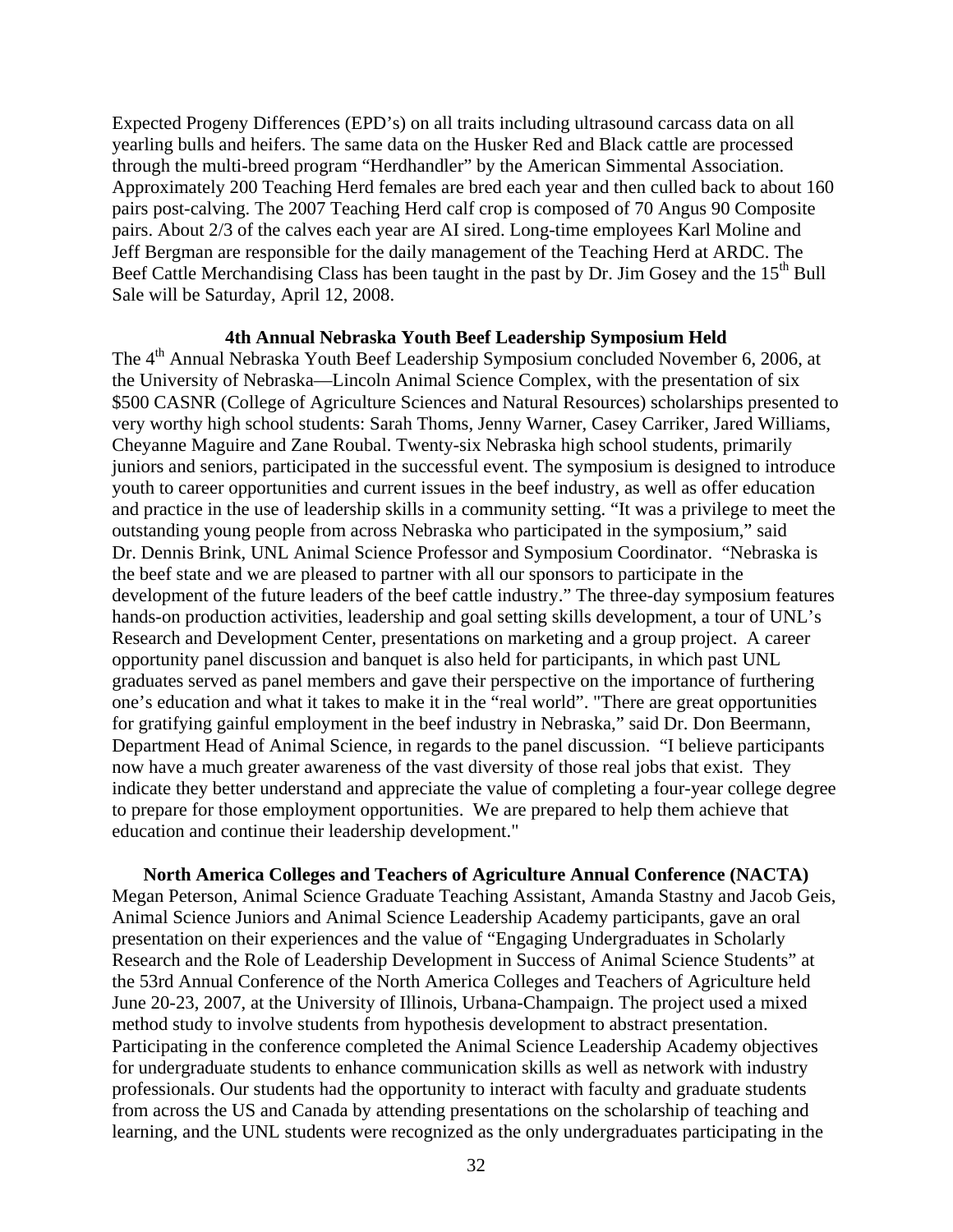Expected Progeny Differences (EPD's) on all traits including ultrasound carcass data on all yearling bulls and heifers. The same data on the Husker Red and Black cattle are processed through the multi-breed program "Herdhandler" by the American Simmental Association. Approximately 200 Teaching Herd females are bred each year and then culled back to about 160 pairs post-calving. The 2007 Teaching Herd calf crop is composed of 70 Angus 90 Composite pairs. About 2/3 of the calves each year are AI sired. Long-time employees Karl Moline and Jeff Bergman are responsible for the daily management of the Teaching Herd at ARDC. The Beef Cattle Merchandising Class has been taught in the past by Dr. Jim Gosey and the 15th Bull Sale will be Saturday, April 12, 2008.

**4th Annual Nebraska Youth Beef Leadership Symposium Held**

The 4th Annual Nebraska Youth Beef Leadership Symposium concluded November 6, 2006, at the University of Nebraska—Lincoln Animal Science Complex, with the presentation of six $500 CASNR (College of Agriculture Sciences and Natural Resources) scholarships presented to very worthy high school students: Sarah Thoms, Jenny Warner, Casey Carriker, Jared Williams, Cheyanne Maguire and Zane Roubal. Twenty-six Nebraska high school students, primarily juniors and seniors, participated in the successful event. The symposium is designed to introduce youth to career opportunities and current issues in the beef industry, as well as offer education and practice in the use of leadership skills in a community setting. "It was a privilege to meet the outstanding young people from across Nebraska who participated in the symposium," said Dr. Dennis Brink, UNL Animal Science Professor and Symposium Coordinator. "Nebraska is the beef state and we are pleased to partner with all our sponsors to participate in the development of the future leaders of the beef cattle industry." The three-day symposium features hands-on production activities, leadership and goal setting skills development, a tour of UNL's Research and Development Center, presentations on marketing and a group project. A career opportunity panel discussion and banquet is also held for participants, in which past UNL graduates served as panel members and gave their perspective on the importance of furthering one's education and what it takes to make it in the "real world". "There are great opportunities for gratifying gainful employment in the beef industry in Nebraska," said Dr. Don Beermann, Department Head of Animal Science, in regards to the panel discussion. "I believe participants now have a much greater awareness of the vast diversity of those real jobs that exist. They indicate they better understand and appreciate the value of completing a four-year college degree to prepare for those employment opportunities. We are prepared to help them achieve that education and continue their leadership development."

**North America Colleges and Teachers of Agriculture Annual Conference (NACTA)**

Megan Peterson, Animal Science Graduate Teaching Assistant, Amanda Stastny and Jacob Geis, Animal Science Juniors and Animal Science Leadership Academy participants, gave an oral presentation on their experiences and the value of "Engaging Undergraduates in Scholarly Research and the Role of Leadership Development in Success of Animal Science Students" at the 53rd Annual Conference of the North America Colleges and Teachers of Agriculture held June 20-23, 2007, at the University of Illinois, Urbana-Champaign. The project used a mixed method study to involve students from hypothesis development to abstract presentation. Participating in the conference completed the Animal Science Leadership Academy objectives for undergraduate students to enhance communication skills as well as network with industry professionals. Our students had the opportunity to interact with faculty and graduate students from across the US and Canada by attending presentations on the scholarship of teaching and learning, and the UNL students were recognized as the only undergraduates participating in the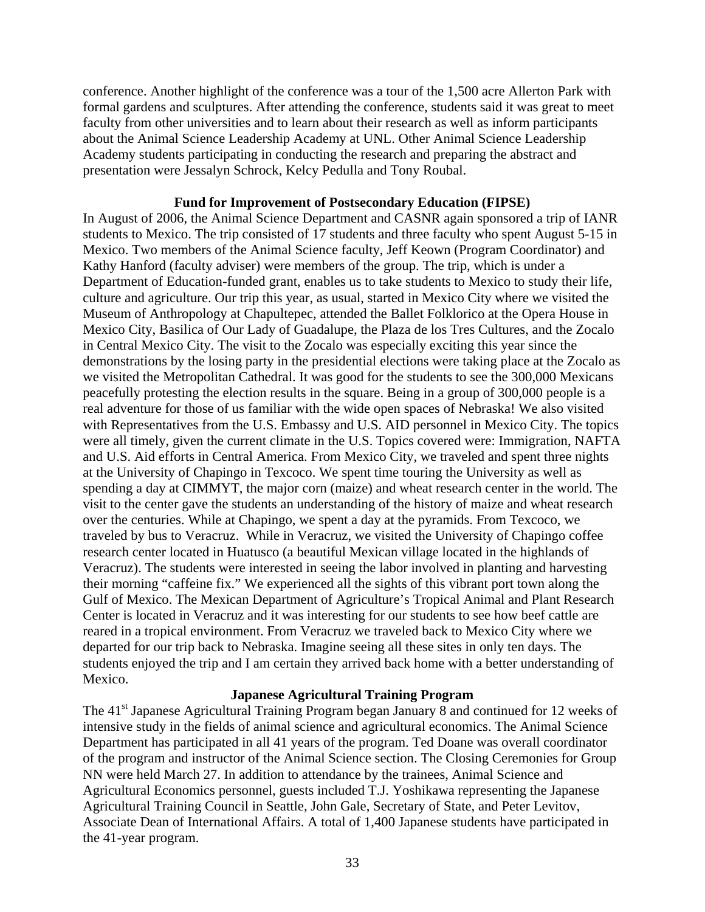conference. Another highlight of the conference was a tour of the 1,500 acre Allerton Park with formal gardens and sculptures. After attending the conference, students said it was great to meet faculty from other universities and to learn about their research as well as inform participants about the Animal Science Leadership Academy at UNL. Other Animal Science Leadership Academy students participating in conducting the research and preparing the abstract and presentation were Jessalyn Schrock, Kelcy Pedulla and Tony Roubal.

### Fund for Improvement of Postsecondary Education (FIPSE)

In August of 2006, the Animal Science Department and CASNR again sponsored a trip of IANR students to Mexico. The trip consisted of 17 students and three faculty who spent August 5-15 in Mexico. Two members of the Animal Science faculty, Jeff Keown (Program Coordinator) and Kathy Hanford (faculty adviser) were members of the group. The trip, which is under a Department of Education-funded grant, enables us to take students to Mexico to study their life, culture and agriculture. Our trip this year, as usual, started in Mexico City where we visited the Museum of Anthropology at Chapultepec, attended the Ballet Folklorico at the Opera House in Mexico City, Basilica of Our Lady of Guadalupe, the Plaza de los Tres Cultures, and the Zocalo in Central Mexico City. The visit to the Zocalo was especially exciting this year since the demonstrations by the losing party in the presidential elections were taking place at the Zocalo as we visited the Metropolitan Cathedral. It was good for the students to see the 300,000 Mexicans peacefully protesting the election results in the square. Being in a group of 300,000 people is a real adventure for those of us familiar with the wide open spaces of Nebraska! We also visited with Representatives from the U.S. Embassy and U.S. AID personnel in Mexico City. The topics were all timely, given the current climate in the U.S. Topics covered were: Immigration, NAFTA and U.S. Aid efforts in Central America. From Mexico City, we traveled and spent three nights at the University of Chapingo in Texcoco. We spent time touring the University as well as spending a day at CIMMYT, the major corn (maize) and wheat research center in the world. The visit to the center gave the students an understanding of the history of maize and wheat research over the centuries. While at Chapingo, we spent a day at the pyramids. From Texcoco, we traveled by bus to Veracruz. While in Veracruz, we visited the University of Chapingo coffee research center located in Huatusco (a beautiful Mexican village located in the highlands of Veracruz). The students were interested in seeing the labor involved in planting and harvesting their morning "caffeine fix." We experienced all the sights of this vibrant port town along the Gulf of Mexico. The Mexican Department of Agriculture's Tropical Animal and Plant Research Center is located in Veracruz and it was interesting for our students to see how beef cattle are reared in a tropical environment. From Veracruz we traveled back to Mexico City where we departed for our trip back to Nebraska. Imagine seeing all these sites in only ten days. The students enjoyed the trip and I am certain they arrived back home with a better understanding of Mexico.

### Japanese Agricultural Training Program

The 41st Japanese Agricultural Training Program began January 8 and continued for 12 weeks of intensive study in the fields of animal science and agricultural economics. The Animal Science Department has participated in all 41 years of the program. Ted Doane was overall coordinator of the program and instructor of the Animal Science section. The Closing Ceremonies for Group NN were held March 27. In addition to attendance by the trainees, Animal Science and Agricultural Economics personnel, guests included T.J. Yoshikawa representing the Japanese Agricultural Training Council in Seattle, John Gale, Secretary of State, and Peter Levitov, Associate Dean of International Affairs. A total of 1,400 Japanese students have participated in the 41-year program.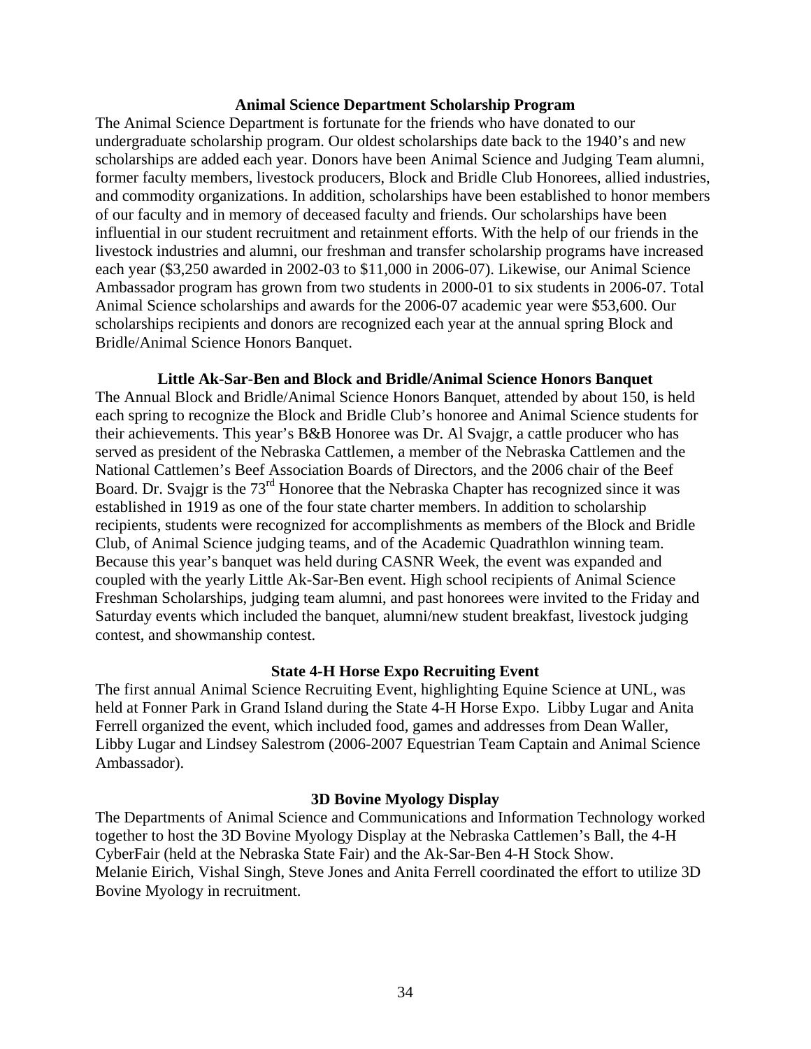## Animal Science Department Scholarship Program

The Animal Science Department is fortunate for the friends who have donated to our undergraduate scholarship program. Our oldest scholarships date back to the 1940's and new scholarships are added each year. Donors have been Animal Science and Judging Team alumni, former faculty members, livestock producers, Block and Bridle Club Honorees, allied industries, and commodity organizations. In addition, scholarships have been established to honor members of our faculty and in memory of deceased faculty and friends. Our scholarships have been influential in our student recruitment and retainment efforts. With the help of our friends in the livestock industries and alumni, our freshman and transfer scholarship programs have increased each year ($3,250 awarded in 2002-03 to $11,000 in 2006-07). Likewise, our Animal Science Ambassador program has grown from two students in 2000-01 to six students in 2006-07. Total Animal Science scholarships and awards for the 2006-07 academic year were $53,600. Our scholarships recipients and donors are recognized each year at the annual spring Block and Bridle/Animal Science Honors Banquet.

## Little Ak-Sar-Ben and Block and Bridle/Animal Science Honors Banquet

The Annual Block and Bridle/Animal Science Honors Banquet, attended by about 150, is held each spring to recognize the Block and Bridle Club's honoree and Animal Science students for their achievements. This year's B&B Honoree was Dr. Al Svajgr, a cattle producer who has served as president of the Nebraska Cattlemen, a member of the Nebraska Cattlemen and the National Cattlemen's Beef Association Boards of Directors, and the 2006 chair of the Beef Board. Dr. Svajgr is the 73rd Honoree that the Nebraska Chapter has recognized since it was established in 1919 as one of the four state charter members. In addition to scholarship recipients, students were recognized for accomplishments as members of the Block and Bridle Club, of Animal Science judging teams, and of the Academic Quadrathlon winning team. Because this year's banquet was held during CASNR Week, the event was expanded and coupled with the yearly Little Ak-Sar-Ben event. High school recipients of Animal Science Freshman Scholarships, judging team alumni, and past honorees were invited to the Friday and Saturday events which included the banquet, alumni/new student breakfast, livestock judging contest, and showmanship contest.

## State 4-H Horse Expo Recruiting Event

The first annual Animal Science Recruiting Event, highlighting Equine Science at UNL, was held at Fonner Park in Grand Island during the State 4-H Horse Expo. Libby Lugar and Anita Ferrell organized the event, which included food, games and addresses from Dean Waller, Libby Lugar and Lindsey Salestrom (2006-2007 Equestrian Team Captain and Animal Science Ambassador).

## 3D Bovine Myology Display

The Departments of Animal Science and Communications and Information Technology worked together to host the 3D Bovine Myology Display at the Nebraska Cattlemen's Ball, the 4-H CyberFair (held at the Nebraska State Fair) and the Ak-Sar-Ben 4-H Stock Show. Melanie Eirich, Vishal Singh, Steve Jones and Anita Ferrell coordinated the effort to utilize 3D Bovine Myology in recruitment.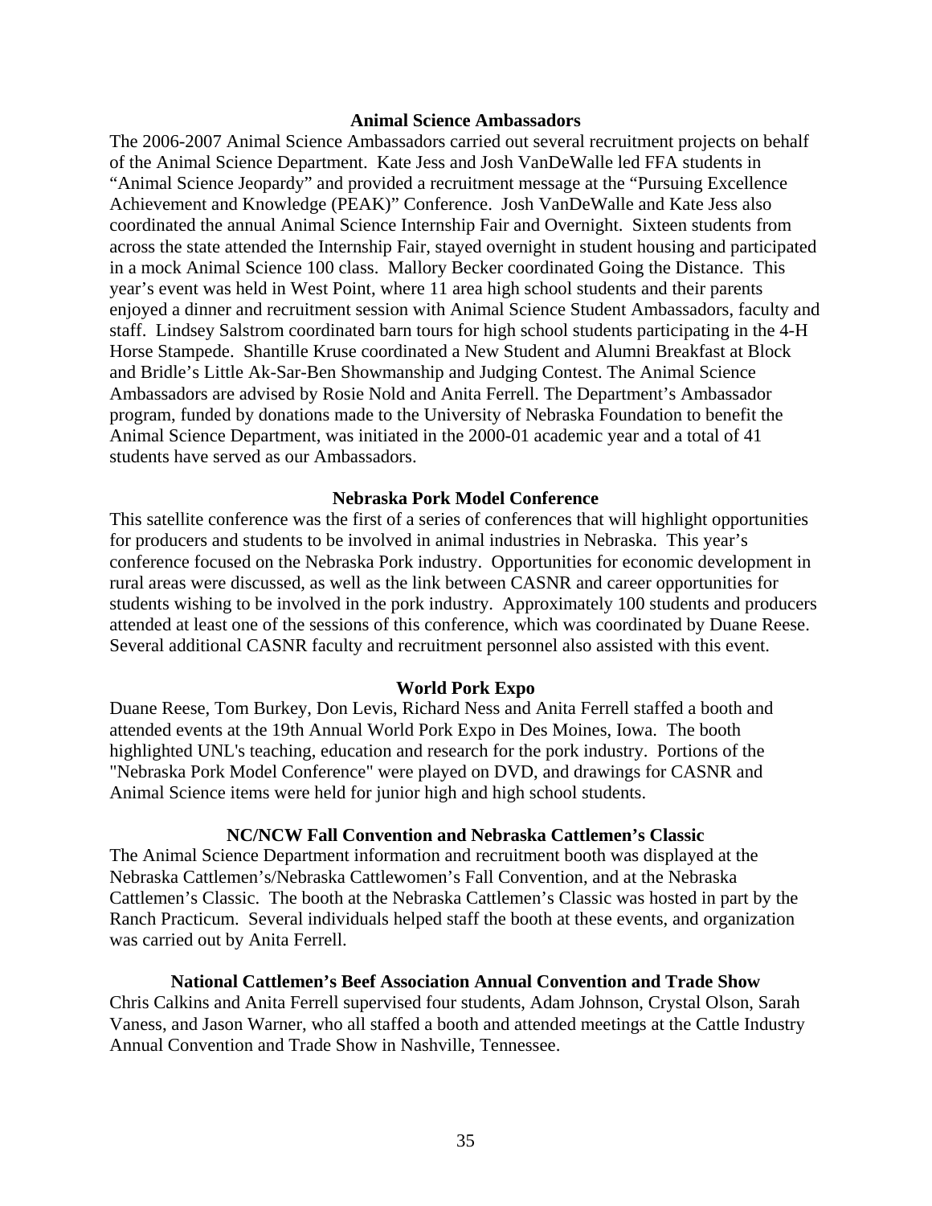### Animal Science Ambassadors

The 2006-2007 Animal Science Ambassadors carried out several recruitment projects on behalf of the Animal Science Department. Kate Jess and Josh VanDeWalle led FFA students in "Animal Science Jeopardy" and provided a recruitment message at the "Pursuing Excellence Achievement and Knowledge (PEAK)" Conference. Josh VanDeWalle and Kate Jess also coordinated the annual Animal Science Internship Fair and Overnight. Sixteen students from across the state attended the Internship Fair, stayed overnight in student housing and participated in a mock Animal Science 100 class. Mallory Becker coordinated Going the Distance. This year's event was held in West Point, where 11 area high school students and their parents enjoyed a dinner and recruitment session with Animal Science Student Ambassadors, faculty and staff. Lindsey Salstrom coordinated barn tours for high school students participating in the 4-H Horse Stampede. Shantille Kruse coordinated a New Student and Alumni Breakfast at Block and Bridle's Little Ak-Sar-Ben Showmanship and Judging Contest. The Animal Science Ambassadors are advised by Rosie Nold and Anita Ferrell. The Department's Ambassador program, funded by donations made to the University of Nebraska Foundation to benefit the Animal Science Department, was initiated in the 2000-01 academic year and a total of 41 students have served as our Ambassadors.

### Nebraska Pork Model Conference

This satellite conference was the first of a series of conferences that will highlight opportunities for producers and students to be involved in animal industries in Nebraska. This year's conference focused on the Nebraska Pork industry. Opportunities for economic development in rural areas were discussed, as well as the link between CASNR and career opportunities for students wishing to be involved in the pork industry. Approximately 100 students and producers attended at least one of the sessions of this conference, which was coordinated by Duane Reese. Several additional CASNR faculty and recruitment personnel also assisted with this event.

### World Pork Expo

Duane Reese, Tom Burkey, Don Levis, Richard Ness and Anita Ferrell staffed a booth and attended events at the 19th Annual World Pork Expo in Des Moines, Iowa. The booth highlighted UNL's teaching, education and research for the pork industry. Portions of the "Nebraska Pork Model Conference" were played on DVD, and drawings for CASNR and Animal Science items were held for junior high and high school students.

### NC/NCW Fall Convention and Nebraska Cattlemen's Classic

The Animal Science Department information and recruitment booth was displayed at the Nebraska Cattlemen's/Nebraska Cattlewomen's Fall Convention, and at the Nebraska Cattlemen's Classic. The booth at the Nebraska Cattlemen's Classic was hosted in part by the Ranch Practicum. Several individuals helped staff the booth at these events, and organization was carried out by Anita Ferrell.

### National Cattlemen's Beef Association Annual Convention and Trade Show

Chris Calkins and Anita Ferrell supervised four students, Adam Johnson, Crystal Olson, Sarah Vaness, and Jason Warner, who all staffed a booth and attended meetings at the Cattle Industry Annual Convention and Trade Show in Nashville, Tennessee.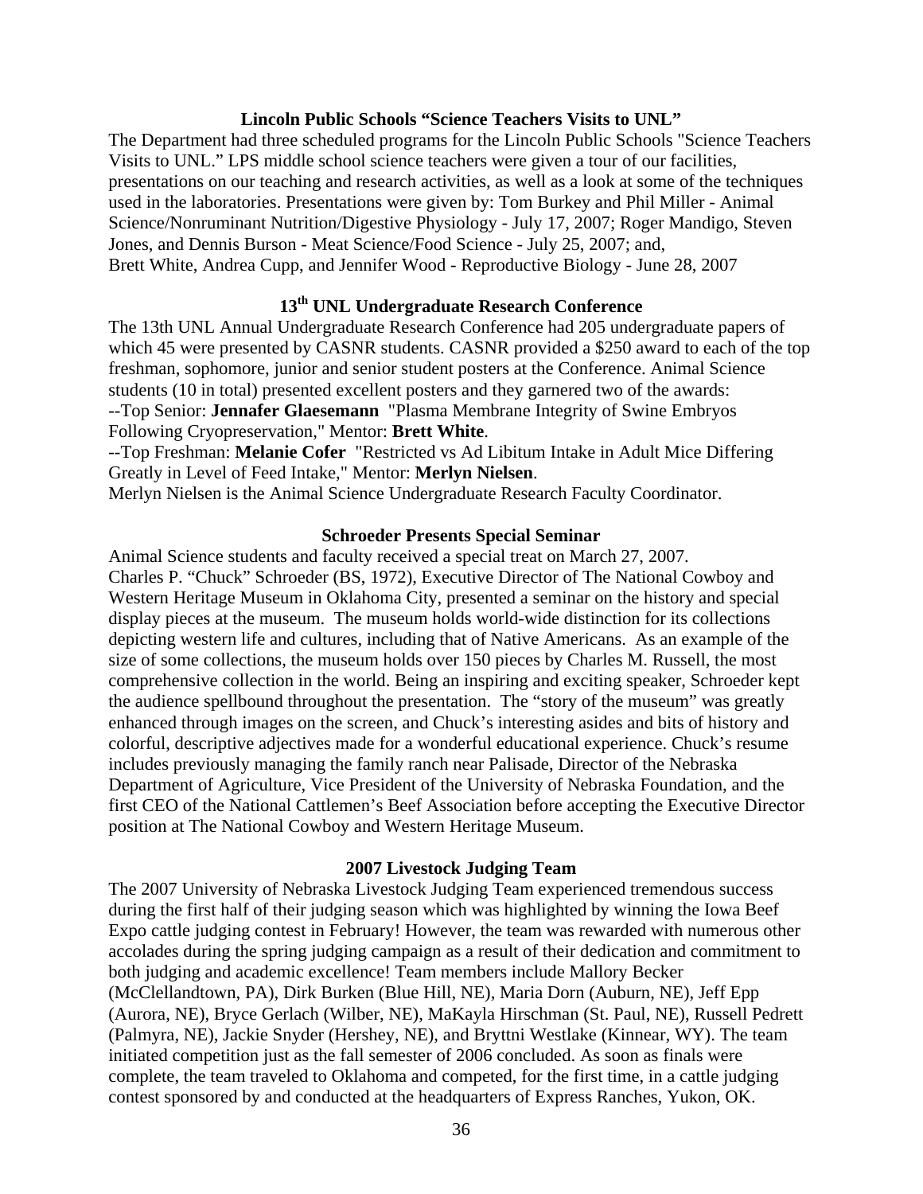### Lincoln Public Schools "Science Teachers Visits to UNL"

The Department had three scheduled programs for the Lincoln Public Schools "Science Teachers Visits to UNL." LPS middle school science teachers were given a tour of our facilities, presentations on our teaching and research activities, as well as a look at some of the techniques used in the laboratories. Presentations were given by: Tom Burkey and Phil Miller - Animal Science/Nonruminant Nutrition/Digestive Physiology - July 17, 2007; Roger Mandigo, Steven Jones, and Dennis Burson - Meat Science/Food Science - July 25, 2007; and, Brett White, Andrea Cupp, and Jennifer Wood - Reproductive Biology - June 28, 2007

### 13th UNL Undergraduate Research Conference

The 13th UNL Annual Undergraduate Research Conference had 205 undergraduate papers of which 45 were presented by CASNR students. CASNR provided a $250 award to each of the top freshman, sophomore, junior and senior student posters at the Conference. Animal Science students (10 in total) presented excellent posters and they garnered two of the awards:
--Top Senior: **Jennafer Glaesemann** "Plasma Membrane Integrity of Swine Embryos Following Cryopreservation," Mentor: **Brett White**.
--Top Freshman: **Melanie Cofer** "Restricted vs Ad Libitum Intake in Adult Mice Differing Greatly in Level of Feed Intake," Mentor: **Merlyn Nielsen**.
Merlyn Nielsen is the Animal Science Undergraduate Research Faculty Coordinator.

### Schroeder Presents Special Seminar

Animal Science students and faculty received a special treat on March 27, 2007. Charles P. "Chuck" Schroeder (BS, 1972), Executive Director of The National Cowboy and Western Heritage Museum in Oklahoma City, presented a seminar on the history and special display pieces at the museum. The museum holds world-wide distinction for its collections depicting western life and cultures, including that of Native Americans. As an example of the size of some collections, the museum holds over 150 pieces by Charles M. Russell, the most comprehensive collection in the world. Being an inspiring and exciting speaker, Schroeder kept the audience spellbound throughout the presentation. The "story of the museum" was greatly enhanced through images on the screen, and Chuck's interesting asides and bits of history and colorful, descriptive adjectives made for a wonderful educational experience. Chuck's resume includes previously managing the family ranch near Palisade, Director of the Nebraska Department of Agriculture, Vice President of the University of Nebraska Foundation, and the first CEO of the National Cattlemen's Beef Association before accepting the Executive Director position at The National Cowboy and Western Heritage Museum.

### 2007 Livestock Judging Team

The 2007 University of Nebraska Livestock Judging Team experienced tremendous success during the first half of their judging season which was highlighted by winning the Iowa Beef Expo cattle judging contest in February! However, the team was rewarded with numerous other accolades during the spring judging campaign as a result of their dedication and commitment to both judging and academic excellence! Team members include Mallory Becker (McClellandtown, PA), Dirk Burken (Blue Hill, NE), Maria Dorn (Auburn, NE), Jeff Epp (Aurora, NE), Bryce Gerlach (Wilber, NE), MaKayla Hirschman (St. Paul, NE), Russell Pedrett (Palmyra, NE), Jackie Snyder (Hershey, NE), and Bryttni Westlake (Kinnear, WY). The team initiated competition just as the fall semester of 2006 concluded. As soon as finals were complete, the team traveled to Oklahoma and competed, for the first time, in a cattle judging contest sponsored by and conducted at the headquarters of Express Ranches, Yukon, OK.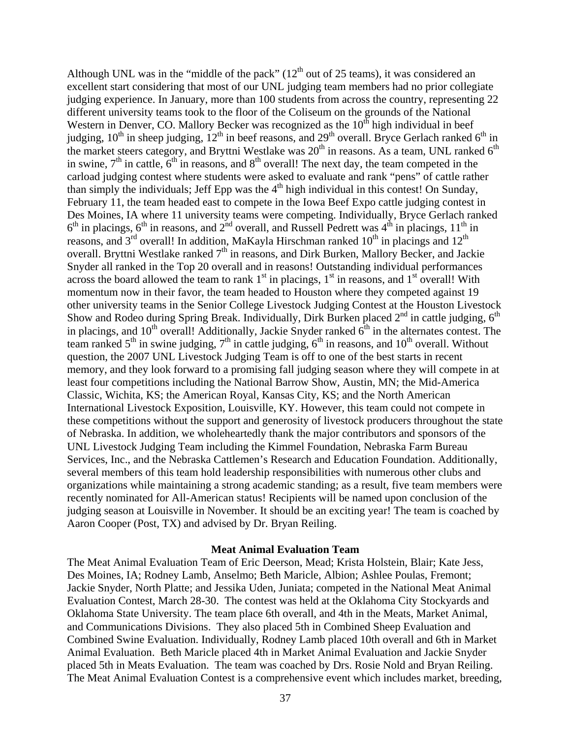Although UNL was in the "middle of the pack" ($12^{th}$ out of 25 teams), it was considered an excellent start considering that most of our UNL judging team members had no prior collegiate judging experience. In January, more than 100 students from across the country, representing 22 different university teams took to the floor of the Coliseum on the grounds of the National Western in Denver, CO. Mallory Becker was recognized as the $10^{th}$ high individual in beef judging, $10^{th}$ in sheep judging, $12^{th}$ in beef reasons, and $29^{th}$ overall. Bryce Gerlach ranked $6^{th}$ in the market steers category, and Bryttni Westlake was $20^{th}$ in reasons. As a team, UNL ranked $6^{th}$ in swine, $7^{th}$ in cattle, $6^{th}$ in reasons, and $8^{th}$ overall! The next day, the team competed in the carload judging contest where students were asked to evaluate and rank "pens" of cattle rather than simply the individuals; Jeff Epp was the $4^{th}$ high individual in this contest! On Sunday, February 11, the team headed east to compete in the Iowa Beef Expo cattle judging contest in Des Moines, IA where 11 university teams were competing. Individually, Bryce Gerlach ranked $6^{th}$ in placings, $6^{th}$ in reasons, and $2^{nd}$ overall, and Russell Pedrett was $4^{th}$ in placings, $11^{th}$ in reasons, and $3^{rd}$ overall! In addition, MaKayla Hirschman ranked $10^{th}$ in placings and $12^{th}$ overall. Bryttni Westlake ranked $7^{th}$ in reasons, and Dirk Burken, Mallory Becker, and Jackie Snyder all ranked in the Top 20 overall and in reasons! Outstanding individual performances across the board allowed the team to rank $1^{st}$ in placings, $1^{st}$ in reasons, and $1^{st}$ overall! With momentum now in their favor, the team headed to Houston where they competed against 19 other university teams in the Senior College Livestock Judging Contest at the Houston Livestock Show and Rodeo during Spring Break. Individually, Dirk Burken placed $2^{nd}$ in cattle judging, $6^{th}$ in placings, and $10^{th}$ overall! Additionally, Jackie Snyder ranked $6^{th}$ in the alternates contest. The team ranked $5^{th}$ in swine judging, $7^{th}$ in cattle judging, $6^{th}$ in reasons, and $10^{th}$ overall. Without question, the 2007 UNL Livestock Judging Team is off to one of the best starts in recent memory, and they look forward to a promising fall judging season where they will compete in at least four competitions including the National Barrow Show, Austin, MN; the Mid-America Classic, Wichita, KS; the American Royal, Kansas City, KS; and the North American International Livestock Exposition, Louisville, KY. However, this team could not compete in these competitions without the support and generosity of livestock producers throughout the state of Nebraska. In addition, we wholeheartedly thank the major contributors and sponsors of the UNL Livestock Judging Team including the Kimmel Foundation, Nebraska Farm Bureau Services, Inc., and the Nebraska Cattlemen's Research and Education Foundation. Additionally, several members of this team hold leadership responsibilities with numerous other clubs and organizations while maintaining a strong academic standing; as a result, five team members were recently nominated for All-American status! Recipients will be named upon conclusion of the judging season at Louisville in November. It should be an exciting year! The team is coached by Aaron Cooper (Post, TX) and advised by Dr. Bryan Reiling.

**Meat Animal Evaluation Team**

The Meat Animal Evaluation Team of Eric Deerson, Mead; Krista Holstein, Blair; Kate Jess, Des Moines, IA; Rodney Lamb, Anselmo; Beth Maricle, Albion; Ashlee Poulas, Fremont; Jackie Snyder, North Platte; and Jessika Uden, Juniata; competed in the National Meat Animal Evaluation Contest, March 28-30. The contest was held at the Oklahoma City Stockyards and Oklahoma State University. The team place 6th overall, and 4th in the Meats, Market Animal, and Communications Divisions. They also placed 5th in Combined Sheep Evaluation and Combined Swine Evaluation. Individually, Rodney Lamb placed 10th overall and 6th in Market Animal Evaluation. Beth Maricle placed 4th in Market Animal Evaluation and Jackie Snyder placed 5th in Meats Evaluation. The team was coached by Drs. Rosie Nold and Bryan Reiling. The Meat Animal Evaluation Contest is a comprehensive event which includes market, breeding,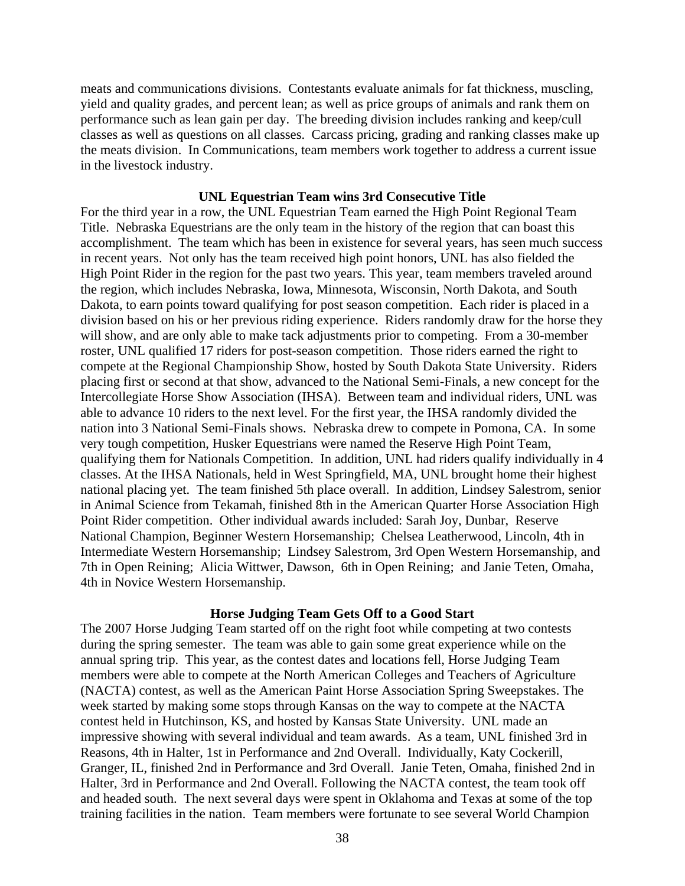meats and communications divisions. Contestants evaluate animals for fat thickness, muscling, yield and quality grades, and percent lean; as well as price groups of animals and rank them on performance such as lean gain per day. The breeding division includes ranking and keep/cull classes as well as questions on all classes. Carcass pricing, grading and ranking classes make up the meats division. In Communications, team members work together to address a current issue in the livestock industry.

### UNL Equestrian Team wins 3rd Consecutive Title

For the third year in a row, the UNL Equestrian Team earned the High Point Regional Team Title. Nebraska Equestrians are the only team in the history of the region that can boast this accomplishment. The team which has been in existence for several years, has seen much success in recent years. Not only has the team received high point honors, UNL has also fielded the High Point Rider in the region for the past two years. This year, team members traveled around the region, which includes Nebraska, Iowa, Minnesota, Wisconsin, North Dakota, and South Dakota, to earn points toward qualifying for post season competition. Each rider is placed in a division based on his or her previous riding experience. Riders randomly draw for the horse they will show, and are only able to make tack adjustments prior to competing. From a 30-member roster, UNL qualified 17 riders for post-season competition. Those riders earned the right to compete at the Regional Championship Show, hosted by South Dakota State University. Riders placing first or second at that show, advanced to the National Semi-Finals, a new concept for the Intercollegiate Horse Show Association (IHSA). Between team and individual riders, UNL was able to advance 10 riders to the next level. For the first year, the IHSA randomly divided the nation into 3 National Semi-Finals shows. Nebraska drew to compete in Pomona, CA. In some very tough competition, Husker Equestrians were named the Reserve High Point Team, qualifying them for Nationals Competition. In addition, UNL had riders qualify individually in 4 classes. At the IHSA Nationals, held in West Springfield, MA, UNL brought home their highest national placing yet. The team finished 5th place overall. In addition, Lindsey Salestrom, senior in Animal Science from Tekamah, finished 8th in the American Quarter Horse Association High Point Rider competition. Other individual awards included: Sarah Joy, Dunbar, Reserve National Champion, Beginner Western Horsemanship; Chelsea Leatherwood, Lincoln, 4th in Intermediate Western Horsemanship; Lindsey Salestrom, 3rd Open Western Horsemanship, and 7th in Open Reining; Alicia Wittwer, Dawson, 6th in Open Reining; and Janie Teten, Omaha, 4th in Novice Western Horsemanship.

### Horse Judging Team Gets Off to a Good Start

The 2007 Horse Judging Team started off on the right foot while competing at two contests during the spring semester. The team was able to gain some great experience while on the annual spring trip. This year, as the contest dates and locations fell, Horse Judging Team members were able to compete at the North American Colleges and Teachers of Agriculture (NACTA) contest, as well as the American Paint Horse Association Spring Sweepstakes. The week started by making some stops through Kansas on the way to compete at the NACTA contest held in Hutchinson, KS, and hosted by Kansas State University. UNL made an impressive showing with several individual and team awards. As a team, UNL finished 3rd in Reasons, 4th in Halter, 1st in Performance and 2nd Overall. Individually, Katy Cockerill, Granger, IL, finished 2nd in Performance and 3rd Overall. Janie Teten, Omaha, finished 2nd in Halter, 3rd in Performance and 2nd Overall. Following the NACTA contest, the team took off and headed south. The next several days were spent in Oklahoma and Texas at some of the top training facilities in the nation. Team members were fortunate to see several World Champion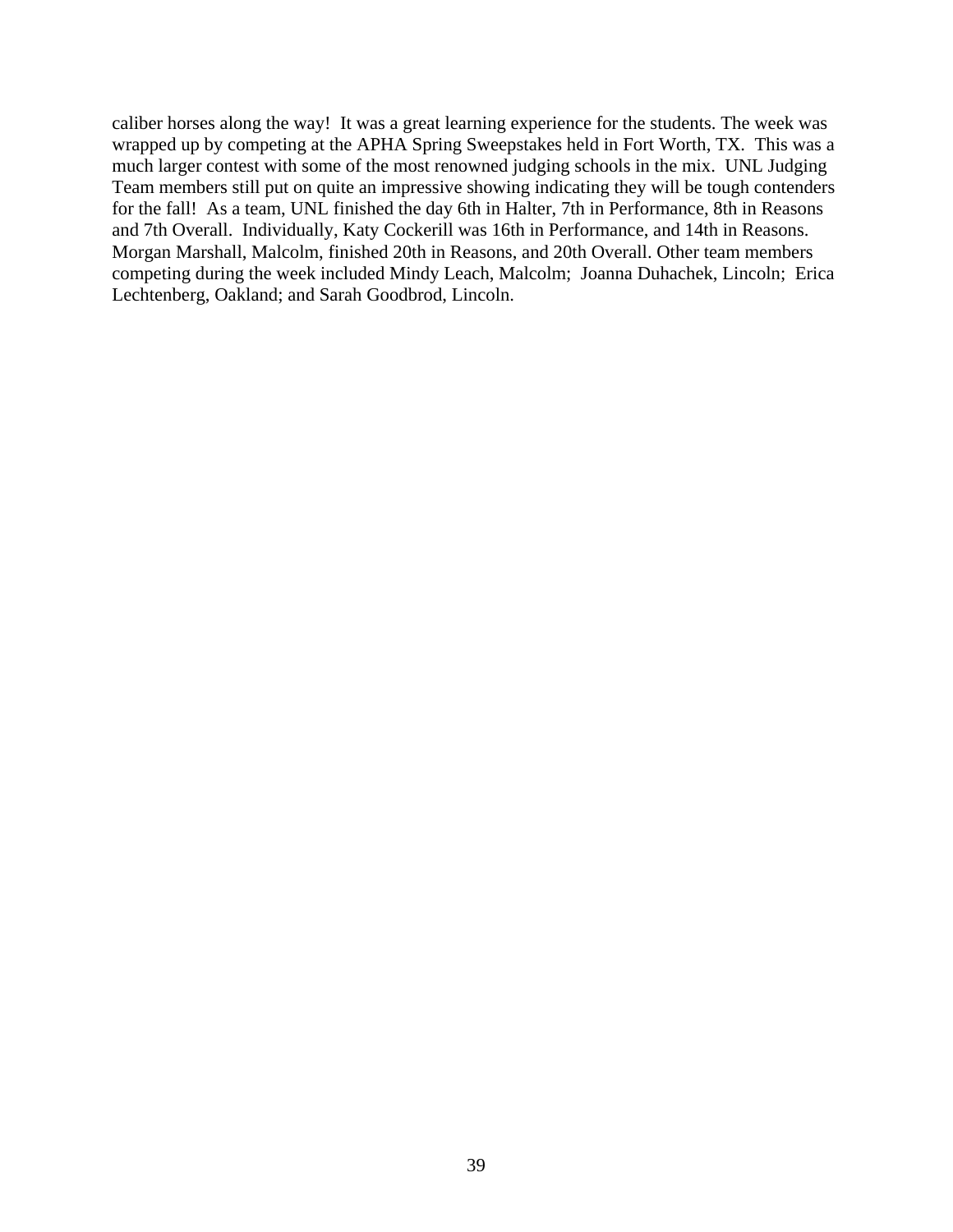caliber horses along the way! It was a great learning experience for the students. The week was wrapped up by competing at the APHA Spring Sweepstakes held in Fort Worth, TX. This was a much larger contest with some of the most renowned judging schools in the mix. UNL Judging Team members still put on quite an impressive showing indicating they will be tough contenders for the fall! As a team, UNL finished the day 6th in Halter, 7th in Performance, 8th in Reasons and 7th Overall. Individually, Katy Cockerill was 16th in Performance, and 14th in Reasons. Morgan Marshall, Malcolm, finished 20th in Reasons, and 20th Overall. Other team members competing during the week included Mindy Leach, Malcolm; Joanna Duhachek, Lincoln; Erica Lechtenberg, Oakland; and Sarah Goodbrod, Lincoln.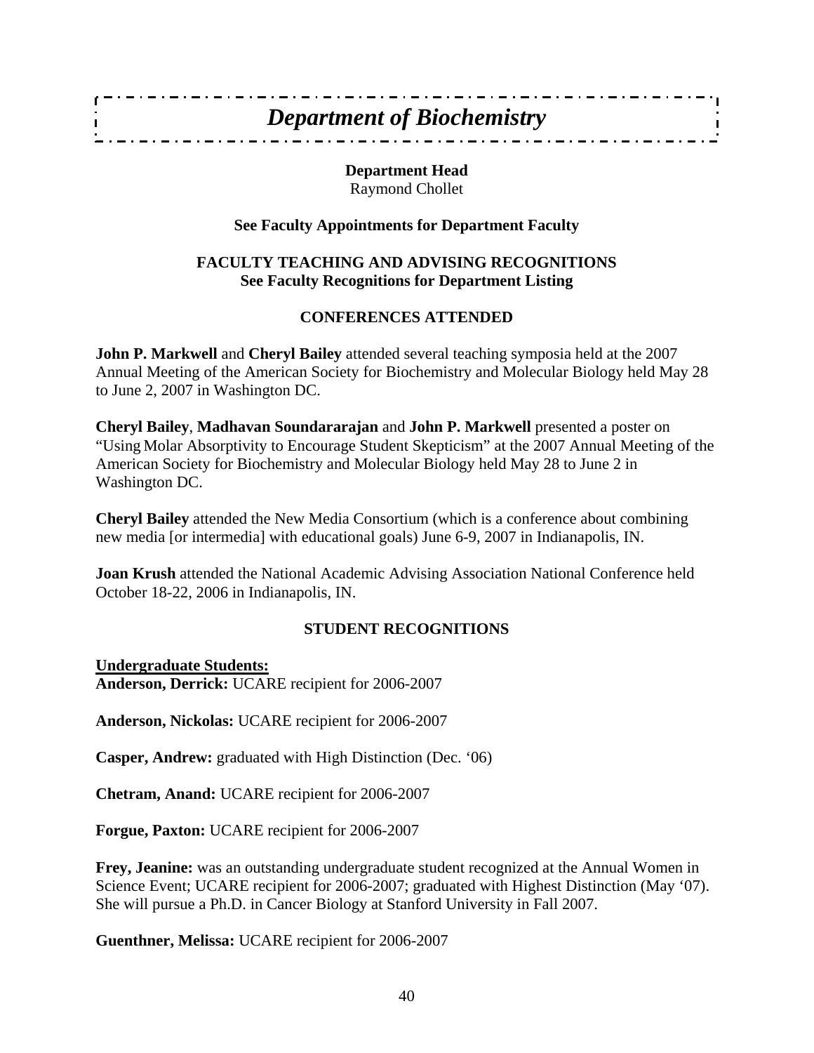# *Department of Biochemistry*

**Department Head**
Raymond Chollet

**See Faculty Appointments for Department Faculty**

**FACULTY TEACHING AND ADVISING RECOGNITIONS**
**See Faculty Recognitions for Department Listing**

## CONFERENCES ATTENDED

**John P. Markwell** and **Cheryl Bailey** attended several teaching symposia held at the 2007 Annual Meeting of the American Society for Biochemistry and Molecular Biology held May 28 to June 2, 2007 in Washington DC.

**Cheryl Bailey**, **Madhavan Soundararajan** and **John P. Markwell** presented a poster on "Using Molar Absorptivity to Encourage Student Skepticism" at the 2007 Annual Meeting of the American Society for Biochemistry and Molecular Biology held May 28 to June 2 in Washington DC.

**Cheryl Bailey** attended the New Media Consortium (which is a conference about combining new media [or intermedia] with educational goals) June 6-9, 2007 in Indianapolis, IN.

**Joan Krush** attended the National Academic Advising Association National Conference held October 18-22, 2006 in Indianapolis, IN.

## STUDENT RECOGNITIONS

**Undergraduate Students:**
**Anderson, Derrick:** UCARE recipient for 2006-2007

**Anderson, Nickolas:** UCARE recipient for 2006-2007

**Casper, Andrew:** graduated with High Distinction (Dec. '06)

**Chetram, Anand:** UCARE recipient for 2006-2007

**Forgue, Paxton:** UCARE recipient for 2006-2007

**Frey, Jeanine:** was an outstanding undergraduate student recognized at the Annual Women in Science Event; UCARE recipient for 2006-2007; graduated with Highest Distinction (May '07). She will pursue a Ph.D. in Cancer Biology at Stanford University in Fall 2007.

**Guenthner, Melissa:** UCARE recipient for 2006-2007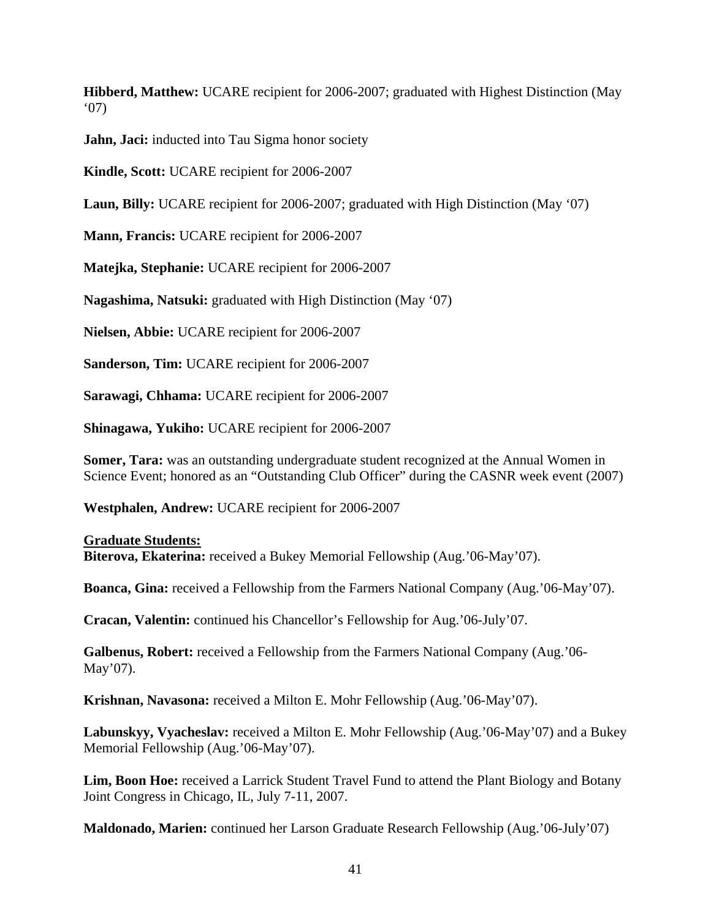**Hibberd, Matthew:** UCARE recipient for 2006-2007; graduated with Highest Distinction (May '07)

**Jahn, Jaci:** inducted into Tau Sigma honor society

**Kindle, Scott:** UCARE recipient for 2006-2007

**Laun, Billy:** UCARE recipient for 2006-2007; graduated with High Distinction (May '07)

**Mann, Francis:** UCARE recipient for 2006-2007

**Matejka, Stephanie:** UCARE recipient for 2006-2007

**Nagashima, Natsuki:** graduated with High Distinction (May '07)

**Nielsen, Abbie:** UCARE recipient for 2006-2007

**Sanderson, Tim:** UCARE recipient for 2006-2007

**Sarawagi, Chhama:** UCARE recipient for 2006-2007

**Shinagawa, Yukiho:** UCARE recipient for 2006-2007

**Somer, Tara:** was an outstanding undergraduate student recognized at the Annual Women in Science Event; honored as an "Outstanding Club Officer" during the CASNR week event (2007)

**Westphalen, Andrew:** UCARE recipient for 2006-2007

**Graduate Students:**

**Biterova, Ekaterina:** received a Bukey Memorial Fellowship (Aug.'06-May'07).

**Boanca, Gina:** received a Fellowship from the Farmers National Company (Aug.'06-May'07).

**Cracan, Valentin:** continued his Chancellor's Fellowship for Aug.'06-July'07.

**Galbenus, Robert:** received a Fellowship from the Farmers National Company (Aug.'06-May'07).

**Krishnan, Navasona:** received a Milton E. Mohr Fellowship (Aug.'06-May'07).

**Labunskyy, Vyacheslav:** received a Milton E. Mohr Fellowship (Aug.'06-May'07) and a Bukey Memorial Fellowship (Aug.'06-May'07).

**Lim, Boon Hoe:** received a Larrick Student Travel Fund to attend the Plant Biology and Botany Joint Congress in Chicago, IL, July 7-11, 2007.

**Maldonado, Marien:** continued her Larson Graduate Research Fellowship (Aug.'06-July'07)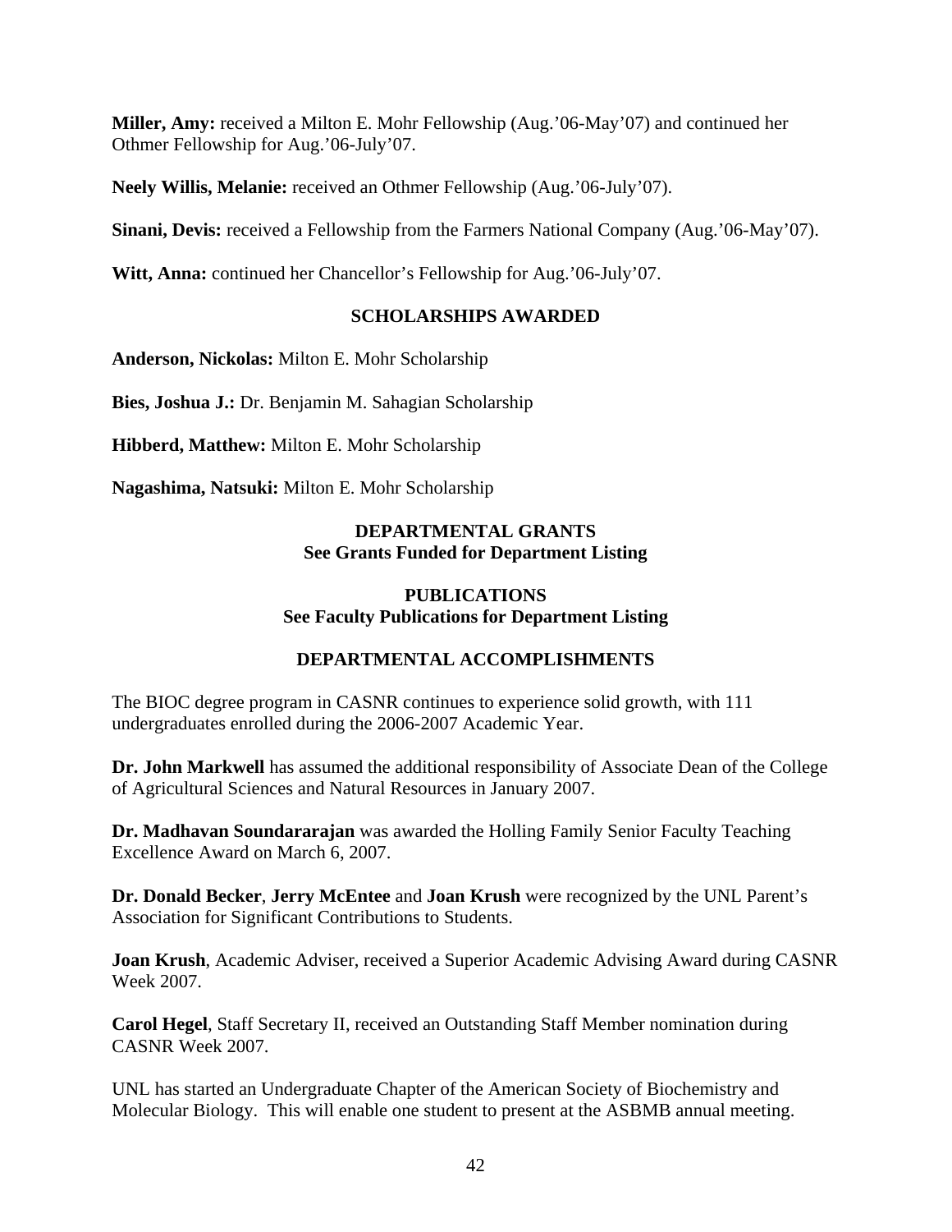**Miller, Amy:** received a Milton E. Mohr Fellowship (Aug.'06-May'07) and continued her Othmer Fellowship for Aug.'06-July'07.

**Neely Willis, Melanie:** received an Othmer Fellowship (Aug.'06-July'07).

**Sinani, Devis:** received a Fellowship from the Farmers National Company (Aug.'06-May'07).

**Witt, Anna:** continued her Chancellor's Fellowship for Aug.'06-July'07.

## SCHOLARSHIPS AWARDED

**Anderson, Nickolas:** Milton E. Mohr Scholarship

**Bies, Joshua J.:** Dr. Benjamin M. Sahagian Scholarship

**Hibberd, Matthew:** Milton E. Mohr Scholarship

**Nagashima, Natsuki:** Milton E. Mohr Scholarship

## DEPARTMENTAL GRANTS
**See Grants Funded for Department Listing**

## PUBLICATIONS
**See Faculty Publications for Department Listing**

## DEPARTMENTAL ACCOMPLISHMENTS

The BIOC degree program in CASNR continues to experience solid growth, with 111 undergraduates enrolled during the 2006-2007 Academic Year.

**Dr. John Markwell** has assumed the additional responsibility of Associate Dean of the College of Agricultural Sciences and Natural Resources in January 2007.

**Dr. Madhavan Soundararajan** was awarded the Holling Family Senior Faculty Teaching Excellence Award on March 6, 2007.

**Dr. Donald Becker**, **Jerry McEntee** and **Joan Krush** were recognized by the UNL Parent's Association for Significant Contributions to Students.

**Joan Krush**, Academic Adviser, received a Superior Academic Advising Award during CASNR Week 2007.

**Carol Hegel**, Staff Secretary II, received an Outstanding Staff Member nomination during CASNR Week 2007.

UNL has started an Undergraduate Chapter of the American Society of Biochemistry and Molecular Biology. This will enable one student to present at the ASBMB annual meeting.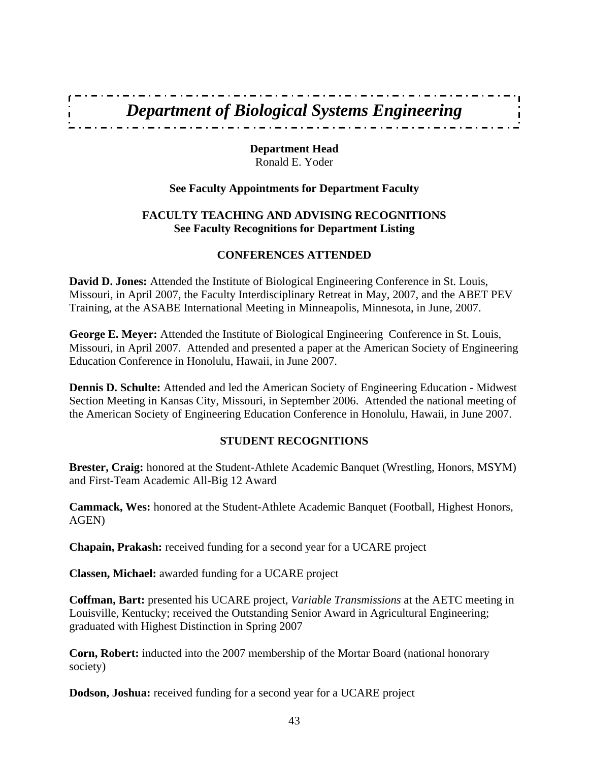# *Department of Biological Systems Engineering*

**Department Head**
Ronald E. Yoder

**See Faculty Appointments for Department Faculty**

**FACULTY TEACHING AND ADVISING RECOGNITIONS**
**See Faculty Recognitions for Department Listing**

## CONFERENCES ATTENDED

**David D. Jones:** Attended the Institute of Biological Engineering Conference in St. Louis, Missouri, in April 2007, the Faculty Interdisciplinary Retreat in May, 2007, and the ABET PEV Training, at the ASABE International Meeting in Minneapolis, Minnesota, in June, 2007.

**George E. Meyer:** Attended the Institute of Biological Engineering Conference in St. Louis, Missouri, in April 2007. Attended and presented a paper at the American Society of Engineering Education Conference in Honolulu, Hawaii, in June 2007.

**Dennis D. Schulte:** Attended and led the American Society of Engineering Education - Midwest Section Meeting in Kansas City, Missouri, in September 2006. Attended the national meeting of the American Society of Engineering Education Conference in Honolulu, Hawaii, in June 2007.

## STUDENT RECOGNITIONS

**Brester, Craig:** honored at the Student-Athlete Academic Banquet (Wrestling, Honors, MSYM) and First-Team Academic All-Big 12 Award

**Cammack, Wes:** honored at the Student-Athlete Academic Banquet (Football, Highest Honors, AGEN)

**Chapain, Prakash:** received funding for a second year for a UCARE project

**Classen, Michael:** awarded funding for a UCARE project

**Coffman, Bart:** presented his UCARE project, *Variable Transmissions* at the AETC meeting in Louisville, Kentucky; received the Outstanding Senior Award in Agricultural Engineering; graduated with Highest Distinction in Spring 2007

**Corn, Robert:** inducted into the 2007 membership of the Mortar Board (national honorary society)

**Dodson, Joshua:** received funding for a second year for a UCARE project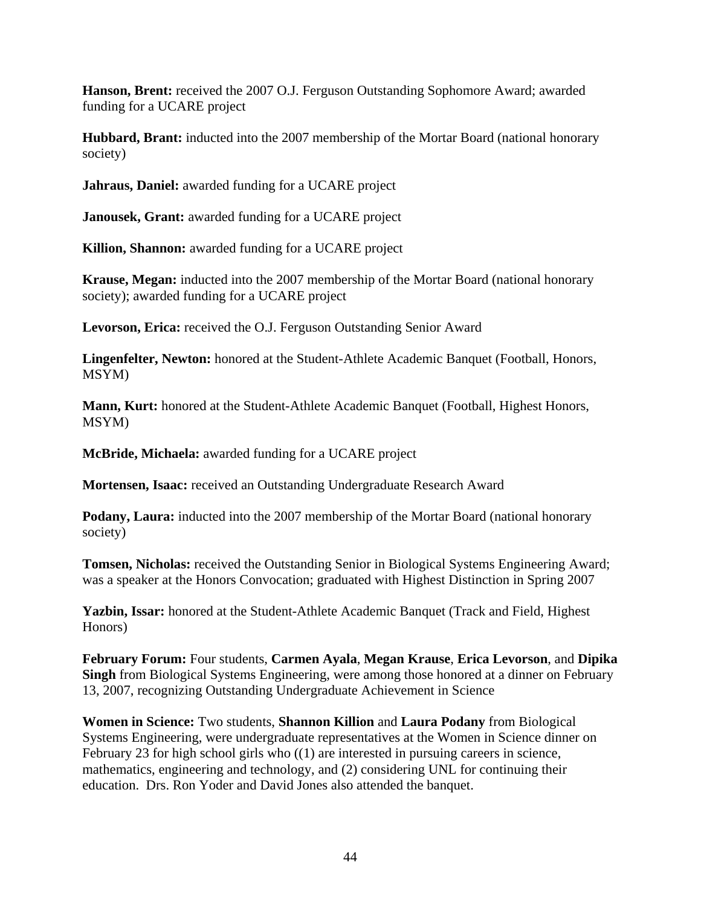**Hanson, Brent:** received the 2007 O.J. Ferguson Outstanding Sophomore Award; awarded funding for a UCARE project

**Hubbard, Brant:** inducted into the 2007 membership of the Mortar Board (national honorary society)

**Jahraus, Daniel:** awarded funding for a UCARE project

**Janousek, Grant:** awarded funding for a UCARE project

**Killion, Shannon:** awarded funding for a UCARE project

**Krause, Megan:** inducted into the 2007 membership of the Mortar Board (national honorary society); awarded funding for a UCARE project

**Levorson, Erica:** received the O.J. Ferguson Outstanding Senior Award

**Lingenfelter, Newton:** honored at the Student-Athlete Academic Banquet (Football, Honors, MSYM)

**Mann, Kurt:** honored at the Student-Athlete Academic Banquet (Football, Highest Honors, MSYM)

**McBride, Michaela:** awarded funding for a UCARE project

**Mortensen, Isaac:** received an Outstanding Undergraduate Research Award

**Podany, Laura:** inducted into the 2007 membership of the Mortar Board (national honorary society)

**Tomsen, Nicholas:** received the Outstanding Senior in Biological Systems Engineering Award; was a speaker at the Honors Convocation; graduated with Highest Distinction in Spring 2007

**Yazbin, Issar:** honored at the Student-Athlete Academic Banquet (Track and Field, Highest Honors)

**February Forum:** Four students, **Carmen Ayala**, **Megan Krause**, **Erica Levorson**, and **Dipika Singh** from Biological Systems Engineering, were among those honored at a dinner on February 13, 2007, recognizing Outstanding Undergraduate Achievement in Science

**Women in Science:** Two students, **Shannon Killion** and **Laura Podany** from Biological Systems Engineering, were undergraduate representatives at the Women in Science dinner on February 23 for high school girls who ((1) are interested in pursuing careers in science, mathematics, engineering and technology, and (2) considering UNL for continuing their education. Drs. Ron Yoder and David Jones also attended the banquet.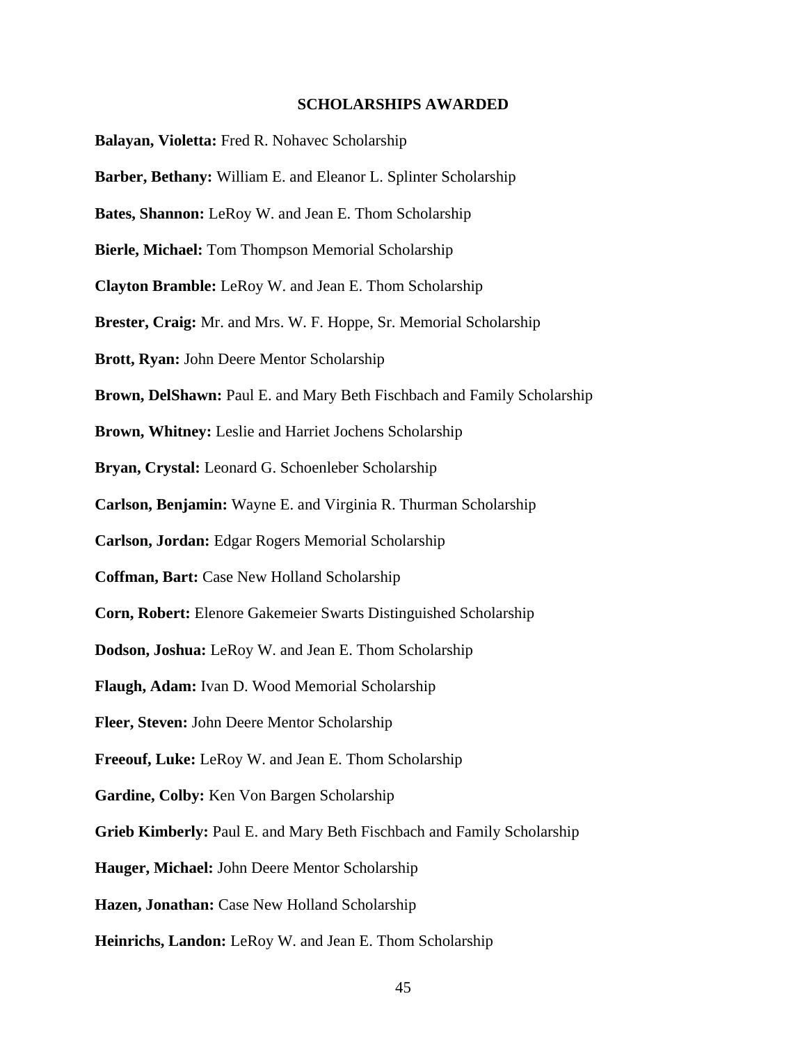**SCHOLARSHIPS AWARDED**

**Balayan, Violetta:** Fred R. Nohavec Scholarship

**Barber, Bethany:** William E. and Eleanor L. Splinter Scholarship

**Bates, Shannon:** LeRoy W. and Jean E. Thom Scholarship

**Bierle, Michael:** Tom Thompson Memorial Scholarship

**Clayton Bramble:** LeRoy W. and Jean E. Thom Scholarship

**Brester, Craig:** Mr. and Mrs. W. F. Hoppe, Sr. Memorial Scholarship

**Brott, Ryan:** John Deere Mentor Scholarship

**Brown, DelShawn:** Paul E. and Mary Beth Fischbach and Family Scholarship

**Brown, Whitney:** Leslie and Harriet Jochens Scholarship

**Bryan, Crystal:** Leonard G. Schoenleber Scholarship

**Carlson, Benjamin:** Wayne E. and Virginia R. Thurman Scholarship

**Carlson, Jordan:** Edgar Rogers Memorial Scholarship

**Coffman, Bart:** Case New Holland Scholarship

**Corn, Robert:** Elenore Gakemeier Swarts Distinguished Scholarship

**Dodson, Joshua:** LeRoy W. and Jean E. Thom Scholarship

**Flaugh, Adam:** Ivan D. Wood Memorial Scholarship

**Fleer, Steven:** John Deere Mentor Scholarship

**Freeouf, Luke:** LeRoy W. and Jean E. Thom Scholarship

**Gardine, Colby:** Ken Von Bargen Scholarship

**Grieb Kimberly:** Paul E. and Mary Beth Fischbach and Family Scholarship

**Hauger, Michael:** John Deere Mentor Scholarship

**Hazen, Jonathan:** Case New Holland Scholarship

**Heinrichs, Landon:** LeRoy W. and Jean E. Thom Scholarship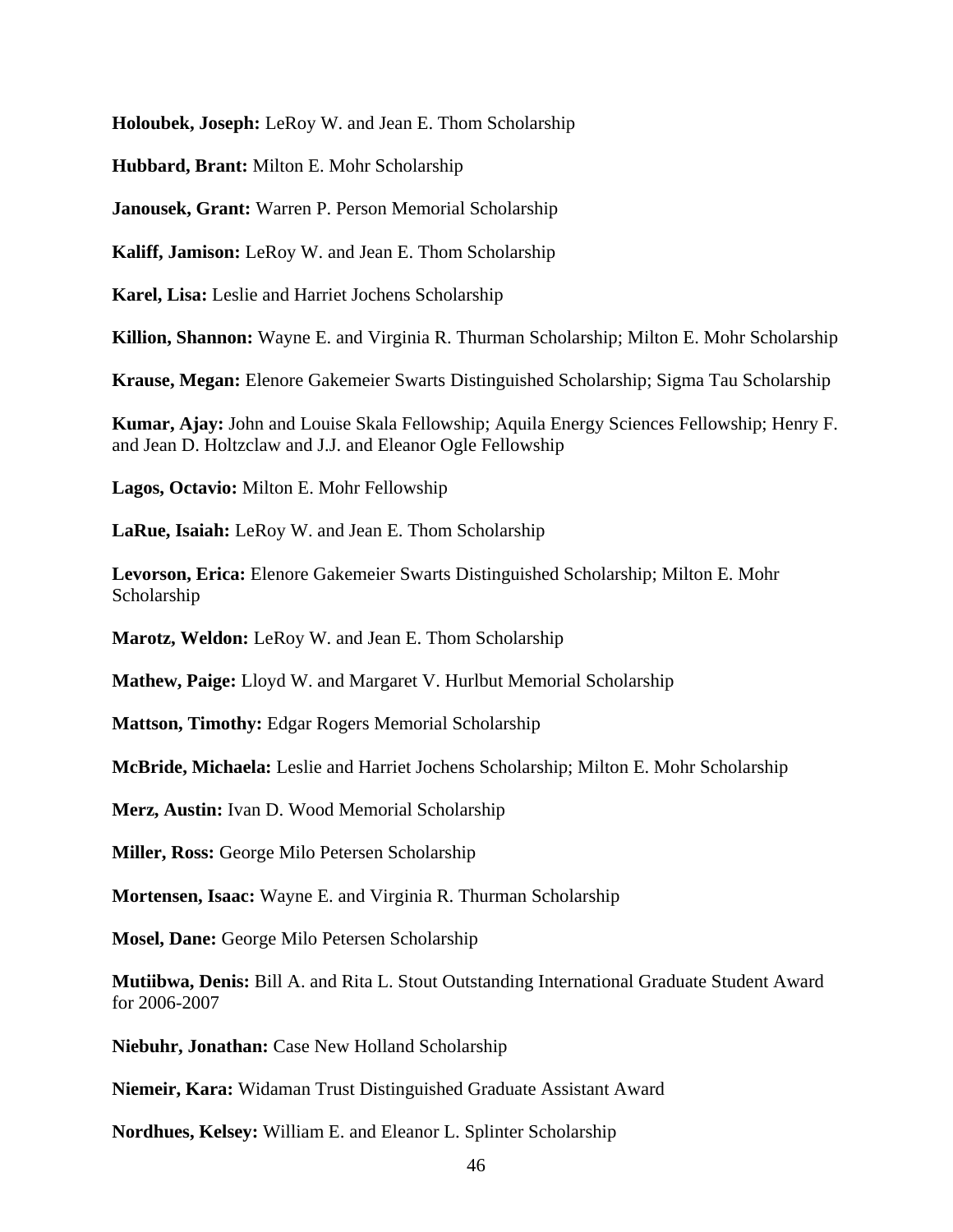**Holoubek, Joseph:** LeRoy W. and Jean E. Thom Scholarship

**Hubbard, Brant:** Milton E. Mohr Scholarship

**Janousek, Grant:** Warren P. Person Memorial Scholarship

**Kaliff, Jamison:** LeRoy W. and Jean E. Thom Scholarship

**Karel, Lisa:** Leslie and Harriet Jochens Scholarship

**Killion, Shannon:** Wayne E. and Virginia R. Thurman Scholarship; Milton E. Mohr Scholarship

**Krause, Megan:** Elenore Gakemeier Swarts Distinguished Scholarship; Sigma Tau Scholarship

**Kumar, Ajay:** John and Louise Skala Fellowship; Aquila Energy Sciences Fellowship; Henry F. and Jean D. Holtzclaw and J.J. and Eleanor Ogle Fellowship

**Lagos, Octavio:** Milton E. Mohr Fellowship

**LaRue, Isaiah:** LeRoy W. and Jean E. Thom Scholarship

**Levorson, Erica:** Elenore Gakemeier Swarts Distinguished Scholarship; Milton E. Mohr Scholarship

**Marotz, Weldon:** LeRoy W. and Jean E. Thom Scholarship

**Mathew, Paige:** Lloyd W. and Margaret V. Hurlbut Memorial Scholarship

**Mattson, Timothy:** Edgar Rogers Memorial Scholarship

**McBride, Michaela:** Leslie and Harriet Jochens Scholarship; Milton E. Mohr Scholarship

**Merz, Austin:** Ivan D. Wood Memorial Scholarship

**Miller, Ross:** George Milo Petersen Scholarship

**Mortensen, Isaac:** Wayne E. and Virginia R. Thurman Scholarship

**Mosel, Dane:** George Milo Petersen Scholarship

**Mutiibwa, Denis:** Bill A. and Rita L. Stout Outstanding International Graduate Student Award for 2006-2007

**Niebuhr, Jonathan:** Case New Holland Scholarship

**Niemeir, Kara:** Widaman Trust Distinguished Graduate Assistant Award

**Nordhues, Kelsey:** William E. and Eleanor L. Splinter Scholarship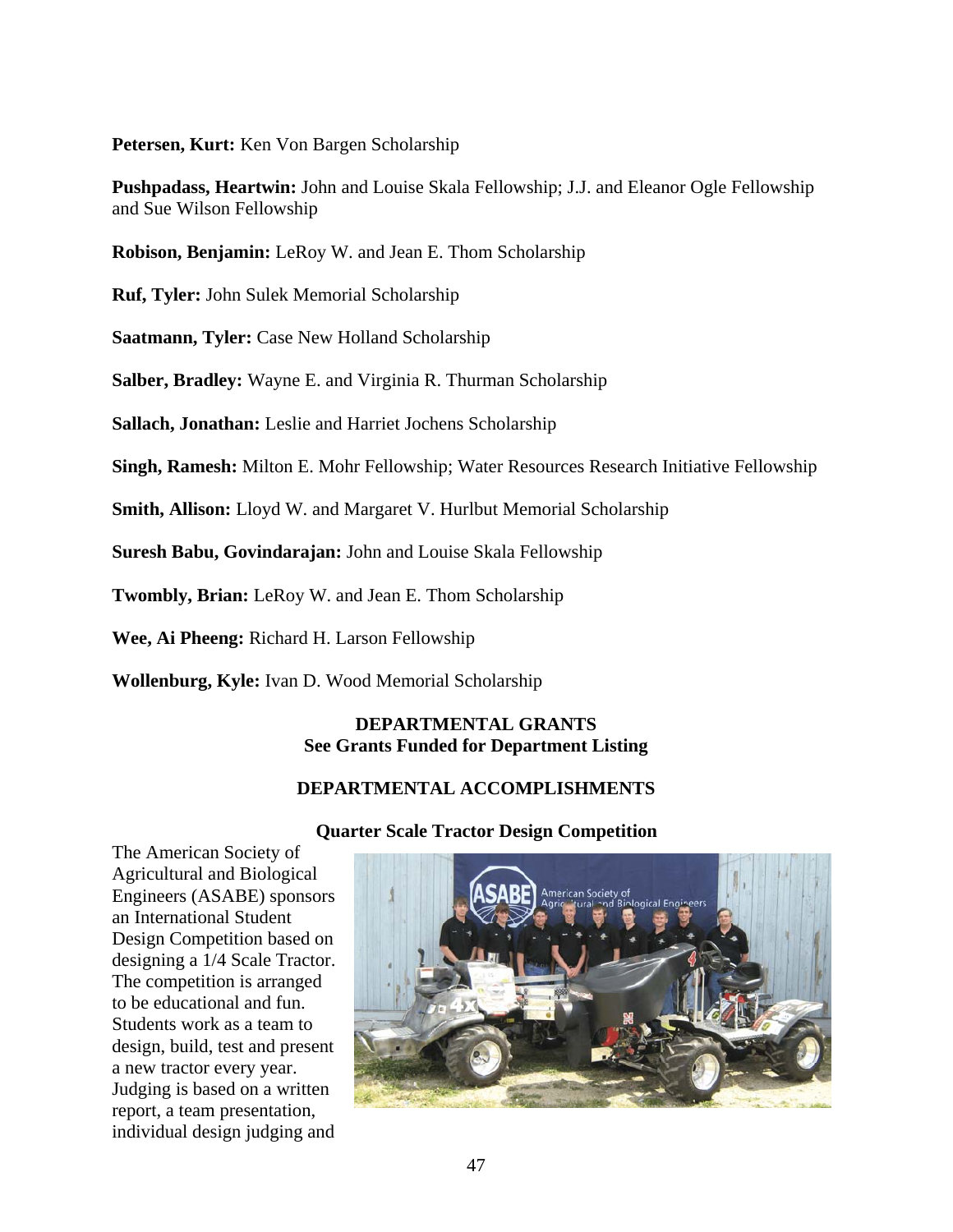**Petersen, Kurt:** Ken Von Bargen Scholarship

**Pushpadass, Heartwin:** John and Louise Skala Fellowship; J.J. and Eleanor Ogle Fellowship and Sue Wilson Fellowship

**Robison, Benjamin:** LeRoy W. and Jean E. Thom Scholarship

**Ruf, Tyler:** John Sulek Memorial Scholarship

**Saatmann, Tyler:** Case New Holland Scholarship

**Salber, Bradley:** Wayne E. and Virginia R. Thurman Scholarship

**Sallach, Jonathan:** Leslie and Harriet Jochens Scholarship

**Singh, Ramesh:** Milton E. Mohr Fellowship; Water Resources Research Initiative Fellowship

**Smith, Allison:** Lloyd W. and Margaret V. Hurlbut Memorial Scholarship

**Suresh Babu, Govindarajan:** John and Louise Skala Fellowship

**Twombly, Brian:** LeRoy W. and Jean E. Thom Scholarship

**Wee, Ai Pheeng:** Richard H. Larson Fellowship

**Wollenburg, Kyle:** Ivan D. Wood Memorial Scholarship

## DEPARTMENTAL GRANTS
**See Grants Funded for Department Listing**

## DEPARTMENTAL ACCOMPLISHMENTS

### Quarter Scale Tractor Design Competition

The American Society of Agricultural and Biological Engineers (ASABE) sponsors an International Student Design Competition based on designing a 1/4 Scale Tractor. The competition is arranged to be educational and fun. Students work as a team to design, build, test and present a new tractor every year. Judging is based on a written report, a team presentation, individual design judging and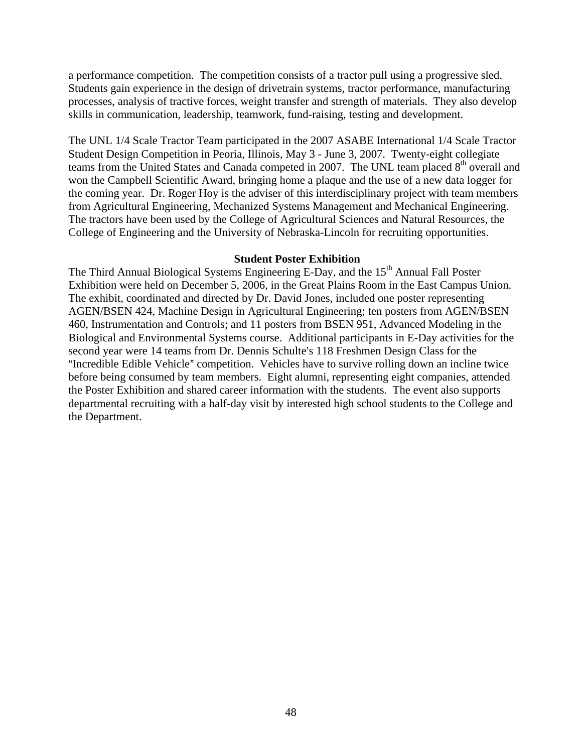a performance competition. The competition consists of a tractor pull using a progressive sled. Students gain experience in the design of drivetrain systems, tractor performance, manufacturing processes, analysis of tractive forces, weight transfer and strength of materials. They also develop skills in communication, leadership, teamwork, fund-raising, testing and development.

The UNL 1/4 Scale Tractor Team participated in the 2007 ASABE International 1/4 Scale Tractor Student Design Competition in Peoria, Illinois, May 3 - June 3, 2007. Twenty-eight collegiate teams from the United States and Canada competed in 2007. The UNL team placed 8th overall and won the Campbell Scientific Award, bringing home a plaque and the use of a new data logger for the coming year. Dr. Roger Hoy is the adviser of this interdisciplinary project with team members from Agricultural Engineering, Mechanized Systems Management and Mechanical Engineering. The tractors have been used by the College of Agricultural Sciences and Natural Resources, the College of Engineering and the University of Nebraska-Lincoln for recruiting opportunities.

**Student Poster Exhibition**

The Third Annual Biological Systems Engineering E-Day, and the 15th Annual Fall Poster Exhibition were held on December 5, 2006, in the Great Plains Room in the East Campus Union. The exhibit, coordinated and directed by Dr. David Jones, included one poster representing AGEN/BSEN 424, Machine Design in Agricultural Engineering; ten posters from AGEN/BSEN 460, Instrumentation and Controls; and 11 posters from BSEN 951, Advanced Modeling in the Biological and Environmental Systems course. Additional participants in E-Day activities for the second year were 14 teams from Dr. Dennis Schulte's 118 Freshmen Design Class for the "Incredible Edible Vehicle" competition. Vehicles have to survive rolling down an incline twice before being consumed by team members. Eight alumni, representing eight companies, attended the Poster Exhibition and shared career information with the students. The event also supports departmental recruiting with a half-day visit by interested high school students to the College and the Department.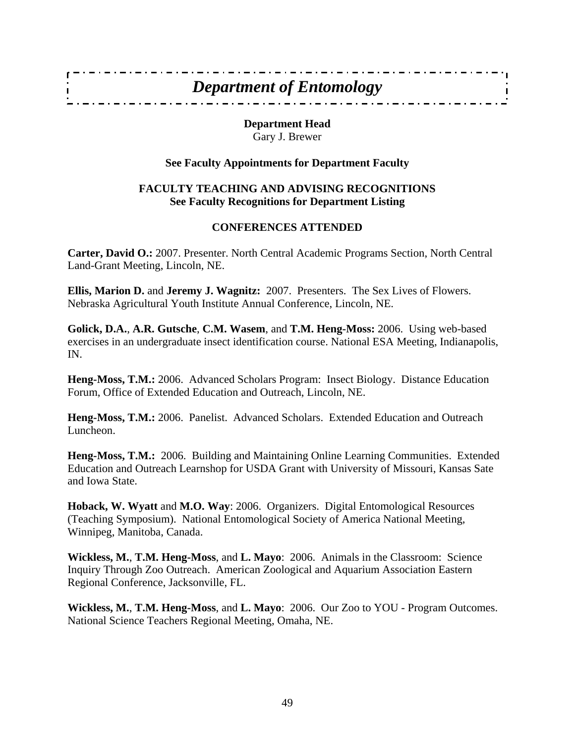# *Department of Entomology*

**Department Head**
Gary J. Brewer

**See Faculty Appointments for Department Faculty**

**FACULTY TEACHING AND ADVISING RECOGNITIONS**
**See Faculty Recognitions for Department Listing**

## CONFERENCES ATTENDED

**Carter, David O.:** 2007. Presenter. North Central Academic Programs Section, North Central Land-Grant Meeting, Lincoln, NE.

**Ellis, Marion D.** and **Jeremy J. Wagnitz:** 2007. Presenters. The Sex Lives of Flowers. Nebraska Agricultural Youth Institute Annual Conference, Lincoln, NE.

**Golick, D.A.**, **A.R. Gutsche**, **C.M. Wasem**, and **T.M. Heng-Moss:** 2006. Using web-based exercises in an undergraduate insect identification course. National ESA Meeting, Indianapolis, IN.

**Heng-Moss, T.M.:** 2006. Advanced Scholars Program: Insect Biology. Distance Education Forum, Office of Extended Education and Outreach, Lincoln, NE.

**Heng-Moss, T.M.:** 2006. Panelist. Advanced Scholars. Extended Education and Outreach Luncheon.

**Heng-Moss, T.M.:** 2006. Building and Maintaining Online Learning Communities. Extended Education and Outreach Learnshop for USDA Grant with University of Missouri, Kansas Sate and Iowa State.

**Hoback, W. Wyatt** and **M.O. Way**: 2006. Organizers. Digital Entomological Resources (Teaching Symposium). National Entomological Society of America National Meeting, Winnipeg, Manitoba, Canada.

**Wickless, M.**, **T.M. Heng-Moss**, and **L. Mayo**: 2006. Animals in the Classroom: Science Inquiry Through Zoo Outreach. American Zoological and Aquarium Association Eastern Regional Conference, Jacksonville, FL.

**Wickless, M.**, **T.M. Heng-Moss**, and **L. Mayo**: 2006. Our Zoo to YOU - Program Outcomes. National Science Teachers Regional Meeting, Omaha, NE.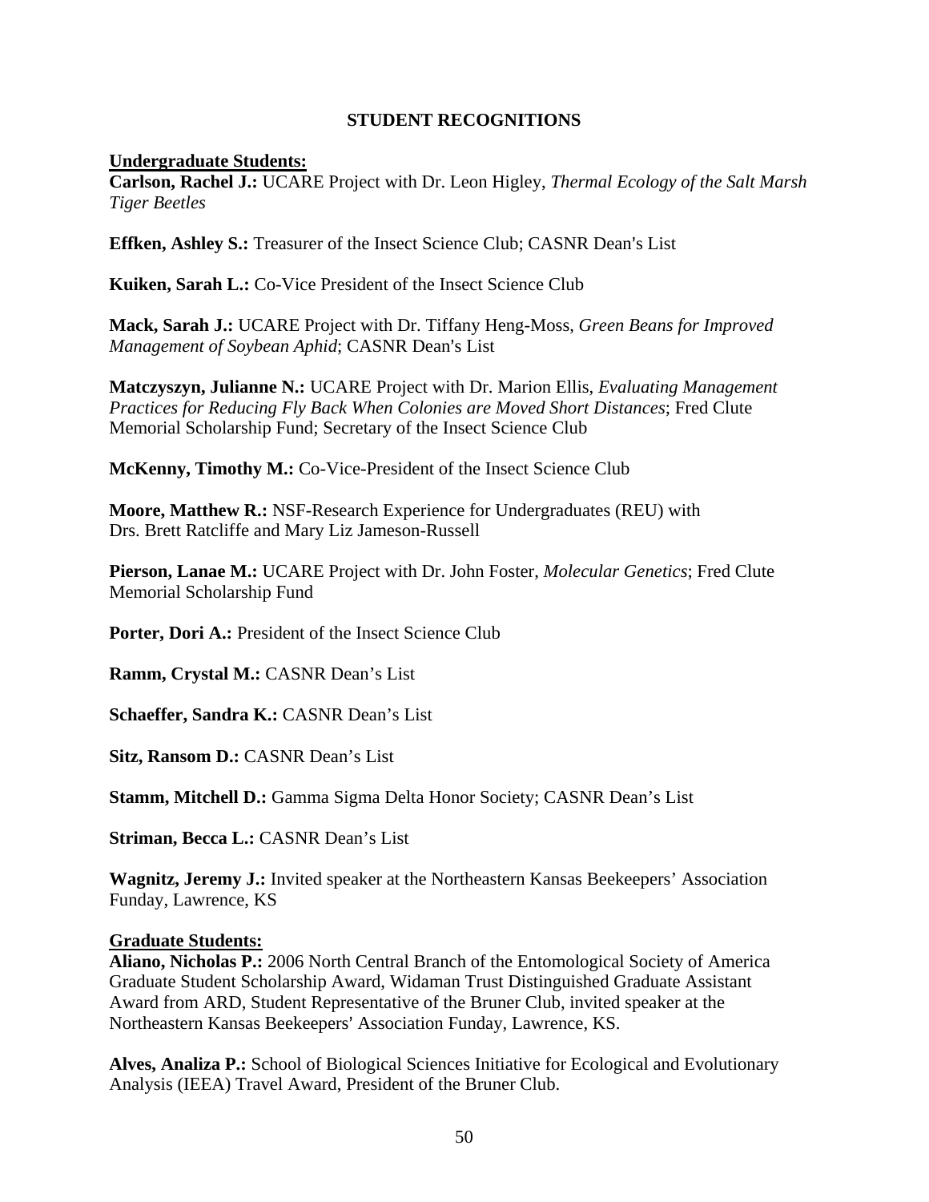## STUDENT RECOGNITIONS

**Undergraduate Students:**

**Carlson, Rachel J.:** UCARE Project with Dr. Leon Higley, *Thermal Ecology of the Salt Marsh Tiger Beetles*

**Effken, Ashley S.:** Treasurer of the Insect Science Club; CASNR Dean's List

**Kuiken, Sarah L.:** Co-Vice President of the Insect Science Club

**Mack, Sarah J.:** UCARE Project with Dr. Tiffany Heng-Moss, *Green Beans for Improved Management of Soybean Aphid*; CASNR Dean's List

**Matczyszyn, Julianne N.:** UCARE Project with Dr. Marion Ellis, *Evaluating Management Practices for Reducing Fly Back When Colonies are Moved Short Distances*; Fred Clute Memorial Scholarship Fund; Secretary of the Insect Science Club

**McKenny, Timothy M.:** Co-Vice-President of the Insect Science Club

**Moore, Matthew R.:** NSF-Research Experience for Undergraduates (REU) with Drs. Brett Ratcliffe and Mary Liz Jameson-Russell

**Pierson, Lanae M.:** UCARE Project with Dr. John Foster, *Molecular Genetics*; Fred Clute Memorial Scholarship Fund

**Porter, Dori A.:** President of the Insect Science Club

**Ramm, Crystal M.:** CASNR Dean's List

**Schaeffer, Sandra K.:** CASNR Dean's List

**Sitz, Ransom D.:** CASNR Dean's List

**Stamm, Mitchell D.:** Gamma Sigma Delta Honor Society; CASNR Dean's List

**Striman, Becca L.:** CASNR Dean's List

**Wagnitz, Jeremy J.:** Invited speaker at the Northeastern Kansas Beekeepers' Association Funday, Lawrence, KS

**Graduate Students:**

**Aliano, Nicholas P.:** 2006 North Central Branch of the Entomological Society of America Graduate Student Scholarship Award, Widaman Trust Distinguished Graduate Assistant Award from ARD, Student Representative of the Bruner Club, invited speaker at the Northeastern Kansas Beekeepers' Association Funday, Lawrence, KS.

**Alves, Analiza P.:** School of Biological Sciences Initiative for Ecological and Evolutionary Analysis (IEEA) Travel Award, President of the Bruner Club.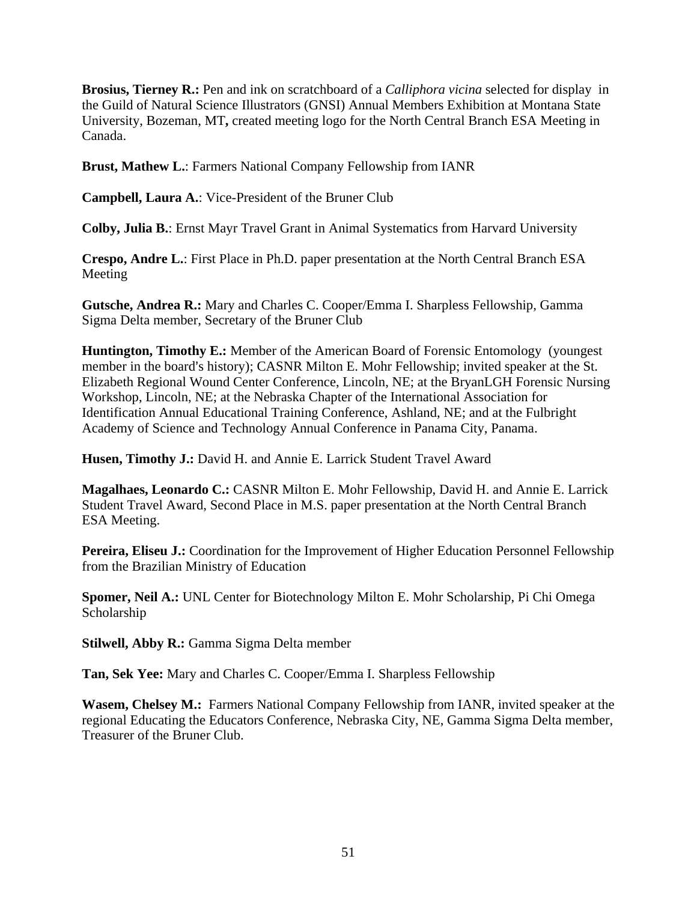**Brosius, Tierney R.:** Pen and ink on scratchboard of a *Calliphora vicina* selected for display in the Guild of Natural Science Illustrators (GNSI) Annual Members Exhibition at Montana State University, Bozeman, MT**,** created meeting logo for the North Central Branch ESA Meeting in Canada.

**Brust, Mathew L.**: Farmers National Company Fellowship from IANR

**Campbell, Laura A.**: Vice-President of the Bruner Club

**Colby, Julia B.**: Ernst Mayr Travel Grant in Animal Systematics from Harvard University

**Crespo, Andre L.**: First Place in Ph.D. paper presentation at the North Central Branch ESA Meeting

**Gutsche, Andrea R.:** Mary and Charles C. Cooper/Emma I. Sharpless Fellowship, Gamma Sigma Delta member, Secretary of the Bruner Club

**Huntington, Timothy E.:** Member of the American Board of Forensic Entomology (youngest member in the board's history); CASNR Milton E. Mohr Fellowship; invited speaker at the St. Elizabeth Regional Wound Center Conference, Lincoln, NE; at the BryanLGH Forensic Nursing Workshop, Lincoln, NE; at the Nebraska Chapter of the International Association for Identification Annual Educational Training Conference, Ashland, NE; and at the Fulbright Academy of Science and Technology Annual Conference in Panama City, Panama.

**Husen, Timothy J.:** David H. and Annie E. Larrick Student Travel Award

**Magalhaes, Leonardo C.:** CASNR Milton E. Mohr Fellowship, David H. and Annie E. Larrick Student Travel Award, Second Place in M.S. paper presentation at the North Central Branch ESA Meeting.

**Pereira, Eliseu J.:** Coordination for the Improvement of Higher Education Personnel Fellowship from the Brazilian Ministry of Education

**Spomer, Neil A.:** UNL Center for Biotechnology Milton E. Mohr Scholarship, Pi Chi Omega Scholarship

**Stilwell, Abby R.:** Gamma Sigma Delta member

**Tan, Sek Yee:** Mary and Charles C. Cooper/Emma I. Sharpless Fellowship

**Wasem, Chelsey M.:** Farmers National Company Fellowship from IANR, invited speaker at the regional Educating the Educators Conference, Nebraska City, NE, Gamma Sigma Delta member, Treasurer of the Bruner Club.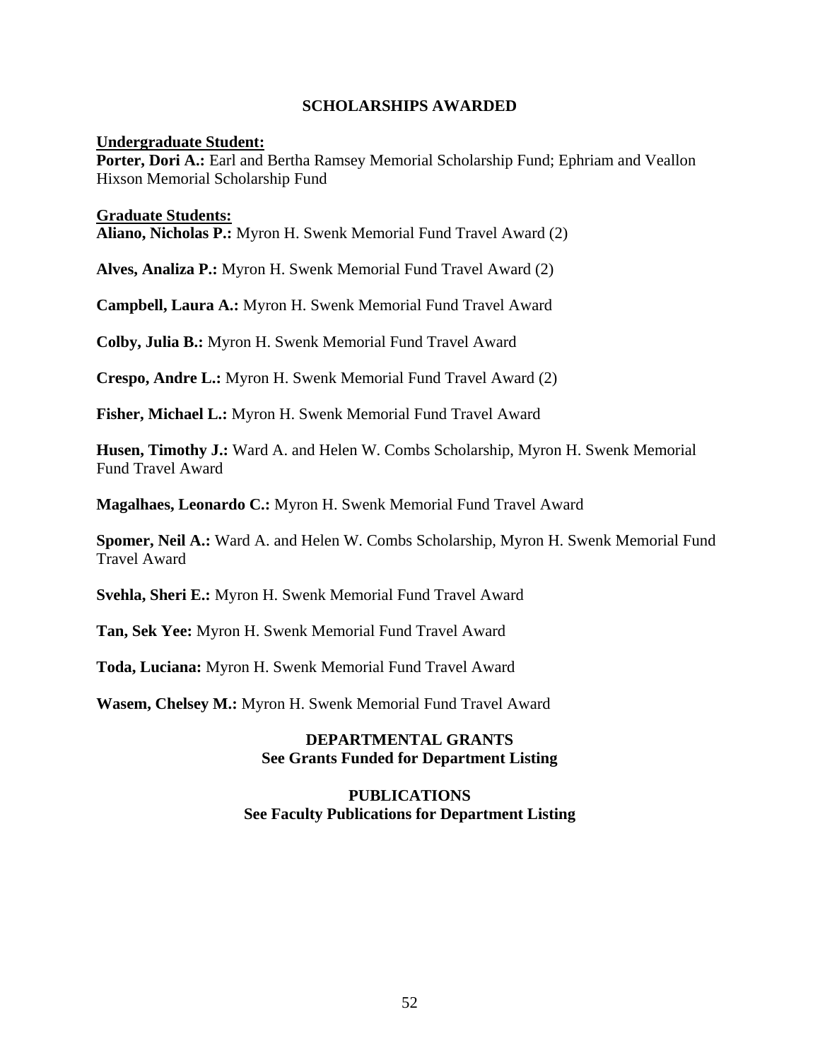## SCHOLARSHIPS AWARDED

**Undergraduate Student:**

**Porter, Dori A.:** Earl and Bertha Ramsey Memorial Scholarship Fund; Ephriam and Veallon Hixson Memorial Scholarship Fund

**Graduate Students:**

**Aliano, Nicholas P.:** Myron H. Swenk Memorial Fund Travel Award (2)

**Alves, Analiza P.:** Myron H. Swenk Memorial Fund Travel Award (2)

**Campbell, Laura A.:** Myron H. Swenk Memorial Fund Travel Award

**Colby, Julia B.:** Myron H. Swenk Memorial Fund Travel Award

**Crespo, Andre L.:** Myron H. Swenk Memorial Fund Travel Award (2)

**Fisher, Michael L.:** Myron H. Swenk Memorial Fund Travel Award

**Husen, Timothy J.:** Ward A. and Helen W. Combs Scholarship, Myron H. Swenk Memorial Fund Travel Award

**Magalhaes, Leonardo C.:** Myron H. Swenk Memorial Fund Travel Award

**Spomer, Neil A.:** Ward A. and Helen W. Combs Scholarship, Myron H. Swenk Memorial Fund Travel Award

**Svehla, Sheri E.:** Myron H. Swenk Memorial Fund Travel Award

**Tan, Sek Yee:** Myron H. Swenk Memorial Fund Travel Award

**Toda, Luciana:** Myron H. Swenk Memorial Fund Travel Award

**Wasem, Chelsey M.:** Myron H. Swenk Memorial Fund Travel Award

## DEPARTMENTAL GRANTS
**See Grants Funded for Department Listing**

## PUBLICATIONS
**See Faculty Publications for Department Listing**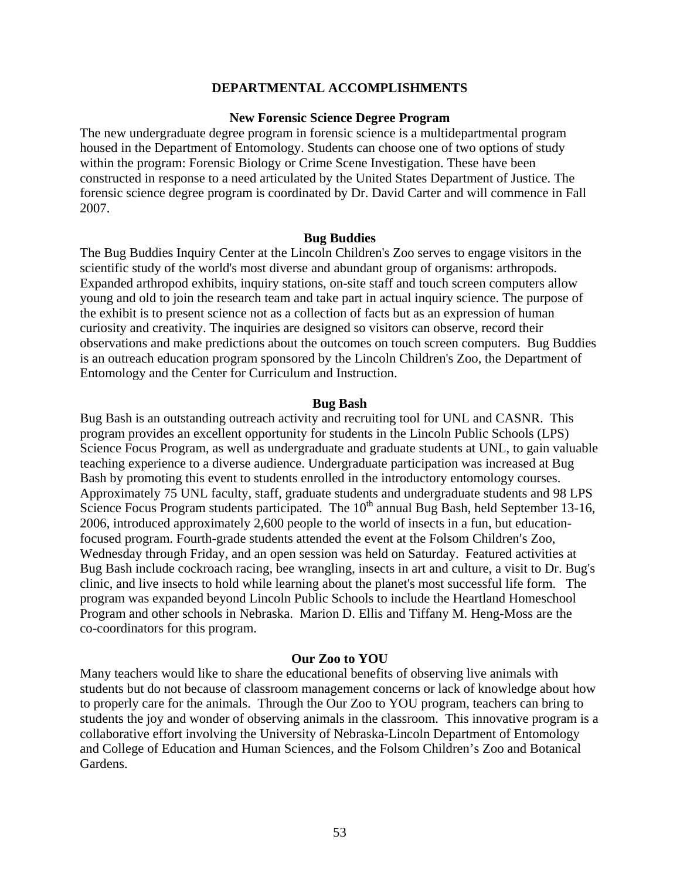# DEPARTMENTAL ACCOMPLISHMENTS

## New Forensic Science Degree Program

The new undergraduate degree program in forensic science is a multidepartmental program housed in the Department of Entomology. Students can choose one of two options of study within the program: Forensic Biology or Crime Scene Investigation. These have been constructed in response to a need articulated by the United States Department of Justice. The forensic science degree program is coordinated by Dr. David Carter and will commence in Fall 2007.

## Bug Buddies

The Bug Buddies Inquiry Center at the Lincoln Children's Zoo serves to engage visitors in the scientific study of the world's most diverse and abundant group of organisms: arthropods. Expanded arthropod exhibits, inquiry stations, on-site staff and touch screen computers allow young and old to join the research team and take part in actual inquiry science. The purpose of the exhibit is to present science not as a collection of facts but as an expression of human curiosity and creativity. The inquiries are designed so visitors can observe, record their observations and make predictions about the outcomes on touch screen computers. Bug Buddies is an outreach education program sponsored by the Lincoln Children's Zoo, the Department of Entomology and the Center for Curriculum and Instruction.

## Bug Bash

Bug Bash is an outstanding outreach activity and recruiting tool for UNL and CASNR. This program provides an excellent opportunity for students in the Lincoln Public Schools (LPS) Science Focus Program, as well as undergraduate and graduate students at UNL, to gain valuable teaching experience to a diverse audience. Undergraduate participation was increased at Bug Bash by promoting this event to students enrolled in the introductory entomology courses. Approximately 75 UNL faculty, staff, graduate students and undergraduate students and 98 LPS Science Focus Program students participated. The 10th annual Bug Bash, held September 13-16, 2006, introduced approximately 2,600 people to the world of insects in a fun, but education-focused program. Fourth-grade students attended the event at the Folsom Children's Zoo, Wednesday through Friday, and an open session was held on Saturday. Featured activities at Bug Bash include cockroach racing, bee wrangling, insects in art and culture, a visit to Dr. Bug's clinic, and live insects to hold while learning about the planet's most successful life form. The program was expanded beyond Lincoln Public Schools to include the Heartland Homeschool Program and other schools in Nebraska. Marion D. Ellis and Tiffany M. Heng-Moss are the co-coordinators for this program.

## Our Zoo to YOU

Many teachers would like to share the educational benefits of observing live animals with students but do not because of classroom management concerns or lack of knowledge about how to properly care for the animals. Through the Our Zoo to YOU program, teachers can bring to students the joy and wonder of observing animals in the classroom. This innovative program is a collaborative effort involving the University of Nebraska-Lincoln Department of Entomology and College of Education and Human Sciences, and the Folsom Children's Zoo and Botanical Gardens.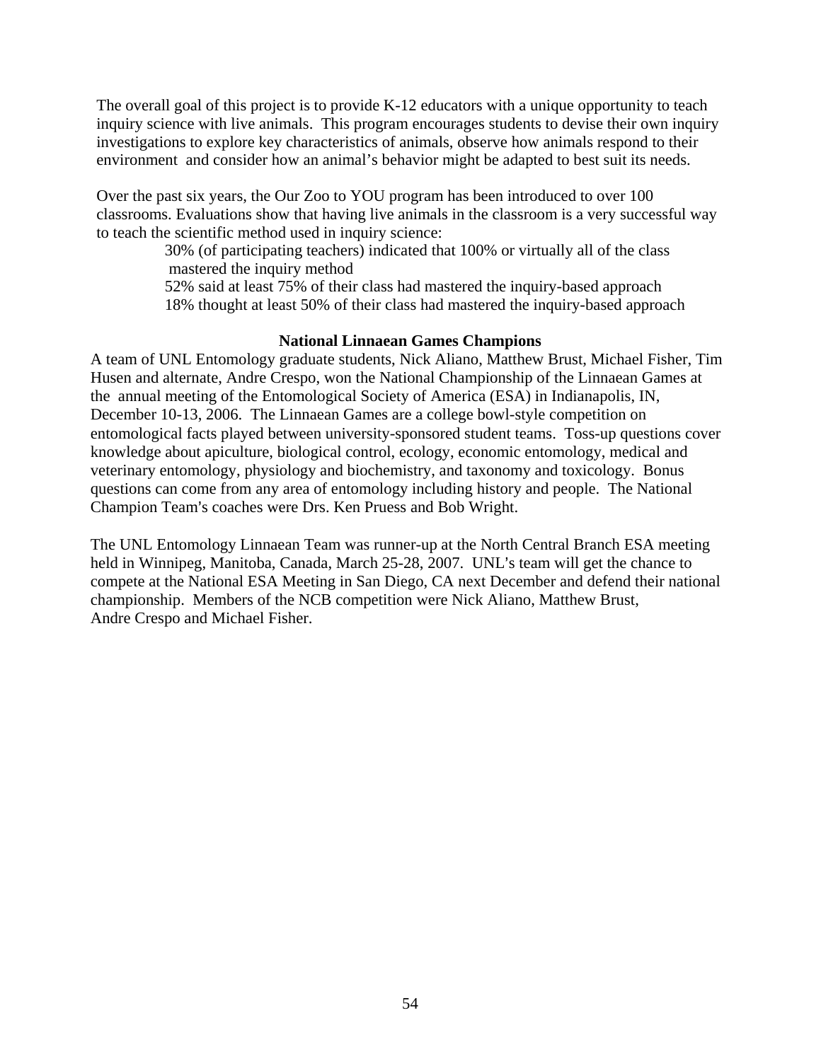The overall goal of this project is to provide K-12 educators with a unique opportunity to teach inquiry science with live animals. This program encourages students to devise their own inquiry investigations to explore key characteristics of animals, observe how animals respond to their environment and consider how an animal's behavior might be adapted to best suit its needs.

Over the past six years, the Our Zoo to YOU program has been introduced to over 100 classrooms. Evaluations show that having live animals in the classroom is a very successful way to teach the scientific method used in inquiry science:

- 30% (of participating teachers) indicated that 100% or virtually all of the class mastered the inquiry method
- 52% said at least 75% of their class had mastered the inquiry-based approach
- 18% thought at least 50% of their class had mastered the inquiry-based approach

**National Linnaean Games Champions**

A team of UNL Entomology graduate students, Nick Aliano, Matthew Brust, Michael Fisher, Tim Husen and alternate, Andre Crespo, won the National Championship of the Linnaean Games at the annual meeting of the Entomological Society of America (ESA) in Indianapolis, IN, December 10-13, 2006. The Linnaean Games are a college bowl-style competition on entomological facts played between university-sponsored student teams. Toss-up questions cover knowledge about apiculture, biological control, ecology, economic entomology, medical and veterinary entomology, physiology and biochemistry, and taxonomy and toxicology. Bonus questions can come from any area of entomology including history and people. The National Champion Team's coaches were Drs. Ken Pruess and Bob Wright.

The UNL Entomology Linnaean Team was runner-up at the North Central Branch ESA meeting held in Winnipeg, Manitoba, Canada, March 25-28, 2007. UNL's team will get the chance to compete at the National ESA Meeting in San Diego, CA next December and defend their national championship. Members of the NCB competition were Nick Aliano, Matthew Brust, Andre Crespo and Michael Fisher.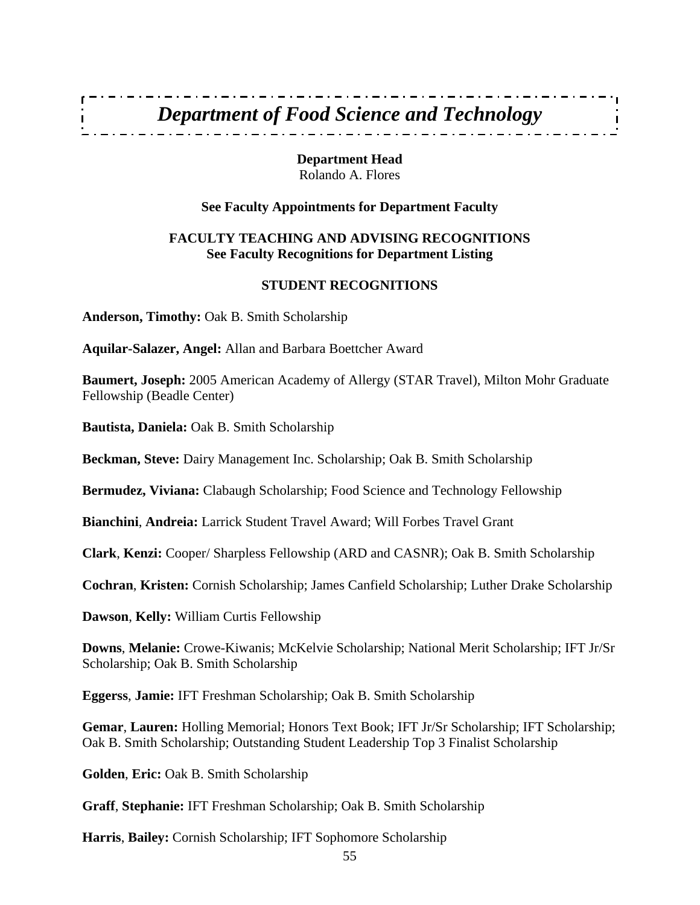# *Department of Food Science and Technology*

**Department Head**
Rolando A. Flores

**See Faculty Appointments for Department Faculty**

**FACULTY TEACHING AND ADVISING RECOGNITIONS**
**See Faculty Recognitions for Department Listing**

**STUDENT RECOGNITIONS**

**Anderson, Timothy:** Oak B. Smith Scholarship

**Aquilar-Salazer, Angel:** Allan and Barbara Boettcher Award

**Baumert, Joseph:** 2005 American Academy of Allergy (STAR Travel), Milton Mohr Graduate Fellowship (Beadle Center)

**Bautista, Daniela:** Oak B. Smith Scholarship

**Beckman, Steve:** Dairy Management Inc. Scholarship; Oak B. Smith Scholarship

**Bermudez, Viviana:** Clabaugh Scholarship; Food Science and Technology Fellowship

**Bianchini**, **Andreia:** Larrick Student Travel Award; Will Forbes Travel Grant

**Clark**, **Kenzi:** Cooper/ Sharpless Fellowship (ARD and CASNR); Oak B. Smith Scholarship

**Cochran**, **Kristen:** Cornish Scholarship; James Canfield Scholarship; Luther Drake Scholarship

**Dawson**, **Kelly:** William Curtis Fellowship

**Downs**, **Melanie:** Crowe-Kiwanis; McKelvie Scholarship; National Merit Scholarship; IFT Jr/Sr Scholarship; Oak B. Smith Scholarship

**Eggerss**, **Jamie:** IFT Freshman Scholarship; Oak B. Smith Scholarship

**Gemar**, **Lauren:** Holling Memorial; Honors Text Book; IFT Jr/Sr Scholarship; IFT Scholarship; Oak B. Smith Scholarship; Outstanding Student Leadership Top 3 Finalist Scholarship

**Golden**, **Eric:** Oak B. Smith Scholarship

**Graff**, **Stephanie:** IFT Freshman Scholarship; Oak B. Smith Scholarship

**Harris**, **Bailey:** Cornish Scholarship; IFT Sophomore Scholarship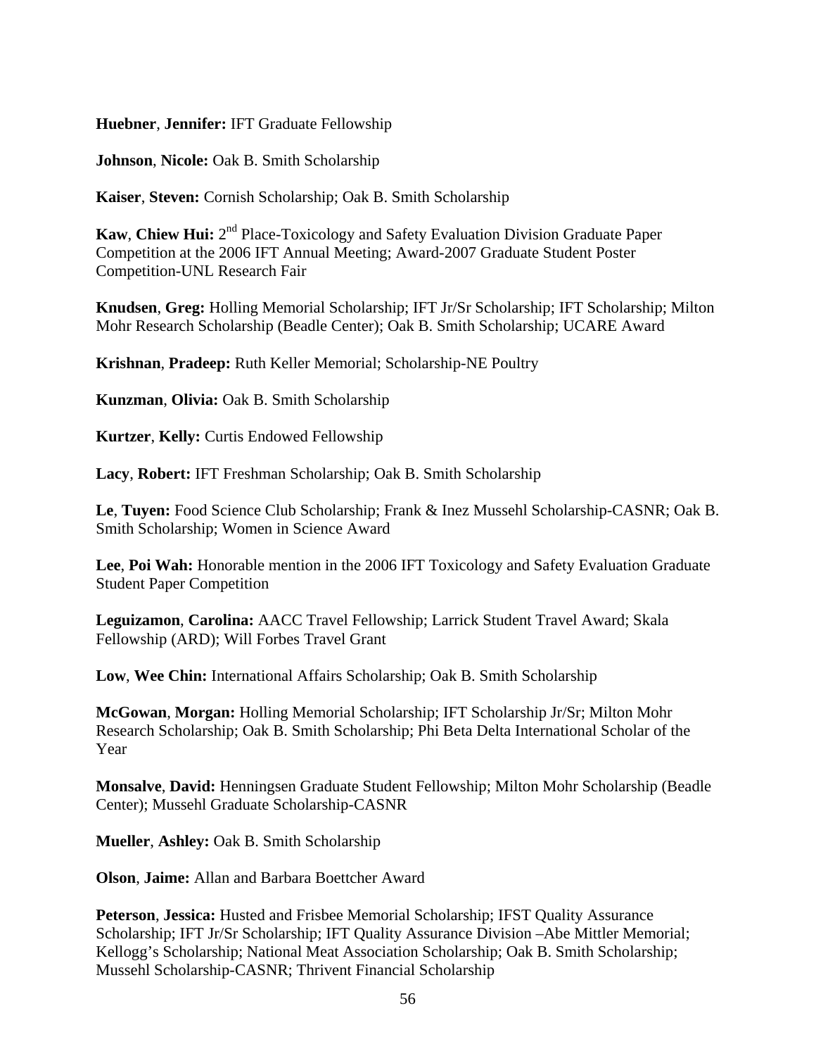**Huebner**, **Jennifer:** IFT Graduate Fellowship

**Johnson**, **Nicole:** Oak B. Smith Scholarship

**Kaiser**, **Steven:** Cornish Scholarship; Oak B. Smith Scholarship

**Kaw**, **Chiew Hui:** 2nd Place-Toxicology and Safety Evaluation Division Graduate Paper Competition at the 2006 IFT Annual Meeting; Award-2007 Graduate Student Poster Competition-UNL Research Fair

**Knudsen**, **Greg:** Holling Memorial Scholarship; IFT Jr/Sr Scholarship; IFT Scholarship; Milton Mohr Research Scholarship (Beadle Center); Oak B. Smith Scholarship; UCARE Award

**Krishnan**, **Pradeep:** Ruth Keller Memorial; Scholarship-NE Poultry

**Kunzman**, **Olivia:** Oak B. Smith Scholarship

**Kurtzer**, **Kelly:** Curtis Endowed Fellowship

**Lacy**, **Robert:** IFT Freshman Scholarship; Oak B. Smith Scholarship

**Le**, **Tuyen:** Food Science Club Scholarship; Frank & Inez Mussehl Scholarship-CASNR; Oak B. Smith Scholarship; Women in Science Award

**Lee**, **Poi Wah:** Honorable mention in the 2006 IFT Toxicology and Safety Evaluation Graduate Student Paper Competition

**Leguizamon**, **Carolina:** AACC Travel Fellowship; Larrick Student Travel Award; Skala Fellowship (ARD); Will Forbes Travel Grant

**Low**, **Wee Chin:** International Affairs Scholarship; Oak B. Smith Scholarship

**McGowan**, **Morgan:** Holling Memorial Scholarship; IFT Scholarship Jr/Sr; Milton Mohr Research Scholarship; Oak B. Smith Scholarship; Phi Beta Delta International Scholar of the Year

**Monsalve**, **David:** Henningsen Graduate Student Fellowship; Milton Mohr Scholarship (Beadle Center); Mussehl Graduate Scholarship-CASNR

**Mueller**, **Ashley:** Oak B. Smith Scholarship

**Olson**, **Jaime:** Allan and Barbara Boettcher Award

**Peterson**, **Jessica:** Husted and Frisbee Memorial Scholarship; IFST Quality Assurance Scholarship; IFT Jr/Sr Scholarship; IFT Quality Assurance Division –Abe Mittler Memorial; Kellogg's Scholarship; National Meat Association Scholarship; Oak B. Smith Scholarship; Mussehl Scholarship-CASNR; Thrivent Financial Scholarship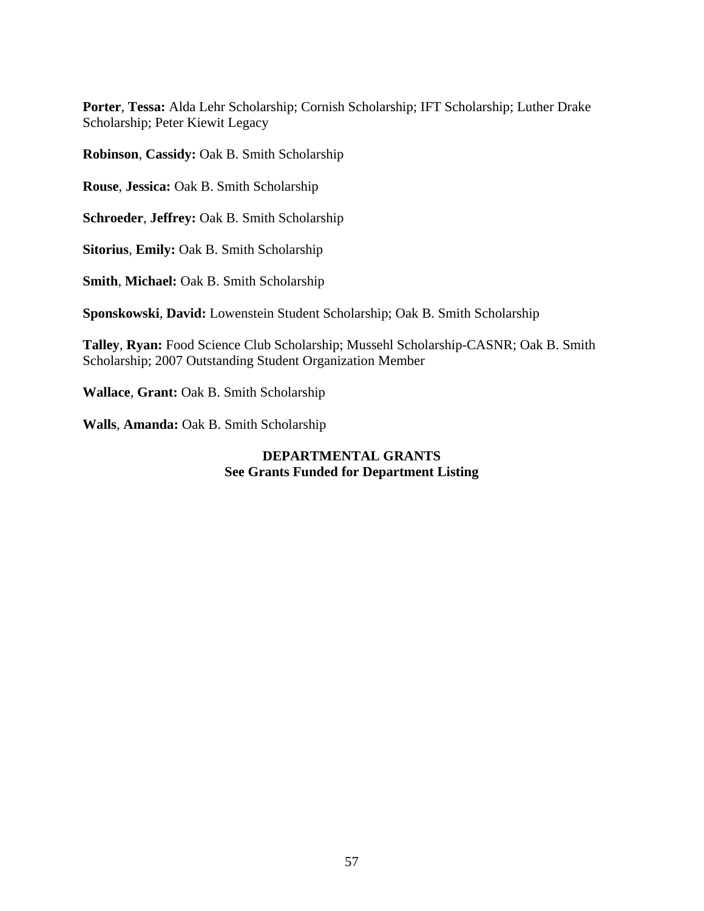**Porter**, **Tessa:** Alda Lehr Scholarship; Cornish Scholarship; IFT Scholarship; Luther Drake Scholarship; Peter Kiewit Legacy

**Robinson**, **Cassidy:** Oak B. Smith Scholarship

**Rouse**, **Jessica:** Oak B. Smith Scholarship

**Schroeder**, **Jeffrey:** Oak B. Smith Scholarship

**Sitorius**, **Emily:** Oak B. Smith Scholarship

**Smith**, **Michael:** Oak B. Smith Scholarship

**Sponskowski**, **David:** Lowenstein Student Scholarship; Oak B. Smith Scholarship

**Talley**, **Ryan:** Food Science Club Scholarship; Mussehl Scholarship-CASNR; Oak B. Smith Scholarship; 2007 Outstanding Student Organization Member

**Wallace**, **Grant:** Oak B. Smith Scholarship

**Walls**, **Amanda:** Oak B. Smith Scholarship

**DEPARTMENTAL GRANTS**
**See Grants Funded for Department Listing**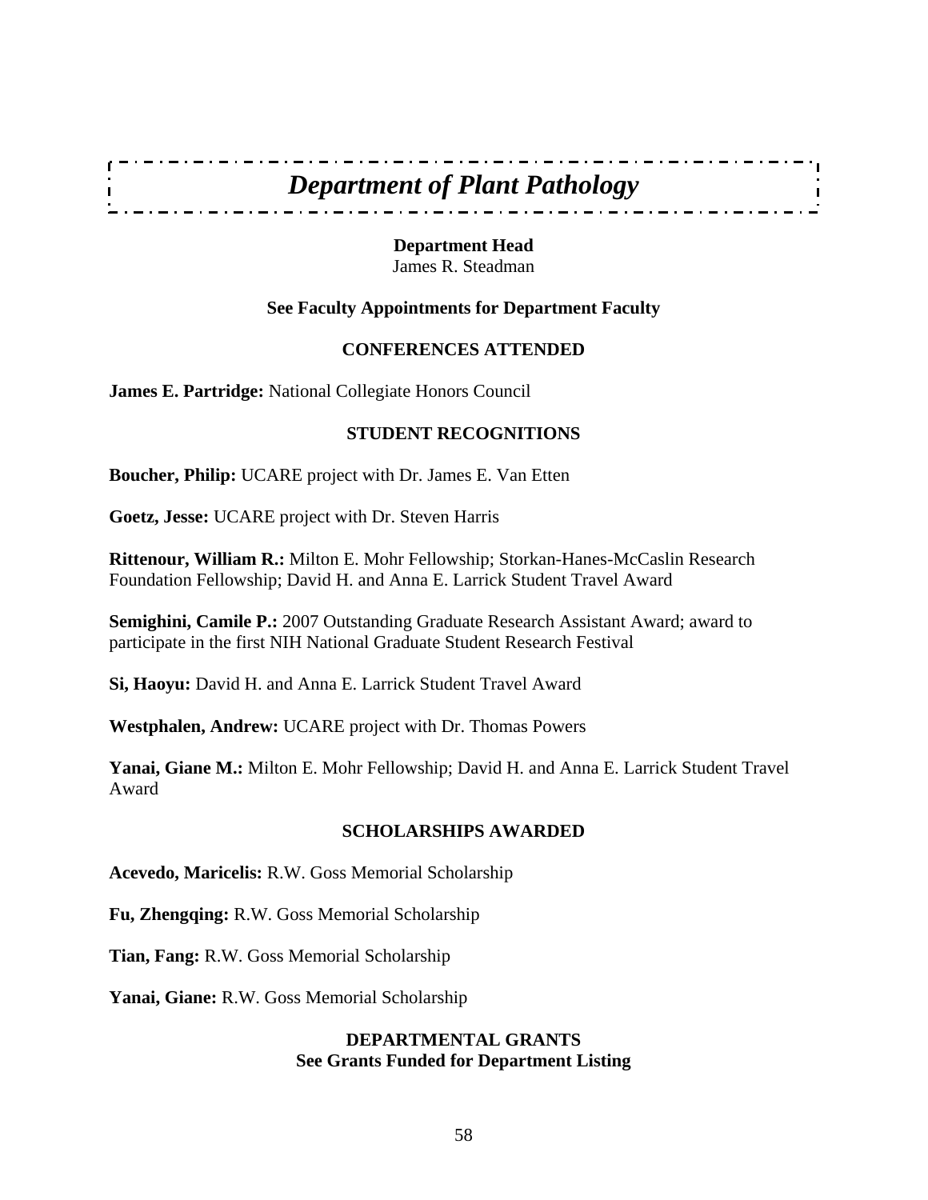# *Department of Plant Pathology*

**Department Head**
James R. Steadman

**See Faculty Appointments for Department Faculty**

## CONFERENCES ATTENDED

**James E. Partridge:** National Collegiate Honors Council

## STUDENT RECOGNITIONS

**Boucher, Philip:** UCARE project with Dr. James E. Van Etten

**Goetz, Jesse:** UCARE project with Dr. Steven Harris

**Rittenour, William R.:** Milton E. Mohr Fellowship; Storkan-Hanes-McCaslin Research Foundation Fellowship; David H. and Anna E. Larrick Student Travel Award

**Semighini, Camile P.:** 2007 Outstanding Graduate Research Assistant Award; award to participate in the first NIH National Graduate Student Research Festival

**Si, Haoyu:** David H. and Anna E. Larrick Student Travel Award

**Westphalen, Andrew:** UCARE project with Dr. Thomas Powers

**Yanai, Giane M.:** Milton E. Mohr Fellowship; David H. and Anna E. Larrick Student Travel Award

## SCHOLARSHIPS AWARDED

**Acevedo, Maricelis:** R.W. Goss Memorial Scholarship

**Fu, Zhengqing:** R.W. Goss Memorial Scholarship

**Tian, Fang:** R.W. Goss Memorial Scholarship

**Yanai, Giane:** R.W. Goss Memorial Scholarship

## DEPARTMENTAL GRANTS

**See Grants Funded for Department Listing**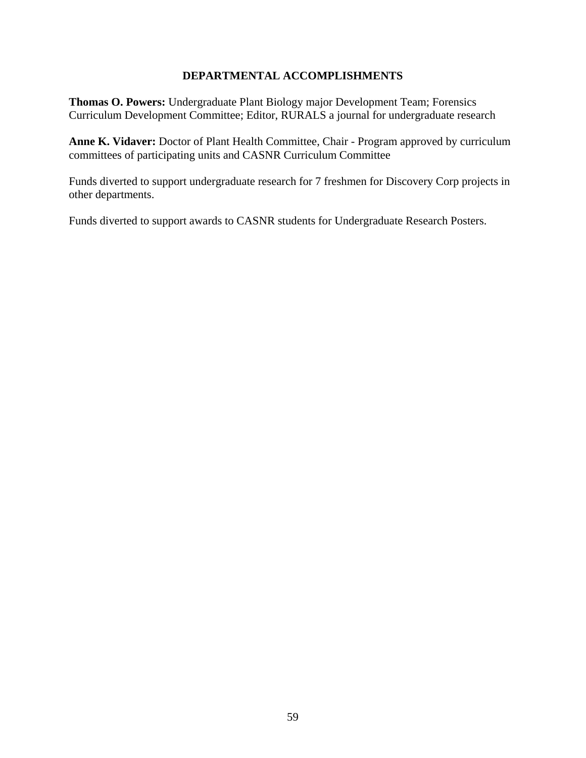## DEPARTMENTAL ACCOMPLISHMENTS

**Thomas O. Powers:** Undergraduate Plant Biology major Development Team; Forensics Curriculum Development Committee; Editor, RURALS a journal for undergraduate research

**Anne K. Vidaver:** Doctor of Plant Health Committee, Chair - Program approved by curriculum committees of participating units and CASNR Curriculum Committee

Funds diverted to support undergraduate research for 7 freshmen for Discovery Corp projects in other departments.

Funds diverted to support awards to CASNR students for Undergraduate Research Posters.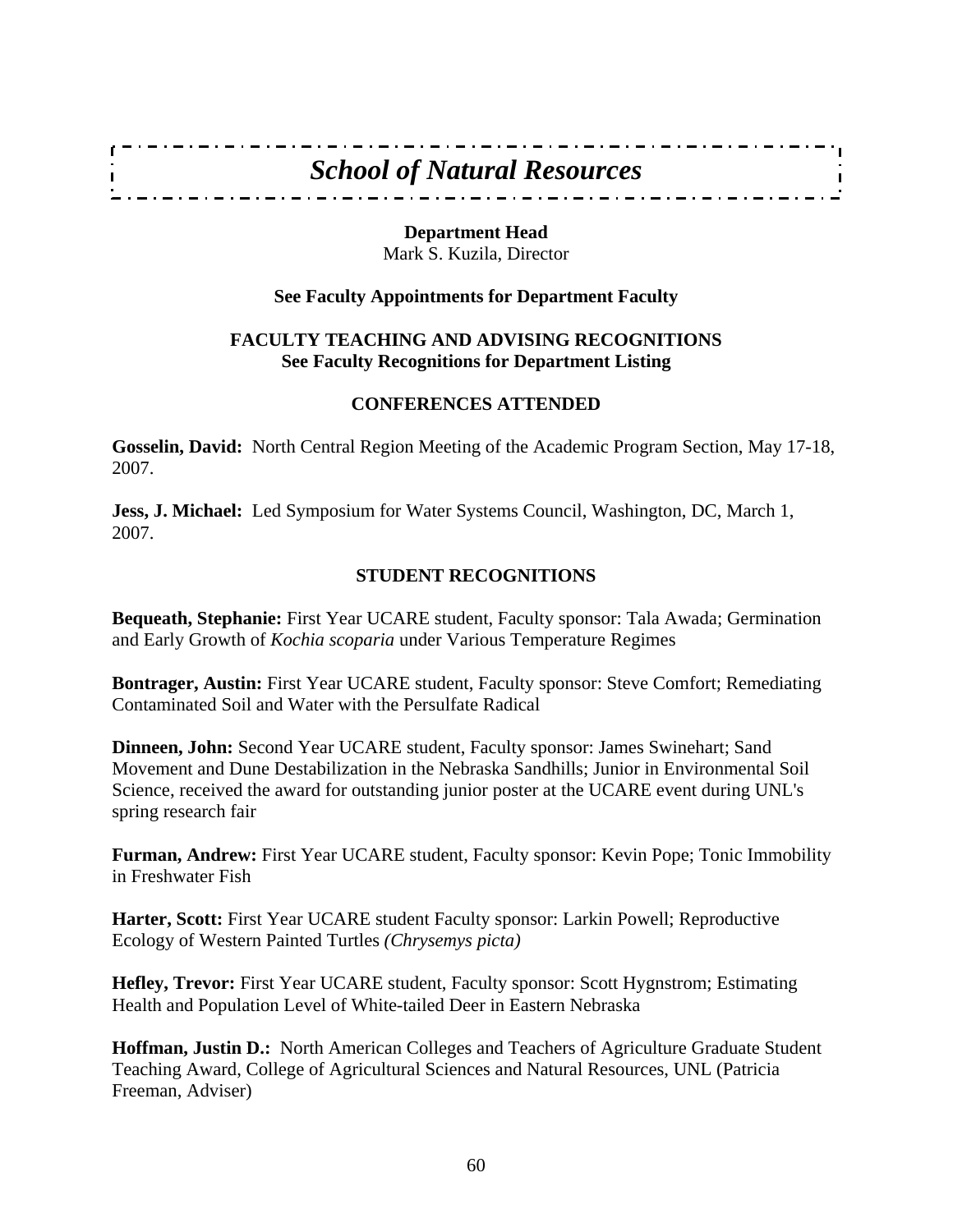# *School of Natural Resources*

**Department Head**
Mark S. Kuzila, Director

**See Faculty Appointments for Department Faculty**

**FACULTY TEACHING AND ADVISING RECOGNITIONS**
**See Faculty Recognitions for Department Listing**

## CONFERENCES ATTENDED

**Gosselin, David:** North Central Region Meeting of the Academic Program Section, May 17-18, 2007.

**Jess, J. Michael:** Led Symposium for Water Systems Council, Washington, DC, March 1, 2007.

## STUDENT RECOGNITIONS

**Bequeath, Stephanie:** First Year UCARE student, Faculty sponsor: Tala Awada; Germination and Early Growth of *Kochia scoparia* under Various Temperature Regimes

**Bontrager, Austin:** First Year UCARE student, Faculty sponsor: Steve Comfort; Remediating Contaminated Soil and Water with the Persulfate Radical

**Dinneen, John:** Second Year UCARE student, Faculty sponsor: James Swinehart; Sand Movement and Dune Destabilization in the Nebraska Sandhills; Junior in Environmental Soil Science, received the award for outstanding junior poster at the UCARE event during UNL's spring research fair

**Furman, Andrew:** First Year UCARE student, Faculty sponsor: Kevin Pope; Tonic Immobility in Freshwater Fish

**Harter, Scott:** First Year UCARE student Faculty sponsor: Larkin Powell; Reproductive Ecology of Western Painted Turtles *(Chrysemys picta)*

**Hefley, Trevor:** First Year UCARE student, Faculty sponsor: Scott Hygnstrom; Estimating Health and Population Level of White-tailed Deer in Eastern Nebraska

**Hoffman, Justin D.:** North American Colleges and Teachers of Agriculture Graduate Student Teaching Award, College of Agricultural Sciences and Natural Resources, UNL (Patricia Freeman, Adviser)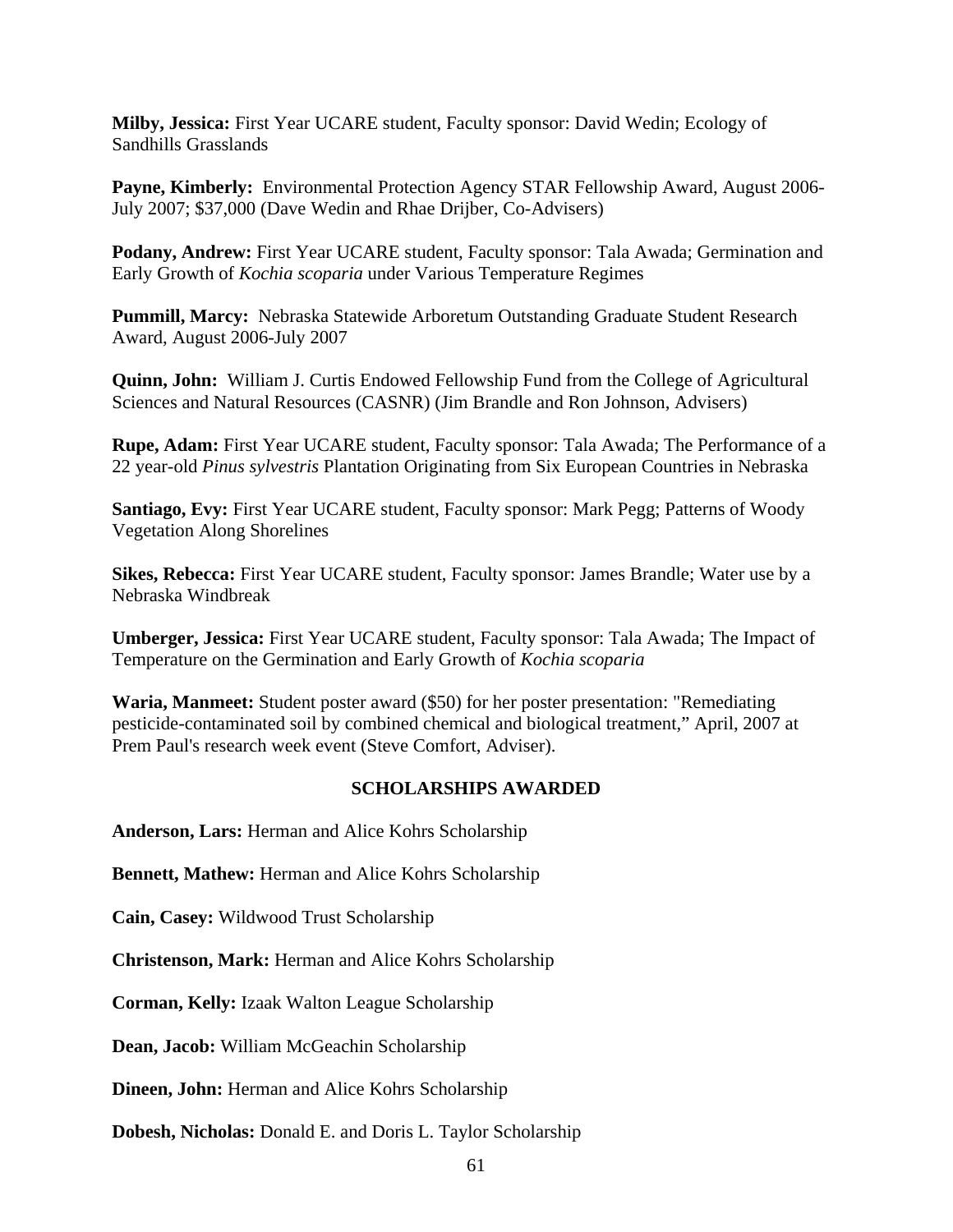**Milby, Jessica:** First Year UCARE student, Faculty sponsor: David Wedin; Ecology of Sandhills Grasslands

**Payne, Kimberly:** Environmental Protection Agency STAR Fellowship Award, August 2006-July 2007; $37,000 (Dave Wedin and Rhae Drijber, Co-Advisers)

**Podany, Andrew:** First Year UCARE student, Faculty sponsor: Tala Awada; Germination and Early Growth of *Kochia scoparia* under Various Temperature Regimes

**Pummill, Marcy:** Nebraska Statewide Arboretum Outstanding Graduate Student Research Award, August 2006-July 2007

**Quinn, John:** William J. Curtis Endowed Fellowship Fund from the College of Agricultural Sciences and Natural Resources (CASNR) (Jim Brandle and Ron Johnson, Advisers)

**Rupe, Adam:** First Year UCARE student, Faculty sponsor: Tala Awada; The Performance of a 22 year-old *Pinus sylvestris* Plantation Originating from Six European Countries in Nebraska

**Santiago, Evy:** First Year UCARE student, Faculty sponsor: Mark Pegg; Patterns of Woody Vegetation Along Shorelines

**Sikes, Rebecca:** First Year UCARE student, Faculty sponsor: James Brandle; Water use by a Nebraska Windbreak

**Umberger, Jessica:** First Year UCARE student, Faculty sponsor: Tala Awada; The Impact of Temperature on the Germination and Early Growth of *Kochia scoparia*

**Waria, Manmeet:** Student poster award ($50) for her poster presentation: "Remediating pesticide-contaminated soil by combined chemical and biological treatment," April, 2007 at Prem Paul's research week event (Steve Comfort, Adviser).

## SCHOLARSHIPS AWARDED

**Anderson, Lars:** Herman and Alice Kohrs Scholarship

**Bennett, Mathew:** Herman and Alice Kohrs Scholarship

**Cain, Casey:** Wildwood Trust Scholarship

**Christenson, Mark:** Herman and Alice Kohrs Scholarship

**Corman, Kelly:** Izaak Walton League Scholarship

**Dean, Jacob:** William McGeachin Scholarship

**Dineen, John:** Herman and Alice Kohrs Scholarship

**Dobesh, Nicholas:** Donald E. and Doris L. Taylor Scholarship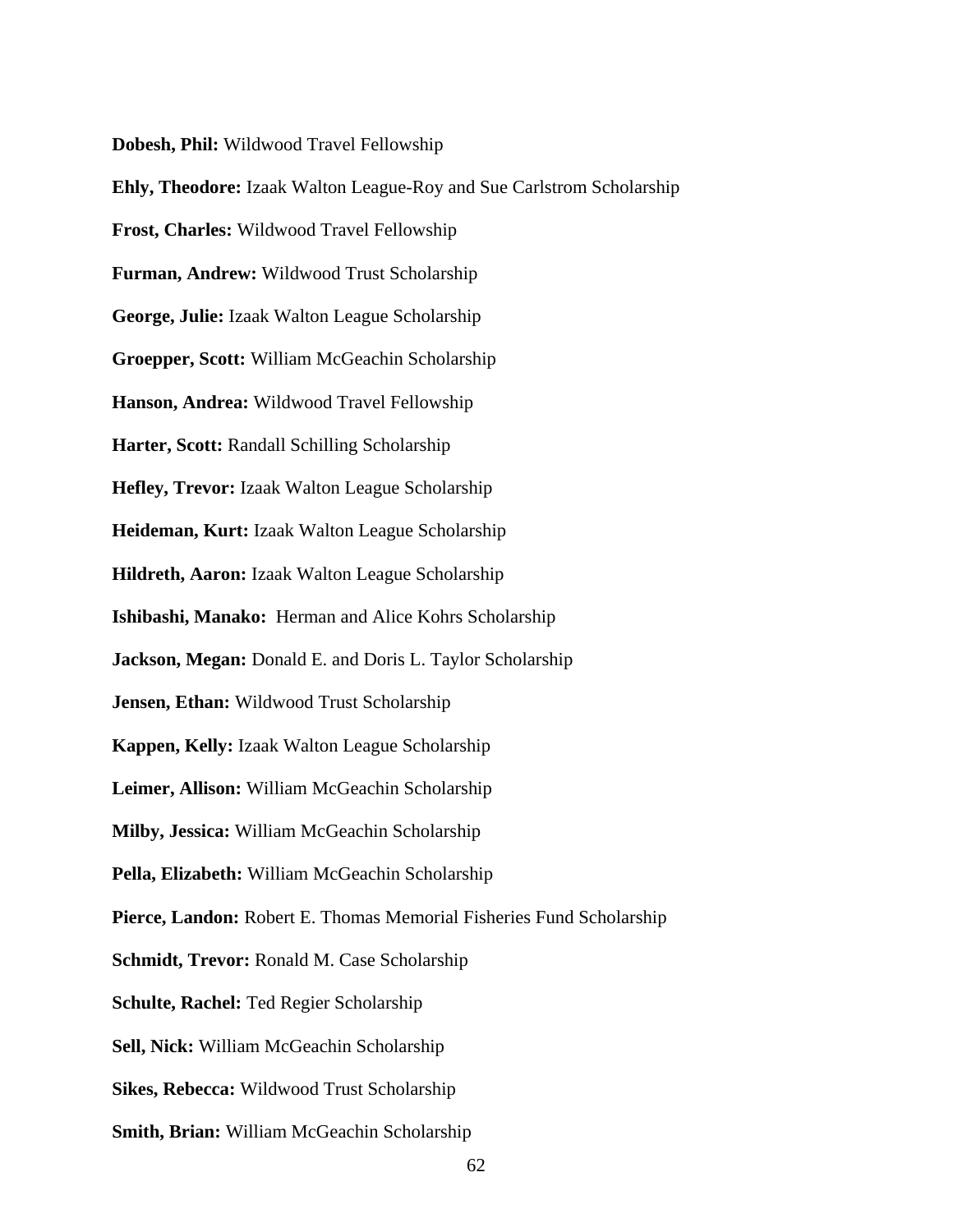**Dobesh, Phil:** Wildwood Travel Fellowship

**Ehly, Theodore:** Izaak Walton League-Roy and Sue Carlstrom Scholarship

**Frost, Charles:** Wildwood Travel Fellowship

**Furman, Andrew:** Wildwood Trust Scholarship

**George, Julie:** Izaak Walton League Scholarship

**Groepper, Scott:** William McGeachin Scholarship

**Hanson, Andrea:** Wildwood Travel Fellowship

**Harter, Scott:** Randall Schilling Scholarship

**Hefley, Trevor:** Izaak Walton League Scholarship

**Heideman, Kurt:** Izaak Walton League Scholarship

**Hildreth, Aaron:** Izaak Walton League Scholarship

**Ishibashi, Manako:** Herman and Alice Kohrs Scholarship

**Jackson, Megan:** Donald E. and Doris L. Taylor Scholarship

**Jensen, Ethan:** Wildwood Trust Scholarship

**Kappen, Kelly:** Izaak Walton League Scholarship

**Leimer, Allison:** William McGeachin Scholarship

**Milby, Jessica:** William McGeachin Scholarship

**Pella, Elizabeth:** William McGeachin Scholarship

**Pierce, Landon:** Robert E. Thomas Memorial Fisheries Fund Scholarship

**Schmidt, Trevor:** Ronald M. Case Scholarship

**Schulte, Rachel:** Ted Regier Scholarship

**Sell, Nick:** William McGeachin Scholarship

**Sikes, Rebecca:** Wildwood Trust Scholarship

**Smith, Brian:** William McGeachin Scholarship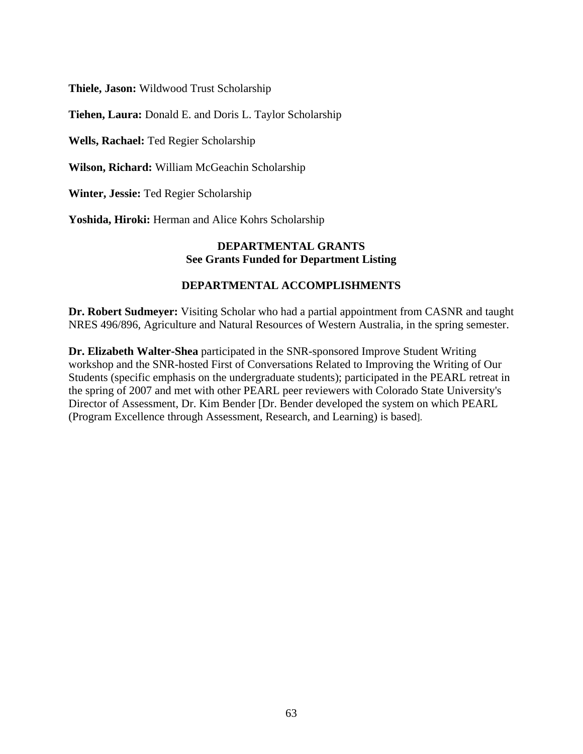**Thiele, Jason:** Wildwood Trust Scholarship

**Tiehen, Laura:** Donald E. and Doris L. Taylor Scholarship

**Wells, Rachael:** Ted Regier Scholarship

**Wilson, Richard:** William McGeachin Scholarship

**Winter, Jessie:** Ted Regier Scholarship

**Yoshida, Hiroki:** Herman and Alice Kohrs Scholarship

## DEPARTMENTAL GRANTS
**See Grants Funded for Department Listing**

## DEPARTMENTAL ACCOMPLISHMENTS

**Dr. Robert Sudmeyer:** Visiting Scholar who had a partial appointment from CASNR and taught NRES 496/896, Agriculture and Natural Resources of Western Australia, in the spring semester.

**Dr. Elizabeth Walter-Shea** participated in the SNR-sponsored Improve Student Writing workshop and the SNR-hosted First of Conversations Related to Improving the Writing of Our Students (specific emphasis on the undergraduate students); participated in the PEARL retreat in the spring of 2007 and met with other PEARL peer reviewers with Colorado State University's Director of Assessment, Dr. Kim Bender [Dr. Bender developed the system on which PEARL (Program Excellence through Assessment, Research, and Learning) is based].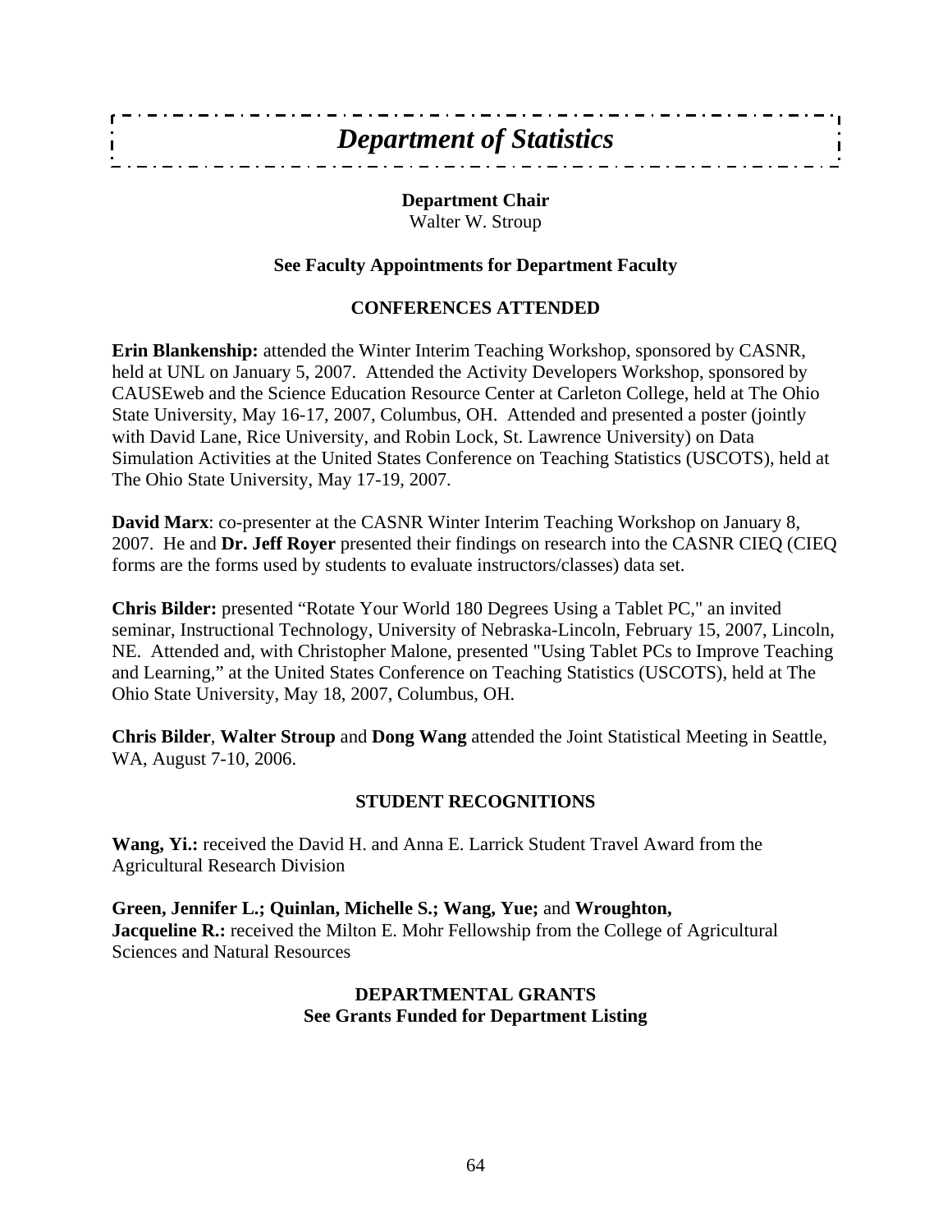# *Department of Statistics*

**Department Chair**
Walter W. Stroup

**See Faculty Appointments for Department Faculty**

## CONFERENCES ATTENDED

**Erin Blankenship:** attended the Winter Interim Teaching Workshop, sponsored by CASNR, held at UNL on January 5, 2007. Attended the Activity Developers Workshop, sponsored by CAUSEweb and the Science Education Resource Center at Carleton College, held at The Ohio State University, May 16-17, 2007, Columbus, OH. Attended and presented a poster (jointly with David Lane, Rice University, and Robin Lock, St. Lawrence University) on Data Simulation Activities at the United States Conference on Teaching Statistics (USCOTS), held at The Ohio State University, May 17-19, 2007.

**David Marx**: co-presenter at the CASNR Winter Interim Teaching Workshop on January 8, 2007. He and **Dr. Jeff Royer** presented their findings on research into the CASNR CIEQ (CIEQ forms are the forms used by students to evaluate instructors/classes) data set.

**Chris Bilder:** presented "Rotate Your World 180 Degrees Using a Tablet PC," an invited seminar, Instructional Technology, University of Nebraska-Lincoln, February 15, 2007, Lincoln, NE. Attended and, with Christopher Malone, presented "Using Tablet PCs to Improve Teaching and Learning," at the United States Conference on Teaching Statistics (USCOTS), held at The Ohio State University, May 18, 2007, Columbus, OH.

**Chris Bilder**, **Walter Stroup** and **Dong Wang** attended the Joint Statistical Meeting in Seattle, WA, August 7-10, 2006.

## STUDENT RECOGNITIONS

**Wang, Yi.:** received the David H. and Anna E. Larrick Student Travel Award from the Agricultural Research Division

**Green, Jennifer L.; Quinlan, Michelle S.; Wang, Yue;** and **Wroughton, Jacqueline R.:** received the Milton E. Mohr Fellowship from the College of Agricultural Sciences and Natural Resources

## DEPARTMENTAL GRANTS
**See Grants Funded for Department Listing**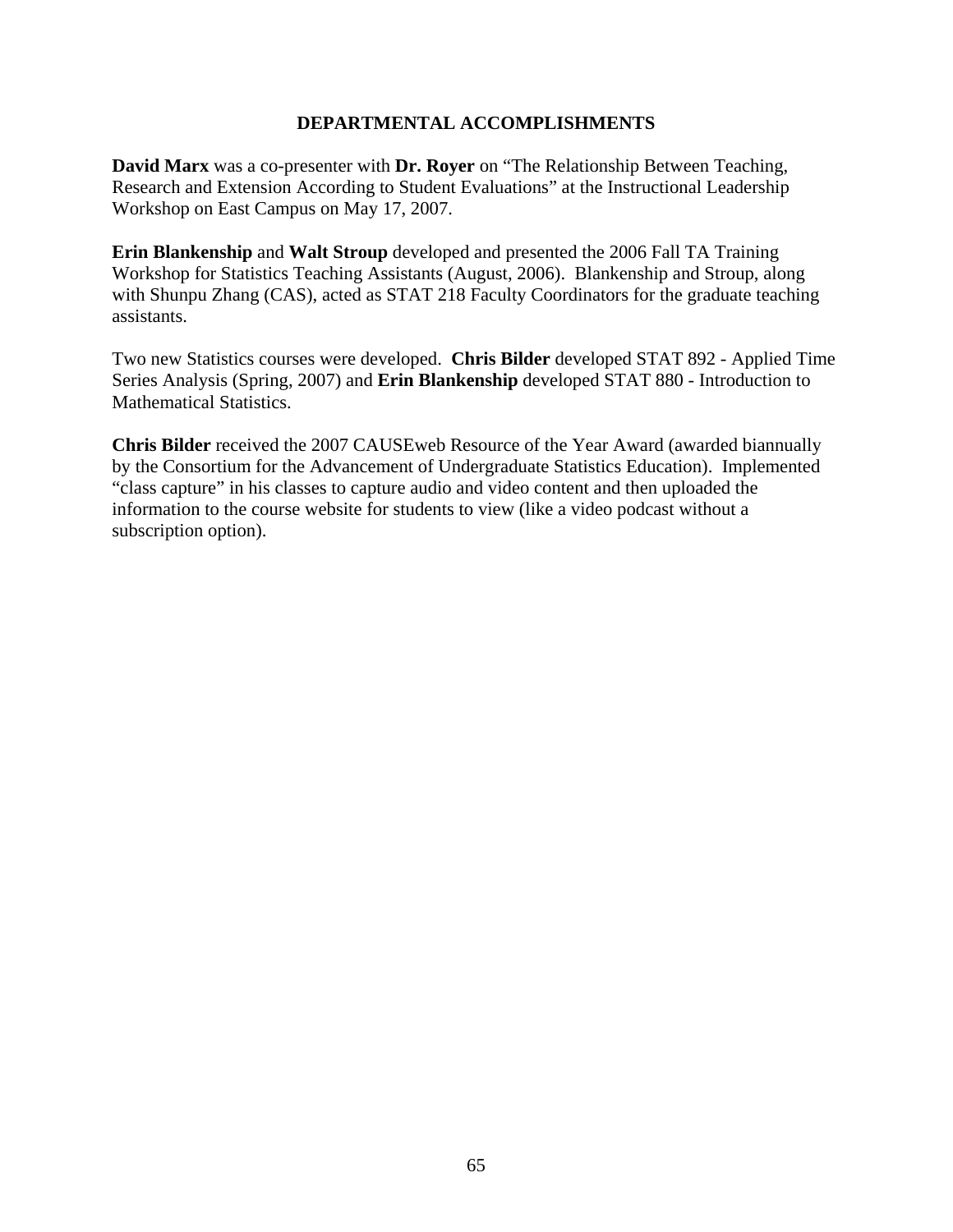## DEPARTMENTAL ACCOMPLISHMENTS

**David Marx** was a co-presenter with **Dr. Royer** on “The Relationship Between Teaching, Research and Extension According to Student Evaluations” at the Instructional Leadership Workshop on East Campus on May 17, 2007.

**Erin Blankenship** and **Walt Stroup** developed and presented the 2006 Fall TA Training Workshop for Statistics Teaching Assistants (August, 2006). Blankenship and Stroup, along with Shunpu Zhang (CAS), acted as STAT 218 Faculty Coordinators for the graduate teaching assistants.

Two new Statistics courses were developed. **Chris Bilder** developed STAT 892 - Applied Time Series Analysis (Spring, 2007) and **Erin Blankenship** developed STAT 880 - Introduction to Mathematical Statistics.

**Chris Bilder** received the 2007 CAUSEweb Resource of the Year Award (awarded biannually by the Consortium for the Advancement of Undergraduate Statistics Education). Implemented “class capture” in his classes to capture audio and video content and then uploaded the information to the course website for students to view (like a video podcast without a subscription option).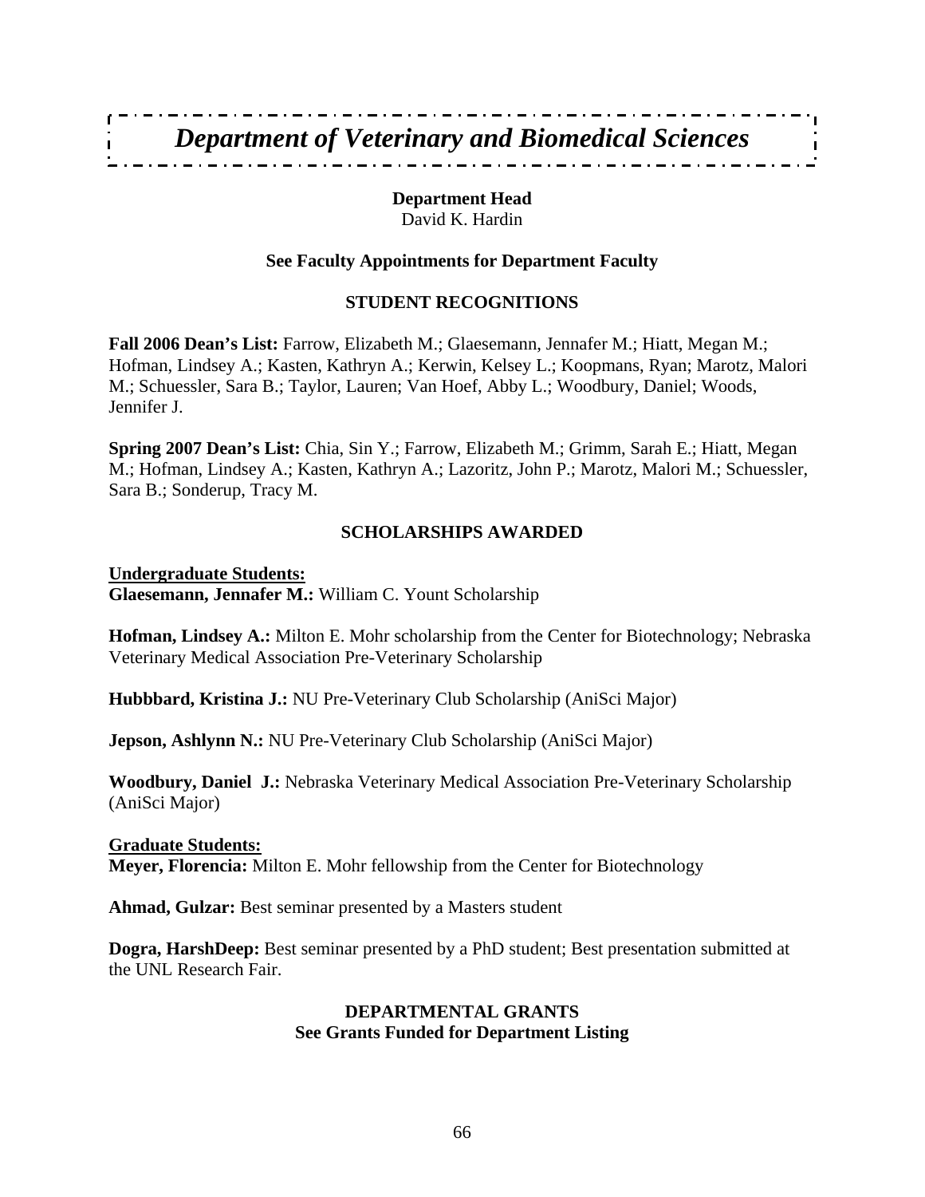# *Department of Veterinary and Biomedical Sciences*

**Department Head**
David K. Hardin

**See Faculty Appointments for Department Faculty**

## STUDENT RECOGNITIONS

**Fall 2006 Dean's List:** Farrow, Elizabeth M.; Glaesemann, Jennafer M.; Hiatt, Megan M.; Hofman, Lindsey A.; Kasten, Kathryn A.; Kerwin, Kelsey L.; Koopmans, Ryan; Marotz, Malori M.; Schuessler, Sara B.; Taylor, Lauren; Van Hoef, Abby L.; Woodbury, Daniel; Woods, Jennifer J.

**Spring 2007 Dean's List:** Chia, Sin Y.; Farrow, Elizabeth M.; Grimm, Sarah E.; Hiatt, Megan M.; Hofman, Lindsey A.; Kasten, Kathryn A.; Lazoritz, John P.; Marotz, Malori M.; Schuessler, Sara B.; Sonderup, Tracy M.

## SCHOLARSHIPS AWARDED

**Undergraduate Students:**

**Glaesemann, Jennafer M.:** William C. Yount Scholarship

**Hofman, Lindsey A.:** Milton E. Mohr scholarship from the Center for Biotechnology; Nebraska Veterinary Medical Association Pre-Veterinary Scholarship

**Hubbbard, Kristina J.:** NU Pre-Veterinary Club Scholarship (AniSci Major)

**Jepson, Ashlynn N.:** NU Pre-Veterinary Club Scholarship (AniSci Major)

**Woodbury, Daniel J.:** Nebraska Veterinary Medical Association Pre-Veterinary Scholarship (AniSci Major)

**Graduate Students:**

**Meyer, Florencia:** Milton E. Mohr fellowship from the Center for Biotechnology

**Ahmad, Gulzar:** Best seminar presented by a Masters student

**Dogra, HarshDeep:** Best seminar presented by a PhD student; Best presentation submitted at the UNL Research Fair.

## DEPARTMENTAL GRANTS

**See Grants Funded for Department Listing**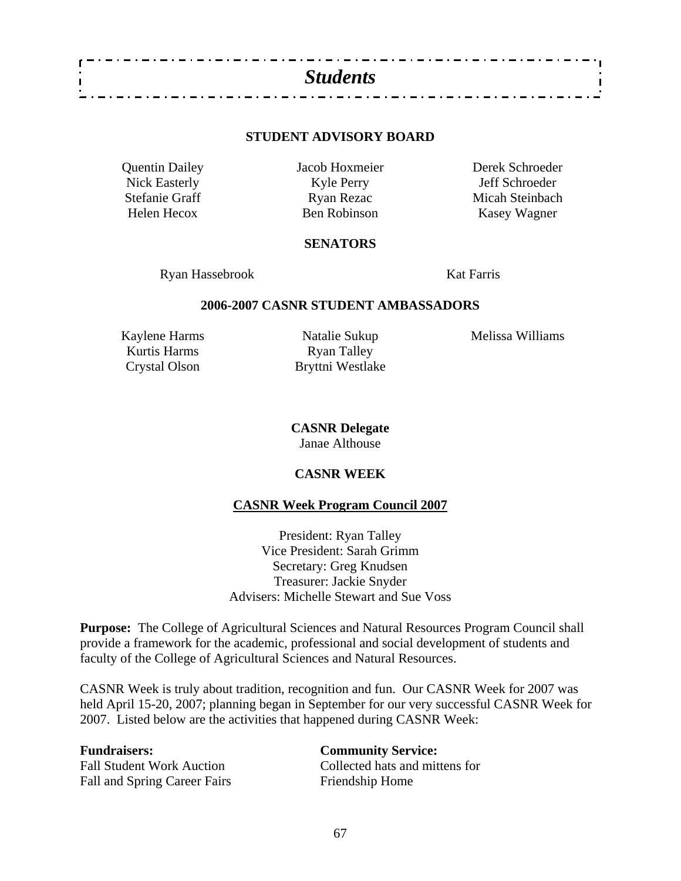# *Students*

## STUDENT ADVISORY BOARD

Quentin Dailey
Nick Easterly
Stefanie Graff
Helen Hecox
Jacob Hoxmeier
Kyle Perry
Ryan Rezac
Ben Robinson
Derek Schroeder
Jeff Schroeder
Micah Steinbach
Kasey Wagner

## SENATORS

Ryan Hassebrook
Kat Farris

## 2006-2007 CASNR STUDENT AMBASSADORS

Kaylene Harms
Kurtis Harms
Crystal Olson
Natalie Sukup
Ryan Talley
Bryttni Westlake
Melissa Williams

**CASNR Delegate**
Janae Althouse

## CASNR WEEK

### CASNR Week Program Council 2007

President: Ryan Talley
Vice President: Sarah Grimm
Secretary: Greg Knudsen
Treasurer: Jackie Snyder
Advisers: Michelle Stewart and Sue Voss

**Purpose:** The College of Agricultural Sciences and Natural Resources Program Council shall provide a framework for the academic, professional and social development of students and faculty of the College of Agricultural Sciences and Natural Resources.

CASNR Week is truly about tradition, recognition and fun. Our CASNR Week for 2007 was held April 15-20, 2007; planning began in September for our very successful CASNR Week for 2007. Listed below are the activities that happened during CASNR Week:

**Fundraisers:**
Fall Student Work Auction
Fall and Spring Career Fairs

**Community Service:**
Collected hats and mittens for Friendship Home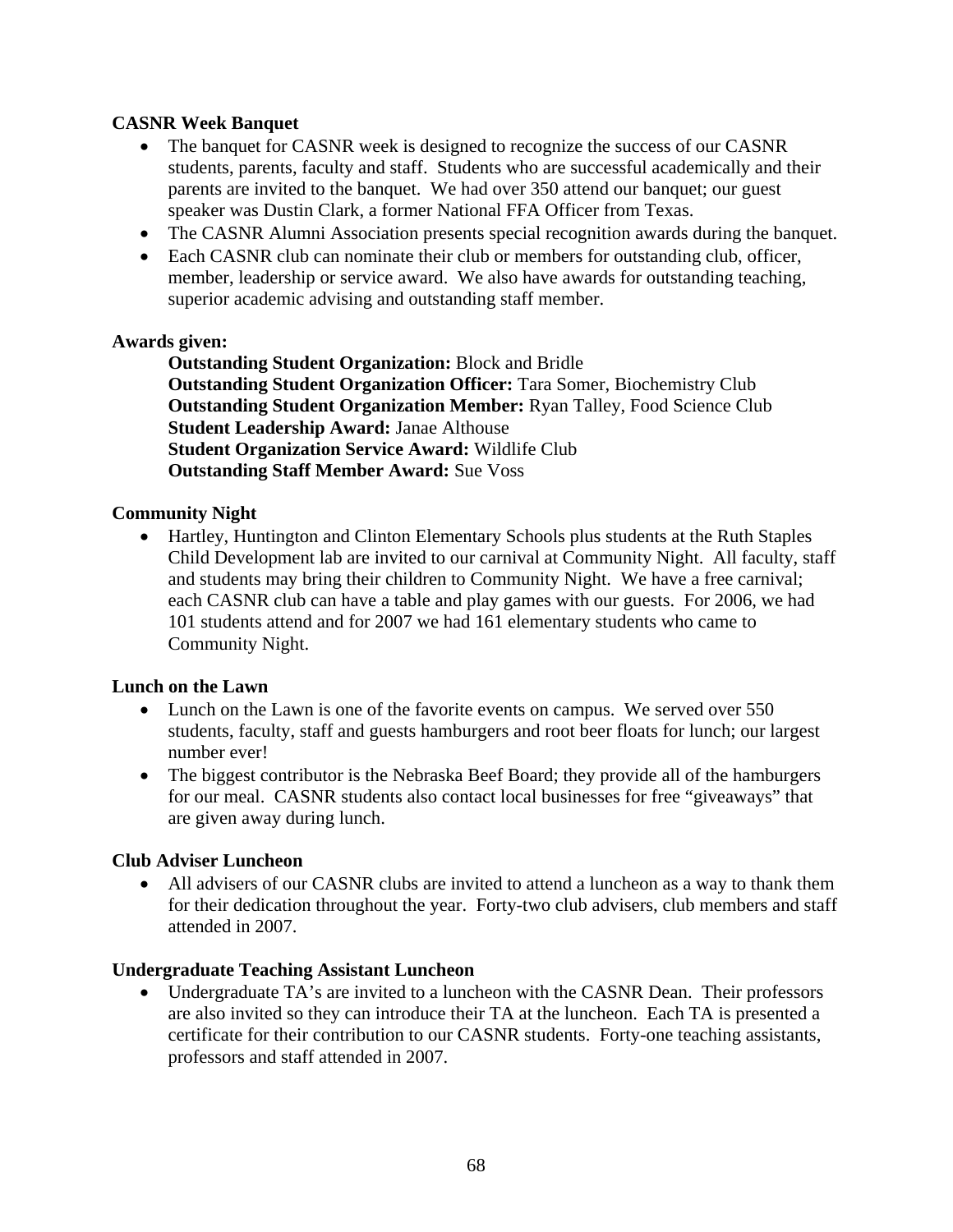**CASNR Week Banquet**

- The banquet for CASNR week is designed to recognize the success of our CASNR students, parents, faculty and staff. Students who are successful academically and their parents are invited to the banquet. We had over 350 attend our banquet; our guest speaker was Dustin Clark, a former National FFA Officer from Texas.
- The CASNR Alumni Association presents special recognition awards during the banquet.
- Each CASNR club can nominate their club or members for outstanding club, officer, member, leadership or service award. We also have awards for outstanding teaching, superior academic advising and outstanding staff member.

**Awards given:**

**Outstanding Student Organization:** Block and Bridle
**Outstanding Student Organization Officer:** Tara Somer, Biochemistry Club
**Outstanding Student Organization Member:** Ryan Talley, Food Science Club
**Student Leadership Award:** Janae Althouse
**Student Organization Service Award:** Wildlife Club
**Outstanding Staff Member Award:** Sue Voss

**Community Night**

- Hartley, Huntington and Clinton Elementary Schools plus students at the Ruth Staples Child Development lab are invited to our carnival at Community Night. All faculty, staff and students may bring their children to Community Night. We have a free carnival; each CASNR club can have a table and play games with our guests. For 2006, we had 101 students attend and for 2007 we had 161 elementary students who came to Community Night.

**Lunch on the Lawn**

- Lunch on the Lawn is one of the favorite events on campus. We served over 550 students, faculty, staff and guests hamburgers and root beer floats for lunch; our largest number ever!
- The biggest contributor is the Nebraska Beef Board; they provide all of the hamburgers for our meal. CASNR students also contact local businesses for free "giveaways" that are given away during lunch.

**Club Adviser Luncheon**

- All advisers of our CASNR clubs are invited to attend a luncheon as a way to thank them for their dedication throughout the year. Forty-two club advisers, club members and staff attended in 2007.

**Undergraduate Teaching Assistant Luncheon**

- Undergraduate TA's are invited to a luncheon with the CASNR Dean. Their professors are also invited so they can introduce their TA at the luncheon. Each TA is presented a certificate for their contribution to our CASNR students. Forty-one teaching assistants, professors and staff attended in 2007.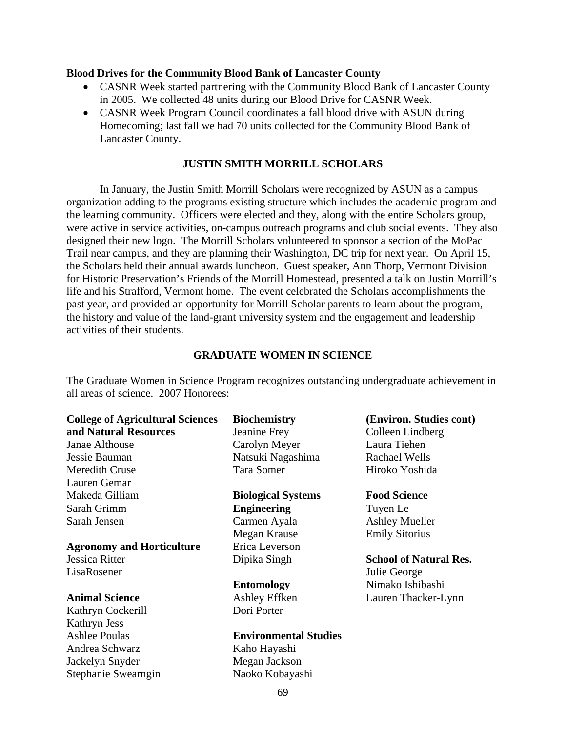**Blood Drives for the Community Blood Bank of Lancaster County**

- CASNR Week started partnering with the Community Blood Bank of Lancaster County in 2005. We collected 48 units during our Blood Drive for CASNR Week.
- CASNR Week Program Council coordinates a fall blood drive with ASUN during Homecoming; last fall we had 70 units collected for the Community Blood Bank of Lancaster County.

## JUSTIN SMITH MORRILL SCHOLARS

In January, the Justin Smith Morrill Scholars were recognized by ASUN as a campus organization adding to the programs existing structure which includes the academic program and the learning community. Officers were elected and they, along with the entire Scholars group, were active in service activities, on-campus outreach programs and club social events. They also designed their new logo. The Morrill Scholars volunteered to sponsor a section of the MoPac Trail near campus, and they are planning their Washington, DC trip for next year. On April 15, the Scholars held their annual awards luncheon. Guest speaker, Ann Thorp, Vermont Division for Historic Preservation's Friends of the Morrill Homestead, presented a talk on Justin Morrill's life and his Strafford, Vermont home. The event celebrated the Scholars accomplishments the past year, and provided an opportunity for Morrill Scholar parents to learn about the program, the history and value of the land-grant university system and the engagement and leadership activities of their students.

## GRADUATE WOMEN IN SCIENCE

The Graduate Women in Science Program recognizes outstanding undergraduate achievement in all areas of science. 2007 Honorees:

**College of Agricultural Sciences and Natural Resources**
Janae Althouse
Jessie Bauman
Meredith Cruse
Lauren Gemar
Makeda Gilliam
Sarah Grimm
Sarah Jensen

**Agronomy and Horticulture**
Jessica Ritter
LisaRosener

**Animal Science**
Kathryn Cockerill
Kathryn Jess
Ashlee Poulas
Andrea Schwarz
Jackelyn Snyder
Stephanie Swearngin

**Biochemistry**
Jeanine Frey
Carolyn Meyer
Natsuki Nagashima
Tara Somer

**Biological Systems Engineering**
Carmen Ayala
Megan Krause
Erica Leverson
Dipika Singh

**Entomology**
Ashley Effken
Dori Porter

**Environmental Studies**
Kaho Hayashi
Megan Jackson
Naoko Kobayashi

**(Environ. Studies cont)**
Colleen Lindberg
Laura Tiehen
Rachael Wells
Hiroko Yoshida

**Food Science**
Tuyen Le
Ashley Mueller
Emily Sitorius

**School of Natural Res.**
Julie George
Nimako Ishibashi
Lauren Thacker-Lynn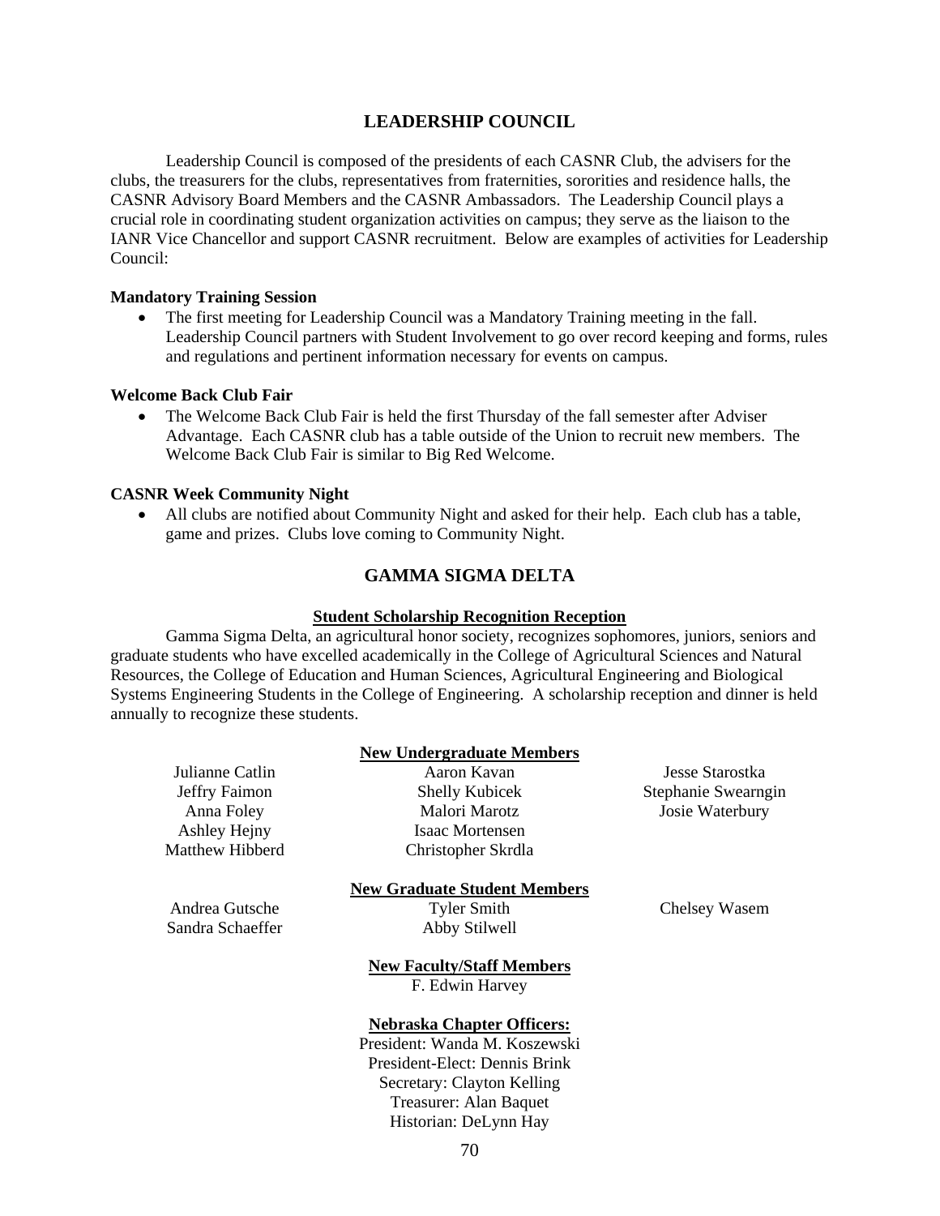## LEADERSHIP COUNCIL

Leadership Council is composed of the presidents of each CASNR Club, the advisers for the clubs, the treasurers for the clubs, representatives from fraternities, sororities and residence halls, the CASNR Advisory Board Members and the CASNR Ambassadors. The Leadership Council plays a crucial role in coordinating student organization activities on campus; they serve as the liaison to the IANR Vice Chancellor and support CASNR recruitment. Below are examples of activities for Leadership Council:

**Mandatory Training Session**

- The first meeting for Leadership Council was a Mandatory Training meeting in the fall. Leadership Council partners with Student Involvement to go over record keeping and forms, rules and regulations and pertinent information necessary for events on campus.

**Welcome Back Club Fair**

- The Welcome Back Club Fair is held the first Thursday of the fall semester after Adviser Advantage. Each CASNR club has a table outside of the Union to recruit new members. The Welcome Back Club Fair is similar to Big Red Welcome.

**CASNR Week Community Night**

- All clubs are notified about Community Night and asked for their help. Each club has a table, game and prizes. Clubs love coming to Community Night.

## GAMMA SIGMA DELTA

### Student Scholarship Recognition Reception

Gamma Sigma Delta, an agricultural honor society, recognizes sophomores, juniors, seniors and graduate students who have excelled academically in the College of Agricultural Sciences and Natural Resources, the College of Education and Human Sciences, Agricultural Engineering and Biological Systems Engineering Students in the College of Engineering. A scholarship reception and dinner is held annually to recognize these students.

**New Undergraduate Members**

Julianne Catlin
Jeffry Faimon
Anna Foley
Ashley Hejny
Matthew Hibberd
Aaron Kavan
Shelly Kubicek
Malori Marotz
Isaac Mortensen
Christopher Skrdla
Jesse Starostka
Stephanie Swearngin
Josie Waterbury

**New Graduate Student Members**

Andrea Gutsche
Sandra Schaeffer
Tyler Smith
Abby Stilwell
Chelsey Wasem

**New Faculty/Staff Members**

F. Edwin Harvey

**Nebraska Chapter Officers:**

President: Wanda M. Koszewski
President-Elect: Dennis Brink
Secretary: Clayton Kelling
Treasurer: Alan Baquet
Historian: DeLynn Hay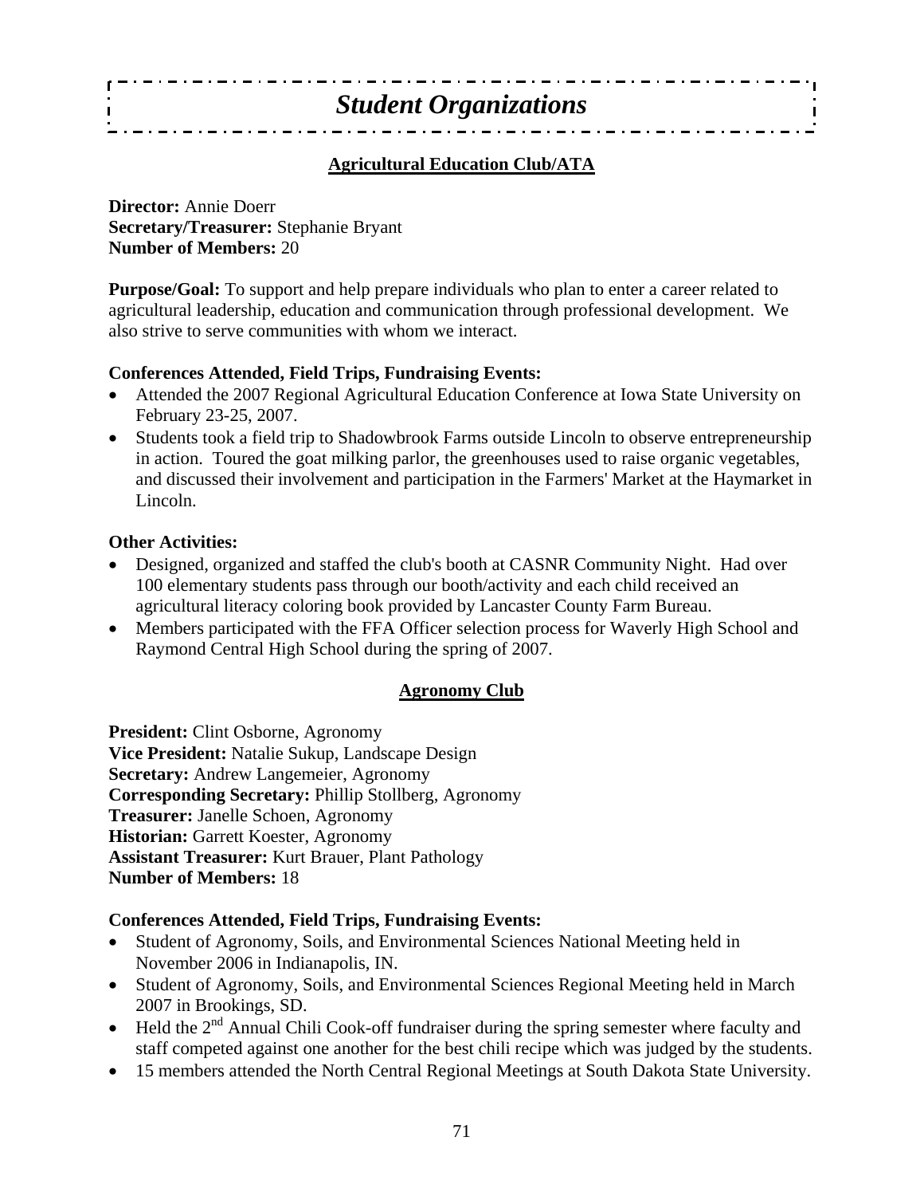# *Student Organizations*

## Agricultural Education Club/ATA

**Director:** Annie Doerr
**Secretary/Treasurer:** Stephanie Bryant
**Number of Members:** 20

**Purpose/Goal:** To support and help prepare individuals who plan to enter a career related to agricultural leadership, education and communication through professional development. We also strive to serve communities with whom we interact.

**Conferences Attended, Field Trips, Fundraising Events:**

- Attended the 2007 Regional Agricultural Education Conference at Iowa State University on February 23-25, 2007.
- Students took a field trip to Shadowbrook Farms outside Lincoln to observe entrepreneurship in action. Toured the goat milking parlor, the greenhouses used to raise organic vegetables, and discussed their involvement and participation in the Farmers' Market at the Haymarket in Lincoln.

**Other Activities:**

- Designed, organized and staffed the club's booth at CASNR Community Night. Had over 100 elementary students pass through our booth/activity and each child received an agricultural literacy coloring book provided by Lancaster County Farm Bureau.
- Members participated with the FFA Officer selection process for Waverly High School and Raymond Central High School during the spring of 2007.

## Agronomy Club

**President:** Clint Osborne, Agronomy
**Vice President:** Natalie Sukup, Landscape Design
**Secretary:** Andrew Langemeier, Agronomy
**Corresponding Secretary:** Phillip Stollberg, Agronomy
**Treasurer:** Janelle Schoen, Agronomy
**Historian:** Garrett Koester, Agronomy
**Assistant Treasurer:** Kurt Brauer, Plant Pathology
**Number of Members:** 18

**Conferences Attended, Field Trips, Fundraising Events:**

- Student of Agronomy, Soils, and Environmental Sciences National Meeting held in November 2006 in Indianapolis, IN.
- Student of Agronomy, Soils, and Environmental Sciences Regional Meeting held in March 2007 in Brookings, SD.
- Held the 2nd Annual Chili Cook-off fundraiser during the spring semester where faculty and staff competed against one another for the best chili recipe which was judged by the students.
- 15 members attended the North Central Regional Meetings at South Dakota State University.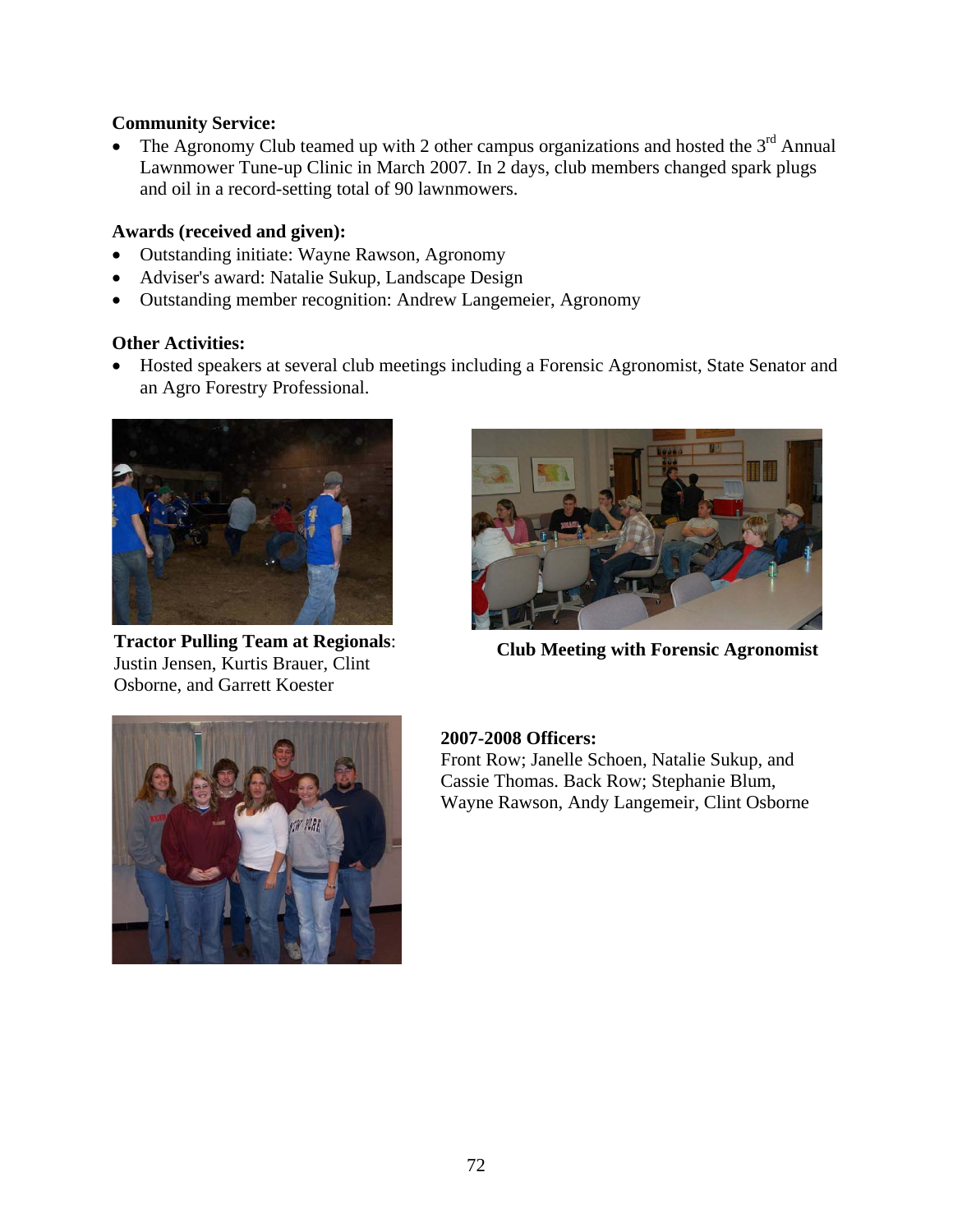**Community Service:**

- The Agronomy Club teamed up with 2 other campus organizations and hosted the 3rd Annual Lawnmower Tune-up Clinic in March 2007. In 2 days, club members changed spark plugs and oil in a record-setting total of 90 lawnmowers.

**Awards (received and given):**

- Outstanding initiate: Wayne Rawson, Agronomy
- Adviser's award: Natalie Sukup, Landscape Design
- Outstanding member recognition: Andrew Langemeier, Agronomy

**Other Activities:**

- Hosted speakers at several club meetings including a Forensic Agronomist, State Senator and an Agro Forestry Professional.

**Tractor Pulling Team at Regionals**: Justin Jensen, Kurtis Brauer, Clint Osborne, and Garrett Koester

**Club Meeting with Forensic Agronomist**

**2007-2008 Officers:**
Front Row; Janelle Schoen, Natalie Sukup, and Cassie Thomas. Back Row; Stephanie Blum, Wayne Rawson, Andy Langemeir, Clint Osborne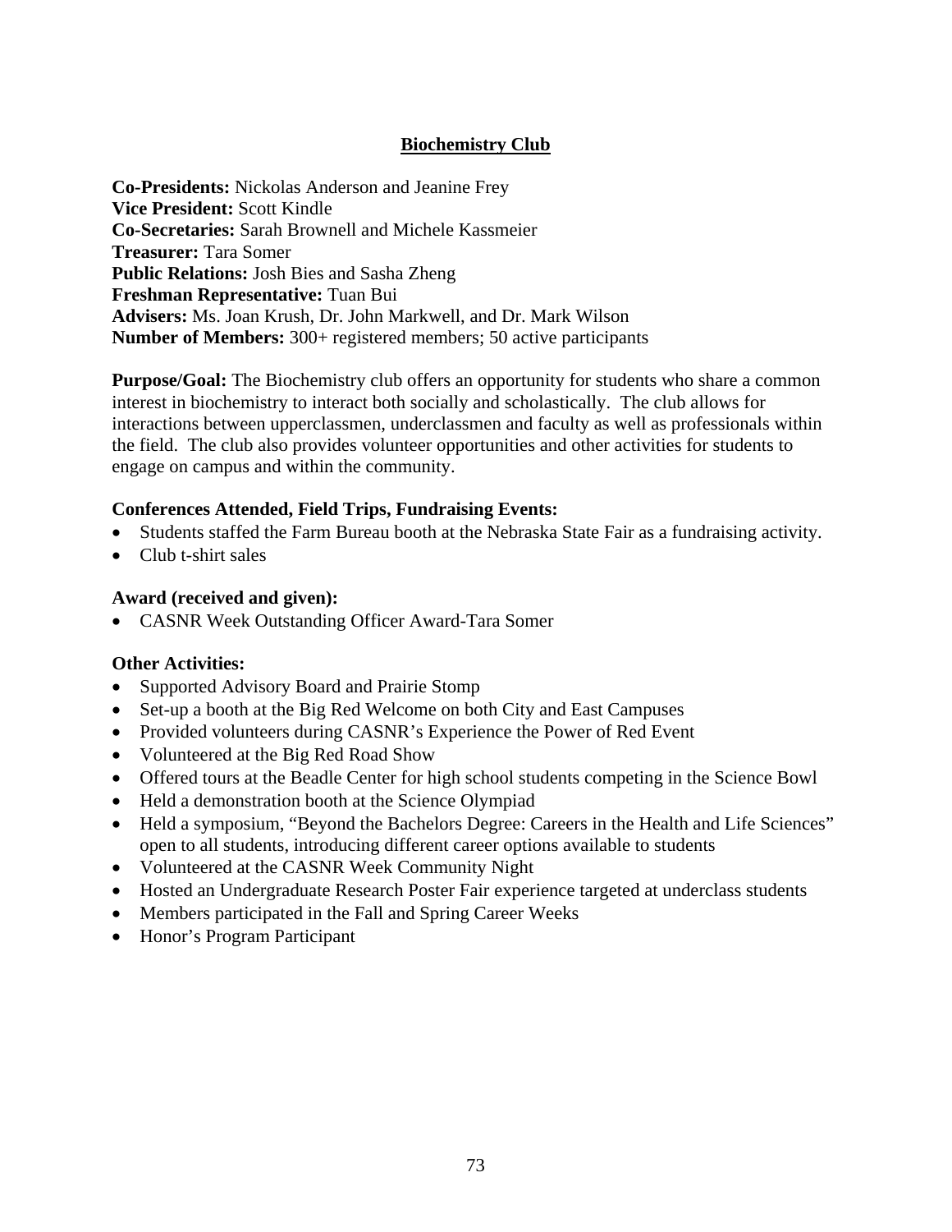## Biochemistry Club

**Co-Presidents:** Nickolas Anderson and Jeanine Frey
**Vice President:** Scott Kindle
**Co-Secretaries:** Sarah Brownell and Michele Kassmeier
**Treasurer:** Tara Somer
**Public Relations:** Josh Bies and Sasha Zheng
**Freshman Representative:** Tuan Bui
**Advisers:** Ms. Joan Krush, Dr. John Markwell, and Dr. Mark Wilson
**Number of Members:** 300+ registered members; 50 active participants

**Purpose/Goal:** The Biochemistry club offers an opportunity for students who share a common interest in biochemistry to interact both socially and scholastically. The club allows for interactions between upperclassmen, underclassmen and faculty as well as professionals within the field. The club also provides volunteer opportunities and other activities for students to engage on campus and within the community.

### Conferences Attended, Field Trips, Fundraising Events:

- Students staffed the Farm Bureau booth at the Nebraska State Fair as a fundraising activity.
- Club t-shirt sales

### Award (received and given):

- CASNR Week Outstanding Officer Award-Tara Somer

### Other Activities:

- Supported Advisory Board and Prairie Stomp
- Set-up a booth at the Big Red Welcome on both City and East Campuses
- Provided volunteers during CASNR's Experience the Power of Red Event
- Volunteered at the Big Red Road Show
- Offered tours at the Beadle Center for high school students competing in the Science Bowl
- Held a demonstration booth at the Science Olympiad
- Held a symposium, "Beyond the Bachelors Degree: Careers in the Health and Life Sciences" open to all students, introducing different career options available to students
- Volunteered at the CASNR Week Community Night
- Hosted an Undergraduate Research Poster Fair experience targeted at underclass students
- Members participated in the Fall and Spring Career Weeks
- Honor's Program Participant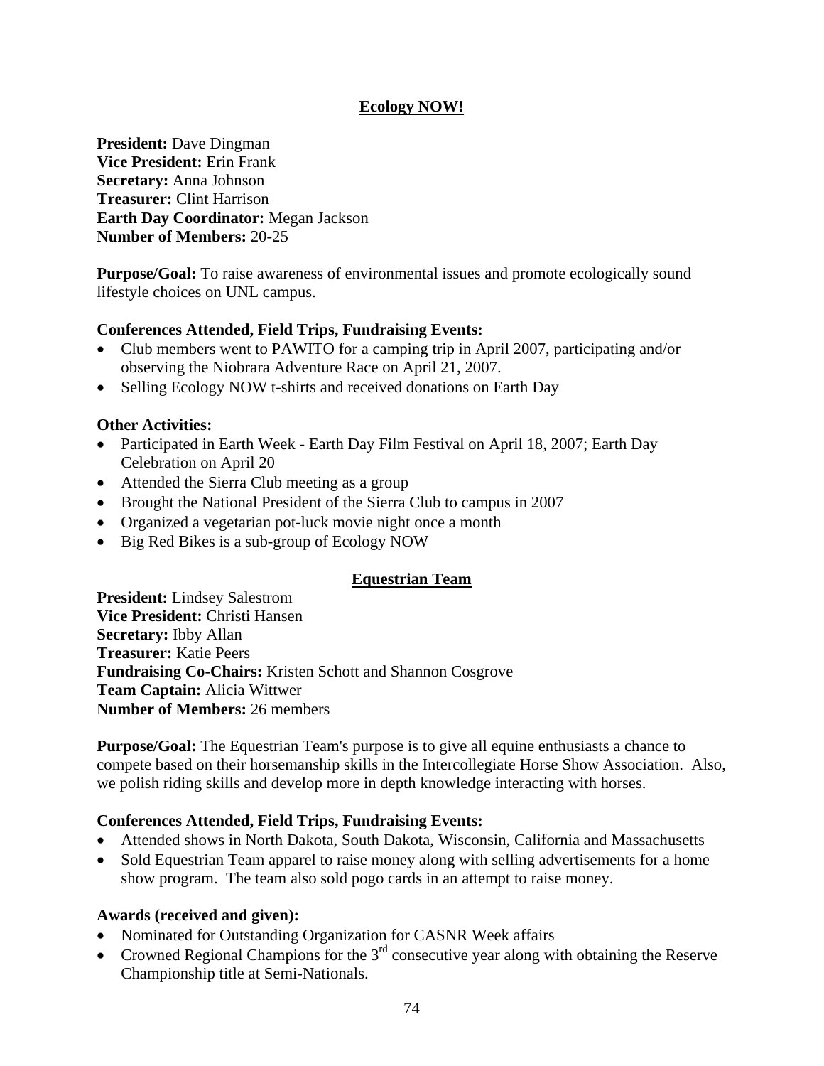## Ecology NOW!

**President:** Dave Dingman
**Vice President:** Erin Frank
**Secretary:** Anna Johnson
**Treasurer:** Clint Harrison
**Earth Day Coordinator:** Megan Jackson
**Number of Members:** 20-25

**Purpose/Goal:** To raise awareness of environmental issues and promote ecologically sound lifestyle choices on UNL campus.

**Conferences Attended, Field Trips, Fundraising Events:**

- Club members went to PAWITO for a camping trip in April 2007, participating and/or observing the Niobrara Adventure Race on April 21, 2007.
- Selling Ecology NOW t-shirts and received donations on Earth Day

**Other Activities:**

- Participated in Earth Week - Earth Day Film Festival on April 18, 2007; Earth Day Celebration on April 20
- Attended the Sierra Club meeting as a group
- Brought the National President of the Sierra Club to campus in 2007
- Organized a vegetarian pot-luck movie night once a month
- Big Red Bikes is a sub-group of Ecology NOW

## Equestrian Team

**President:** Lindsey Salestrom
**Vice President:** Christi Hansen
**Secretary:** Ibby Allan
**Treasurer:** Katie Peers
**Fundraising Co-Chairs:** Kristen Schott and Shannon Cosgrove
**Team Captain:** Alicia Wittwer
**Number of Members:** 26 members

**Purpose/Goal:** The Equestrian Team's purpose is to give all equine enthusiasts a chance to compete based on their horsemanship skills in the Intercollegiate Horse Show Association. Also, we polish riding skills and develop more in depth knowledge interacting with horses.

**Conferences Attended, Field Trips, Fundraising Events:**

- Attended shows in North Dakota, South Dakota, Wisconsin, California and Massachusetts
- Sold Equestrian Team apparel to raise money along with selling advertisements for a home show program. The team also sold pogo cards in an attempt to raise money.

**Awards (received and given):**

- Nominated for Outstanding Organization for CASNR Week affairs
- Crowned Regional Champions for the 3rd consecutive year along with obtaining the Reserve Championship title at Semi-Nationals.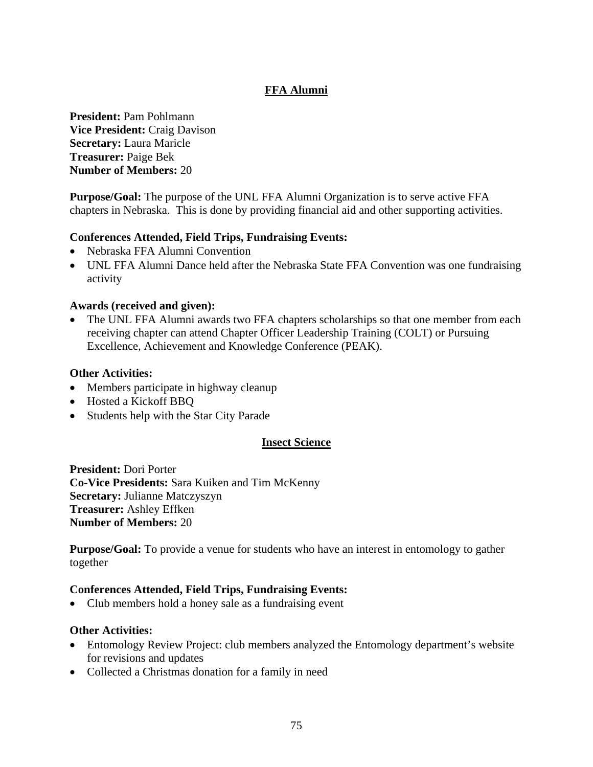## FFA Alumni

**President:** Pam Pohlmann
**Vice President:** Craig Davison
**Secretary:** Laura Maricle
**Treasurer:** Paige Bek
**Number of Members:** 20

**Purpose/Goal:** The purpose of the UNL FFA Alumni Organization is to serve active FFA chapters in Nebraska. This is done by providing financial aid and other supporting activities.

**Conferences Attended, Field Trips, Fundraising Events:**

- Nebraska FFA Alumni Convention
- UNL FFA Alumni Dance held after the Nebraska State FFA Convention was one fundraising activity

**Awards (received and given):**

- The UNL FFA Alumni awards two FFA chapters scholarships so that one member from each receiving chapter can attend Chapter Officer Leadership Training (COLT) or Pursuing Excellence, Achievement and Knowledge Conference (PEAK).

**Other Activities:**

- Members participate in highway cleanup
- Hosted a Kickoff BBQ
- Students help with the Star City Parade

## Insect Science

**President:** Dori Porter
**Co-Vice Presidents:** Sara Kuiken and Tim McKenny
**Secretary:** Julianne Matczyszyn
**Treasurer:** Ashley Effken
**Number of Members:** 20

**Purpose/Goal:** To provide a venue for students who have an interest in entomology to gather together

**Conferences Attended, Field Trips, Fundraising Events:**

- Club members hold a honey sale as a fundraising event

**Other Activities:**

- Entomology Review Project: club members analyzed the Entomology department's website for revisions and updates
- Collected a Christmas donation for a family in need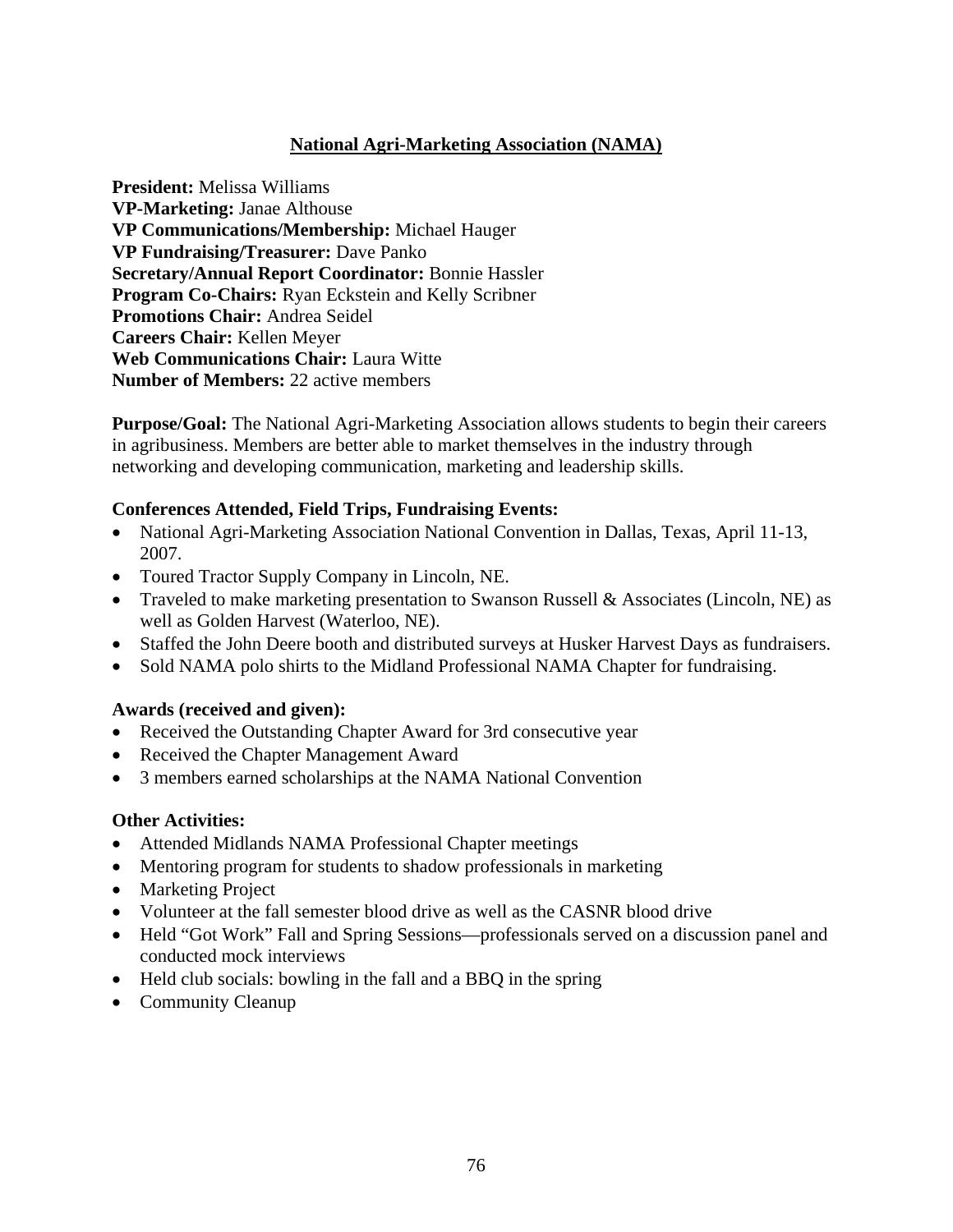## National Agri-Marketing Association (NAMA)

**President:** Melissa Williams
**VP-Marketing:** Janae Althouse
**VP Communications/Membership:** Michael Hauger
**VP Fundraising/Treasurer:** Dave Panko
**Secretary/Annual Report Coordinator:** Bonnie Hassler
**Program Co-Chairs:** Ryan Eckstein and Kelly Scribner
**Promotions Chair:** Andrea Seidel
**Careers Chair:** Kellen Meyer
**Web Communications Chair:** Laura Witte
**Number of Members:** 22 active members

**Purpose/Goal:** The National Agri-Marketing Association allows students to begin their careers in agribusiness. Members are better able to market themselves in the industry through networking and developing communication, marketing and leadership skills.

**Conferences Attended, Field Trips, Fundraising Events:**

- National Agri-Marketing Association National Convention in Dallas, Texas, April 11-13, 2007.
- Toured Tractor Supply Company in Lincoln, NE.
- Traveled to make marketing presentation to Swanson Russell & Associates (Lincoln, NE) as well as Golden Harvest (Waterloo, NE).
- Staffed the John Deere booth and distributed surveys at Husker Harvest Days as fundraisers.
- Sold NAMA polo shirts to the Midland Professional NAMA Chapter for fundraising.

**Awards (received and given):**

- Received the Outstanding Chapter Award for 3rd consecutive year
- Received the Chapter Management Award
- 3 members earned scholarships at the NAMA National Convention

**Other Activities:**

- Attended Midlands NAMA Professional Chapter meetings
- Mentoring program for students to shadow professionals in marketing
- Marketing Project
- Volunteer at the fall semester blood drive as well as the CASNR blood drive
- Held "Got Work" Fall and Spring Sessions—professionals served on a discussion panel and conducted mock interviews
- Held club socials: bowling in the fall and a BBQ in the spring
- Community Cleanup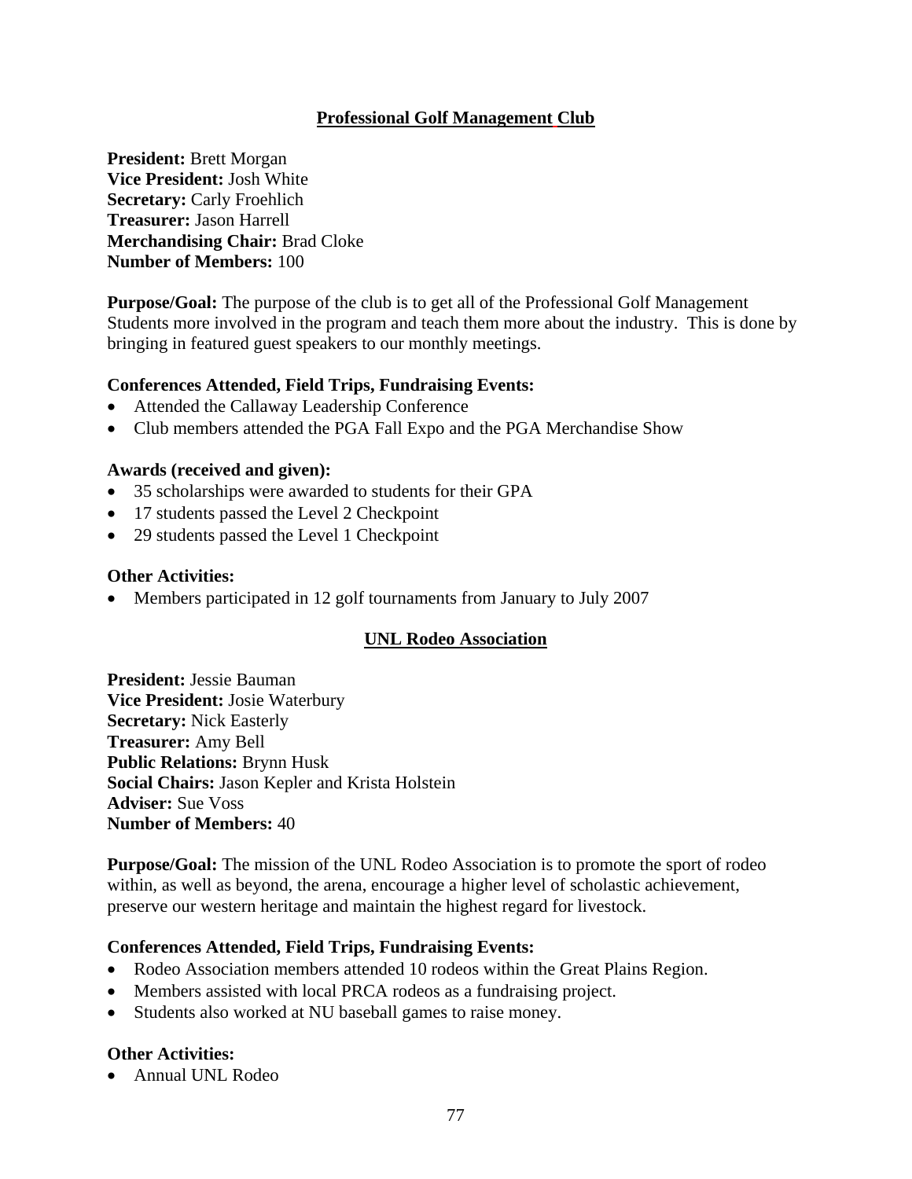## Professional Golf Management Club

**President:** Brett Morgan
**Vice President:** Josh White
**Secretary:** Carly Froehlich
**Treasurer:** Jason Harrell
**Merchandising Chair:** Brad Cloke
**Number of Members:** 100

**Purpose/Goal:** The purpose of the club is to get all of the Professional Golf Management Students more involved in the program and teach them more about the industry. This is done by bringing in featured guest speakers to our monthly meetings.

**Conferences Attended, Field Trips, Fundraising Events:**

- Attended the Callaway Leadership Conference
- Club members attended the PGA Fall Expo and the PGA Merchandise Show

**Awards (received and given):**

- 35 scholarships were awarded to students for their GPA
- 17 students passed the Level 2 Checkpoint
- 29 students passed the Level 1 Checkpoint

**Other Activities:**

- Members participated in 12 golf tournaments from January to July 2007

## UNL Rodeo Association

**President:** Jessie Bauman
**Vice President:** Josie Waterbury
**Secretary:** Nick Easterly
**Treasurer:** Amy Bell
**Public Relations:** Brynn Husk
**Social Chairs:** Jason Kepler and Krista Holstein
**Adviser:** Sue Voss
**Number of Members:** 40

**Purpose/Goal:** The mission of the UNL Rodeo Association is to promote the sport of rodeo within, as well as beyond, the arena, encourage a higher level of scholastic achievement, preserve our western heritage and maintain the highest regard for livestock.

**Conferences Attended, Field Trips, Fundraising Events:**

- Rodeo Association members attended 10 rodeos within the Great Plains Region.
- Members assisted with local PRCA rodeos as a fundraising project.
- Students also worked at NU baseball games to raise money.

**Other Activities:**

- Annual UNL Rodeo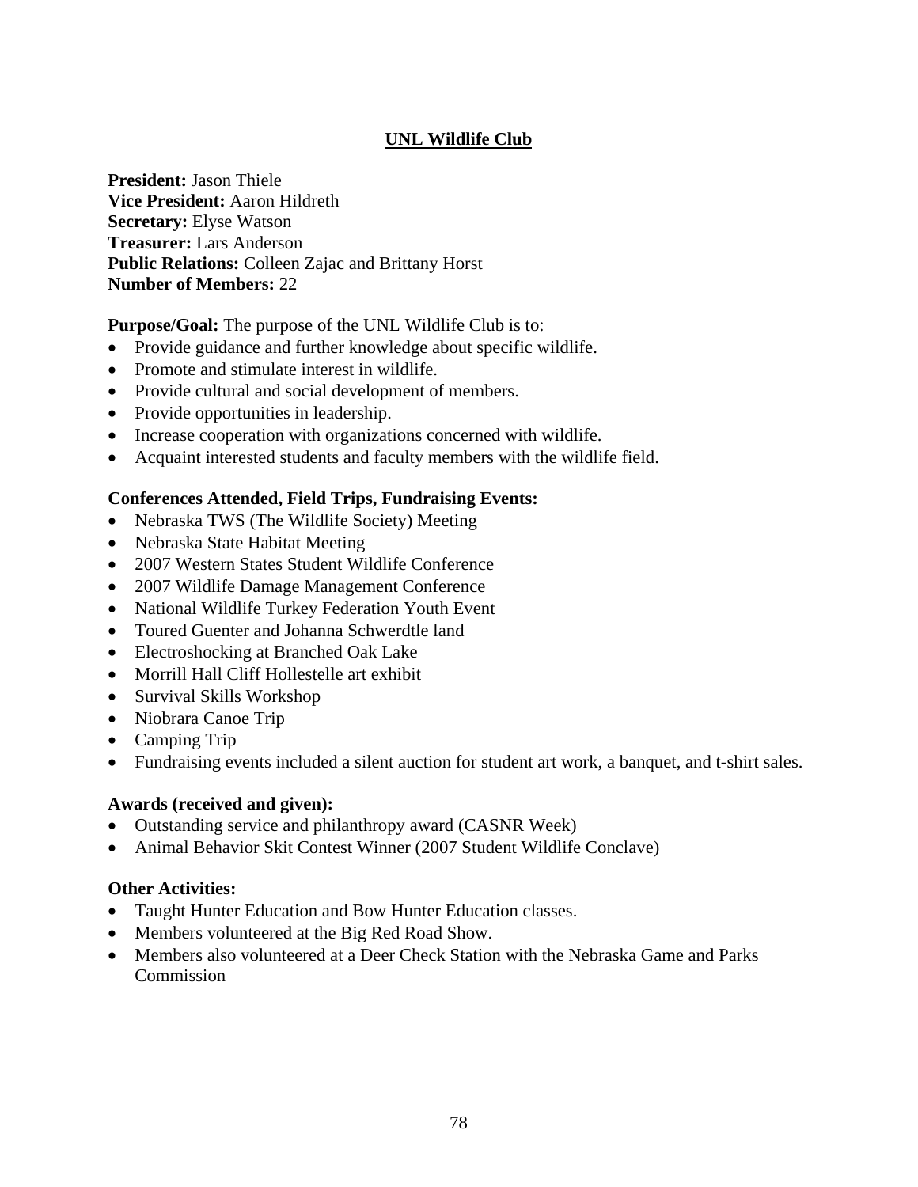## UNL Wildlife Club

**President:** Jason Thiele
**Vice President:** Aaron Hildreth
**Secretary:** Elyse Watson
**Treasurer:** Lars Anderson
**Public Relations:** Colleen Zajac and Brittany Horst
**Number of Members:** 22

**Purpose/Goal:** The purpose of the UNL Wildlife Club is to:

- Provide guidance and further knowledge about specific wildlife.
- Promote and stimulate interest in wildlife.
- Provide cultural and social development of members.
- Provide opportunities in leadership.
- Increase cooperation with organizations concerned with wildlife.
- Acquaint interested students and faculty members with the wildlife field.

**Conferences Attended, Field Trips, Fundraising Events:**

- Nebraska TWS (The Wildlife Society) Meeting
- Nebraska State Habitat Meeting
- 2007 Western States Student Wildlife Conference
- 2007 Wildlife Damage Management Conference
- National Wildlife Turkey Federation Youth Event
- Toured Guenter and Johanna Schwerdtle land
- Electroshocking at Branched Oak Lake
- Morrill Hall Cliff Hollestelle art exhibit
- Survival Skills Workshop
- Niobrara Canoe Trip
- Camping Trip
- Fundraising events included a silent auction for student art work, a banquet, and t-shirt sales.

**Awards (received and given):**

- Outstanding service and philanthropy award (CASNR Week)
- Animal Behavior Skit Contest Winner (2007 Student Wildlife Conclave)

**Other Activities:**

- Taught Hunter Education and Bow Hunter Education classes.
- Members volunteered at the Big Red Road Show.
- Members also volunteered at a Deer Check Station with the Nebraska Game and Parks Commission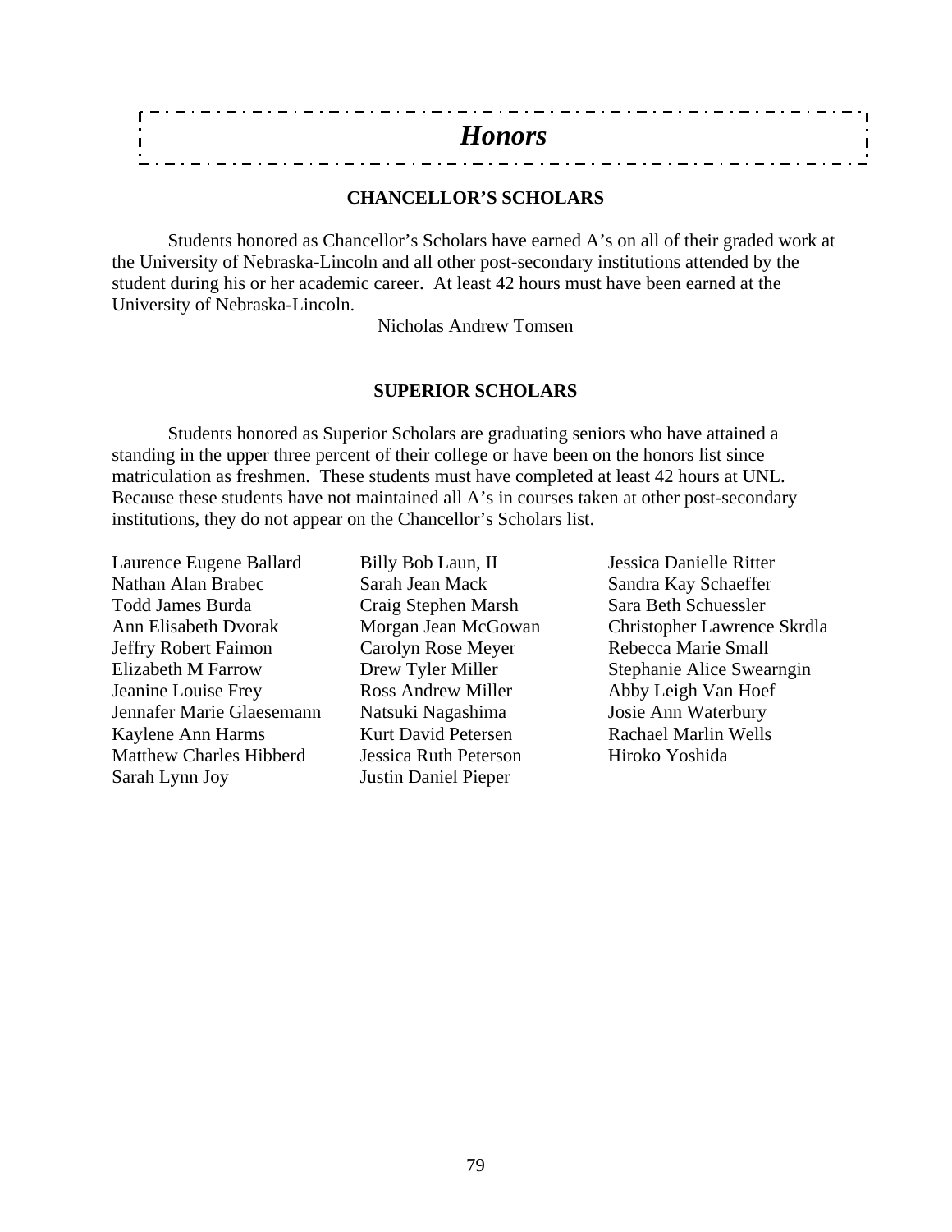# *Honors*

## CHANCELLOR'S SCHOLARS

Students honored as Chancellor's Scholars have earned A's on all of their graded work at the University of Nebraska-Lincoln and all other post-secondary institutions attended by the student during his or her academic career. At least 42 hours must have been earned at the University of Nebraska-Lincoln.

Nicholas Andrew Tomsen

## SUPERIOR SCHOLARS

Students honored as Superior Scholars are graduating seniors who have attained a standing in the upper three percent of their college or have been on the honors list since matriculation as freshmen. These students must have completed at least 42 hours at UNL. Because these students have not maintained all A's in courses taken at other post-secondary institutions, they do not appear on the Chancellor's Scholars list.

Laurence Eugene Ballard
Nathan Alan Brabec
Todd James Burda
Ann Elisabeth Dvorak
Jeffry Robert Faimon
Elizabeth M Farrow
Jeanine Louise Frey
Jennafer Marie Glaesemann
Kaylene Ann Harms
Matthew Charles Hibberd
Sarah Lynn Joy
Billy Bob Laun, II
Sarah Jean Mack
Craig Stephen Marsh
Morgan Jean McGowan
Carolyn Rose Meyer
Drew Tyler Miller
Ross Andrew Miller
Natsuki Nagashima
Kurt David Petersen
Jessica Ruth Peterson
Justin Daniel Pieper
Jessica Danielle Ritter
Sandra Kay Schaeffer
Sara Beth Schuessler
Christopher Lawrence Skrdla
Rebecca Marie Small
Stephanie Alice Swearngin
Abby Leigh Van Hoef
Josie Ann Waterbury
Rachael Marlin Wells
Hiroko Yoshida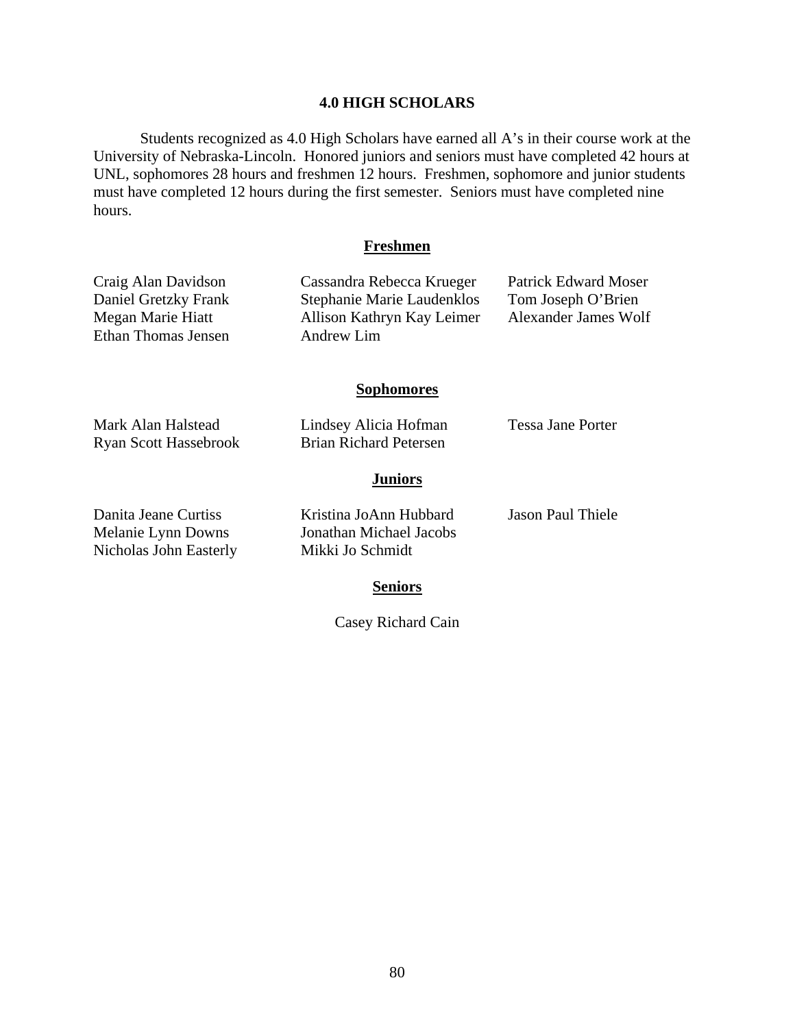## 4.0 HIGH SCHOLARS

Students recognized as 4.0 High Scholars have earned all A's in their course work at the University of Nebraska-Lincoln. Honored juniors and seniors must have completed 42 hours at UNL, sophomores 28 hours and freshmen 12 hours. Freshmen, sophomore and junior students must have completed 12 hours during the first semester. Seniors must have completed nine hours.

### Freshmen

Craig Alan Davidson
Daniel Gretzky Frank
Megan Marie Hiatt
Ethan Thomas Jensen
Cassandra Rebecca Krueger
Stephanie Marie Laudenklos
Allison Kathryn Kay Leimer
Andrew Lim
Patrick Edward Moser
Tom Joseph O'Brien
Alexander James Wolf

### Sophomores

Mark Alan Halstead
Ryan Scott Hassebrook
Lindsey Alicia Hofman
Brian Richard Petersen
Tessa Jane Porter

### Juniors

Danita Jeane Curtiss
Melanie Lynn Downs
Nicholas John Easterly
Kristina JoAnn Hubbard
Jonathan Michael Jacobs
Mikki Jo Schmidt
Jason Paul Thiele

### Seniors

Casey Richard Cain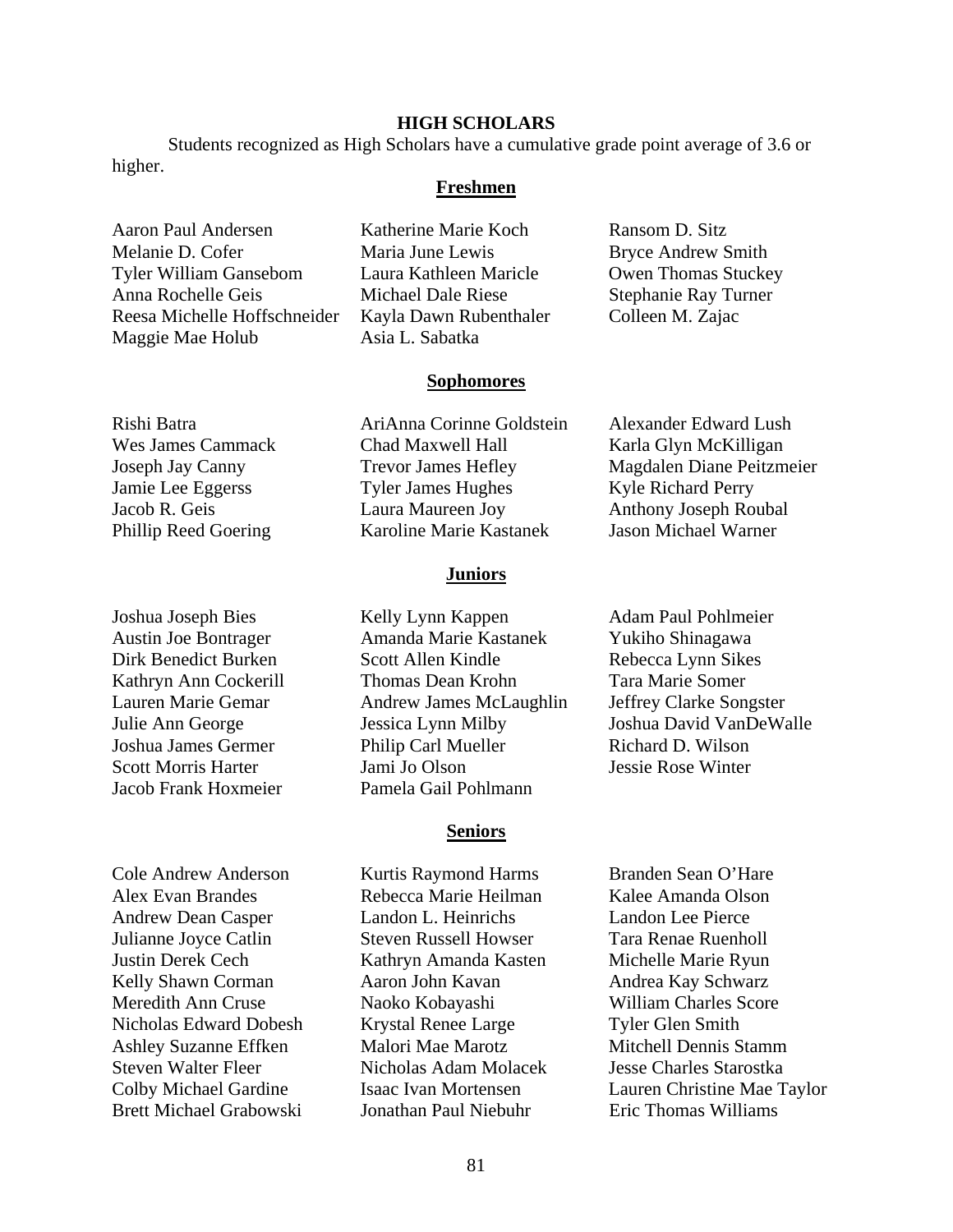## HIGH SCHOLARS

Students recognized as High Scholars have a cumulative grade point average of 3.6 or higher.

### Freshmen

Aaron Paul Andersen
Melanie D. Cofer
Tyler William Gansebom
Anna Rochelle Geis
Reesa Michelle Hoffschneider
Maggie Mae Holub
Katherine Marie Koch
Maria June Lewis
Laura Kathleen Maricle
Michael Dale Riese
Kayla Dawn Rubenthaler
Asia L. Sabatka
Ransom D. Sitz
Bryce Andrew Smith
Owen Thomas Stuckey
Stephanie Ray Turner
Colleen M. Zajac

### Sophomores

Rishi Batra
Wes James Cammack
Joseph Jay Canny
Jamie Lee Eggerss
Jacob R. Geis
Phillip Reed Goering
AriAnna Corinne Goldstein
Chad Maxwell Hall
Trevor James Hefley
Tyler James Hughes
Laura Maureen Joy
Karoline Marie Kastanek
Alexander Edward Lush
Karla Glyn McKilligan
Magdalen Diane Peitzmeier
Kyle Richard Perry
Anthony Joseph Roubal
Jason Michael Warner

### Juniors

Joshua Joseph Bies
Austin Joe Bontrager
Dirk Benedict Burken
Kathryn Ann Cockerill
Lauren Marie Gemar
Julie Ann George
Joshua James Germer
Scott Morris Harter
Jacob Frank Hoxmeier
Kelly Lynn Kappen
Amanda Marie Kastanek
Scott Allen Kindle
Thomas Dean Krohn
Andrew James McLaughlin
Jessica Lynn Milby
Philip Carl Mueller
Jami Jo Olson
Pamela Gail Pohlmann
Adam Paul Pohlmeier
Yukiho Shinagawa
Rebecca Lynn Sikes
Tara Marie Somer
Jeffrey Clarke Songster
Joshua David VanDeWalle
Richard D. Wilson
Jessie Rose Winter

### Seniors

Cole Andrew Anderson
Alex Evan Brandes
Andrew Dean Casper
Julianne Joyce Catlin
Justin Derek Cech
Kelly Shawn Corman
Meredith Ann Cruse
Nicholas Edward Dobesh
Ashley Suzanne Effken
Steven Walter Fleer
Colby Michael Gardine
Brett Michael Grabowski
Kurtis Raymond Harms
Rebecca Marie Heilman
Landon L. Heinrichs
Steven Russell Howser
Kathryn Amanda Kasten
Aaron John Kavan
Naoko Kobayashi
Krystal Renee Large
Malori Mae Marotz
Nicholas Adam Molacek
Isaac Ivan Mortensen
Jonathan Paul Niebuhr
Branden Sean O'Hare
Kalee Amanda Olson
Landon Lee Pierce
Tara Renae Ruenholl
Michelle Marie Ryun
Andrea Kay Schwarz
William Charles Score
Tyler Glen Smith
Mitchell Dennis Stamm
Jesse Charles Starostka
Lauren Christine Mae Taylor
Eric Thomas Williams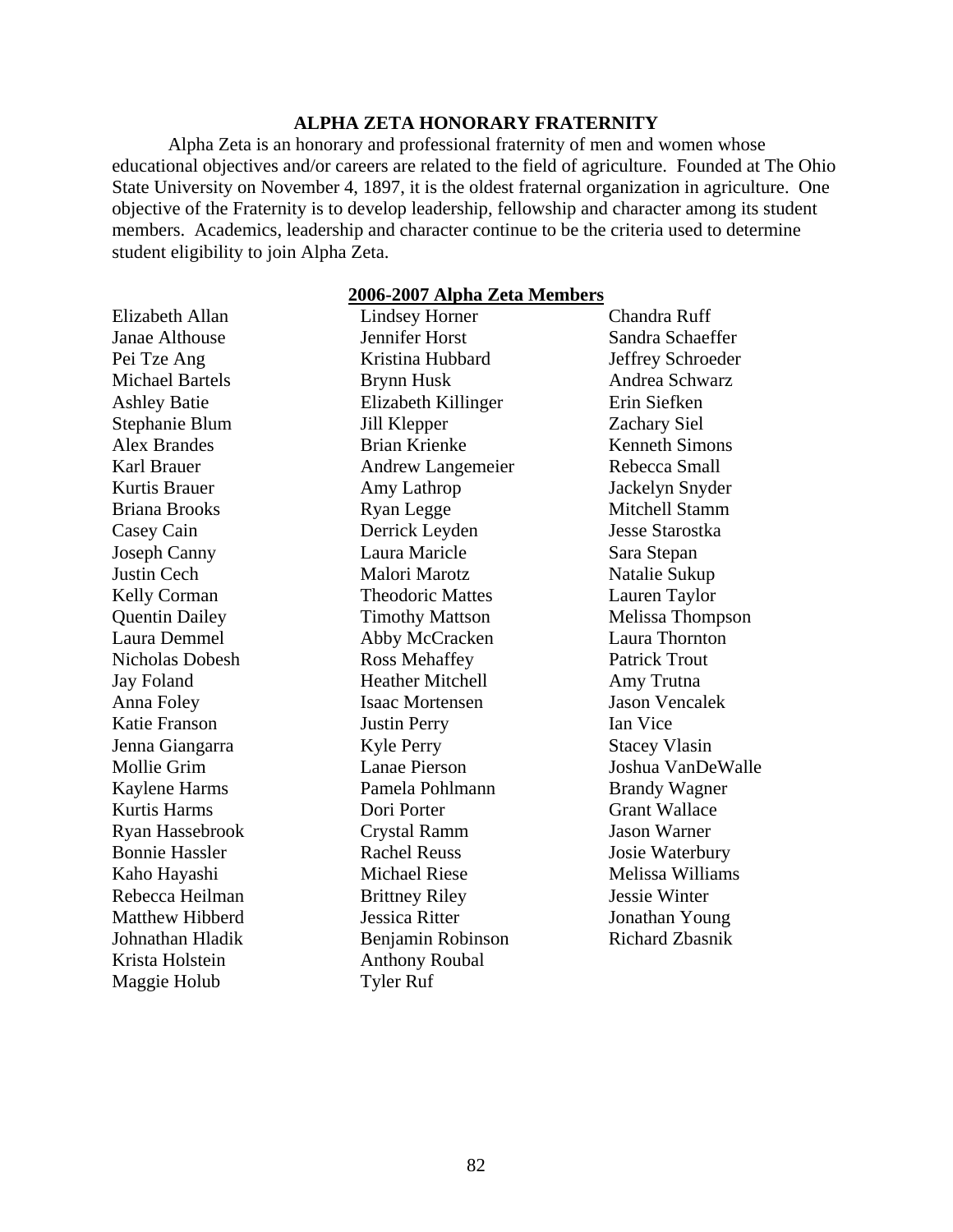## ALPHA ZETA HONORARY FRATERNITY

Alpha Zeta is an honorary and professional fraternity of men and women whose educational objectives and/or careers are related to the field of agriculture. Founded at The Ohio State University on November 4, 1897, it is the oldest fraternal organization in agriculture. One objective of the Fraternity is to develop leadership, fellowship and character among its student members. Academics, leadership and character continue to be the criteria used to determine student eligibility to join Alpha Zeta.

### 2006-2007 Alpha Zeta Members

Elizabeth Allan
Janae Althouse
Pei Tze Ang
Michael Bartels
Ashley Batie
Stephanie Blum
Alex Brandes
Karl Brauer
Kurtis Brauer
Briana Brooks
Casey Cain
Joseph Canny
Justin Cech
Kelly Corman
Quentin Dailey
Laura Demmel
Nicholas Dobesh
Jay Foland
Anna Foley
Katie Franson
Jenna Giangarra
Mollie Grim
Kaylene Harms
Kurtis Harms
Ryan Hassebrook
Bonnie Hassler
Kaho Hayashi
Rebecca Heilman
Matthew Hibberd
Johnathan Hladik
Krista Holstein
Maggie Holub
Lindsey Horner
Jennifer Horst
Kristina Hubbard
Brynn Husk
Elizabeth Killinger
Jill Klepper
Brian Krienke
Andrew Langemeier
Amy Lathrop
Ryan Legge
Derrick Leyden
Laura Maricle
Malori Marotz
Theodoric Mattes
Timothy Mattson
Abby McCracken
Ross Mehaffey
Heather Mitchell
Isaac Mortensen
Justin Perry
Kyle Perry
Lanae Pierson
Pamela Pohlmann
Dori Porter
Crystal Ramm
Rachel Reuss
Michael Riese
Brittney Riley
Jessica Ritter
Benjamin Robinson
Anthony Roubal
Tyler Ruf
Chandra Ruff
Sandra Schaeffer
Jeffrey Schroeder
Andrea Schwarz
Erin Siefken
Zachary Siel
Kenneth Simons
Rebecca Small
Jackelyn Snyder
Mitchell Stamm
Jesse Starostka
Sara Stepan
Natalie Sukup
Lauren Taylor
Melissa Thompson
Laura Thornton
Patrick Trout
Amy Trutna
Jason Vencalek
Ian Vice
Stacey Vlasin
Joshua VanDeWalle
Brandy Wagner
Grant Wallace
Jason Warner
Josie Waterbury
Melissa Williams
Jessie Winter
Jonathan Young
Richard Zbasnik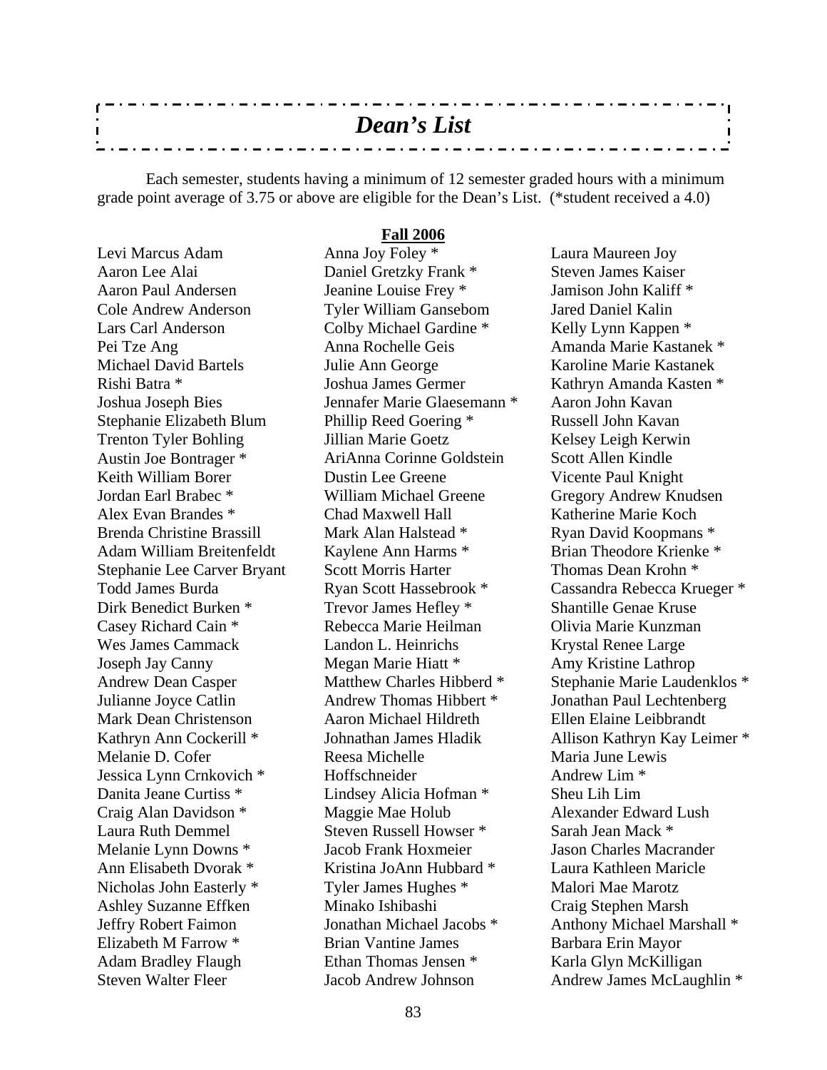# *Dean's List*

Each semester, students having a minimum of 12 semester graded hours with a minimum grade point average of 3.75 or above are eligible for the Dean's List. (*student received a 4.0)

## Fall 2006

Levi Marcus Adam
Aaron Lee Alai
Aaron Paul Andersen
Cole Andrew Anderson
Lars Carl Anderson
Pei Tze Ang
Michael David Bartels
Rishi Batra *
Joshua Joseph Bies
Stephanie Elizabeth Blum
Trenton Tyler Bohling
Austin Joe Bontrager *
Keith William Borer
Jordan Earl Brabec *
Alex Evan Brandes *
Brenda Christine Brassill
Adam William Breitenfeldt
Stephanie Lee Carver Bryant
Todd James Burda
Dirk Benedict Burken *
Casey Richard Cain *
Wes James Cammack
Joseph Jay Canny
Andrew Dean Casper
Julianne Joyce Catlin
Mark Dean Christenson
Kathryn Ann Cockerill *
Melanie D. Cofer
Jessica Lynn Crnkovich *
Danita Jeane Curtiss *
Craig Alan Davidson *
Laura Ruth Demmel
Melanie Lynn Downs *
Ann Elisabeth Dvorak *
Nicholas John Easterly *
Ashley Suzanne Effken
Jeffry Robert Faimon
Elizabeth M Farrow *
Adam Bradley Flaugh
Steven Walter Fleer
Anna Joy Foley *
Daniel Gretzky Frank *
Jeanine Louise Frey *
Tyler William Gansebom
Colby Michael Gardine *
Anna Rochelle Geis
Julie Ann George
Joshua James Germer
Jennafer Marie Glaesemann *
Phillip Reed Goering *
Jillian Marie Goetz
AriAnna Corinne Goldstein
Dustin Lee Greene
William Michael Greene
Chad Maxwell Hall
Mark Alan Halstead *
Kaylene Ann Harms *
Scott Morris Harter
Ryan Scott Hassebrook *
Trevor James Hefley *
Rebecca Marie Heilman
Landon L. Heinrichs
Megan Marie Hiatt *
Matthew Charles Hibberd *
Andrew Thomas Hibbert *
Aaron Michael Hildreth
Johnathan James Hladik
Reesa Michelle Hoffschneider
Lindsey Alicia Hofman *
Maggie Mae Holub
Steven Russell Howser *
Jacob Frank Hoxmeier
Kristina JoAnn Hubbard *
Tyler James Hughes *
Minako Ishibashi
Jonathan Michael Jacobs *
Brian Vantine James
Ethan Thomas Jensen *
Jacob Andrew Johnson
Laura Maureen Joy
Steven James Kaiser
Jamison John Kaliff *
Jared Daniel Kalin
Kelly Lynn Kappen *
Amanda Marie Kastanek *
Karoline Marie Kastanek
Kathryn Amanda Kasten *
Aaron John Kavan
Russell John Kavan
Kelsey Leigh Kerwin
Scott Allen Kindle
Vicente Paul Knight
Gregory Andrew Knudsen
Katherine Marie Koch
Ryan David Koopmans *
Brian Theodore Krienke *
Thomas Dean Krohn *
Cassandra Rebecca Krueger *
Shantille Genae Kruse
Olivia Marie Kunzman
Krystal Renee Large
Amy Kristine Lathrop
Stephanie Marie Laudenklos *
Jonathan Paul Lechtenberg
Ellen Elaine Leibbrandt
Allison Kathryn Kay Leimer *
Maria June Lewis
Andrew Lim *
Sheu Lih Lim
Alexander Edward Lush
Sarah Jean Mack *
Jason Charles Macrander
Laura Kathleen Maricle
Malori Mae Marotz
Craig Stephen Marsh
Anthony Michael Marshall *
Barbara Erin Mayor
Karla Glyn McKilligan
Andrew James McLaughlin *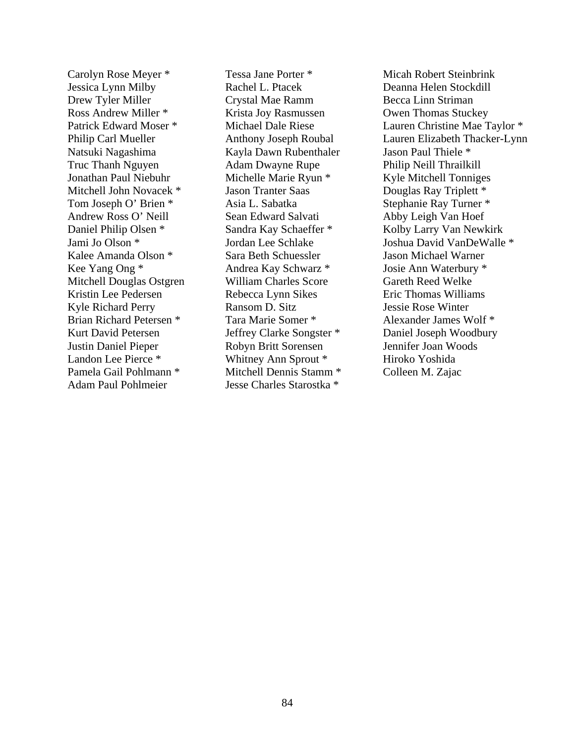Carolyn Rose Meyer *
Jessica Lynn Milby
Drew Tyler Miller
Ross Andrew Miller *
Patrick Edward Moser *
Philip Carl Mueller
Natsuki Nagashima
Truc Thanh Nguyen
Jonathan Paul Niebuhr
Mitchell John Novacek *
Tom Joseph O' Brien *
Andrew Ross O' Neill
Daniel Philip Olsen *
Jami Jo Olson *
Kalee Amanda Olson *
Kee Yang Ong *
Mitchell Douglas Ostgren
Kristin Lee Pedersen
Kyle Richard Perry
Brian Richard Petersen *
Kurt David Petersen
Justin Daniel Pieper
Landon Lee Pierce *
Pamela Gail Pohlmann *
Adam Paul Pohlmeier
Tessa Jane Porter *
Rachel L. Ptacek
Crystal Mae Ramm
Krista Joy Rasmussen
Michael Dale Riese
Anthony Joseph Roubal
Kayla Dawn Rubenthaler
Adam Dwayne Rupe
Michelle Marie Ryun *
Jason Tranter Saas
Asia L. Sabatka
Sean Edward Salvati
Sandra Kay Schaeffer *
Jordan Lee Schlake
Sara Beth Schuessler
Andrea Kay Schwarz *
William Charles Score
Rebecca Lynn Sikes
Ransom D. Sitz
Tara Marie Somer *
Jeffrey Clarke Songster *
Robyn Britt Sorensen
Whitney Ann Sprout *
Mitchell Dennis Stamm *
Jesse Charles Starostka *
Micah Robert Steinbrink
Deanna Helen Stockdill
Becca Linn Striman
Owen Thomas Stuckey
Lauren Christine Mae Taylor *
Lauren Elizabeth Thacker-Lynn
Jason Paul Thiele *
Philip Neill Thrailkill
Kyle Mitchell Tonniges
Douglas Ray Triplett *
Stephanie Ray Turner *
Abby Leigh Van Hoef
Kolby Larry Van Newkirk
Joshua David VanDeWalle *
Jason Michael Warner
Josie Ann Waterbury *
Gareth Reed Welke
Eric Thomas Williams
Jessie Rose Winter
Alexander James Wolf *
Daniel Joseph Woodbury
Jennifer Joan Woods
Hiroko Yoshida
Colleen M. Zajac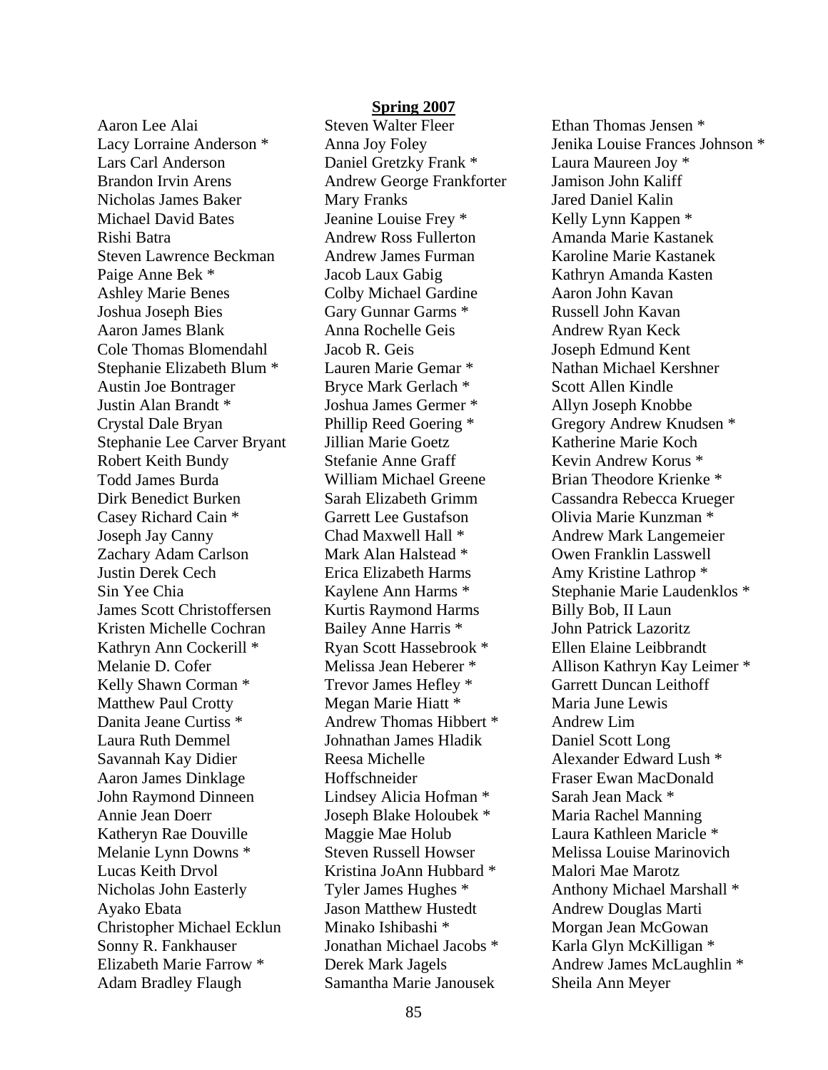**Spring 2007**

Aaron Lee Alai
Lacy Lorraine Anderson *
Lars Carl Anderson
Brandon Irvin Arens
Nicholas James Baker
Michael David Bates
Rishi Batra
Steven Lawrence Beckman
Paige Anne Bek *
Ashley Marie Benes
Joshua Joseph Bies
Aaron James Blank
Cole Thomas Blomendahl
Stephanie Elizabeth Blum *
Austin Joe Bontrager
Justin Alan Brandt *
Crystal Dale Bryan
Stephanie Lee Carver Bryant
Robert Keith Bundy
Todd James Burda
Dirk Benedict Burken
Casey Richard Cain *
Joseph Jay Canny
Zachary Adam Carlson
Justin Derek Cech
Sin Yee Chia
James Scott Christoffersen
Kristen Michelle Cochran
Kathryn Ann Cockerill *
Melanie D. Cofer
Kelly Shawn Corman *
Matthew Paul Crotty
Danita Jeane Curtiss *
Laura Ruth Demmel
Savannah Kay Didier
Aaron James Dinklage
John Raymond Dinneen
Annie Jean Doerr
Katheryn Rae Douville
Melanie Lynn Downs *
Lucas Keith Drvol
Nicholas John Easterly
Ayako Ebata
Christopher Michael Ecklun
Sonny R. Fankhauser
Elizabeth Marie Farrow *
Adam Bradley Flaugh
Steven Walter Fleer
Anna Joy Foley
Daniel Gretzky Frank *
Andrew George Frankforter
Mary Franks
Jeanine Louise Frey *
Andrew Ross Fullerton
Andrew James Furman
Jacob Laux Gabig
Colby Michael Gardine
Gary Gunnar Garms *
Anna Rochelle Geis
Jacob R. Geis
Lauren Marie Gemar *
Bryce Mark Gerlach *
Joshua James Germer *
Phillip Reed Goering *
Jillian Marie Goetz
Stefanie Anne Graff
William Michael Greene
Sarah Elizabeth Grimm
Garrett Lee Gustafson
Chad Maxwell Hall *
Mark Alan Halstead *
Erica Elizabeth Harms
Kaylene Ann Harms *
Kurtis Raymond Harms
Bailey Anne Harris *
Ryan Scott Hassebrook *
Melissa Jean Heberer *
Trevor James Hefley *
Megan Marie Hiatt *
Andrew Thomas Hibbert *
Johnathan James Hladik
Reesa Michelle Hoffschneider
Lindsey Alicia Hofman *
Joseph Blake Holoubek *
Maggie Mae Holub
Steven Russell Howser
Kristina JoAnn Hubbard *
Tyler James Hughes *
Jason Matthew Hustedt
Minako Ishibashi *
Jonathan Michael Jacobs *
Derek Mark Jagels
Samantha Marie Janousek
Ethan Thomas Jensen *
Jenika Louise Frances Johnson *
Laura Maureen Joy *
Jamison John Kaliff
Jared Daniel Kalin
Kelly Lynn Kappen *
Amanda Marie Kastanek
Karoline Marie Kastanek
Kathryn Amanda Kasten
Aaron John Kavan
Russell John Kavan
Andrew Ryan Keck
Joseph Edmund Kent
Nathan Michael Kershner
Scott Allen Kindle
Allyn Joseph Knobbe
Gregory Andrew Knudsen *
Katherine Marie Koch
Kevin Andrew Korus *
Brian Theodore Krienke *
Cassandra Rebecca Krueger
Olivia Marie Kunzman *
Andrew Mark Langemeier
Owen Franklin Lasswell
Amy Kristine Lathrop *
Stephanie Marie Laudenklos *
Billy Bob, II Laun
John Patrick Lazoritz
Ellen Elaine Leibbrandt
Allison Kathryn Kay Leimer *
Garrett Duncan Leithoff
Maria June Lewis
Andrew Lim
Daniel Scott Long
Alexander Edward Lush *
Fraser Ewan MacDonald
Sarah Jean Mack *
Maria Rachel Manning
Laura Kathleen Maricle *
Melissa Louise Marinovich
Malori Mae Marotz
Anthony Michael Marshall *
Andrew Douglas Marti
Morgan Jean McGowan
Karla Glyn McKilligan *
Andrew James McLaughlin *
Sheila Ann Meyer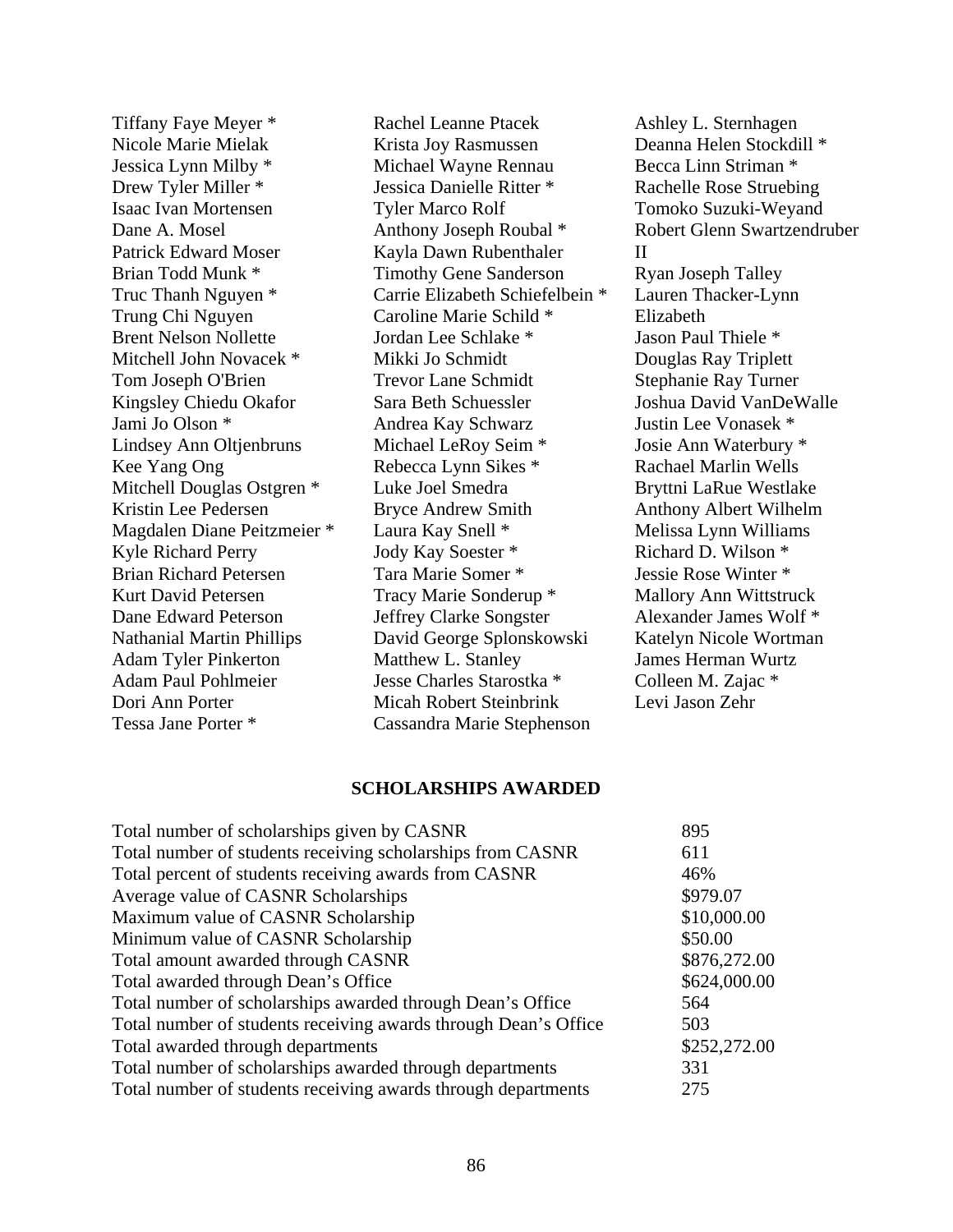Tiffany Faye Meyer *
Nicole Marie Mielak
Jessica Lynn Milby *
Drew Tyler Miller *
Isaac Ivan Mortensen
Dane A. Mosel
Patrick Edward Moser
Brian Todd Munk *
Truc Thanh Nguyen *
Trung Chi Nguyen
Brent Nelson Nollette
Mitchell John Novacek *
Tom Joseph O'Brien
Kingsley Chiedu Okafor
Jami Jo Olson *
Lindsey Ann Oltjenbruns
Kee Yang Ong
Mitchell Douglas Ostgren *
Kristin Lee Pedersen
Magdalen Diane Peitzmeier *
Kyle Richard Perry
Brian Richard Petersen
Kurt David Petersen
Dane Edward Peterson
Nathanial Martin Phillips
Adam Tyler Pinkerton
Adam Paul Pohlmeier
Dori Ann Porter
Tessa Jane Porter *
Rachel Leanne Ptacek
Krista Joy Rasmussen
Michael Wayne Rennau
Jessica Danielle Ritter *
Tyler Marco Rolf
Anthony Joseph Roubal *
Kayla Dawn Rubenthaler
Timothy Gene Sanderson
Carrie Elizabeth Schiefelbein *
Caroline Marie Schild *
Jordan Lee Schlake *
Mikki Jo Schmidt
Trevor Lane Schmidt
Sara Beth Schuessler
Andrea Kay Schwarz
Michael LeRoy Seim *
Rebecca Lynn Sikes *
Luke Joel Smedra
Bryce Andrew Smith
Laura Kay Snell *
Jody Kay Soester *
Tara Marie Somer *
Tracy Marie Sonderup *
Jeffrey Clarke Songster
David George Splonskowski
Matthew L. Stanley
Jesse Charles Starostka *
Micah Robert Steinbrink
Cassandra Marie Stephenson
Ashley L. Sternhagen
Deanna Helen Stockdill *
Becca Linn Striman *
Rachelle Rose Struebing
Tomoko Suzuki-Weyand
Robert Glenn Swartzendruber II
Ryan Joseph Talley
Lauren Thacker-Lynn Elizabeth
Jason Paul Thiele *
Douglas Ray Triplett
Stephanie Ray Turner
Joshua David VanDeWalle
Justin Lee Vonasek *
Josie Ann Waterbury *
Rachael Marlin Wells
Bryttni LaRue Westlake
Anthony Albert Wilhelm
Melissa Lynn Williams
Richard D. Wilson *
Jessie Rose Winter *
Mallory Ann Wittstruck
Alexander James Wolf *
Katelyn Nicole Wortman
James Herman Wurtz
Colleen M. Zajac *
Levi Jason Zehr

## SCHOLARSHIPS AWARDED

| | |
|---|---|
| Total number of scholarships given by CASNR | 895 |
| Total number of students receiving scholarships from CASNR | 611 |
| Total percent of students receiving awards from CASNR | 46% |
| Average value of CASNR Scholarships | \$979.07 |
| Maximum value of CASNR Scholarship | \$10,000.00 |
| Minimum value of CASNR Scholarship | \$50.00 |
| Total amount awarded through CASNR | \$876,272.00 |
| Total awarded through Dean's Office | \$624,000.00 |
| Total number of scholarships awarded through Dean's Office | 564 |
| Total number of students receiving awards through Dean's Office | 503 |
| Total awarded through departments | \$252,272.00 |
| Total number of scholarships awarded through departments | 331 |
| Total number of students receiving awards through departments | 275 |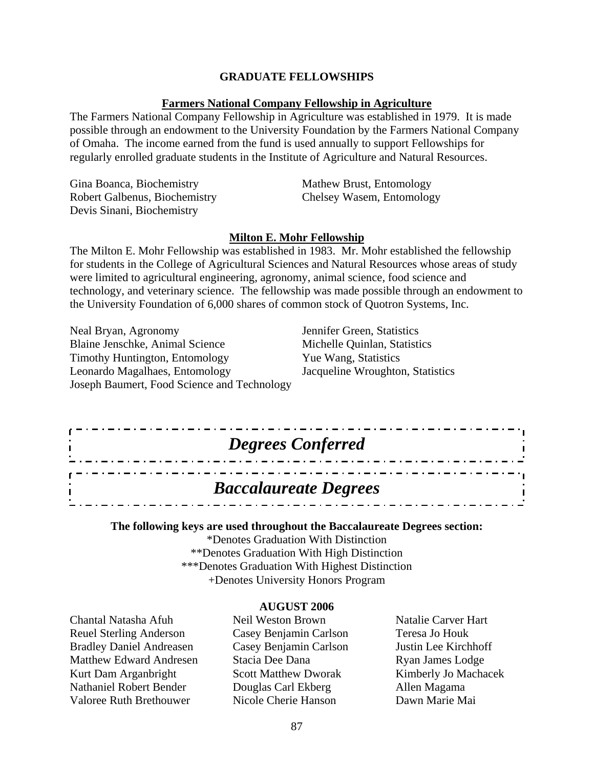## GRADUATE FELLOWSHIPS

### Farmers National Company Fellowship in Agriculture

The Farmers National Company Fellowship in Agriculture was established in 1979. It is made possible through an endowment to the University Foundation by the Farmers National Company of Omaha. The income earned from the fund is used annually to support Fellowships for regularly enrolled graduate students in the Institute of Agriculture and Natural Resources.

Gina Boanca, Biochemistry
Robert Galbenus, Biochemistry
Devis Sinani, Biochemistry
Mathew Brust, Entomology
Chelsey Wasem, Entomology

### Milton E. Mohr Fellowship

The Milton E. Mohr Fellowship was established in 1983. Mr. Mohr established the fellowship for students in the College of Agricultural Sciences and Natural Resources whose areas of study were limited to agricultural engineering, agronomy, animal science, food science and technology, and veterinary science. The fellowship was made possible through an endowment to the University Foundation of 6,000 shares of common stock of Quotron Systems, Inc.

Neal Bryan, Agronomy
Blaine Jenschke, Animal Science
Timothy Huntington, Entomology
Leonardo Magalhaes, Entomology
Joseph Baumert, Food Science and Technology
Jennifer Green, Statistics
Michelle Quinlan, Statistics
Yue Wang, Statistics
Jacqueline Wroughton, Statistics

# *Degrees Conferred*

# *Baccalaureate Degrees*

**The following keys are used throughout the Baccalaureate Degrees section:**

*Denotes Graduation With Distinction
**Denotes Graduation With High Distinction
***Denotes Graduation With Highest Distinction
+Denotes University Honors Program

**AUGUST 2006**

Chantal Natasha Afuh
Reuel Sterling Anderson
Bradley Daniel Andreasen
Matthew Edward Andresen
Kurt Dam Arganbright
Nathaniel Robert Bender
Valoree Ruth Brethouwer
Neil Weston Brown
Casey Benjamin Carlson
Casey Benjamin Carlson
Stacia Dee Dana
Scott Matthew Dworak
Douglas Carl Ekberg
Nicole Cherie Hanson
Natalie Carver Hart
Teresa Jo Houk
Justin Lee Kirchhoff
Ryan James Lodge
Kimberly Jo Machacek
Allen Magama
Dawn Marie Mai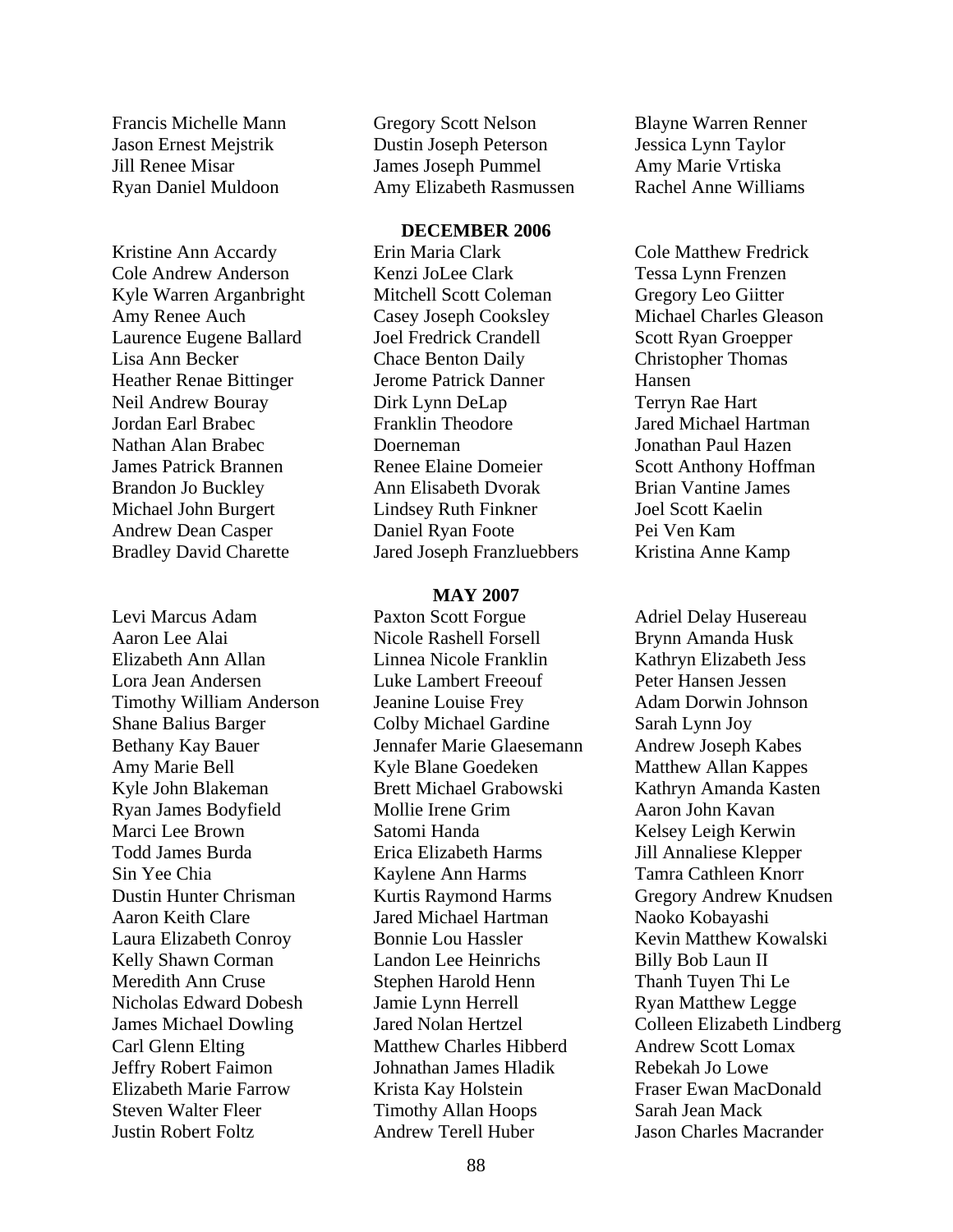Francis Michelle Mann
Jason Ernest Mejstrik
Jill Renee Misar
Ryan Daniel Muldoon
Gregory Scott Nelson
Dustin Joseph Peterson
James Joseph Pummel
Amy Elizabeth Rasmussen
Blayne Warren Renner
Jessica Lynn Taylor
Amy Marie Vrtiska
Rachel Anne Williams

**DECEMBER 2006**

Kristine Ann Accardy
Cole Andrew Anderson
Kyle Warren Arganbright
Amy Renee Auch
Laurence Eugene Ballard
Lisa Ann Becker
Heather Renae Bittinger
Neil Andrew Bouray
Jordan Earl Brabec
Nathan Alan Brabec
James Patrick Brannen
Brandon Jo Buckley
Michael John Burgert
Andrew Dean Casper
Bradley David Charette
Erin Maria Clark
Kenzi JoLee Clark
Mitchell Scott Coleman
Casey Joseph Cooksley
Joel Fredrick Crandell
Chace Benton Daily
Jerome Patrick Danner
Dirk Lynn DeLap
Franklin Theodore Doerneman
Renee Elaine Domeier
Ann Elisabeth Dvorak
Lindsey Ruth Finkner
Daniel Ryan Foote
Jared Joseph Franzluebbers
Cole Matthew Fredrick
Tessa Lynn Frenzen
Gregory Leo Giitter
Michael Charles Gleason
Scott Ryan Groepper
Christopher Thomas Hansen
Terryn Rae Hart
Jared Michael Hartman
Jonathan Paul Hazen
Scott Anthony Hoffman
Brian Vantine James
Joel Scott Kaelin
Pei Ven Kam
Kristina Anne Kamp

**MAY 2007**

Levi Marcus Adam
Aaron Lee Alai
Elizabeth Ann Allan
Lora Jean Andersen
Timothy William Anderson
Shane Balius Barger
Bethany Kay Bauer
Amy Marie Bell
Kyle John Blakeman
Ryan James Bodyfield
Marci Lee Brown
Todd James Burda
Sin Yee Chia
Dustin Hunter Chrisman
Aaron Keith Clare
Laura Elizabeth Conroy
Kelly Shawn Corman
Meredith Ann Cruse
Nicholas Edward Dobesh
James Michael Dowling
Carl Glenn Elting
Jeffry Robert Faimon
Elizabeth Marie Farrow
Steven Walter Fleer
Justin Robert Foltz
Paxton Scott Forgue
Nicole Rashell Forsell
Linnea Nicole Franklin
Luke Lambert Freeouf
Jeanine Louise Frey
Colby Michael Gardine
Jennafer Marie Glaesemann
Kyle Blane Goedeken
Brett Michael Grabowski
Mollie Irene Grim
Satomi Handa
Erica Elizabeth Harms
Kaylene Ann Harms
Kurtis Raymond Harms
Jared Michael Hartman
Bonnie Lou Hassler
Landon Lee Heinrichs
Stephen Harold Henn
Jamie Lynn Herrell
Jared Nolan Hertzel
Matthew Charles Hibberd
Johnathan James Hladik
Krista Kay Holstein
Timothy Allan Hoops
Andrew Terell Huber
Adriel Delay Husereau
Brynn Amanda Husk
Kathryn Elizabeth Jess
Peter Hansen Jessen
Adam Dorwin Johnson
Sarah Lynn Joy
Andrew Joseph Kabes
Matthew Allan Kappes
Kathryn Amanda Kasten
Aaron John Kavan
Kelsey Leigh Kerwin
Jill Annaliese Klepper
Tamra Cathleen Knorr
Gregory Andrew Knudsen
Naoko Kobayashi
Kevin Matthew Kowalski
Billy Bob Laun II
Thanh Tuyen Thi Le
Ryan Matthew Legge
Colleen Elizabeth Lindberg
Andrew Scott Lomax
Rebekah Jo Lowe
Fraser Ewan MacDonald
Sarah Jean Mack
Jason Charles Macrander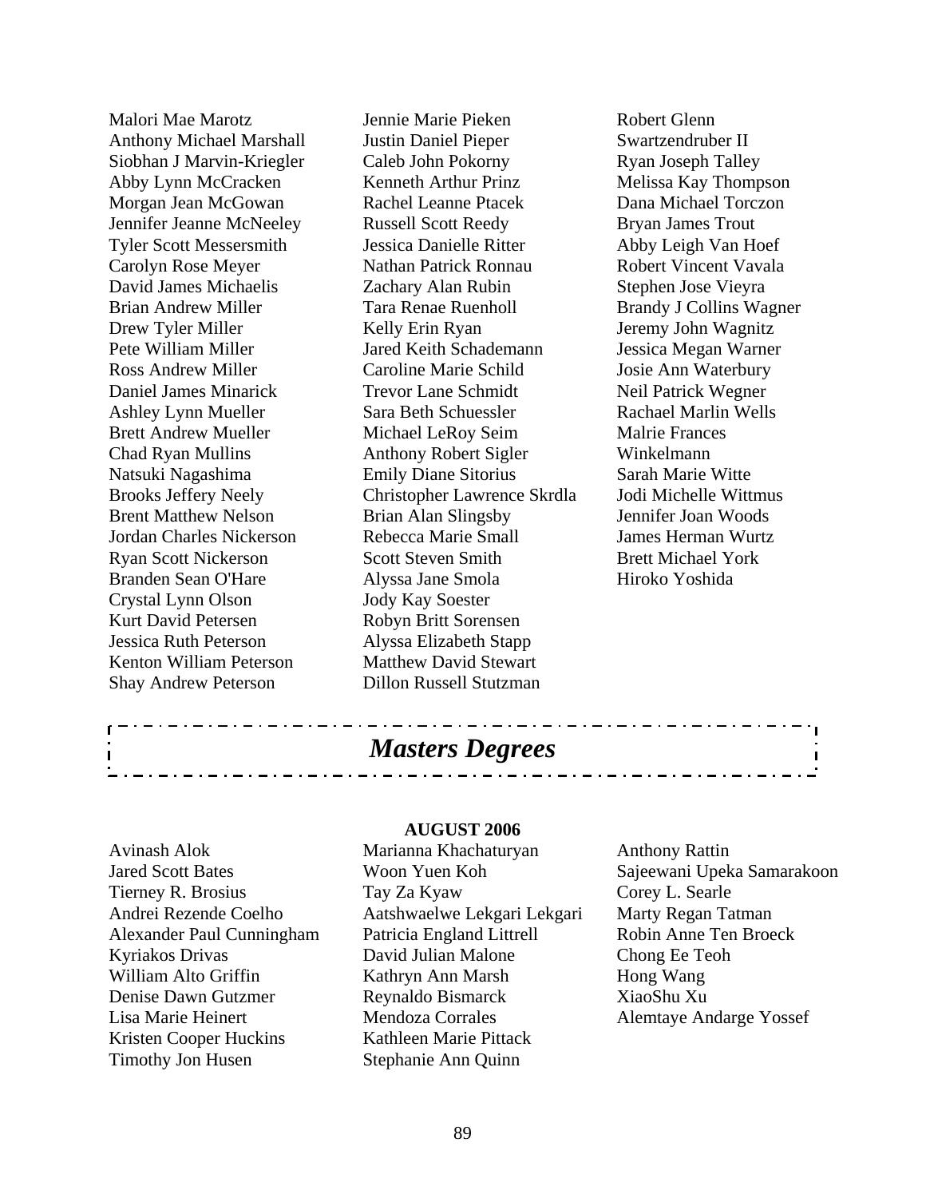Malori Mae Marotz
Anthony Michael Marshall
Siobhan J Marvin-Kriegler
Abby Lynn McCracken
Morgan Jean McGowan
Jennifer Jeanne McNeeley
Tyler Scott Messersmith
Carolyn Rose Meyer
David James Michaelis
Brian Andrew Miller
Drew Tyler Miller
Pete William Miller
Ross Andrew Miller
Daniel James Minarick
Ashley Lynn Mueller
Brett Andrew Mueller
Chad Ryan Mullins
Natsuki Nagashima
Brooks Jeffery Neely
Brent Matthew Nelson
Jordan Charles Nickerson
Ryan Scott Nickerson
Branden Sean O'Hare
Crystal Lynn Olson
Kurt David Petersen
Jessica Ruth Peterson
Kenton William Peterson
Shay Andrew Peterson
Jennie Marie Pieken
Justin Daniel Pieper
Caleb John Pokorny
Kenneth Arthur Prinz
Rachel Leanne Ptacek
Russell Scott Reedy
Jessica Danielle Ritter
Nathan Patrick Ronnau
Zachary Alan Rubin
Tara Renae Ruenholl
Kelly Erin Ryan
Jared Keith Schademann
Caroline Marie Schild
Trevor Lane Schmidt
Sara Beth Schuessler
Michael LeRoy Seim
Anthony Robert Sigler
Emily Diane Sitorius
Christopher Lawrence Skrdla
Brian Alan Slingsby
Rebecca Marie Small
Scott Steven Smith
Alyssa Jane Smola
Jody Kay Soester
Robyn Britt Sorensen
Alyssa Elizabeth Stapp
Matthew David Stewart
Dillon Russell Stutzman
Robert Glenn Swartzendruber II
Ryan Joseph Talley
Melissa Kay Thompson
Dana Michael Torczon
Bryan James Trout
Abby Leigh Van Hoef
Robert Vincent Vavala
Stephen Jose Vieyra
Brandy J Collins Wagner
Jeremy John Wagnitz
Jessica Megan Warner
Josie Ann Waterbury
Neil Patrick Wegner
Rachael Marlin Wells
Malrie Frances Winkelmann
Sarah Marie Witte
Jodi Michelle Wittmus
Jennifer Joan Woods
James Herman Wurtz
Brett Michael York
Hiroko Yoshida

## *Masters Degrees*

**AUGUST 2006**

Avinash Alok
Jared Scott Bates
Tierney R. Brosius
Andrei Rezende Coelho
Alexander Paul Cunningham
Kyriakos Drivas
William Alto Griffin
Denise Dawn Gutzmer
Lisa Marie Heinert
Kristen Cooper Huckins
Timothy Jon Husen
Marianna Khachaturyan
Woon Yuen Koh
Tay Za Kyaw
Aatshwaelwe Lekgari Lekgari
Patricia England Littrell
David Julian Malone
Kathryn Ann Marsh
Reynaldo Bismarck Mendoza Corrales
Kathleen Marie Pittack
Stephanie Ann Quinn
Anthony Rattin
Sajeewani Upeka Samarakoon
Corey L. Searle
Marty Regan Tatman
Robin Anne Ten Broeck
Chong Ee Teoh
Hong Wang
XiaoShu Xu
Alemtaye Andarge Yossef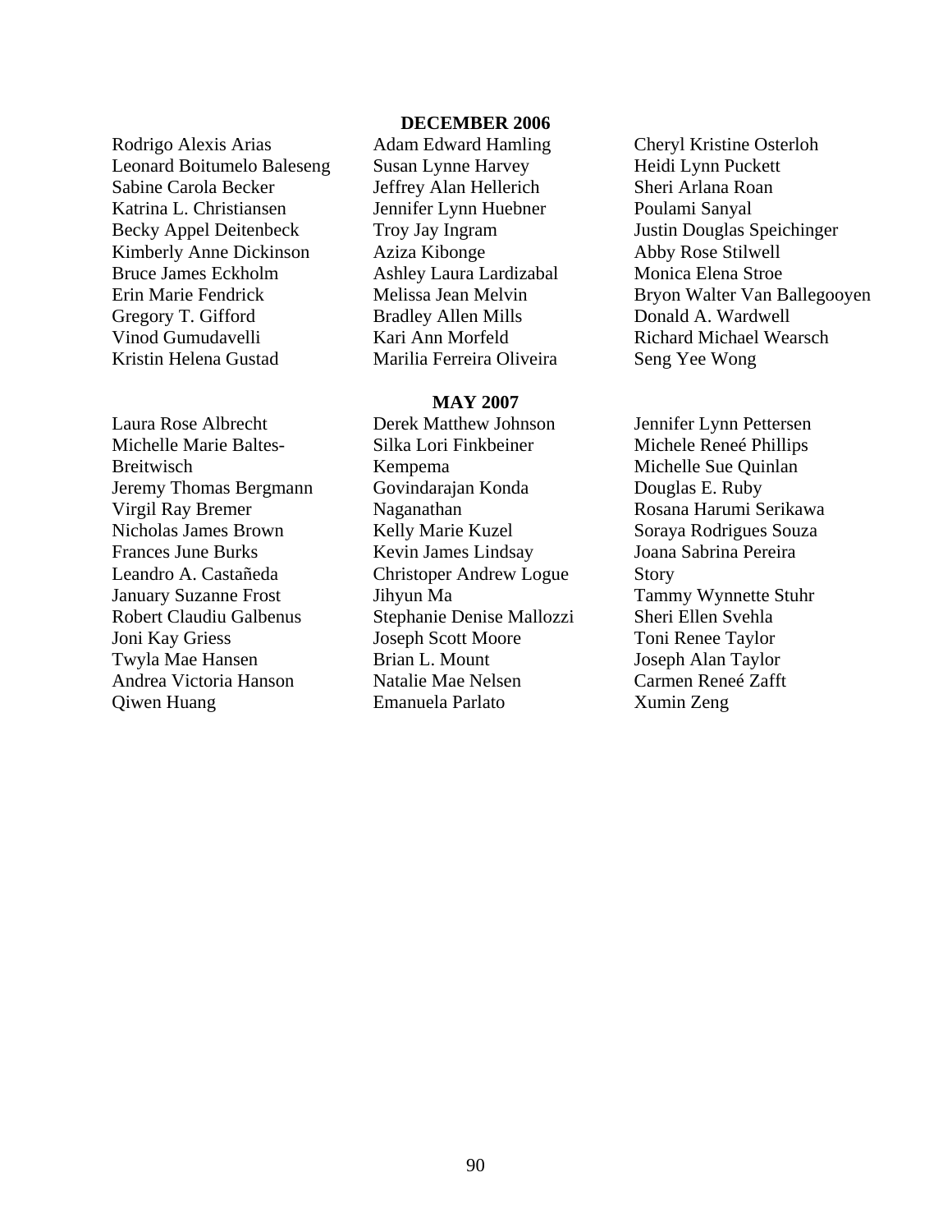## DECEMBER 2006

Rodrigo Alexis Arias
Leonard Boitumelo Baleseng
Sabine Carola Becker
Katrina L. Christiansen
Becky Appel Deitenbeck
Kimberly Anne Dickinson
Bruce James Eckholm
Erin Marie Fendrick
Gregory T. Gifford
Vinod Gumudavelli
Kristin Helena Gustad
Adam Edward Hamling
Susan Lynne Harvey
Jeffrey Alan Hellerich
Jennifer Lynn Huebner
Troy Jay Ingram
Aziza Kibonge
Ashley Laura Lardizabal
Melissa Jean Melvin
Bradley Allen Mills
Kari Ann Morfeld
Marilia Ferreira Oliveira
Cheryl Kristine Osterloh
Heidi Lynn Puckett
Sheri Arlana Roan
Poulami Sanyal
Justin Douglas Speichinger
Abby Rose Stilwell
Monica Elena Stroe
Bryon Walter Van Ballegooyen
Donald A. Wardwell
Richard Michael Wearsch
Seng Yee Wong

## MAY 2007

Laura Rose Albrecht
Michelle Marie Baltes-Breitwisch
Jeremy Thomas Bergmann
Virgil Ray Bremer
Nicholas James Brown
Frances June Burks
Leandro A. Castañeda
January Suzanne Frost
Robert Claudiu Galbenus
Joni Kay Griess
Twyla Mae Hansen
Andrea Victoria Hanson
Qiwen Huang
Derek Matthew Johnson
Silka Lori Finkbeiner Kempema
Govindarajan Konda Naganathan
Kelly Marie Kuzel
Kevin James Lindsay
Christoper Andrew Logue
Jihyun Ma
Stephanie Denise Mallozzi
Joseph Scott Moore
Brian L. Mount
Natalie Mae Nelsen
Emanuela Parlato
Jennifer Lynn Pettersen
Michele Reneé Phillips
Michelle Sue Quinlan
Douglas E. Ruby
Rosana Harumi Serikawa
Soraya Rodrigues Souza
Joana Sabrina Pereira Story
Tammy Wynnette Stuhr
Sheri Ellen Svehla
Toni Renee Taylor
Joseph Alan Taylor
Carmen Reneé Zafft
Xumin Zeng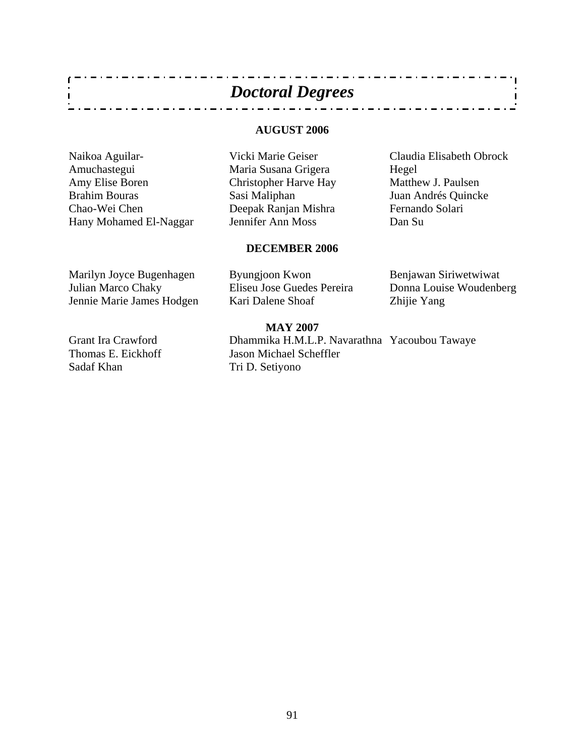# *Doctoral Degrees*

**AUGUST 2006**

Naikoa Aguilar-Amuchastegui
Amy Elise Boren
Brahim Bouras
Chao-Wei Chen
Hany Mohamed El-Naggar
Vicki Marie Geiser
Maria Susana Grigera
Christopher Harve Hay
Sasi Maliphan
Deepak Ranjan Mishra
Jennifer Ann Moss
Claudia Elisabeth Obrock Hegel
Matthew J. Paulsen
Juan Andrés Quincke
Fernando Solari
Dan Su

**DECEMBER 2006**

Marilyn Joyce Bugenhagen
Julian Marco Chaky
Jennie Marie James Hodgen
Byungjoon Kwon
Eliseu Jose Guedes Pereira
Kari Dalene Shoaf
Benjawan Siriwetwiwat
Donna Louise Woudenberg
Zhijie Yang

**MAY 2007**

Grant Ira Crawford
Thomas E. Eickhoff
Sadaf Khan
Dhammika H.M.L.P. Navarathna
Jason Michael Scheffler
Tri D. Setiyono
Yacoubou Tawaye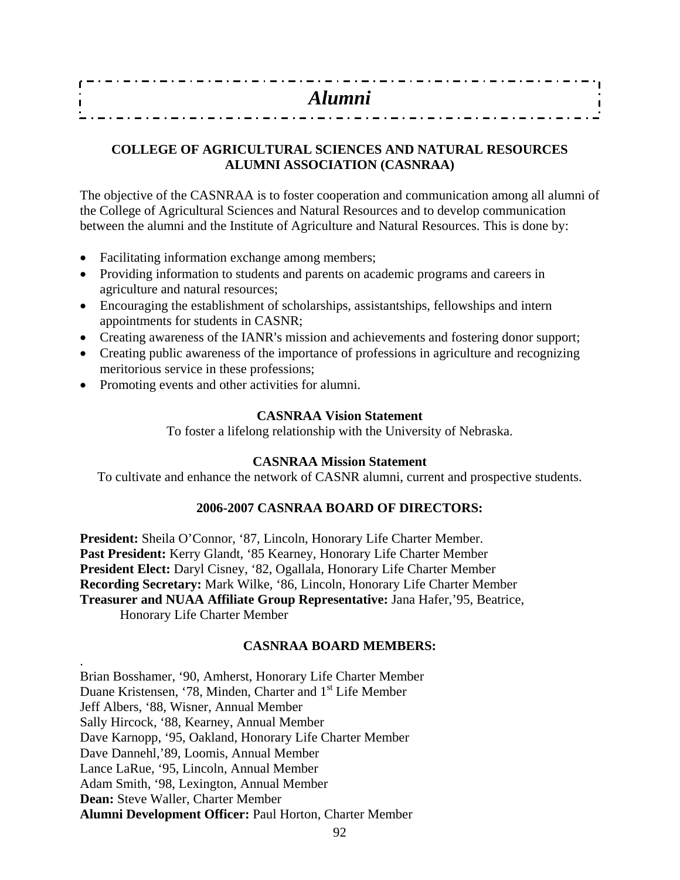# *Alumni*

## COLLEGE OF AGRICULTURAL SCIENCES AND NATURAL RESOURCES ALUMNI ASSOCIATION (CASNRAA)

The objective of the CASNRAA is to foster cooperation and communication among all alumni of the College of Agricultural Sciences and Natural Resources and to develop communication between the alumni and the Institute of Agriculture and Natural Resources. This is done by:

- Facilitating information exchange among members;
- Providing information to students and parents on academic programs and careers in agriculture and natural resources;
- Encouraging the establishment of scholarships, assistantships, fellowships and intern appointments for students in CASNR;
- Creating awareness of the IANR's mission and achievements and fostering donor support;
- Creating public awareness of the importance of professions in agriculture and recognizing meritorious service in these professions;
- Promoting events and other activities for alumni.

### CASNRAA Vision Statement

To foster a lifelong relationship with the University of Nebraska.

### CASNRAA Mission Statement

To cultivate and enhance the network of CASNR alumni, current and prospective students.

### 2006-2007 CASNRAA BOARD OF DIRECTORS:

**President:** Sheila O'Connor, '87, Lincoln, Honorary Life Charter Member.
**Past President:** Kerry Glandt, '85 Kearney, Honorary Life Charter Member
**President Elect:** Daryl Cisney, '82, Ogallala, Honorary Life Charter Member
**Recording Secretary:** Mark Wilke, '86, Lincoln, Honorary Life Charter Member
**Treasurer and NUAA Affiliate Group Representative:** Jana Hafer,'95, Beatrice, Honorary Life Charter Member

### CASNRAA BOARD MEMBERS:

Brian Bosshamer, '90, Amherst, Honorary Life Charter Member
Duane Kristensen, '78, Minden, Charter and 1st Life Member
Jeff Albers, '88, Wisner, Annual Member
Sally Hircock, '88, Kearney, Annual Member
Dave Karnopp, '95, Oakland, Honorary Life Charter Member
Dave Dannehl,'89, Loomis, Annual Member
Lance LaRue, '95, Lincoln, Annual Member
Adam Smith, '98, Lexington, Annual Member
**Dean:** Steve Waller, Charter Member
**Alumni Development Officer:** Paul Horton, Charter Member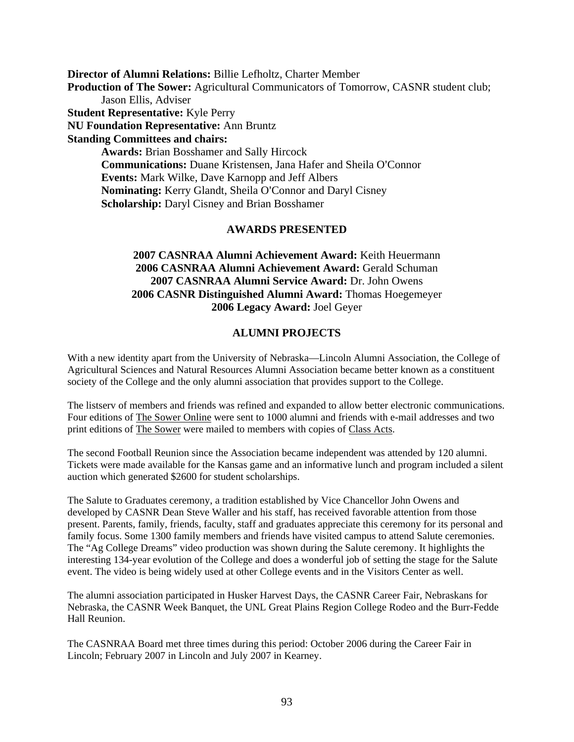**Director of Alumni Relations:** Billie Lefholtz, Charter Member
**Production of The Sower:** Agricultural Communicators of Tomorrow, CASNR student club; Jason Ellis, Adviser
**Student Representative:** Kyle Perry
**NU Foundation Representative:** Ann Bruntz
**Standing Committees and chairs:**

- **Awards:** Brian Bosshamer and Sally Hircock
- **Communications:** Duane Kristensen, Jana Hafer and Sheila O'Connor
- **Events:** Mark Wilke, Dave Karnopp and Jeff Albers
- **Nominating:** Kerry Glandt, Sheila O'Connor and Daryl Cisney
- **Scholarship:** Daryl Cisney and Brian Bosshamer

## AWARDS PRESENTED

**2007 CASNRAA Alumni Achievement Award:** Keith Heuermann
**2006 CASNRAA Alumni Achievement Award:** Gerald Schuman
**2007 CASNRAA Alumni Service Award:** Dr. John Owens
**2006 CASNR Distinguished Alumni Award:** Thomas Hoegemeyer
**2006 Legacy Award:** Joel Geyer

## ALUMNI PROJECTS

With a new identity apart from the University of Nebraska—Lincoln Alumni Association, the College of Agricultural Sciences and Natural Resources Alumni Association became better known as a constituent society of the College and the only alumni association that provides support to the College.

The listserv of members and friends was refined and expanded to allow better electronic communications. Four editions of The Sower Online were sent to 1000 alumni and friends with e-mail addresses and two print editions of The Sower were mailed to members with copies of Class Acts.

The second Football Reunion since the Association became independent was attended by 120 alumni. Tickets were made available for the Kansas game and an informative lunch and program included a silent auction which generated $2600 for student scholarships.

The Salute to Graduates ceremony, a tradition established by Vice Chancellor John Owens and developed by CASNR Dean Steve Waller and his staff, has received favorable attention from those present. Parents, family, friends, faculty, staff and graduates appreciate this ceremony for its personal and family focus. Some 1300 family members and friends have visited campus to attend Salute ceremonies. The "Ag College Dreams" video production was shown during the Salute ceremony. It highlights the interesting 134-year evolution of the College and does a wonderful job of setting the stage for the Salute event. The video is being widely used at other College events and in the Visitors Center as well.

The alumni association participated in Husker Harvest Days, the CASNR Career Fair, Nebraskans for Nebraska, the CASNR Week Banquet, the UNL Great Plains Region College Rodeo and the Burr-Fedde Hall Reunion.

The CASNRAA Board met three times during this period: October 2006 during the Career Fair in Lincoln; February 2007 in Lincoln and July 2007 in Kearney.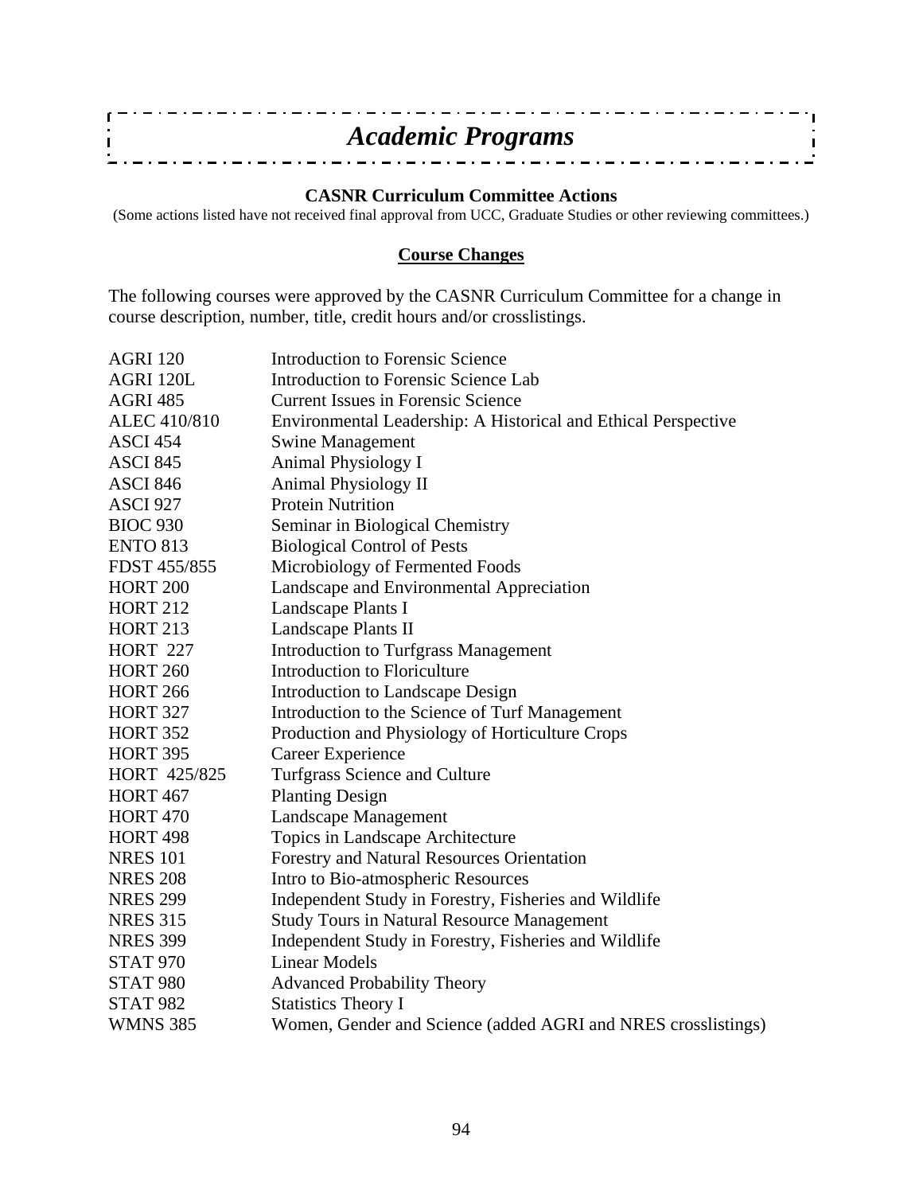# *Academic Programs*

### CASNR Curriculum Committee Actions

(Some actions listed have not received final approval from UCC, Graduate Studies or other reviewing committees.)

#### Course Changes

The following courses were approved by the CASNR Curriculum Committee for a change in course description, number, title, credit hours and/or crosslistings.

| | |
|---|---|
| AGRI 120 | Introduction to Forensic Science |
| AGRI 120L | Introduction to Forensic Science Lab |
| AGRI 485 | Current Issues in Forensic Science |
| ALEC 410/810 | Environmental Leadership: A Historical and Ethical Perspective |
| ASCI 454 | Swine Management |
| ASCI 845 | Animal Physiology I |
| ASCI 846 | Animal Physiology II |
| ASCI 927 | Protein Nutrition |
| BIOC 930 | Seminar in Biological Chemistry |
| ENTO 813 | Biological Control of Pests |
| FDST 455/855 | Microbiology of Fermented Foods |
| HORT 200 | Landscape and Environmental Appreciation |
| HORT 212 | Landscape Plants I |
| HORT 213 | Landscape Plants II |
| HORT 227 | Introduction to Turfgrass Management |
| HORT 260 | Introduction to Floriculture |
| HORT 266 | Introduction to Landscape Design |
| HORT 327 | Introduction to the Science of Turf Management |
| HORT 352 | Production and Physiology of Horticulture Crops |
| HORT 395 | Career Experience |
| HORT 425/825 | Turfgrass Science and Culture |
| HORT 467 | Planting Design |
| HORT 470 | Landscape Management |
| HORT 498 | Topics in Landscape Architecture |
| NRES 101 | Forestry and Natural Resources Orientation |
| NRES 208 | Intro to Bio-atmospheric Resources |
| NRES 299 | Independent Study in Forestry, Fisheries and Wildlife |
| NRES 315 | Study Tours in Natural Resource Management |
| NRES 399 | Independent Study in Forestry, Fisheries and Wildlife |
| STAT 970 | Linear Models |
| STAT 980 | Advanced Probability Theory |
| STAT 982 | Statistics Theory I |
| WMNS 385 | Women, Gender and Science (added AGRI and NRES crosslistings) |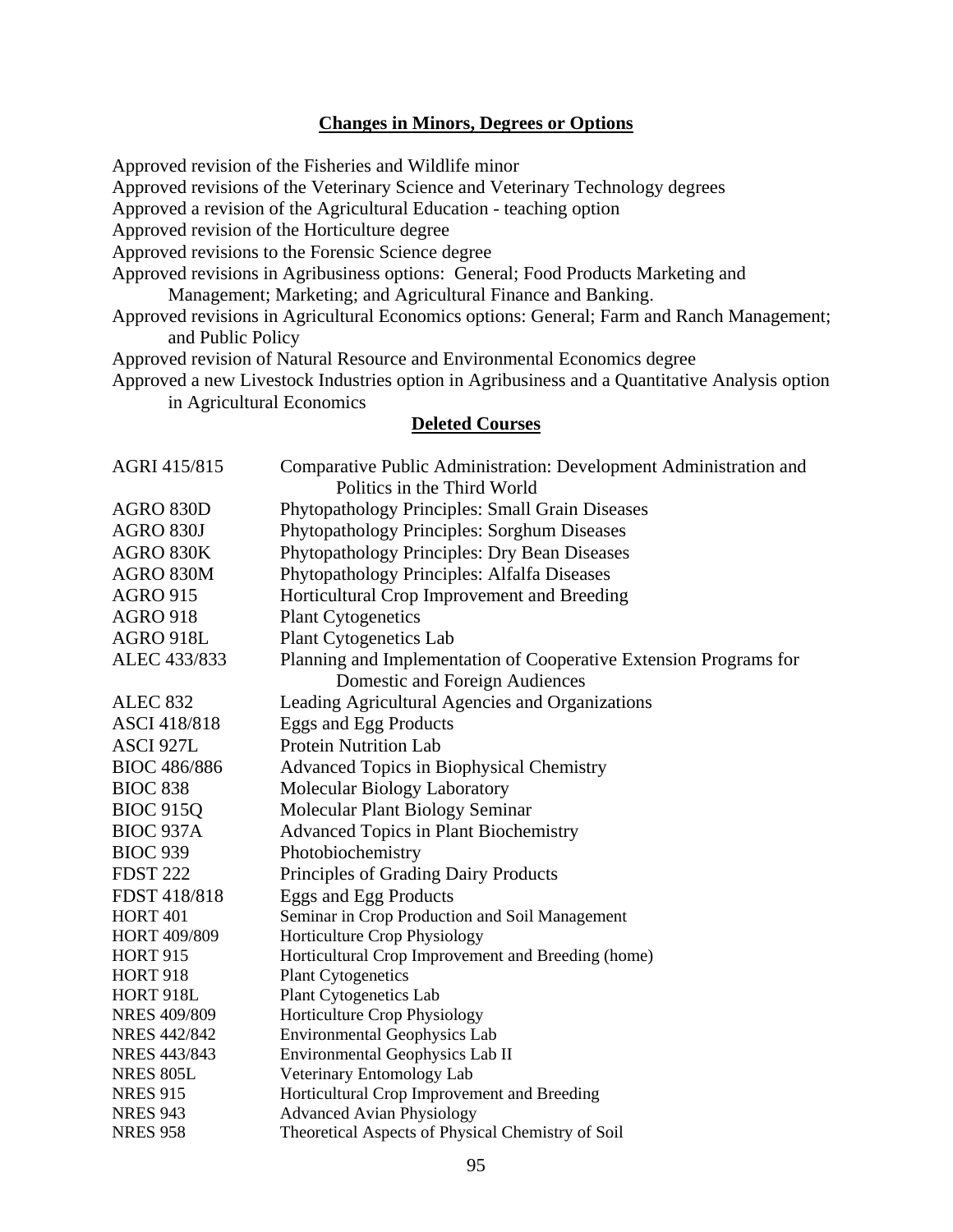## Changes in Minors, Degrees or Options

Approved revision of the Fisheries and Wildlife minor
Approved revisions of the Veterinary Science and Veterinary Technology degrees
Approved a revision of the Agricultural Education - teaching option
Approved revision of the Horticulture degree
Approved revisions to the Forensic Science degree
Approved revisions in Agribusiness options: General; Food Products Marketing and Management; Marketing; and Agricultural Finance and Banking.
Approved revisions in Agricultural Economics options: General; Farm and Ranch Management; and Public Policy
Approved revision of Natural Resource and Environmental Economics degree
Approved a new Livestock Industries option in Agribusiness and a Quantitative Analysis option in Agricultural Economics

## Deleted Courses

| | |
|---|---|
| AGRI 415/815 | Comparative Public Administration: Development Administration and Politics in the Third World |
| AGRO 830D | Phytopathology Principles: Small Grain Diseases |
| AGRO 830J | Phytopathology Principles: Sorghum Diseases |
| AGRO 830K | Phytopathology Principles: Dry Bean Diseases |
| AGRO 830M | Phytopathology Principles: Alfalfa Diseases |
| AGRO 915 | Horticultural Crop Improvement and Breeding |
| AGRO 918 | Plant Cytogenetics |
| AGRO 918L | Plant Cytogenetics Lab |
| ALEC 433/833 | Planning and Implementation of Cooperative Extension Programs for Domestic and Foreign Audiences |
| ALEC 832 | Leading Agricultural Agencies and Organizations |
| ASCI 418/818 | Eggs and Egg Products |
| ASCI 927L | Protein Nutrition Lab |
| BIOC 486/886 | Advanced Topics in Biophysical Chemistry |
| BIOC 838 | Molecular Biology Laboratory |
| BIOC 915Q | Molecular Plant Biology Seminar |
| BIOC 937A | Advanced Topics in Plant Biochemistry |
| BIOC 939 | Photobiochemistry |
| FDST 222 | Principles of Grading Dairy Products |
| FDST 418/818 | Eggs and Egg Products |
| HORT 401 | Seminar in Crop Production and Soil Management |
| HORT 409/809 | Horticulture Crop Physiology |
| HORT 915 | Horticultural Crop Improvement and Breeding (home) |
| HORT 918 | Plant Cytogenetics |
| HORT 918L | Plant Cytogenetics Lab |
| NRES 409/809 | Horticulture Crop Physiology |
| NRES 442/842 | Environmental Geophysics Lab |
| NRES 443/843 | Environmental Geophysics Lab II |
| NRES 805L | Veterinary Entomology Lab |
| NRES 915 | Horticultural Crop Improvement and Breeding |
| NRES 943 | Advanced Avian Physiology |
| NRES 958 | Theoretical Aspects of Physical Chemistry of Soil |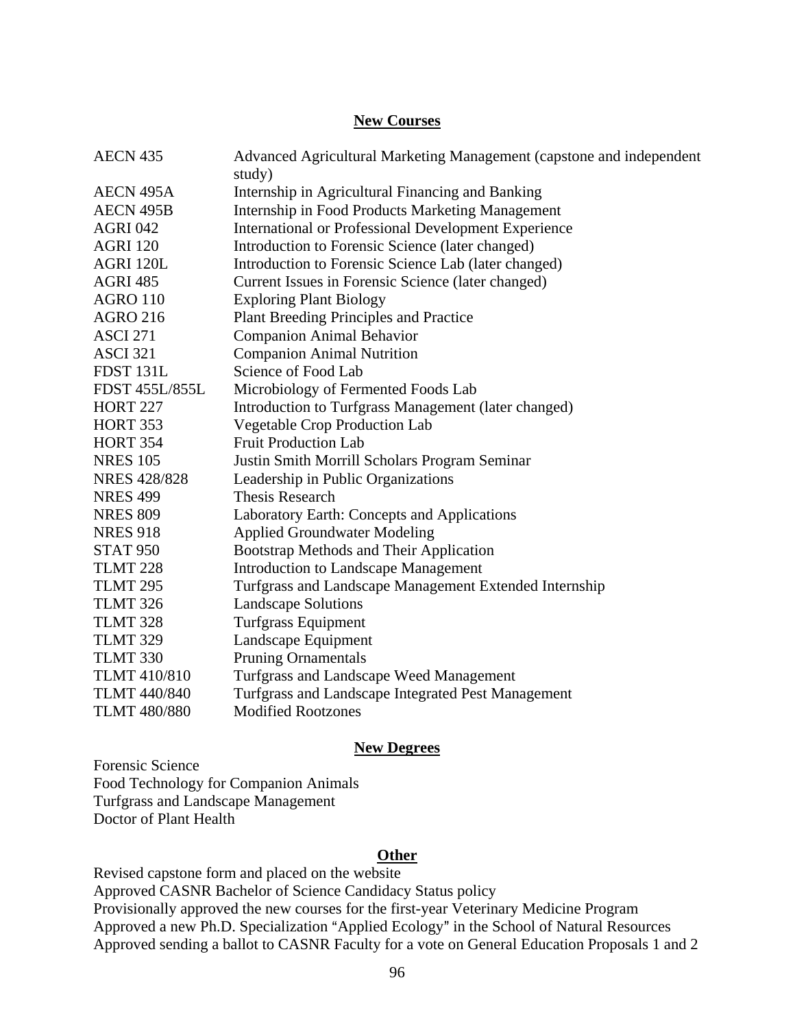## New Courses

| | |
|---|---|
| AECN 435 | Advanced Agricultural Marketing Management (capstone and independent study) |
| AECN 495A | Internship in Agricultural Financing and Banking |
| AECN 495B | Internship in Food Products Marketing Management |
| AGRI 042 | International or Professional Development Experience |
| AGRI 120 | Introduction to Forensic Science (later changed) |
| AGRI 120L | Introduction to Forensic Science Lab (later changed) |
| AGRI 485 | Current Issues in Forensic Science (later changed) |
| AGRO 110 | Exploring Plant Biology |
| AGRO 216 | Plant Breeding Principles and Practice |
| ASCI 271 | Companion Animal Behavior |
| ASCI 321 | Companion Animal Nutrition |
| FDST 131L | Science of Food Lab |
| FDST 455L/855L | Microbiology of Fermented Foods Lab |
| HORT 227 | Introduction to Turfgrass Management (later changed) |
| HORT 353 | Vegetable Crop Production Lab |
| HORT 354 | Fruit Production Lab |
| NRES 105 | Justin Smith Morrill Scholars Program Seminar |
| NRES 428/828 | Leadership in Public Organizations |
| NRES 499 | Thesis Research |
| NRES 809 | Laboratory Earth: Concepts and Applications |
| NRES 918 | Applied Groundwater Modeling |
| STAT 950 | Bootstrap Methods and Their Application |
| TLMT 228 | Introduction to Landscape Management |
| TLMT 295 | Turfgrass and Landscape Management Extended Internship |
| TLMT 326 | Landscape Solutions |
| TLMT 328 | Turfgrass Equipment |
| TLMT 329 | Landscape Equipment |
| TLMT 330 | Pruning Ornamentals |
| TLMT 410/810 | Turfgrass and Landscape Weed Management |
| TLMT 440/840 | Turfgrass and Landscape Integrated Pest Management |
| TLMT 480/880 | Modified Rootzones |

## New Degrees

Forensic Science
Food Technology for Companion Animals
Turfgrass and Landscape Management
Doctor of Plant Health

## Other

Revised capstone form and placed on the website
Approved CASNR Bachelor of Science Candidacy Status policy
Provisionally approved the new courses for the first-year Veterinary Medicine Program
Approved a new Ph.D. Specialization "Applied Ecology" in the School of Natural Resources
Approved sending a ballot to CASNR Faculty for a vote on General Education Proposals 1 and 2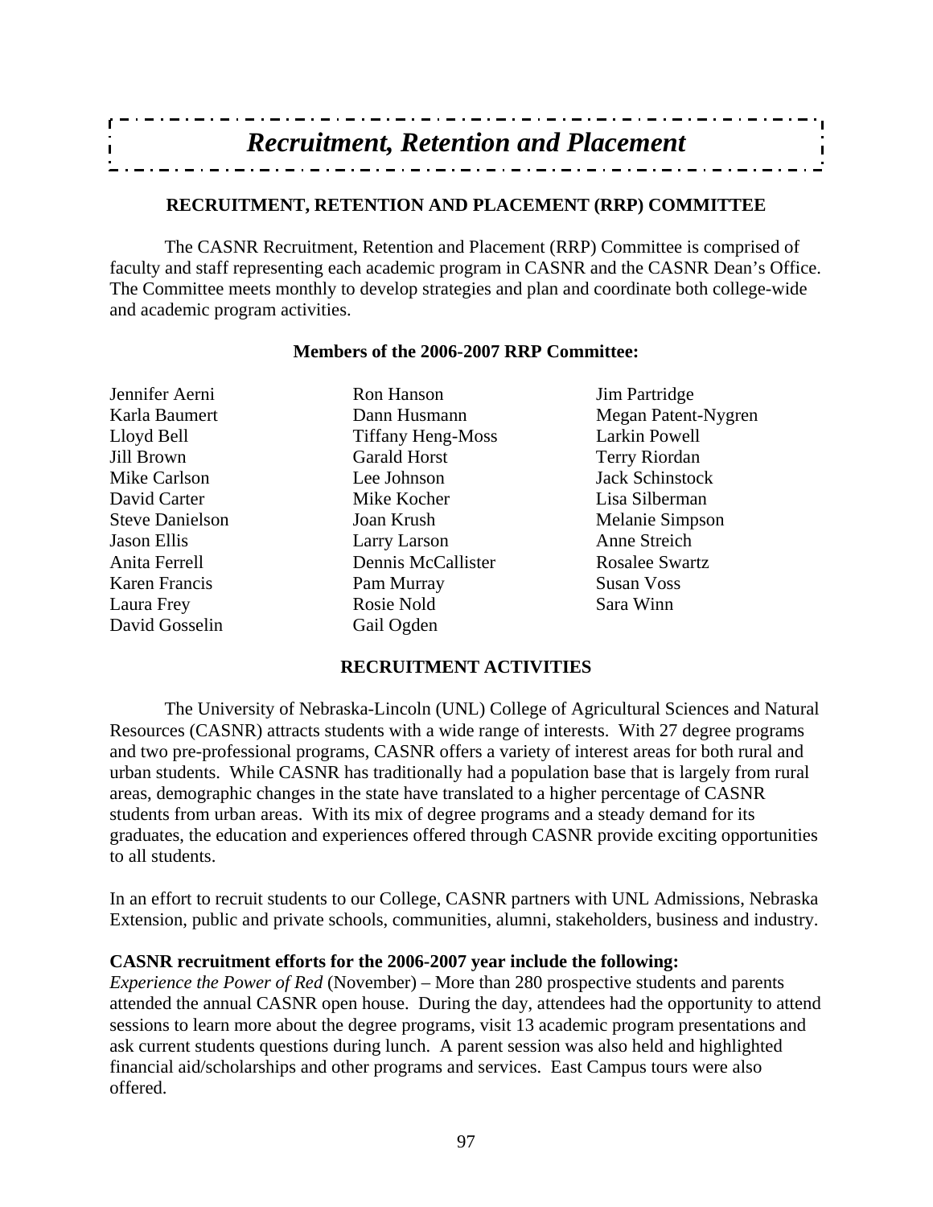# *Recruitment, Retention and Placement*

## RECRUITMENT, RETENTION AND PLACEMENT (RRP) COMMITTEE

The CASNR Recruitment, Retention and Placement (RRP) Committee is comprised of faculty and staff representing each academic program in CASNR and the CASNR Dean's Office. The Committee meets monthly to develop strategies and plan and coordinate both college-wide and academic program activities.

**Members of the 2006-2007 RRP Committee:**

Jennifer Aerni
Karla Baumert
Lloyd Bell
Jill Brown
Mike Carlson
David Carter
Steve Danielson
Jason Ellis
Anita Ferrell
Karen Francis
Laura Frey
David Gosselin
Ron Hanson
Dann Husmann
Tiffany Heng-Moss
Garald Horst
Lee Johnson
Mike Kocher
Joan Krush
Larry Larson
Dennis McCallister
Pam Murray
Rosie Nold
Gail Ogden
Jim Partridge
Megan Patent-Nygren
Larkin Powell
Terry Riordan
Jack Schinstock
Lisa Silberman
Melanie Simpson
Anne Streich
Rosalee Swartz
Susan Voss
Sara Winn

## RECRUITMENT ACTIVITIES

The University of Nebraska-Lincoln (UNL) College of Agricultural Sciences and Natural Resources (CASNR) attracts students with a wide range of interests. With 27 degree programs and two pre-professional programs, CASNR offers a variety of interest areas for both rural and urban students. While CASNR has traditionally had a population base that is largely from rural areas, demographic changes in the state have translated to a higher percentage of CASNR students from urban areas. With its mix of degree programs and a steady demand for its graduates, the education and experiences offered through CASNR provide exciting opportunities to all students.

In an effort to recruit students to our College, CASNR partners with UNL Admissions, Nebraska Extension, public and private schools, communities, alumni, stakeholders, business and industry.

**CASNR recruitment efforts for the 2006-2007 year include the following:**
*Experience the Power of Red* (November) – More than 280 prospective students and parents attended the annual CASNR open house. During the day, attendees had the opportunity to attend sessions to learn more about the degree programs, visit 13 academic program presentations and ask current students questions during lunch. A parent session was also held and highlighted financial aid/scholarships and other programs and services. East Campus tours were also offered.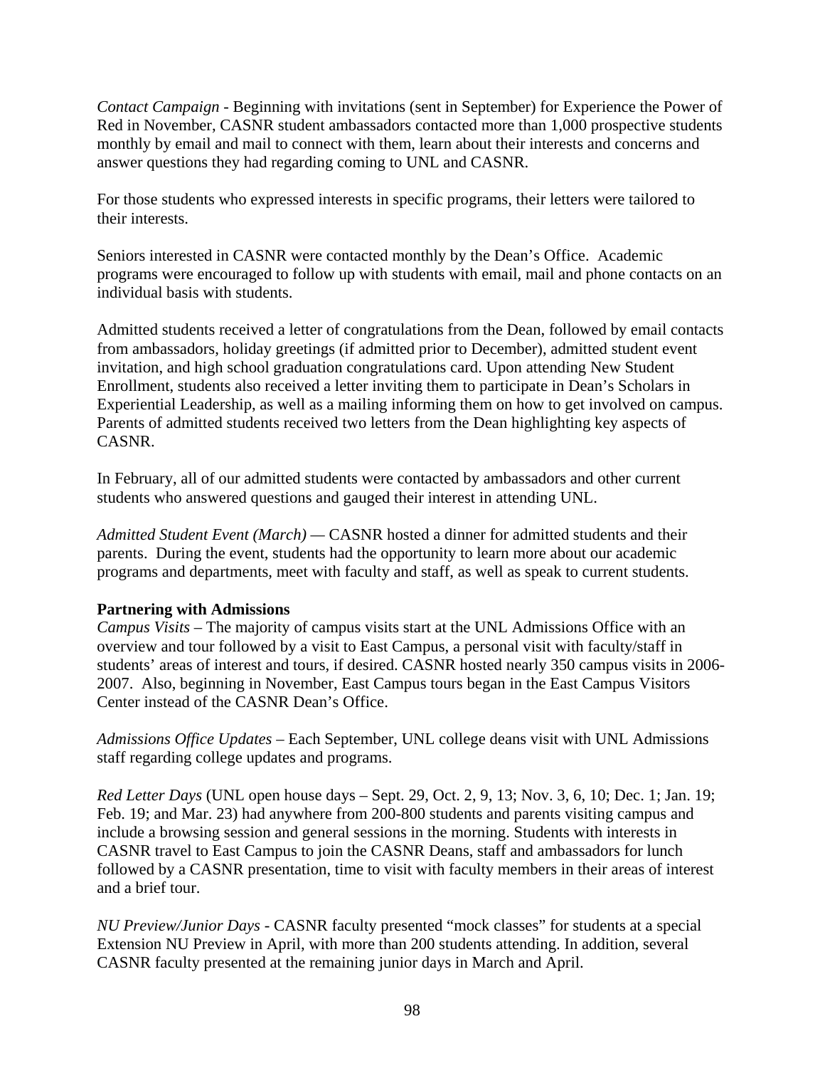*Contact Campaign* - Beginning with invitations (sent in September) for Experience the Power of Red in November, CASNR student ambassadors contacted more than 1,000 prospective students monthly by email and mail to connect with them, learn about their interests and concerns and answer questions they had regarding coming to UNL and CASNR.

For those students who expressed interests in specific programs, their letters were tailored to their interests.

Seniors interested in CASNR were contacted monthly by the Dean's Office. Academic programs were encouraged to follow up with students with email, mail and phone contacts on an individual basis with students.

Admitted students received a letter of congratulations from the Dean, followed by email contacts from ambassadors, holiday greetings (if admitted prior to December), admitted student event invitation, and high school graduation congratulations card. Upon attending New Student Enrollment, students also received a letter inviting them to participate in Dean's Scholars in Experiential Leadership, as well as a mailing informing them on how to get involved on campus. Parents of admitted students received two letters from the Dean highlighting key aspects of CASNR.

In February, all of our admitted students were contacted by ambassadors and other current students who answered questions and gauged their interest in attending UNL.

*Admitted Student Event (March)* — CASNR hosted a dinner for admitted students and their parents. During the event, students had the opportunity to learn more about our academic programs and departments, meet with faculty and staff, as well as speak to current students.

**Partnering with Admissions**

*Campus Visits* – The majority of campus visits start at the UNL Admissions Office with an overview and tour followed by a visit to East Campus, a personal visit with faculty/staff in students' areas of interest and tours, if desired. CASNR hosted nearly 350 campus visits in 2006-2007. Also, beginning in November, East Campus tours began in the East Campus Visitors Center instead of the CASNR Dean's Office.

*Admissions Office Updates* – Each September, UNL college deans visit with UNL Admissions staff regarding college updates and programs.

*Red Letter Days* (UNL open house days – Sept. 29, Oct. 2, 9, 13; Nov. 3, 6, 10; Dec. 1; Jan. 19; Feb. 19; and Mar. 23) had anywhere from 200-800 students and parents visiting campus and include a browsing session and general sessions in the morning. Students with interests in CASNR travel to East Campus to join the CASNR Deans, staff and ambassadors for lunch followed by a CASNR presentation, time to visit with faculty members in their areas of interest and a brief tour.

*NU Preview/Junior Days* - CASNR faculty presented "mock classes" for students at a special Extension NU Preview in April, with more than 200 students attending. In addition, several CASNR faculty presented at the remaining junior days in March and April.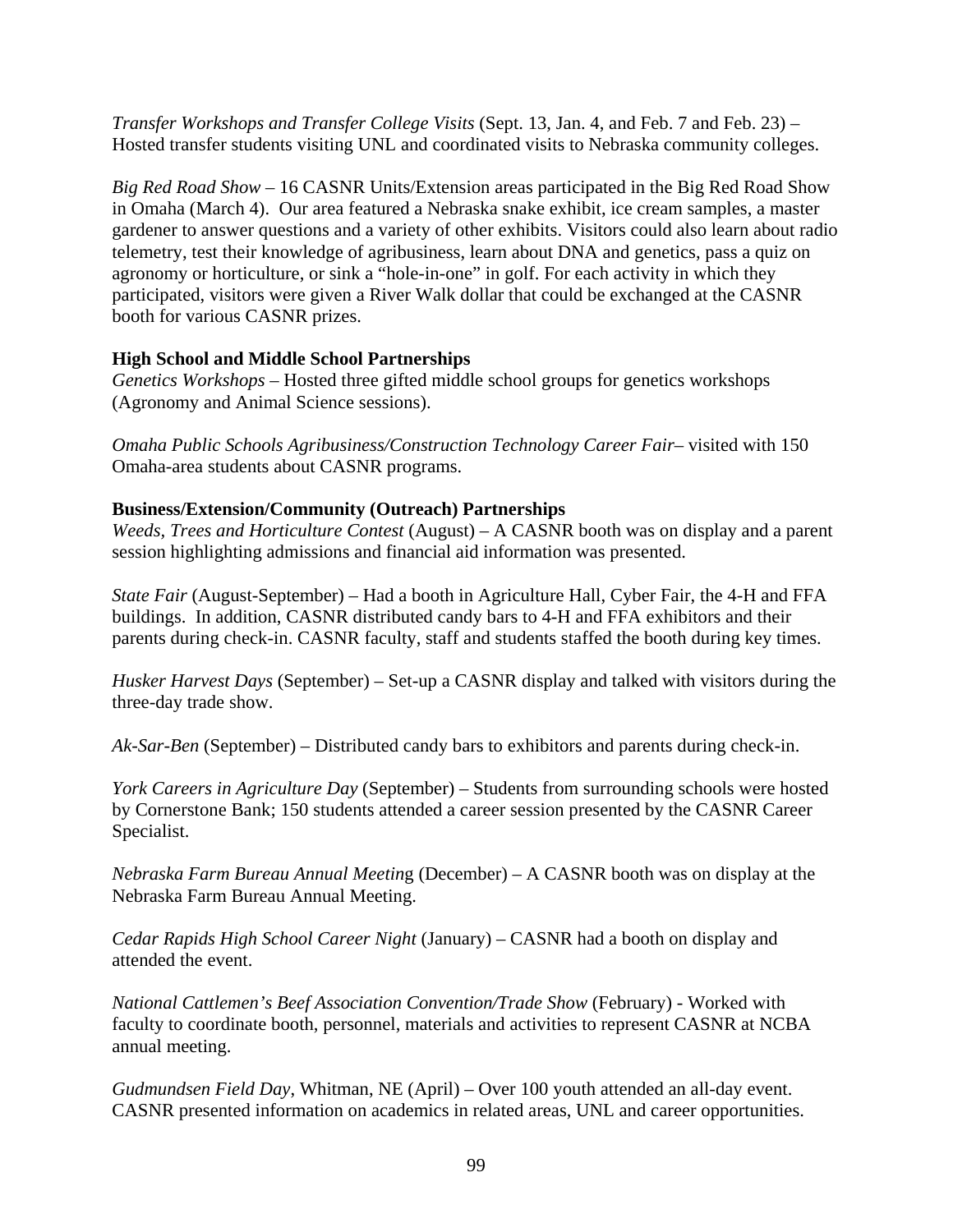*Transfer Workshops and Transfer College Visits* (Sept. 13, Jan. 4, and Feb. 7 and Feb. 23) – Hosted transfer students visiting UNL and coordinated visits to Nebraska community colleges.

*Big Red Road Show* – 16 CASNR Units/Extension areas participated in the Big Red Road Show in Omaha (March 4). Our area featured a Nebraska snake exhibit, ice cream samples, a master gardener to answer questions and a variety of other exhibits. Visitors could also learn about radio telemetry, test their knowledge of agribusiness, learn about DNA and genetics, pass a quiz on agronomy or horticulture, or sink a "hole-in-one" in golf. For each activity in which they participated, visitors were given a River Walk dollar that could be exchanged at the CASNR booth for various CASNR prizes.

**High School and Middle School Partnerships**

*Genetics Workshops* – Hosted three gifted middle school groups for genetics workshops (Agronomy and Animal Science sessions).

*Omaha Public Schools Agribusiness/Construction Technology Career Fair*– visited with 150 Omaha-area students about CASNR programs.

**Business/Extension/Community (Outreach) Partnerships**

*Weeds, Trees and Horticulture Contest* (August) – A CASNR booth was on display and a parent session highlighting admissions and financial aid information was presented.

*State Fair* (August-September) – Had a booth in Agriculture Hall, Cyber Fair, the 4-H and FFA buildings. In addition, CASNR distributed candy bars to 4-H and FFA exhibitors and their parents during check-in. CASNR faculty, staff and students staffed the booth during key times.

*Husker Harvest Days* (September) – Set-up a CASNR display and talked with visitors during the three-day trade show.

*Ak-Sar-Ben* (September) – Distributed candy bars to exhibitors and parents during check-in.

*York Careers in Agriculture Day* (September) – Students from surrounding schools were hosted by Cornerstone Bank; 150 students attended a career session presented by the CASNR Career Specialist.

*Nebraska Farm Bureau Annual Meeting* (December) – A CASNR booth was on display at the Nebraska Farm Bureau Annual Meeting.

*Cedar Rapids High School Career Night* (January) – CASNR had a booth on display and attended the event.

*National Cattlemen's Beef Association Convention/Trade Show* (February) - Worked with faculty to coordinate booth, personnel, materials and activities to represent CASNR at NCBA annual meeting.

*Gudmundsen Field Day*, Whitman, NE (April) – Over 100 youth attended an all-day event. CASNR presented information on academics in related areas, UNL and career opportunities.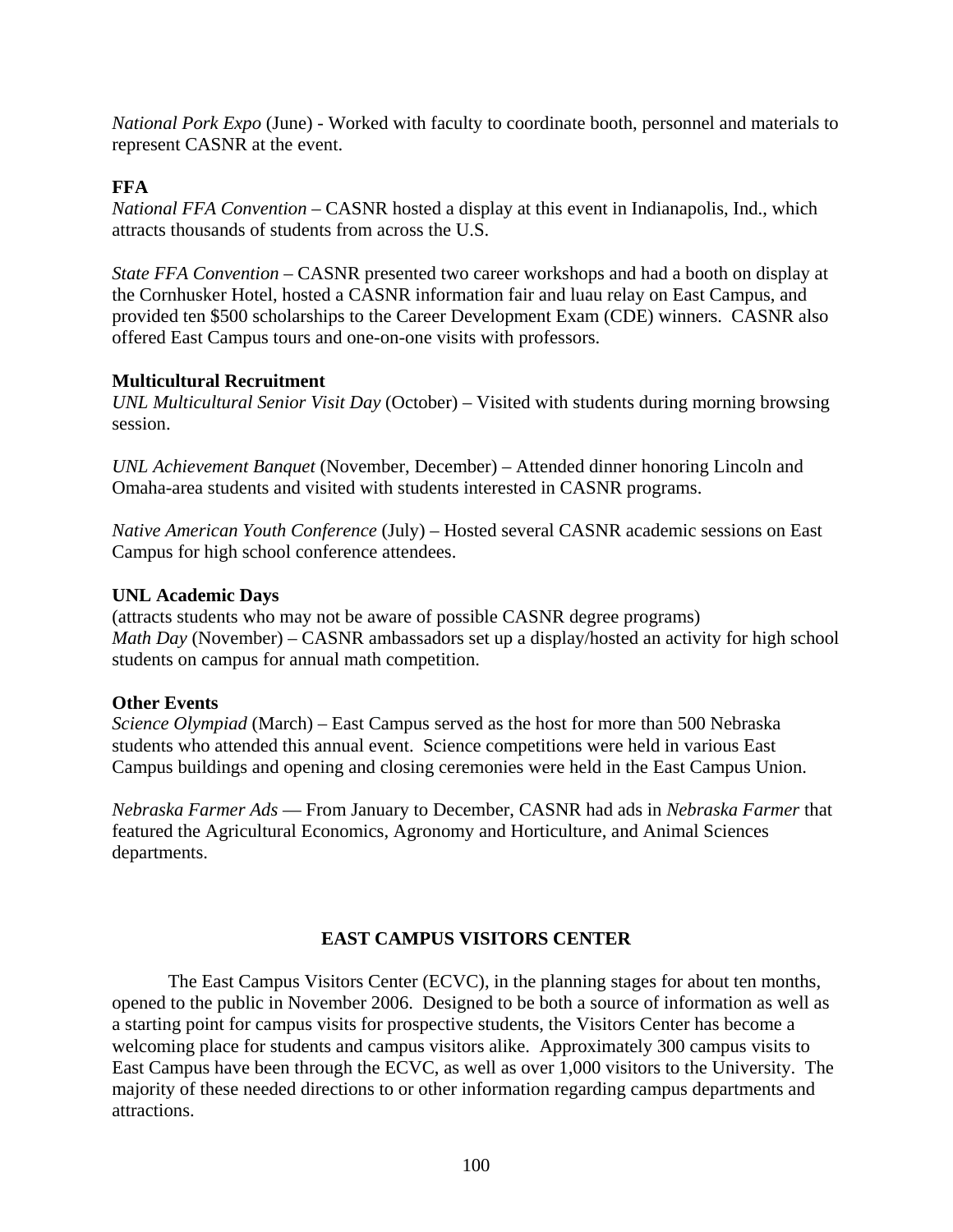*National Pork Expo* (June) - Worked with faculty to coordinate booth, personnel and materials to represent CASNR at the event.

**FFA**

*National FFA Convention* – CASNR hosted a display at this event in Indianapolis, Ind., which attracts thousands of students from across the U.S.

*State FFA Convention* – CASNR presented two career workshops and had a booth on display at the Cornhusker Hotel, hosted a CASNR information fair and luau relay on East Campus, and provided ten $500 scholarships to the Career Development Exam (CDE) winners. CASNR also offered East Campus tours and one-on-one visits with professors.

**Multicultural Recruitment**

*UNL Multicultural Senior Visit Day* (October) – Visited with students during morning browsing session.

*UNL Achievement Banquet* (November, December) – Attended dinner honoring Lincoln and Omaha-area students and visited with students interested in CASNR programs.

*Native American Youth Conference* (July) – Hosted several CASNR academic sessions on East Campus for high school conference attendees.

**UNL Academic Days**

(attracts students who may not be aware of possible CASNR degree programs)
*Math Day* (November) – CASNR ambassadors set up a display/hosted an activity for high school students on campus for annual math competition.

**Other Events**

*Science Olympiad* (March) – East Campus served as the host for more than 500 Nebraska students who attended this annual event. Science competitions were held in various East Campus buildings and opening and closing ceremonies were held in the East Campus Union.

*Nebraska Farmer Ads* — From January to December, CASNR had ads in *Nebraska Farmer* that featured the Agricultural Economics, Agronomy and Horticulture, and Animal Sciences departments.

## EAST CAMPUS VISITORS CENTER

The East Campus Visitors Center (ECVC), in the planning stages for about ten months, opened to the public in November 2006. Designed to be both a source of information as well as a starting point for campus visits for prospective students, the Visitors Center has become a welcoming place for students and campus visitors alike. Approximately 300 campus visits to East Campus have been through the ECVC, as well as over 1,000 visitors to the University. The majority of these needed directions to or other information regarding campus departments and attractions.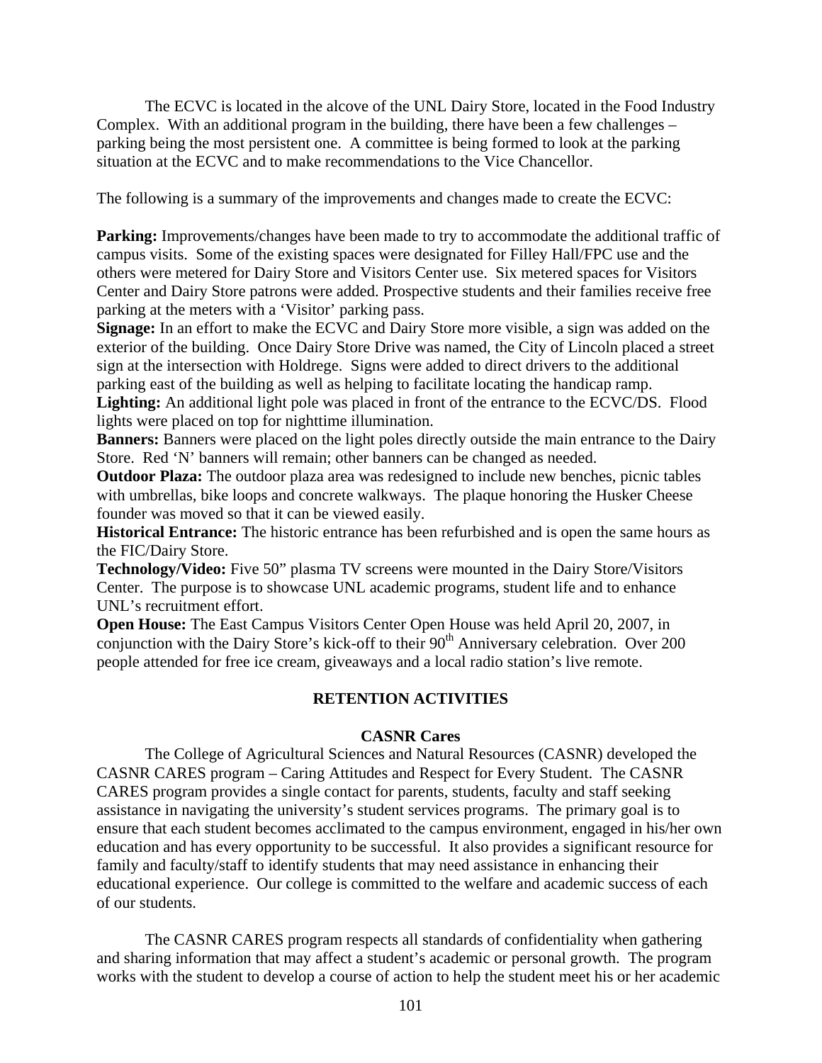The ECVC is located in the alcove of the UNL Dairy Store, located in the Food Industry Complex. With an additional program in the building, there have been a few challenges – parking being the most persistent one. A committee is being formed to look at the parking situation at the ECVC and to make recommendations to the Vice Chancellor.

The following is a summary of the improvements and changes made to create the ECVC:

**Parking:** Improvements/changes have been made to try to accommodate the additional traffic of campus visits. Some of the existing spaces were designated for Filley Hall/FPC use and the others were metered for Dairy Store and Visitors Center use. Six metered spaces for Visitors Center and Dairy Store patrons were added. Prospective students and their families receive free parking at the meters with a 'Visitor' parking pass.

**Signage:** In an effort to make the ECVC and Dairy Store more visible, a sign was added on the exterior of the building. Once Dairy Store Drive was named, the City of Lincoln placed a street sign at the intersection with Holdrege. Signs were added to direct drivers to the additional parking east of the building as well as helping to facilitate locating the handicap ramp.

**Lighting:** An additional light pole was placed in front of the entrance to the ECVC/DS. Flood lights were placed on top for nighttime illumination.

**Banners:** Banners were placed on the light poles directly outside the main entrance to the Dairy Store. Red 'N' banners will remain; other banners can be changed as needed.

**Outdoor Plaza:** The outdoor plaza area was redesigned to include new benches, picnic tables with umbrellas, bike loops and concrete walkways. The plaque honoring the Husker Cheese founder was moved so that it can be viewed easily.

**Historical Entrance:** The historic entrance has been refurbished and is open the same hours as the FIC/Dairy Store.

**Technology/Video:** Five 50" plasma TV screens were mounted in the Dairy Store/Visitors Center. The purpose is to showcase UNL academic programs, student life and to enhance UNL's recruitment effort.

**Open House:** The East Campus Visitors Center Open House was held April 20, 2007, in conjunction with the Dairy Store's kick-off to their 90th Anniversary celebration. Over 200 people attended for free ice cream, giveaways and a local radio station's live remote.

## RETENTION ACTIVITIES

### CASNR Cares

The College of Agricultural Sciences and Natural Resources (CASNR) developed the CASNR CARES program – Caring Attitudes and Respect for Every Student. The CASNR CARES program provides a single contact for parents, students, faculty and staff seeking assistance in navigating the university's student services programs. The primary goal is to ensure that each student becomes acclimated to the campus environment, engaged in his/her own education and has every opportunity to be successful. It also provides a significant resource for family and faculty/staff to identify students that may need assistance in enhancing their educational experience. Our college is committed to the welfare and academic success of each of our students.

The CASNR CARES program respects all standards of confidentiality when gathering and sharing information that may affect a student's academic or personal growth. The program works with the student to develop a course of action to help the student meet his or her academic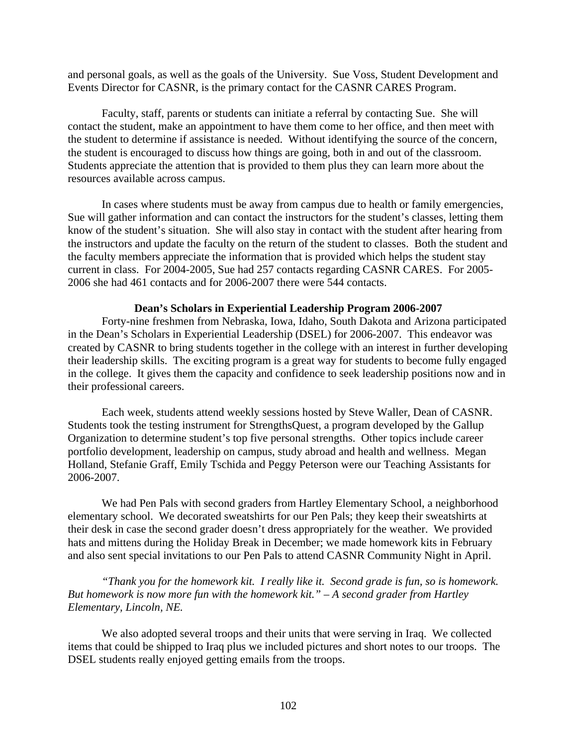and personal goals, as well as the goals of the University. Sue Voss, Student Development and Events Director for CASNR, is the primary contact for the CASNR CARES Program.

Faculty, staff, parents or students can initiate a referral by contacting Sue. She will contact the student, make an appointment to have them come to her office, and then meet with the student to determine if assistance is needed. Without identifying the source of the concern, the student is encouraged to discuss how things are going, both in and out of the classroom. Students appreciate the attention that is provided to them plus they can learn more about the resources available across campus.

In cases where students must be away from campus due to health or family emergencies, Sue will gather information and can contact the instructors for the student's classes, letting them know of the student's situation. She will also stay in contact with the student after hearing from the instructors and update the faculty on the return of the student to classes. Both the student and the faculty members appreciate the information that is provided which helps the student stay current in class. For 2004-2005, Sue had 257 contacts regarding CASNR CARES. For 2005-2006 she had 461 contacts and for 2006-2007 there were 544 contacts.

### Dean's Scholars in Experiential Leadership Program 2006-2007

Forty-nine freshmen from Nebraska, Iowa, Idaho, South Dakota and Arizona participated in the Dean's Scholars in Experiential Leadership (DSEL) for 2006-2007. This endeavor was created by CASNR to bring students together in the college with an interest in further developing their leadership skills. The exciting program is a great way for students to become fully engaged in the college. It gives them the capacity and confidence to seek leadership positions now and in their professional careers.

Each week, students attend weekly sessions hosted by Steve Waller, Dean of CASNR. Students took the testing instrument for StrengthsQuest, a program developed by the Gallup Organization to determine student's top five personal strengths. Other topics include career portfolio development, leadership on campus, study abroad and health and wellness. Megan Holland, Stefanie Graff, Emily Tschida and Peggy Peterson were our Teaching Assistants for 2006-2007.

We had Pen Pals with second graders from Hartley Elementary School, a neighborhood elementary school. We decorated sweatshirts for our Pen Pals; they keep their sweatshirts at their desk in case the second grader doesn't dress appropriately for the weather. We provided hats and mittens during the Holiday Break in December; we made homework kits in February and also sent special invitations to our Pen Pals to attend CASNR Community Night in April.

*"Thank you for the homework kit. I really like it. Second grade is fun, so is homework. But homework is now more fun with the homework kit." – A second grader from Hartley Elementary, Lincoln, NE.*

We also adopted several troops and their units that were serving in Iraq. We collected items that could be shipped to Iraq plus we included pictures and short notes to our troops. The DSEL students really enjoyed getting emails from the troops.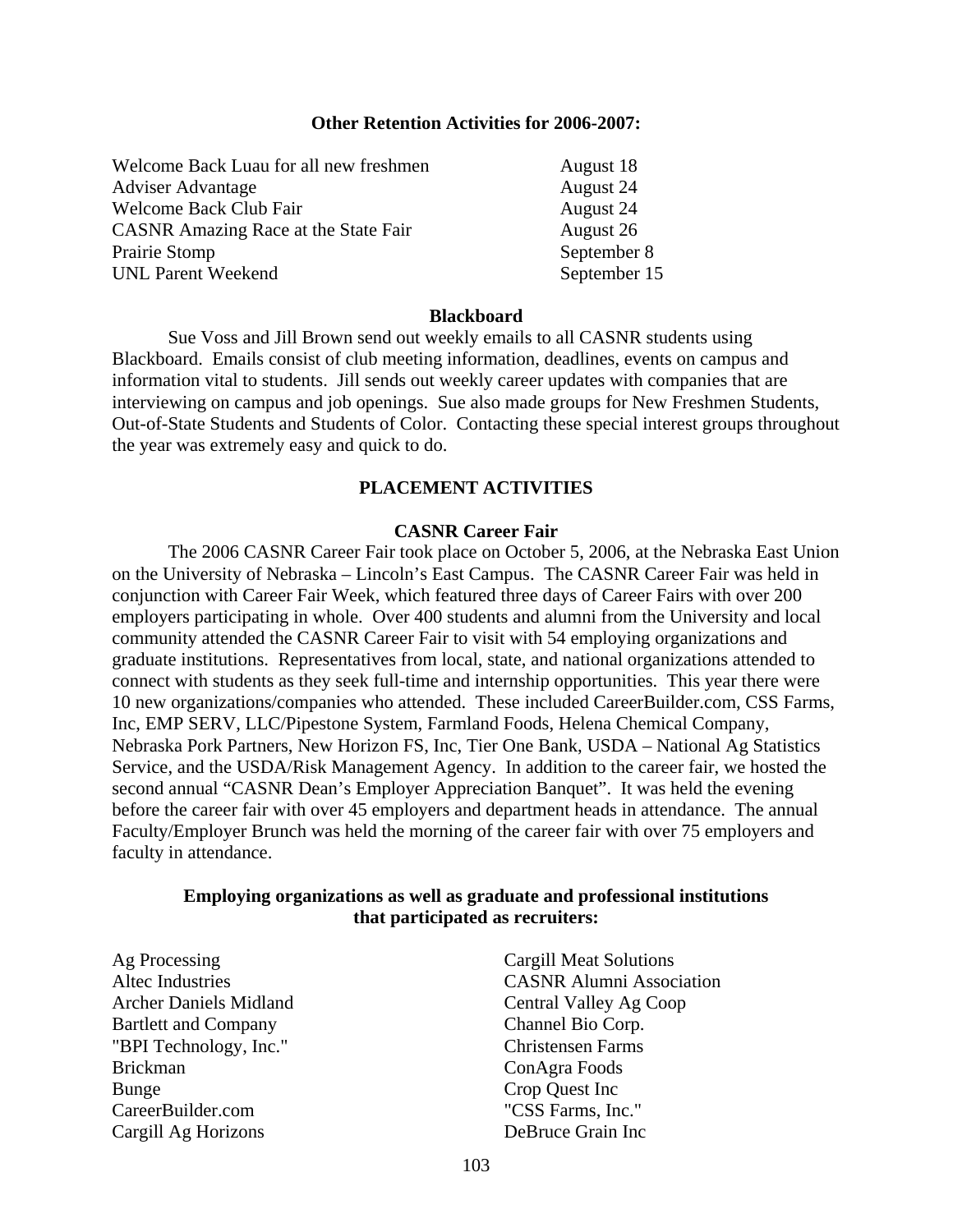### Other Retention Activities for 2006-2007:

| | |
|---|---|
| Welcome Back Luau for all new freshmen | August 18 |
| Adviser Advantage | August 24 |
| Welcome Back Club Fair | August 24 |
| CASNR Amazing Race at the State Fair | August 26 |
| Prairie Stomp | September 8 |
| UNL Parent Weekend | September 15 |

### Blackboard

Sue Voss and Jill Brown send out weekly emails to all CASNR students using Blackboard. Emails consist of club meeting information, deadlines, events on campus and information vital to students. Jill sends out weekly career updates with companies that are interviewing on campus and job openings. Sue also made groups for New Freshmen Students, Out-of-State Students and Students of Color. Contacting these special interest groups throughout the year was extremely easy and quick to do.

## PLACEMENT ACTIVITIES

### CASNR Career Fair

The 2006 CASNR Career Fair took place on October 5, 2006, at the Nebraska East Union on the University of Nebraska – Lincoln's East Campus. The CASNR Career Fair was held in conjunction with Career Fair Week, which featured three days of Career Fairs with over 200 employers participating in whole. Over 400 students and alumni from the University and local community attended the CASNR Career Fair to visit with 54 employing organizations and graduate institutions. Representatives from local, state, and national organizations attended to connect with students as they seek full-time and internship opportunities. This year there were 10 new organizations/companies who attended. These included CareerBuilder.com, CSS Farms, Inc, EMP SERV, LLC/Pipestone System, Farmland Foods, Helena Chemical Company, Nebraska Pork Partners, New Horizon FS, Inc, Tier One Bank, USDA – National Ag Statistics Service, and the USDA/Risk Management Agency. In addition to the career fair, we hosted the second annual "CASNR Dean's Employer Appreciation Banquet". It was held the evening before the career fair with over 45 employers and department heads in attendance. The annual Faculty/Employer Brunch was held the morning of the career fair with over 75 employers and faculty in attendance.

### Employing organizations as well as graduate and professional institutions that participated as recruiters:

Ag Processing
Altec Industries
Archer Daniels Midland
Bartlett and Company
"BPI Technology, Inc."
Brickman
Bunge
CareerBuilder.com
Cargill Ag Horizons
Cargill Meat Solutions
CASNR Alumni Association
Central Valley Ag Coop
Channel Bio Corp.
Christensen Farms
ConAgra Foods
Crop Quest Inc
"CSS Farms, Inc."
DeBruce Grain Inc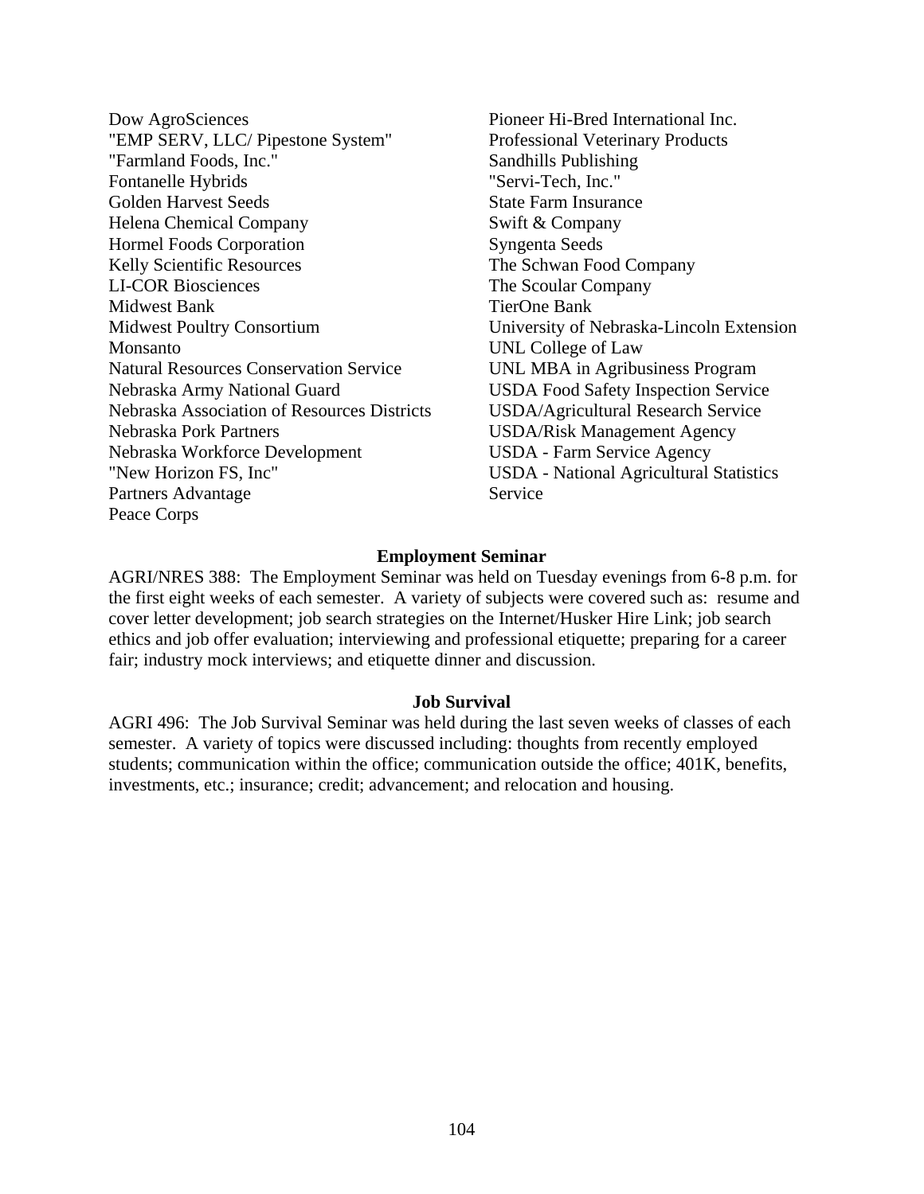Dow AgroSciences
"EMP SERV, LLC/ Pipestone System"
"Farmland Foods, Inc."
Fontanelle Hybrids
Golden Harvest Seeds
Helena Chemical Company
Hormel Foods Corporation
Kelly Scientific Resources
LI-COR Biosciences
Midwest Bank
Midwest Poultry Consortium
Monsanto
Natural Resources Conservation Service
Nebraska Army National Guard
Nebraska Association of Resources Districts
Nebraska Pork Partners
Nebraska Workforce Development
"New Horizon FS, Inc"
Partners Advantage
Peace Corps
Pioneer Hi-Bred International Inc.
Professional Veterinary Products
Sandhills Publishing
"Servi-Tech, Inc."
State Farm Insurance
Swift & Company
Syngenta Seeds
The Schwan Food Company
The Scoular Company
TierOne Bank
University of Nebraska-Lincoln Extension
UNL College of Law
UNL MBA in Agribusiness Program
USDA Food Safety Inspection Service
USDA/Agricultural Research Service
USDA/Risk Management Agency
USDA - Farm Service Agency
USDA - National Agricultural Statistics Service

**Employment Seminar**

AGRI/NRES 388: The Employment Seminar was held on Tuesday evenings from 6-8 p.m. for the first eight weeks of each semester. A variety of subjects were covered such as: resume and cover letter development; job search strategies on the Internet/Husker Hire Link; job search ethics and job offer evaluation; interviewing and professional etiquette; preparing for a career fair; industry mock interviews; and etiquette dinner and discussion.

**Job Survival**

AGRI 496: The Job Survival Seminar was held during the last seven weeks of classes of each semester. A variety of topics were discussed including: thoughts from recently employed students; communication within the office; communication outside the office; 401K, benefits, investments, etc.; insurance; credit; advancement; and relocation and housing.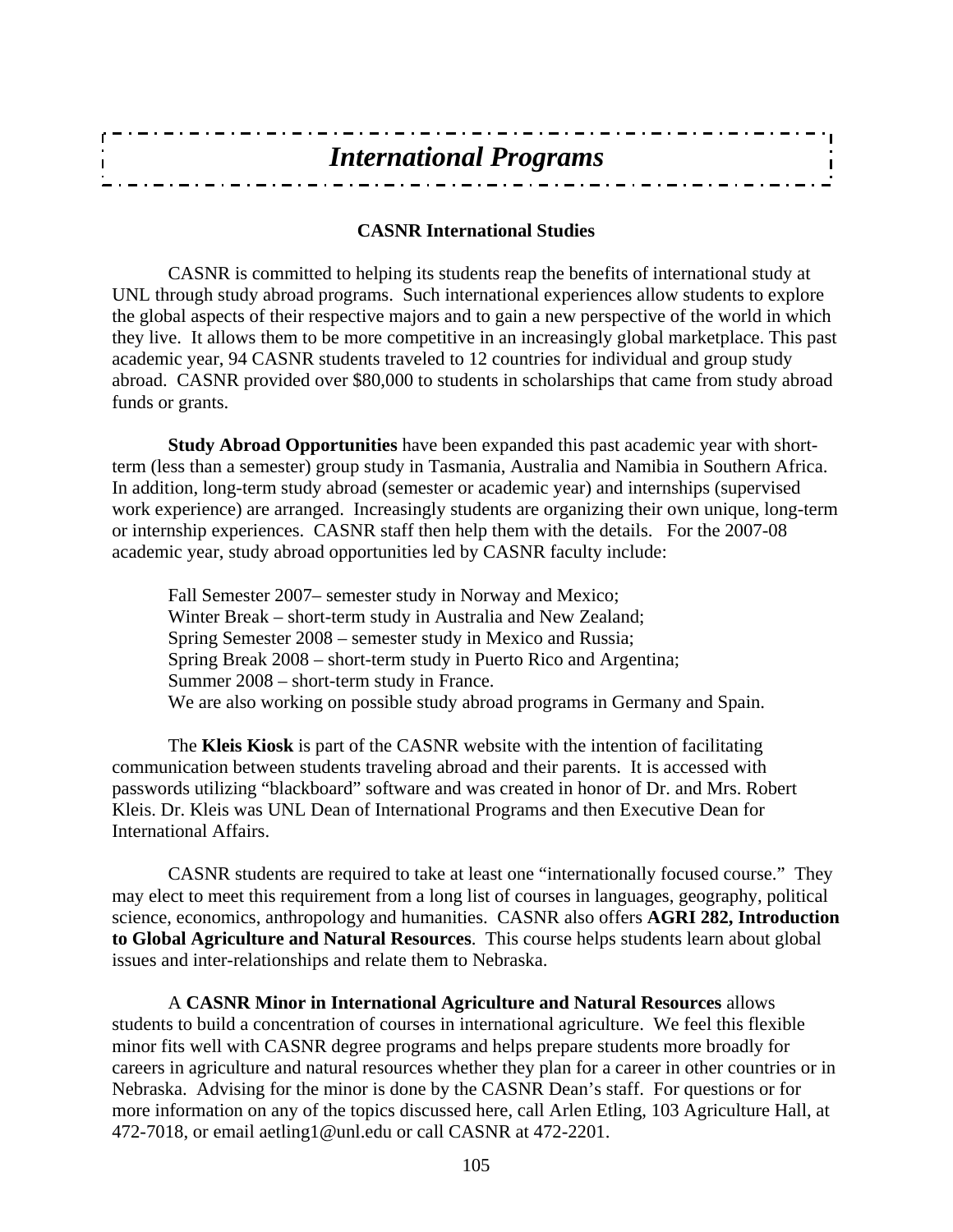# *International Programs*

## CASNR International Studies

CASNR is committed to helping its students reap the benefits of international study at UNL through study abroad programs. Such international experiences allow students to explore the global aspects of their respective majors and to gain a new perspective of the world in which they live. It allows them to be more competitive in an increasingly global marketplace. This past academic year, 94 CASNR students traveled to 12 countries for individual and group study abroad. CASNR provided over $80,000 to students in scholarships that came from study abroad funds or grants.

**Study Abroad Opportunities** have been expanded this past academic year with short-term (less than a semester) group study in Tasmania, Australia and Namibia in Southern Africa. In addition, long-term study abroad (semester or academic year) and internships (supervised work experience) are arranged. Increasingly students are organizing their own unique, long-term or internship experiences. CASNR staff then help them with the details. For the 2007-08 academic year, study abroad opportunities led by CASNR faculty include:

Fall Semester 2007– semester study in Norway and Mexico;
Winter Break – short-term study in Australia and New Zealand;
Spring Semester 2008 – semester study in Mexico and Russia;
Spring Break 2008 – short-term study in Puerto Rico and Argentina;
Summer 2008 – short-term study in France.
We are also working on possible study abroad programs in Germany and Spain.

The **Kleis Kiosk** is part of the CASNR website with the intention of facilitating communication between students traveling abroad and their parents. It is accessed with passwords utilizing "blackboard" software and was created in honor of Dr. and Mrs. Robert Kleis. Dr. Kleis was UNL Dean of International Programs and then Executive Dean for International Affairs.

CASNR students are required to take at least one "internationally focused course." They may elect to meet this requirement from a long list of courses in languages, geography, political science, economics, anthropology and humanities. CASNR also offers **AGRI 282, Introduction to Global Agriculture and Natural Resources**. This course helps students learn about global issues and inter-relationships and relate them to Nebraska.

A **CASNR Minor in International Agriculture and Natural Resources** allows students to build a concentration of courses in international agriculture. We feel this flexible minor fits well with CASNR degree programs and helps prepare students more broadly for careers in agriculture and natural resources whether they plan for a career in other countries or in Nebraska. Advising for the minor is done by the CASNR Dean's staff. For questions or for more information on any of the topics discussed here, call Arlen Etling, 103 Agriculture Hall, at 472-7018, or email aetling1@unl.edu or call CASNR at 472-2201.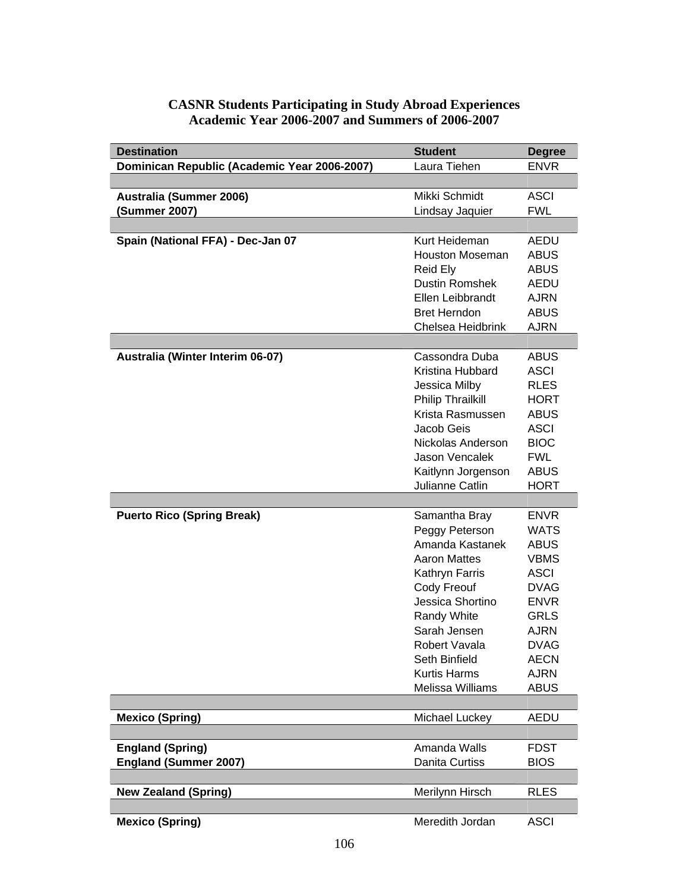**CASNR Students Participating in Study Abroad Experiences**
**Academic Year 2006-2007 and Summers of 2006-2007**

| Destination | Student | Degree |
|---|---|---|
| **Dominican Republic (Academic Year 2006-2007)** | Laura Tiehen | ENVR |
| | | |
| **Australia (Summer 2006)** | Mikki Schmidt | ASCI |
| **(Summer 2007)** | Lindsay Jaquier | FWL |
| | | |
| **Spain (National FFA) - Dec-Jan 07** | Kurt Heideman | AEDU |
| | Houston Moseman | ABUS |
| | Reid Ely | ABUS |
| | Dustin Romshek | AEDU |
| | Ellen Leibbrandt | AJRN |
| | Bret Herndon | ABUS |
| | Chelsea Heidbrink | AJRN |
| | | |
| **Australia (Winter Interim 06-07)** | Cassondra Duba | ABUS |
| | Kristina Hubbard | ASCI |
| | Jessica Milby | RLES |
| | Philip Thrailkill | HORT |
| | Krista Rasmussen | ABUS |
| | Jacob Geis | ASCI |
| | Nickolas Anderson | BIOC |
| | Jason Vencalek | FWL |
| | Kaitlynn Jorgenson | ABUS |
| | Julianne Catlin | HORT |
| | | |
| **Puerto Rico (Spring Break)** | Samantha Bray | ENVR |
| | Peggy Peterson | WATS |
| | Amanda Kastanek | ABUS |
| | Aaron Mattes | VBMS |
| | Kathryn Farris | ASCI |
| | Cody Freouf | DVAG |
| | Jessica Shortino | ENVR |
| | Randy White | GRLS |
| | Sarah Jensen | AJRN |
| | Robert Vavala | DVAG |
| | Seth Binfield | AECN |
| | Kurtis Harms | AJRN |
| | Melissa Williams | ABUS |
| | | |
| **Mexico (Spring)** | Michael Luckey | AEDU |
| | | |
| **England (Spring)** | Amanda Walls | FDST |
| **England (Summer 2007)** | Danita Curtiss | BIOS |
| | | |
| **New Zealand (Spring)** | Merilynn Hirsch | RLES |
| | | |
| **Mexico (Spring)** | Meredith Jordan | ASCI |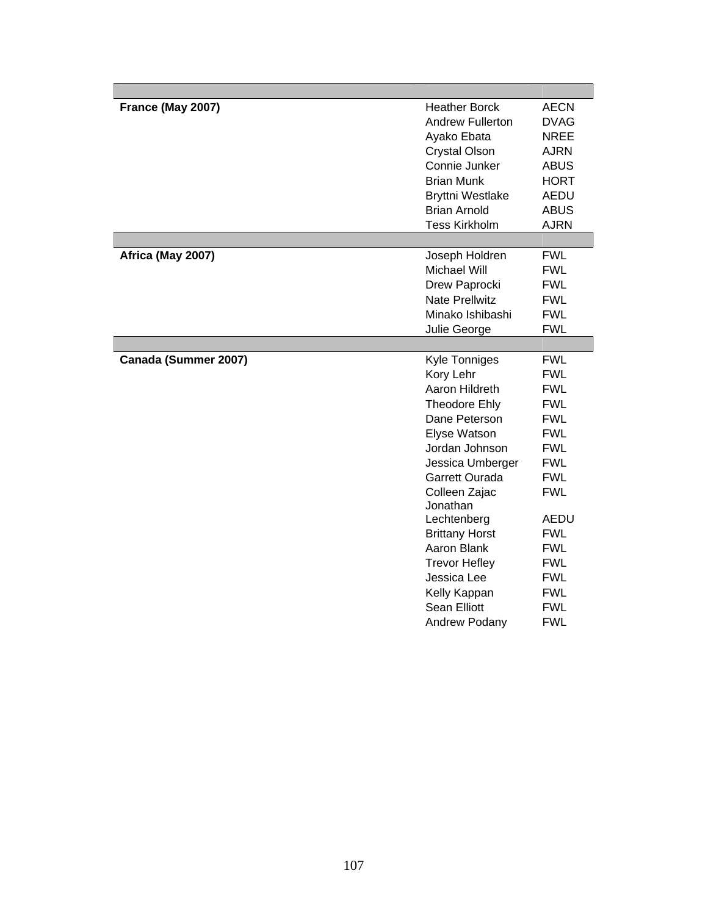| | | |
|---|---|---|
| **France (May 2007)** | Heather Borck | AECN |
| | Andrew Fullerton | DVAG |
| | Ayako Ebata | NREE |
| | Crystal Olson | AJRN |
| | Connie Junker | ABUS |
| | Brian Munk | HORT |
| | Bryttni Westlake | AEDU |
| | Brian Arnold | ABUS |
| | Tess Kirkholm | AJRN |
| | | |
| **Africa (May 2007)** | Joseph Holdren | FWL |
| | Michael Will | FWL |
| | Drew Paprocki | FWL |
| | Nate Prellwitz | FWL |
| | Minako Ishibashi | FWL |
| | Julie George | FWL |
| | | |
| **Canada (Summer 2007)** | Kyle Tonniges | FWL |
| | Kory Lehr | FWL |
| | Aaron Hildreth | FWL |
| | Theodore Ehly | FWL |
| | Dane Peterson | FWL |
| | Elyse Watson | FWL |
| | Jordan Johnson | FWL |
| | Jessica Umberger | FWL |
| | Garrett Ourada | FWL |
| | Colleen Zajac | FWL |
| | Jonathan Lechtenberg | AEDU |
| | Brittany Horst | FWL |
| | Aaron Blank | FWL |
| | Trevor Hefley | FWL |
| | Jessica Lee | FWL |
| | Kelly Kappan | FWL |
| | Sean Elliott | FWL |
| | Andrew Podany | FWL |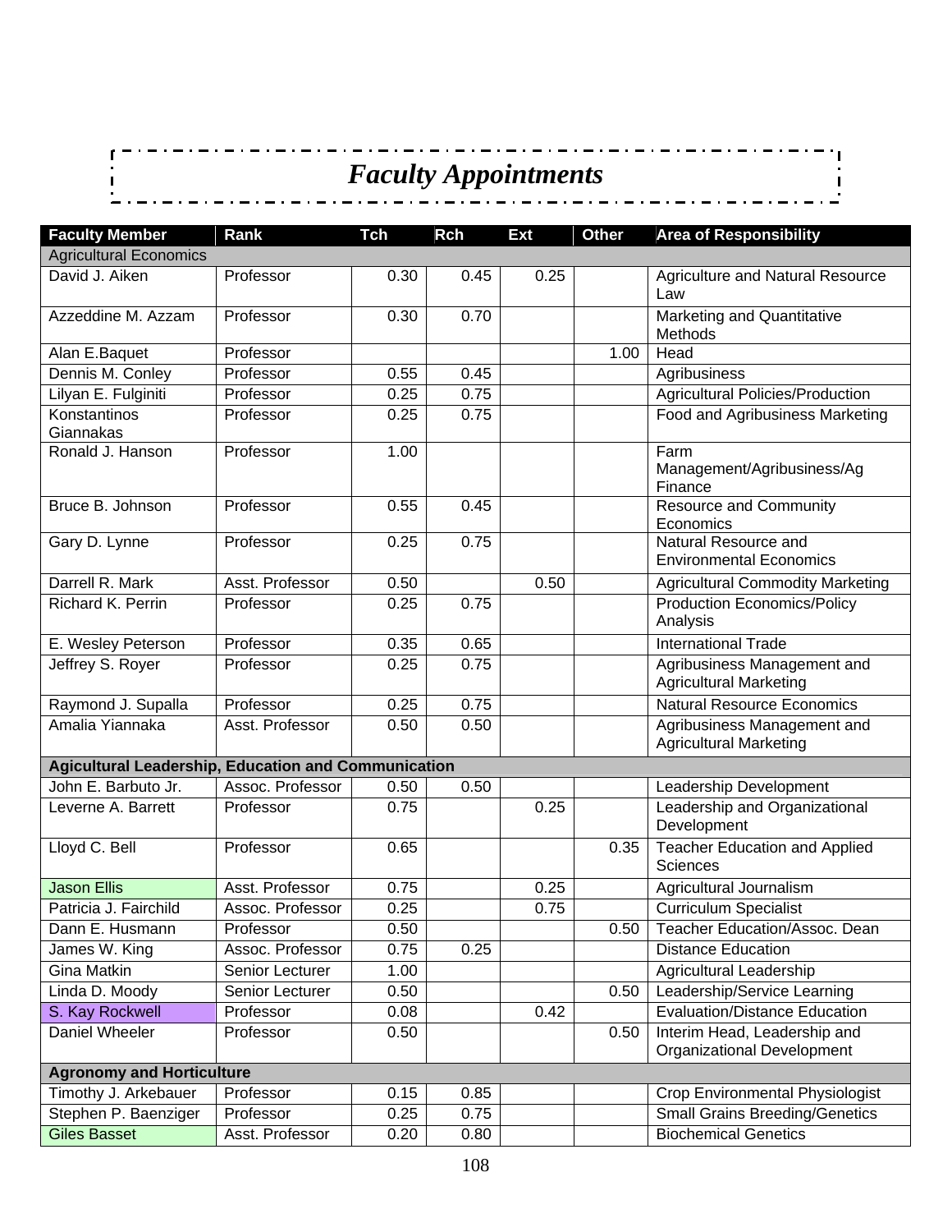# *Faculty Appointments*

| Faculty Member | Rank | Tch | Rch | Ext | Other | Area of Responsibility |
|---|---|---|---|---|---|---|
| Agricultural Economics | | | | | | |
| David J. Aiken | Professor | 0.30 | 0.45 | 0.25 | | Agriculture and Natural Resource Law |
| Azzeddine M. Azzam | Professor | 0.30 | 0.70 | | | Marketing and Quantitative Methods |
| Alan E.Baquet | Professor | | | | 1.00 | Head |
| Dennis M. Conley | Professor | 0.55 | 0.45 | | | Agribusiness |
| Lilyan E. Fulginiti | Professor | 0.25 | 0.75 | | | Agricultural Policies/Production |
| Konstantinos Giannakas | Professor | 0.25 | 0.75 | | | Food and Agribusiness Marketing |
| Ronald J. Hanson | Professor | 1.00 | | | | Farm Management/Agribusiness/Ag Finance |
| Bruce B. Johnson | Professor | 0.55 | 0.45 | | | Resource and Community Economics |
| Gary D. Lynne | Professor | 0.25 | 0.75 | | | Natural Resource and Environmental Economics |
| Darrell R. Mark | Asst. Professor | 0.50 | | 0.50 | | Agricultural Commodity Marketing |
| Richard K. Perrin | Professor | 0.25 | 0.75 | | | Production Economics/Policy Analysis |
| E. Wesley Peterson | Professor | 0.35 | 0.65 | | | International Trade |
| Jeffrey S. Royer | Professor | 0.25 | 0.75 | | | Agribusiness Management and Agricultural Marketing |
| Raymond J. Supalla | Professor | 0.25 | 0.75 | | | Natural Resource Economics |
| Amalia Yiannaka | Asst. Professor | 0.50 | 0.50 | | | Agribusiness Management and Agricultural Marketing |
| **Agicultural Leadership, Education and Communication** | | | | | | |
| John E. Barbuto Jr. | Assoc. Professor | 0.50 | 0.50 | | | Leadership Development |
| Leverne A. Barrett | Professor | 0.75 | | 0.25 | | Leadership and Organizational Development |
| Lloyd C. Bell | Professor | 0.65 | | | 0.35 | Teacher Education and Applied Sciences |
| Jason Ellis | Asst. Professor | 0.75 | | 0.25 | | Agricultural Journalism |
| Patricia J. Fairchild | Assoc. Professor | 0.25 | | 0.75 | | Curriculum Specialist |
| Dann E. Husmann | Professor | 0.50 | | | 0.50 | Teacher Education/Assoc. Dean |
| James W. King | Assoc. Professor | 0.75 | 0.25 | | | Distance Education |
| Gina Matkin | Senior Lecturer | 1.00 | | | | Agricultural Leadership |
| Linda D. Moody | Senior Lecturer | 0.50 | | | 0.50 | Leadership/Service Learning |
| S. Kay Rockwell | Professor | 0.08 | | 0.42 | | Evaluation/Distance Education |
| Daniel Wheeler | Professor | 0.50 | | | 0.50 | Interim Head, Leadership and Organizational Development |
| **Agronomy and Horticulture** | | | | | | |
| Timothy J. Arkebauer | Professor | 0.15 | 0.85 | | | Crop Environmental Physiologist |
| Stephen P. Baenziger | Professor | 0.25 | 0.75 | | | Small Grains Breeding/Genetics |
| Giles Basset | Asst. Professor | 0.20 | 0.80 | | | Biochemical Genetics |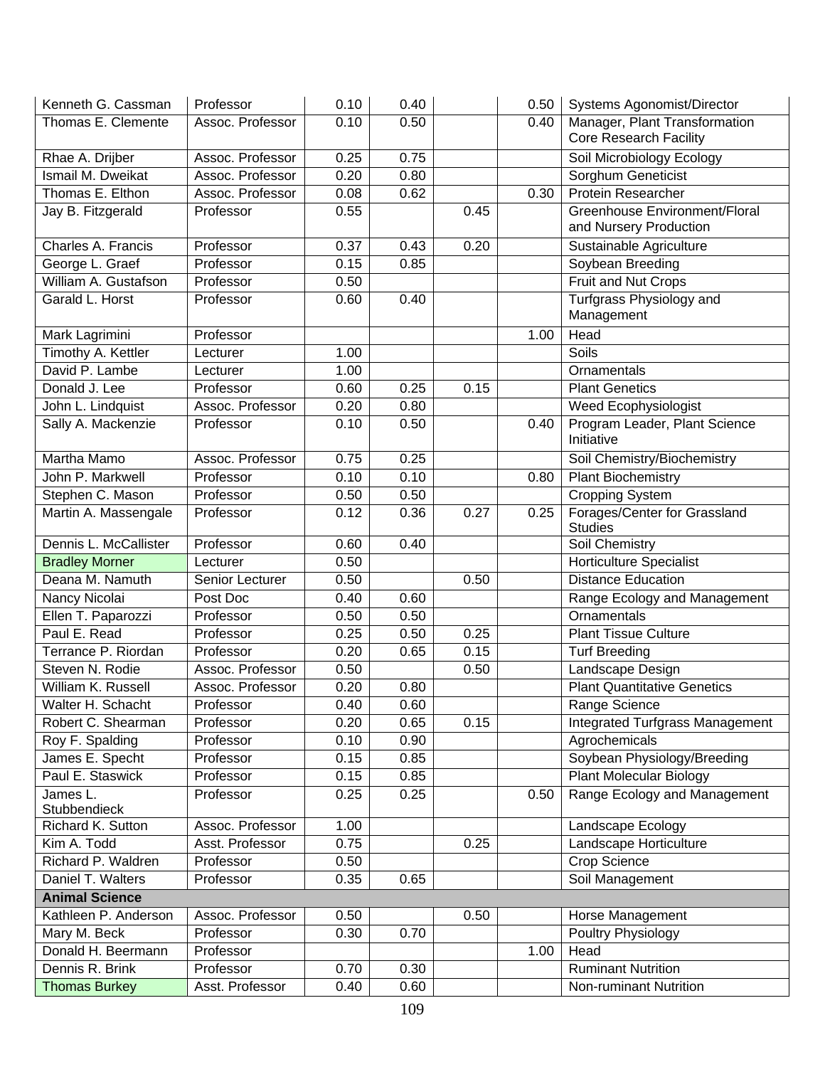| | | | | | | |
|---|---|---|---|---|---|---|
| Kenneth G. Cassman | Professor | 0.10 | 0.40 | | 0.50 | Systems Agonomist/Director |
| Thomas E. Clemente | Assoc. Professor | 0.10 | 0.50 | | 0.40 | Manager, Plant Transformation Core Research Facility |
| Rhae A. Drijber | Assoc. Professor | 0.25 | 0.75 | | | Soil Microbiology Ecology |
| Ismail M. Dweikat | Assoc. Professor | 0.20 | 0.80 | | | Sorghum Geneticist |
| Thomas E. Elthon | Assoc. Professor | 0.08 | 0.62 | | 0.30 | Protein Researcher |
| Jay B. Fitzgerald | Professor | 0.55 | | 0.45 | | Greenhouse Environment/Floral and Nursery Production |
| Charles A. Francis | Professor | 0.37 | 0.43 | 0.20 | | Sustainable Agriculture |
| George L. Graef | Professor | 0.15 | 0.85 | | | Soybean Breeding |
| William A. Gustafson | Professor | 0.50 | | | | Fruit and Nut Crops |
| Garald L. Horst | Professor | 0.60 | 0.40 | | | Turfgrass Physiology and Management |
| Mark Lagrimini | Professor | | | | 1.00 | Head |
| Timothy A. Kettler | Lecturer | 1.00 | | | | Soils |
| David P. Lambe | Lecturer | 1.00 | | | | Ornamentals |
| Donald J. Lee | Professor | 0.60 | 0.25 | 0.15 | | Plant Genetics |
| John L. Lindquist | Assoc. Professor | 0.20 | 0.80 | | | Weed Ecophysiologist |
| Sally A. Mackenzie | Professor | 0.10 | 0.50 | | 0.40 | Program Leader, Plant Science Initiative |
| Martha Mamo | Assoc. Professor | 0.75 | 0.25 | | | Soil Chemistry/Biochemistry |
| John P. Markwell | Professor | 0.10 | 0.10 | | 0.80 | Plant Biochemistry |
| Stephen C. Mason | Professor | 0.50 | 0.50 | | | Cropping System |
| Martin A. Massengale | Professor | 0.12 | 0.36 | 0.27 | 0.25 | Forages/Center for Grassland Studies |
| Dennis L. McCallister | Professor | 0.60 | 0.40 | | | Soil Chemistry |
| Bradley Morner | Lecturer | 0.50 | | | | Horticulture Specialist |
| Deana M. Namuth | Senior Lecturer | 0.50 | | 0.50 | | Distance Education |
| Nancy Nicolai | Post Doc | 0.40 | 0.60 | | | Range Ecology and Management |
| Ellen T. Paparozzi | Professor | 0.50 | 0.50 | | | Ornamentals |
| Paul E. Read | Professor | 0.25 | 0.50 | 0.25 | | Plant Tissue Culture |
| Terrance P. Riordan | Professor | 0.20 | 0.65 | 0.15 | | Turf Breeding |
| Steven N. Rodie | Assoc. Professor | 0.50 | | 0.50 | | Landscape Design |
| William K. Russell | Assoc. Professor | 0.20 | 0.80 | | | Plant Quantitative Genetics |
| Walter H. Schacht | Professor | 0.40 | 0.60 | | | Range Science |
| Robert C. Shearman | Professor | 0.20 | 0.65 | 0.15 | | Integrated Turfgrass Management |
| Roy F. Spalding | Professor | 0.10 | 0.90 | | | Agrochemicals |
| James E. Specht | Professor | 0.15 | 0.85 | | | Soybean Physiology/Breeding |
| Paul E. Staswick | Professor | 0.15 | 0.85 | | | Plant Molecular Biology |
| James L. Stubbendieck | Professor | 0.25 | 0.25 | | 0.50 | Range Ecology and Management |
| Richard K. Sutton | Assoc. Professor | 1.00 | | | | Landscape Ecology |
| Kim A. Todd | Asst. Professor | 0.75 | | 0.25 | | Landscape Horticulture |
| Richard P. Waldren | Professor | 0.50 | | | | Crop Science |
| Daniel T. Walters | Professor | 0.35 | 0.65 | | | Soil Management |
| **Animal Science** | | | | | | |
| Kathleen P. Anderson | Assoc. Professor | 0.50 | | 0.50 | | Horse Management |
| Mary M. Beck | Professor | 0.30 | 0.70 | | | Poultry Physiology |
| Donald H. Beermann | Professor | | | | 1.00 | Head |
| Dennis R. Brink | Professor | 0.70 | 0.30 | | | Ruminant Nutrition |
| Thomas Burkey | Asst. Professor | 0.40 | 0.60 | | | Non-ruminant Nutrition |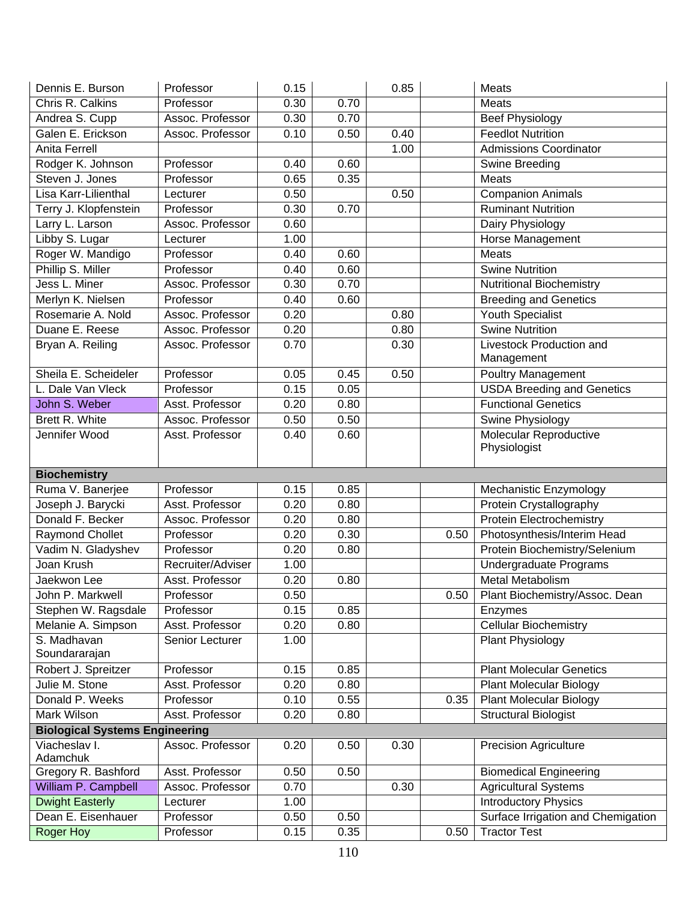| | | | | | | |
|---|---|---|---|---|---|---|
| Dennis E. Burson | Professor | 0.15 | | 0.85 | | Meats |
| Chris R. Calkins | Professor | 0.30 | 0.70 | | | Meats |
| Andrea S. Cupp | Assoc. Professor | 0.30 | 0.70 | | | Beef Physiology |
| Galen E. Erickson | Assoc. Professor | 0.10 | 0.50 | 0.40 | | Feedlot Nutrition |
| Anita Ferrell | | | | 1.00 | | Admissions Coordinator |
| Rodger K. Johnson | Professor | 0.40 | 0.60 | | | Swine Breeding |
| Steven J. Jones | Professor | 0.65 | 0.35 | | | Meats |
| Lisa Karr-Lilienthal | Lecturer | 0.50 | | 0.50 | | Companion Animals |
| Terry J. Klopfenstein | Professor | 0.30 | 0.70 | | | Ruminant Nutrition |
| Larry L. Larson | Assoc. Professor | 0.60 | | | | Dairy Physiology |
| Libby S. Lugar | Lecturer | 1.00 | | | | Horse Management |
| Roger W. Mandigo | Professor | 0.40 | 0.60 | | | Meats |
| Phillip S. Miller | Professor | 0.40 | 0.60 | | | Swine Nutrition |
| Jess L. Miner | Assoc. Professor | 0.30 | 0.70 | | | Nutritional Biochemistry |
| Merlyn K. Nielsen | Professor | 0.40 | 0.60 | | | Breeding and Genetics |
| Rosemarie A. Nold | Assoc. Professor | 0.20 | | 0.80 | | Youth Specialist |
| Duane E. Reese | Assoc. Professor | 0.20 | | 0.80 | | Swine Nutrition |
| Bryan A. Reiling | Assoc. Professor | 0.70 | | 0.30 | | Livestock Production and Management |
| Sheila E. Scheideler | Professor | 0.05 | 0.45 | 0.50 | | Poultry Management |
| L. Dale Van Vleck | Professor | 0.15 | 0.05 | | | USDA Breeding and Genetics |
| John S. Weber | Asst. Professor | 0.20 | 0.80 | | | Functional Genetics |
| Brett R. White | Assoc. Professor | 0.50 | 0.50 | | | Swine Physiology |
| Jennifer Wood | Asst. Professor | 0.40 | 0.60 | | | Molecular Reproductive Physiologist |
| **Biochemistry** | | | | | | |
| Ruma V. Banerjee | Professor | 0.15 | 0.85 | | | Mechanistic Enzymology |
| Joseph J. Barycki | Asst. Professor | 0.20 | 0.80 | | | Protein Crystallography |
| Donald F. Becker | Assoc. Professor | 0.20 | 0.80 | | | Protein Electrochemistry |
| Raymond Chollet | Professor | 0.20 | 0.30 | | 0.50 | Photosynthesis/Interim Head |
| Vadim N. Gladyshev | Professor | 0.20 | 0.80 | | | Protein Biochemistry/Selenium |
| Joan Krush | Recruiter/Adviser | 1.00 | | | | Undergraduate Programs |
| Jaekwon Lee | Asst. Professor | 0.20 | 0.80 | | | Metal Metabolism |
| John P. Markwell | Professor | 0.50 | | | 0.50 | Plant Biochemistry/Assoc. Dean |
| Stephen W. Ragsdale | Professor | 0.15 | 0.85 | | | Enzymes |
| Melanie A. Simpson | Asst. Professor | 0.20 | 0.80 | | | Cellular Biochemistry |
| S. Madhavan Soundararajan | Senior Lecturer | 1.00 | | | | Plant Physiology |
| Robert J. Spreitzer | Professor | 0.15 | 0.85 | | | Plant Molecular Genetics |
| Julie M. Stone | Asst. Professor | 0.20 | 0.80 | | | Plant Molecular Biology |
| Donald P. Weeks | Professor | 0.10 | 0.55 | | 0.35 | Plant Molecular Biology |
| Mark Wilson | Asst. Professor | 0.20 | 0.80 | | | Structural Biologist |
| **Biological Systems Engineering** | | | | | | |
| Viacheslav I. Adamchuk | Assoc. Professor | 0.20 | 0.50 | 0.30 | | Precision Agriculture |
| Gregory R. Bashford | Asst. Professor | 0.50 | 0.50 | | | Biomedical Engineering |
| William P. Campbell | Assoc. Professor | 0.70 | | 0.30 | | Agricultural Systems |
| Dwight Easterly | Lecturer | 1.00 | | | | Introductory Physics |
| Dean E. Eisenhauer | Professor | 0.50 | 0.50 | | | Surface Irrigation and Chemigation |
| Roger Hoy | Professor | 0.15 | 0.35 | | 0.50 | Tractor Test |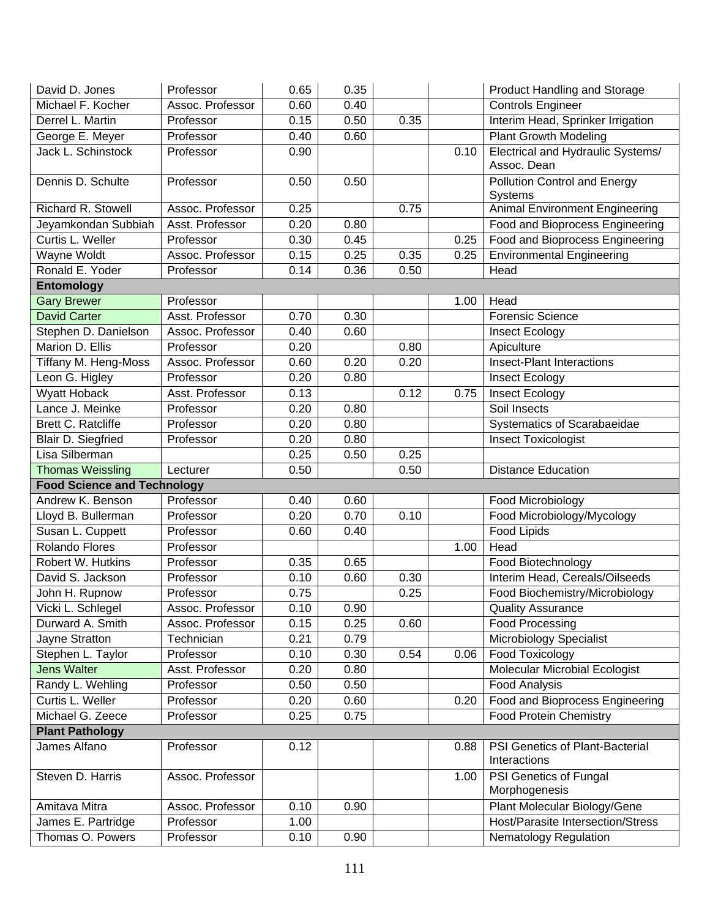| | | | | | | |
|---|---|---|---|---|---|---|
| David D. Jones | Professor | 0.65 | 0.35 | | | Product Handling and Storage |
| Michael F. Kocher | Assoc. Professor | 0.60 | 0.40 | | | Controls Engineer |
| Derrel L. Martin | Professor | 0.15 | 0.50 | 0.35 | | Interim Head, Sprinker Irrigation |
| George E. Meyer | Professor | 0.40 | 0.60 | | | Plant Growth Modeling |
| Jack L. Schinstock | Professor | 0.90 | | | 0.10 | Electrical and Hydraulic Systems/ Assoc. Dean |
| Dennis D. Schulte | Professor | 0.50 | 0.50 | | | Pollution Control and Energy Systems |
| Richard R. Stowell | Assoc. Professor | 0.25 | | 0.75 | | Animal Environment Engineering |
| Jeyamkondan Subbiah | Asst. Professor | 0.20 | 0.80 | | | Food and Bioprocess Engineering |
| Curtis L. Weller | Professor | 0.30 | 0.45 | | 0.25 | Food and Bioprocess Engineering |
| Wayne Woldt | Assoc. Professor | 0.15 | 0.25 | 0.35 | 0.25 | Environmental Engineering |
| Ronald E. Yoder | Professor | 0.14 | 0.36 | 0.50 | | Head |
| **Entomology** | | | | | | |
| Gary Brewer | Professor | | | | 1.00 | Head |
| David Carter | Asst. Professor | 0.70 | 0.30 | | | Forensic Science |
| Stephen D. Danielson | Assoc. Professor | 0.40 | 0.60 | | | Insect Ecology |
| Marion D. Ellis | Professor | 0.20 | | 0.80 | | Apiculture |
| Tiffany M. Heng-Moss | Assoc. Professor | 0.60 | 0.20 | 0.20 | | Insect-Plant Interactions |
| Leon G. Higley | Professor | 0.20 | 0.80 | | | Insect Ecology |
| Wyatt Hoback | Asst. Professor | 0.13 | | 0.12 | 0.75 | Insect Ecology |
| Lance J. Meinke | Professor | 0.20 | 0.80 | | | Soil Insects |
| Brett C. Ratcliffe | Professor | 0.20 | 0.80 | | | Systematics of Scarabaeidae |
| Blair D. Siegfried | Professor | 0.20 | 0.80 | | | Insect Toxicologist |
| Lisa Silberman | | 0.25 | 0.50 | 0.25 | | |
| Thomas Weissling | Lecturer | 0.50 | | 0.50 | | Distance Education |
| **Food Science and Technology** | | | | | | |
| Andrew K. Benson | Professor | 0.40 | 0.60 | | | Food Microbiology |
| Lloyd B. Bullerman | Professor | 0.20 | 0.70 | 0.10 | | Food Microbiology/Mycology |
| Susan L. Cuppett | Professor | 0.60 | 0.40 | | | Food Lipids |
| Rolando Flores | Professor | | | | 1.00 | Head |
| Robert W. Hutkins | Professor | 0.35 | 0.65 | | | Food Biotechnology |
| David S. Jackson | Professor | 0.10 | 0.60 | 0.30 | | Interim Head, Cereals/Oilseeds |
| John H. Rupnow | Professor | 0.75 | | 0.25 | | Food Biochemistry/Microbiology |
| Vicki L. Schlegel | Assoc. Professor | 0.10 | 0.90 | | | Quality Assurance |
| Durward A. Smith | Assoc. Professor | 0.15 | 0.25 | 0.60 | | Food Processing |
| Jayne Stratton | Technician | 0.21 | 0.79 | | | Microbiology Specialist |
| Stephen L. Taylor | Professor | 0.10 | 0.30 | 0.54 | 0.06 | Food Toxicology |
| Jens Walter | Asst. Professor | 0.20 | 0.80 | | | Molecular Microbial Ecologist |
| Randy L. Wehling | Professor | 0.50 | 0.50 | | | Food Analysis |
| Curtis L. Weller | Professor | 0.20 | 0.60 | | 0.20 | Food and Bioprocess Engineering |
| Michael G. Zeece | Professor | 0.25 | 0.75 | | | Food Protein Chemistry |
| **Plant Pathology** | | | | | | |
| James Alfano | Professor | 0.12 | | | 0.88 | PSI Genetics of Plant-Bacterial Interactions |
| Steven D. Harris | Assoc. Professor | | | | 1.00 | PSI Genetics of Fungal Morphogenesis |
| Amitava Mitra | Assoc. Professor | 0.10 | 0.90 | | | Plant Molecular Biology/Gene |
| James E. Partridge | Professor | 1.00 | | | | Host/Parasite Intersection/Stress |
| Thomas O. Powers | Professor | 0.10 | 0.90 | | | Nematology Regulation |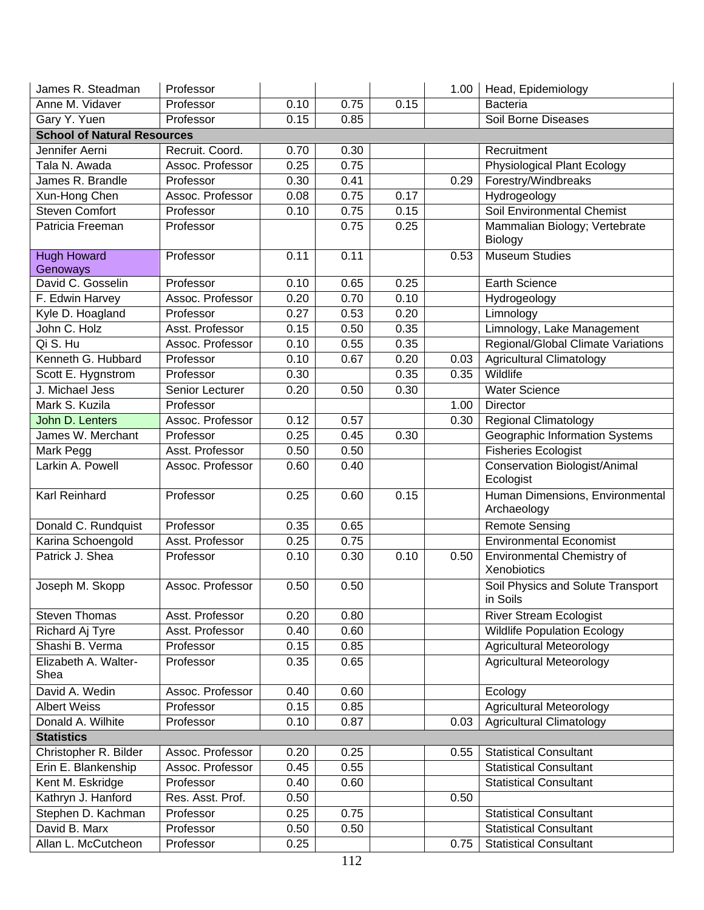| | | | | | | |
|---|---|---|---|---|---|---|
| James R. Steadman | Professor | | | | 1.00 | Head, Epidemiology |
| Anne M. Vidaver | Professor | 0.10 | 0.75 | 0.15 | | Bacteria |
| Gary Y. Yuen | Professor | 0.15 | 0.85 | | | Soil Borne Diseases |
| **School of Natural Resources** | | | | | | |
| Jennifer Aerni | Recruit. Coord. | 0.70 | 0.30 | | | Recruitment |
| Tala N. Awada | Assoc. Professor | 0.25 | 0.75 | | | Physiological Plant Ecology |
| James R. Brandle | Professor | 0.30 | 0.41 | | 0.29 | Forestry/Windbreaks |
| Xun-Hong Chen | Assoc. Professor | 0.08 | 0.75 | 0.17 | | Hydrogeology |
| Steven Comfort | Professor | 0.10 | 0.75 | 0.15 | | Soil Environmental Chemist |
| Patricia Freeman | Professor | | 0.75 | 0.25 | | Mammalian Biology; Vertebrate Biology |
| Hugh Howard Genoways | Professor | 0.11 | 0.11 | | 0.53 | Museum Studies |
| David C. Gosselin | Professor | 0.10 | 0.65 | 0.25 | | Earth Science |
| F. Edwin Harvey | Assoc. Professor | 0.20 | 0.70 | 0.10 | | Hydrogeology |
| Kyle D. Hoagland | Professor | 0.27 | 0.53 | 0.20 | | Limnology |
| John C. Holz | Asst. Professor | 0.15 | 0.50 | 0.35 | | Limnology, Lake Management |
| Qi S. Hu | Assoc. Professor | 0.10 | 0.55 | 0.35 | | Regional/Global Climate Variations |
| Kenneth G. Hubbard | Professor | 0.10 | 0.67 | 0.20 | 0.03 | Agricultural Climatology |
| Scott E. Hygnstrom | Professor | 0.30 | | 0.35 | 0.35 | Wildlife |
| J. Michael Jess | Senior Lecturer | 0.20 | 0.50 | 0.30 | | Water Science |
| Mark S. Kuzila | Professor | | | | 1.00 | Director |
| John D. Lenters | Assoc. Professor | 0.12 | 0.57 | | 0.30 | Regional Climatology |
| James W. Merchant | Professor | 0.25 | 0.45 | 0.30 | | Geographic Information Systems |
| Mark Pegg | Asst. Professor | 0.50 | 0.50 | | | Fisheries Ecologist |
| Larkin A. Powell | Assoc. Professor | 0.60 | 0.40 | | | Conservation Biologist/Animal Ecologist |
| Karl Reinhard | Professor | 0.25 | 0.60 | 0.15 | | Human Dimensions, Environmental Archaeology |
| Donald C. Rundquist | Professor | 0.35 | 0.65 | | | Remote Sensing |
| Karina Schoengold | Asst. Professor | 0.25 | 0.75 | | | Environmental Economist |
| Patrick J. Shea | Professor | 0.10 | 0.30 | 0.10 | 0.50 | Environmental Chemistry of Xenobiotics |
| Joseph M. Skopp | Assoc. Professor | 0.50 | 0.50 | | | Soil Physics and Solute Transport in Soils |
| Steven Thomas | Asst. Professor | 0.20 | 0.80 | | | River Stream Ecologist |
| Richard Aj Tyre | Asst. Professor | 0.40 | 0.60 | | | Wildlife Population Ecology |
| Shashi B. Verma | Professor | 0.15 | 0.85 | | | Agricultural Meteorology |
| Elizabeth A. Walter-Shea | Professor | 0.35 | 0.65 | | | Agricultural Meteorology |
| David A. Wedin | Assoc. Professor | 0.40 | 0.60 | | | Ecology |
| Albert Weiss | Professor | 0.15 | 0.85 | | | Agricultural Meteorology |
| Donald A. Wilhite | Professor | 0.10 | 0.87 | | 0.03 | Agricultural Climatology |
| **Statistics** | | | | | | |
| Christopher R. Bilder | Assoc. Professor | 0.20 | 0.25 | | 0.55 | Statistical Consultant |
| Erin E. Blankenship | Assoc. Professor | 0.45 | 0.55 | | | Statistical Consultant |
| Kent M. Eskridge | Professor | 0.40 | 0.60 | | | Statistical Consultant |
| Kathryn J. Hanford | Res. Asst. Prof. | 0.50 | | | 0.50 | |
| Stephen D. Kachman | Professor | 0.25 | 0.75 | | | Statistical Consultant |
| David B. Marx | Professor | 0.50 | 0.50 | | | Statistical Consultant |
| Allan L. McCutcheon | Professor | 0.25 | | | 0.75 | Statistical Consultant |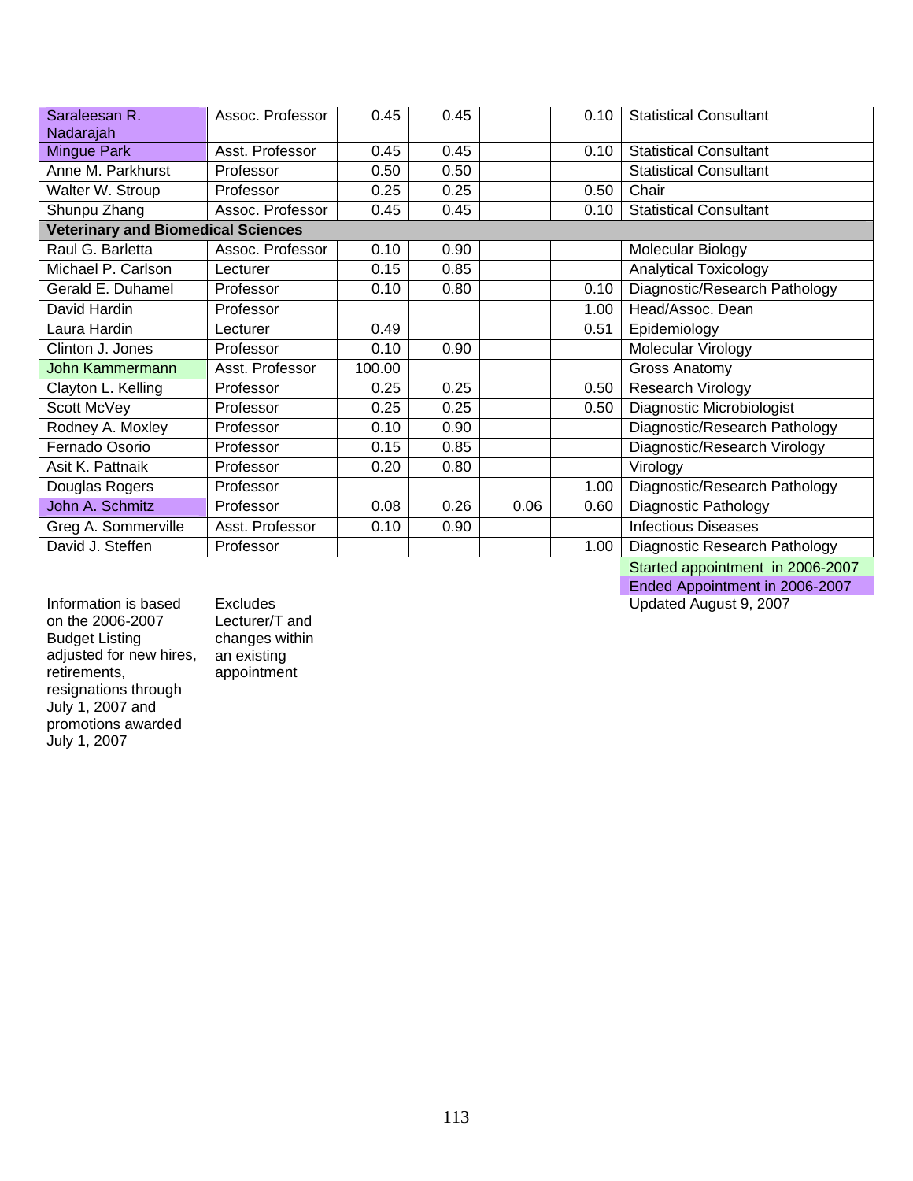| | | | | | | |
|---|---|---|---|---|---|---|
| Saraleesan R. Nadarajah | Assoc. Professor | 0.45 | 0.45 | | 0.10 | Statistical Consultant |
| Mingue Park | Asst. Professor | 0.45 | 0.45 | | 0.10 | Statistical Consultant |
| Anne M. Parkhurst | Professor | 0.50 | 0.50 | | | Statistical Consultant |
| Walter W. Stroup | Professor | 0.25 | 0.25 | | 0.50 | Chair |
| Shunpu Zhang | Assoc. Professor | 0.45 | 0.45 | | 0.10 | Statistical Consultant |
| **Veterinary and Biomedical Sciences** | | | | | | |
| Raul G. Barletta | Assoc. Professor | 0.10 | 0.90 | | | Molecular Biology |
| Michael P. Carlson | Lecturer | 0.15 | 0.85 | | | Analytical Toxicology |
| Gerald E. Duhamel | Professor | 0.10 | 0.80 | | 0.10 | Diagnostic/Research Pathology |
| David Hardin | Professor | | | | 1.00 | Head/Assoc. Dean |
| Laura Hardin | Lecturer | 0.49 | | | 0.51 | Epidemiology |
| Clinton J. Jones | Professor | 0.10 | 0.90 | | | Molecular Virology |
| John Kammermann | Asst. Professor | 100.00 | | | | Gross Anatomy |
| Clayton L. Kelling | Professor | 0.25 | 0.25 | | 0.50 | Research Virology |
| Scott McVey | Professor | 0.25 | 0.25 | | 0.50 | Diagnostic Microbiologist |
| Rodney A. Moxley | Professor | 0.10 | 0.90 | | | Diagnostic/Research Pathology |
| Fernado Osorio | Professor | 0.15 | 0.85 | | | Diagnostic/Research Virology |
| Asit K. Pattnaik | Professor | 0.20 | 0.80 | | | Virology |
| Douglas Rogers | Professor | | | | 1.00 | Diagnostic/Research Pathology |
| John A. Schmitz | Professor | 0.08 | 0.26 | 0.06 | 0.60 | Diagnostic Pathology |
| Greg A. Sommerville | Asst. Professor | 0.10 | 0.90 | | | Infectious Diseases |
| David J. Steffen | Professor | | | | 1.00 | Diagnostic Research Pathology |

Started appointment in 2006-2007

Ended Appointment in 2006-2007

Updated August 9, 2007

Information is based on the 2006-2007 Budget Listing adjusted for new hires, retirements, resignations through July 1, 2007 and promotions awarded July 1, 2007

Excludes Lecturer/T and changes within an existing appointment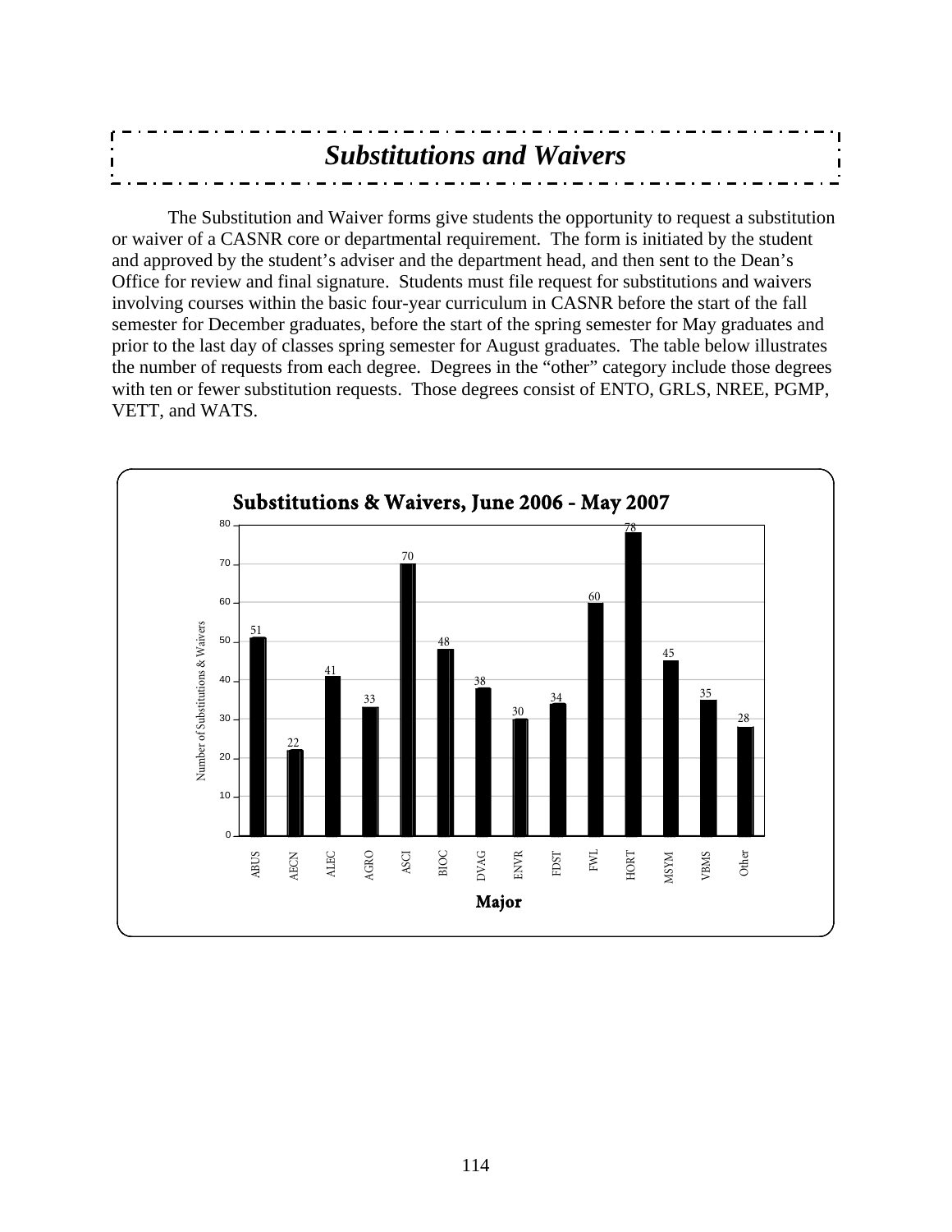# *Substitutions and Waivers*

The Substitution and Waiver forms give students the opportunity to request a substitution or waiver of a CASNR core or departmental requirement. The form is initiated by the student and approved by the student's adviser and the department head, and then sent to the Dean's Office for review and final signature. Students must file request for substitutions and waivers involving courses within the basic four-year curriculum in CASNR before the start of the fall semester for December graduates, before the start of the spring semester for May graduates and prior to the last day of classes spring semester for August graduates. The table below illustrates the number of requests from each degree. Degrees in the "other" category include those degrees with ten or fewer substitution requests. Those degrees consist of ENTO, GRLS, NREE, PGMP, VETT, and WATS.

**Substitutions & Waivers, June 2006 - May 2007**

| Major | Number of Substitutions & Waivers |
|---|---|
| ABUS | 51 |
| AECN | 22 |
| ALEC | 41 |
| AGRO | 33 |
| ASCI | 70 |
| BIOC | 48 |
| DVAG | 38 |
| ENVR | 30 |
| FDST | 34 |
| FWL | 60 |
| HORT | 78 |
| MSYM | 45 |
| VBMS | 35 |
| Other | 28 |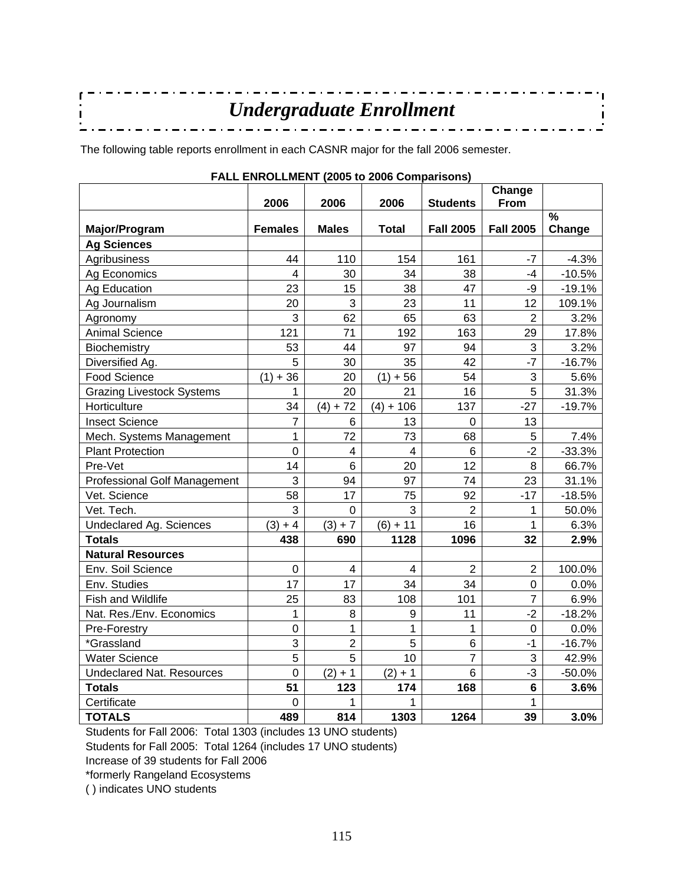# *Undergraduate Enrollment*

The following table reports enrollment in each CASNR major for the fall 2006 semester.

**FALL ENROLLMENT (2005 to 2006 Comparisons)**

| Major/Program | 2006 Females | 2006 Males | 2006 Total | Students Fall 2005 | Change From Fall 2005 | % Change |
|---|---|---|---|---|---|---|
| **Ag Sciences** | | | | | | |
| Agribusiness | 44 | 110 | 154 | 161 | -7 | -4.3% |
| Ag Economics | 4 | 30 | 34 | 38 | -4 | -10.5% |
| Ag Education | 23 | 15 | 38 | 47 | -9 | -19.1% |
| Ag Journalism | 20 | 3 | 23 | 11 | 12 | 109.1% |
| Agronomy | 3 | 62 | 65 | 63 | 2 | 3.2% |
| Animal Science | 121 | 71 | 192 | 163 | 29 | 17.8% |
| Biochemistry | 53 | 44 | 97 | 94 | 3 | 3.2% |
| Diversified Ag. | 5 | 30 | 35 | 42 | -7 | -16.7% |
| Food Science | (1) + 36 | 20 | (1) + 56 | 54 | 3 | 5.6% |
| Grazing Livestock Systems | 1 | 20 | 21 | 16 | 5 | 31.3% |
| Horticulture | 34 | (4) + 72 | (4) + 106 | 137 | -27 | -19.7% |
| Insect Science | 7 | 6 | 13 | 0 | 13 | |
| Mech. Systems Management | 1 | 72 | 73 | 68 | 5 | 7.4% |
| Plant Protection | 0 | 4 | 4 | 6 | -2 | -33.3% |
| Pre-Vet | 14 | 6 | 20 | 12 | 8 | 66.7% |
| Professional Golf Management | 3 | 94 | 97 | 74 | 23 | 31.1% |
| Vet. Science | 58 | 17 | 75 | 92 | -17 | -18.5% |
| Vet. Tech. | 3 | 0 | 3 | 2 | 1 | 50.0% |
| Undeclared Ag. Sciences | (3) + 4 | (3) + 7 | (6) + 11 | 16 | 1 | 6.3% |
| **Totals** | **438** | **690** | **1128** | **1096** | **32** | **2.9%** |
| **Natural Resources** | | | | | | |
| Env. Soil Science | 0 | 4 | 4 | 2 | 2 | 100.0% |
| Env. Studies | 17 | 17 | 34 | 34 | 0 | 0.0% |
| Fish and Wildlife | 25 | 83 | 108 | 101 | 7 | 6.9% |
| Nat. Res./Env. Economics | 1 | 8 | 9 | 11 | -2 | -18.2% |
| Pre-Forestry | 0 | 1 | 1 | 1 | 0 | 0.0% |
| *Grassland | 3 | 2 | 5 | 6 | -1 | -16.7% |
| Water Science | 5 | 5 | 10 | 7 | 3 | 42.9% |
| Undeclared Nat. Resources | 0 | (2) + 1 | (2) + 1 | 6 | -3 | -50.0% |
| **Totals** | **51** | **123** | **174** | **168** | **6** | **3.6%** |
| Certificate | 0 | 1 | 1 | | 1 | |
| **TOTALS** | **489** | **814** | **1303** | **1264** | **39** | **3.0%** |

Students for Fall 2006: Total 1303 (includes 13 UNO students)

Students for Fall 2005: Total 1264 (includes 17 UNO students)

Increase of 39 students for Fall 2006

*formerly Rangeland Ecosystems

( ) indicates UNO students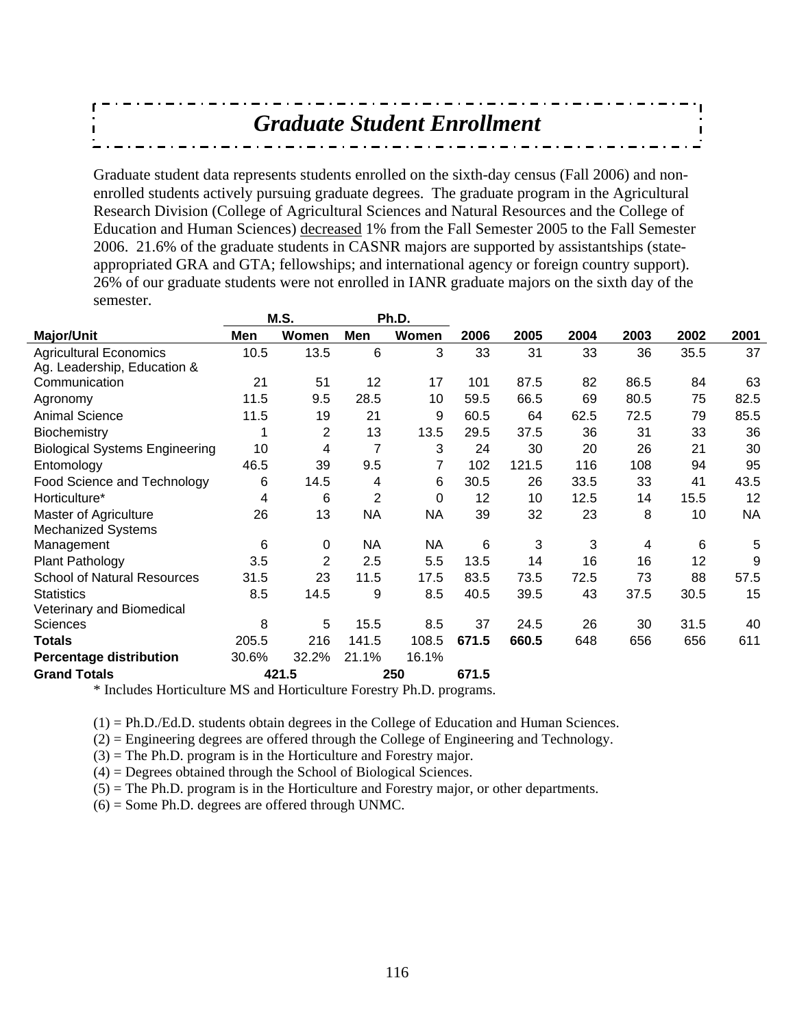# *Graduate Student Enrollment*

Graduate student data represents students enrolled on the sixth-day census (Fall 2006) and non-enrolled students actively pursuing graduate degrees. The graduate program in the Agricultural Research Division (College of Agricultural Sciences and Natural Resources and the College of Education and Human Sciences) decreased 1% from the Fall Semester 2005 to the Fall Semester 2006. 21.6% of the graduate students in CASNR majors are supported by assistantships (state-appropriated GRA and GTA; fellowships; and international agency or foreign country support). 26% of our graduate students were not enrolled in IANR graduate majors on the sixth day of the semester.

| | M.S. | | Ph.D. | | | | | | | |
|---|---|---|---|---|---|---|---|---|---|---|
| **Major/Unit** | **Men** | **Women** | **Men** | **Women** | **2006** | **2005** | **2004** | **2003** | **2002** | **2001** |
| Agricultural Economics | 10.5 | 13.5 | 6 | 3 | 33 | 31 | 33 | 36 | 35.5 | 37 |
| Ag. Leadership, Education & Communication | 21 | 51 | 12 | 17 | 101 | 87.5 | 82 | 86.5 | 84 | 63 |
| Agronomy | 11.5 | 9.5 | 28.5 | 10 | 59.5 | 66.5 | 69 | 80.5 | 75 | 82.5 |
| Animal Science | 11.5 | 19 | 21 | 9 | 60.5 | 64 | 62.5 | 72.5 | 79 | 85.5 |
| Biochemistry | 1 | 2 | 13 | 13.5 | 29.5 | 37.5 | 36 | 31 | 33 | 36 |
| Biological Systems Engineering | 10 | 4 | 7 | 3 | 24 | 30 | 20 | 26 | 21 | 30 |
| Entomology | 46.5 | 39 | 9.5 | 7 | 102 | 121.5 | 116 | 108 | 94 | 95 |
| Food Science and Technology | 6 | 14.5 | 4 | 6 | 30.5 | 26 | 33.5 | 33 | 41 | 43.5 |
| Horticulture* | 4 | 6 | 2 | 0 | 12 | 10 | 12.5 | 14 | 15.5 | 12 |
| Master of Agriculture | 26 | 13 | NA | NA | 39 | 32 | 23 | 8 | 10 | NA |
| Mechanized Systems Management | 6 | 0 | NA | NA | 6 | 3 | 3 | 4 | 6 | 5 |
| Plant Pathology | 3.5 | 2 | 2.5 | 5.5 | 13.5 | 14 | 16 | 16 | 12 | 9 |
| School of Natural Resources | 31.5 | 23 | 11.5 | 17.5 | 83.5 | 73.5 | 72.5 | 73 | 88 | 57.5 |
| Statistics | 8.5 | 14.5 | 9 | 8.5 | 40.5 | 39.5 | 43 | 37.5 | 30.5 | 15 |
| Veterinary and Biomedical Sciences | 8 | 5 | 15.5 | 8.5 | 37 | 24.5 | 26 | 30 | 31.5 | 40 |
| **Totals** | 205.5 | 216 | 141.5 | 108.5 | **671.5** | **660.5** | 648 | 656 | 656 | 611 |
| **Percentage distribution** | 30.6% | 32.2% | 21.1% | 16.1% | | | | | | |
| **Grand Totals** | | 421.5 | | 250 | 671.5 | | | | | |

\* Includes Horticulture MS and Horticulture Forestry Ph.D. programs.

(1) = Ph.D./Ed.D. students obtain degrees in the College of Education and Human Sciences.
(2) = Engineering degrees are offered through the College of Engineering and Technology.
(3) = The Ph.D. program is in the Horticulture and Forestry major.
(4) = Degrees obtained through the School of Biological Sciences.
(5) = The Ph.D. program is in the Horticulture and Forestry major, or other departments.
(6) = Some Ph.D. degrees are offered through UNMC.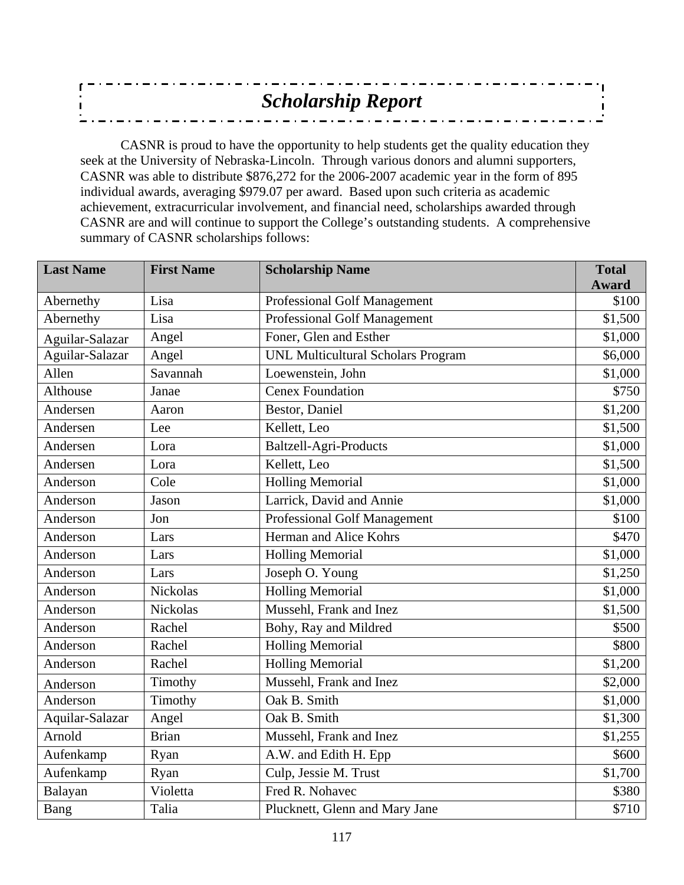# *Scholarship Report*

CASNR is proud to have the opportunity to help students get the quality education they seek at the University of Nebraska-Lincoln. Through various donors and alumni supporters, CASNR was able to distribute $876,272 for the 2006-2007 academic year in the form of 895 individual awards, averaging $979.07 per award. Based upon such criteria as academic achievement, extracurricular involvement, and financial need, scholarships awarded through CASNR are and will continue to support the College's outstanding students. A comprehensive summary of CASNR scholarships follows:

| Last Name | First Name | Scholarship Name | Total Award |
|---|---|---|---|
| Abernethy | Lisa | Professional Golf Management | $100 |
| Abernethy | Lisa | Professional Golf Management | $1,500 |
| Aguilar-Salazar | Angel | Foner, Glen and Esther | $1,000 |
| Aguilar-Salazar | Angel | UNL Multicultural Scholars Program | $6,000 |
| Allen | Savannah | Loewenstein, John | $1,000 |
| Althouse | Janae | Cenex Foundation | $750 |
| Andersen | Aaron | Bestor, Daniel | $1,200 |
| Andersen | Lee | Kellett, Leo | $1,500 |
| Andersen | Lora | Baltzell-Agri-Products | $1,000 |
| Andersen | Lora | Kellett, Leo | $1,500 |
| Anderson | Cole | Holling Memorial | $1,000 |
| Anderson | Jason | Larrick, David and Annie | $1,000 |
| Anderson | Jon | Professional Golf Management | $100 |
| Anderson | Lars | Herman and Alice Kohrs | $470 |
| Anderson | Lars | Holling Memorial | $1,000 |
| Anderson | Lars | Joseph O. Young | $1,250 |
| Anderson | Nickolas | Holling Memorial | $1,000 |
| Anderson | Nickolas | Mussehl, Frank and Inez | $1,500 |
| Anderson | Rachel | Bohy, Ray and Mildred | $500 |
| Anderson | Rachel | Holling Memorial | $800 |
| Anderson | Rachel | Holling Memorial | $1,200 |
| Anderson | Timothy | Mussehl, Frank and Inez | $2,000 |
| Anderson | Timothy | Oak B. Smith | $1,000 |
| Aquilar-Salazar | Angel | Oak B. Smith | $1,300 |
| Arnold | Brian | Mussehl, Frank and Inez | $1,255 |
| Aufenkamp | Ryan | A.W. and Edith H. Epp | $600 |
| Aufenkamp | Ryan | Culp, Jessie M. Trust | $1,700 |
| Balayan | Violetta | Fred R. Nohavec | $380 |
| Bang | Talia | Plucknett, Glenn and Mary Jane | $710 |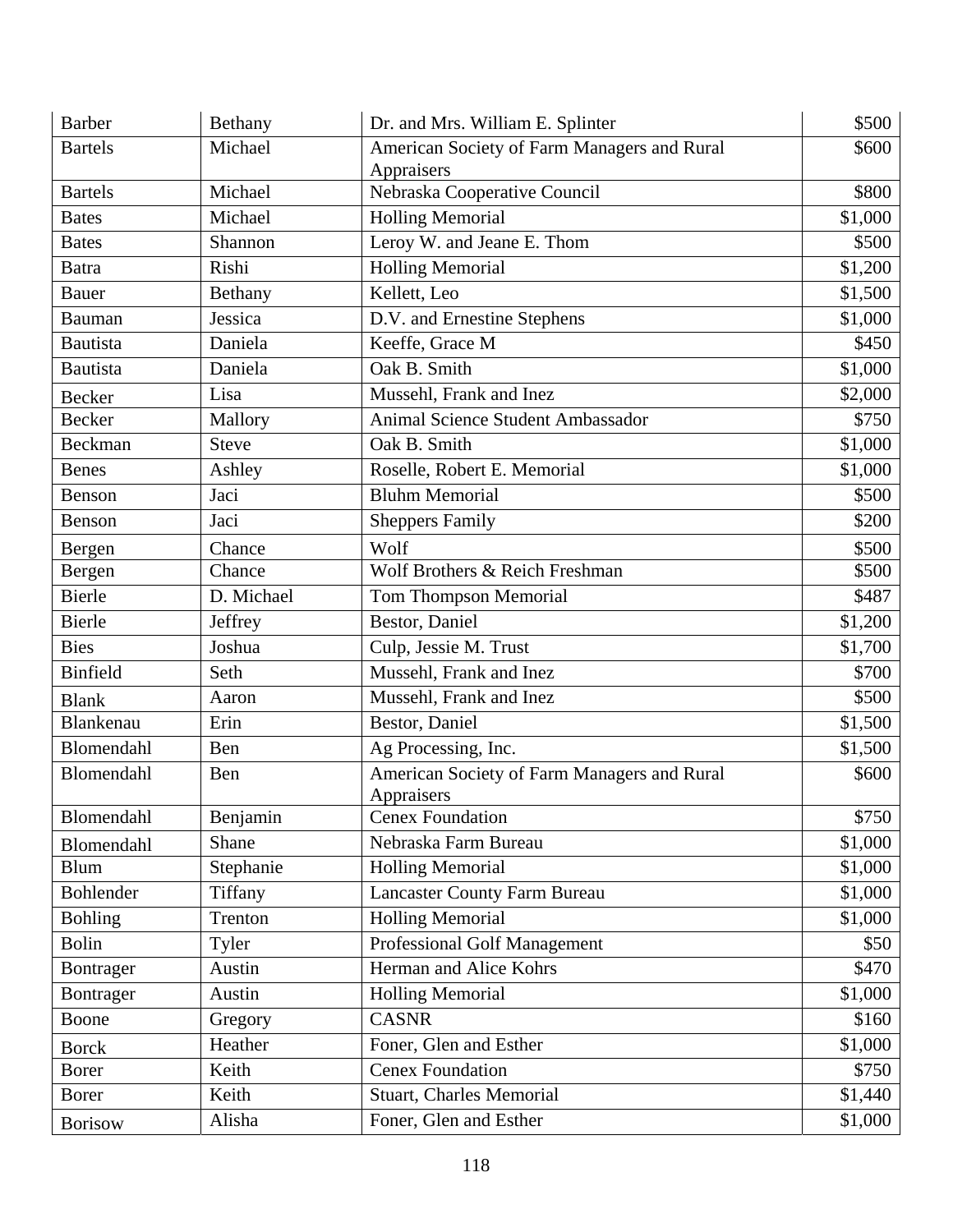| Barber | Bethany | Dr. and Mrs. William E. Splinter | $500 |
|---|---|---|---|
| Bartels | Michael | American Society of Farm Managers and Rural Appraisers | $600 |
| Bartels | Michael | Nebraska Cooperative Council | $800 |
| Bates | Michael | Holling Memorial | $1,000 |
| Bates | Shannon | Leroy W. and Jeane E. Thom | $500 |
| Batra | Rishi | Holling Memorial | $1,200 |
| Bauer | Bethany | Kellett, Leo | $1,500 |
| Bauman | Jessica | D.V. and Ernestine Stephens | $1,000 |
| Bautista | Daniela | Keeffe, Grace M | $450 |
| Bautista | Daniela | Oak B. Smith | $1,000 |
| Becker | Lisa | Mussehl, Frank and Inez | $2,000 |
| Becker | Mallory | Animal Science Student Ambassador | $750 |
| Beckman | Steve | Oak B. Smith | $1,000 |
| Benes | Ashley | Roselle, Robert E. Memorial | $1,000 |
| Benson | Jaci | Bluhm Memorial | $500 |
| Benson | Jaci | Sheppers Family | $200 |
| Bergen | Chance | Wolf | $500 |
| Bergen | Chance | Wolf Brothers & Reich Freshman | $500 |
| Bierle | D. Michael | Tom Thompson Memorial | $487 |
| Bierle | Jeffrey | Bestor, Daniel | $1,200 |
| Bies | Joshua | Culp, Jessie M. Trust | $1,700 |
| Binfield | Seth | Mussehl, Frank and Inez | $700 |
| Blank | Aaron | Mussehl, Frank and Inez | $500 |
| Blankenau | Erin | Bestor, Daniel | $1,500 |
| Blomendahl | Ben | Ag Processing, Inc. | $1,500 |
| Blomendahl | Ben | American Society of Farm Managers and Rural Appraisers | $600 |
| Blomendahl | Benjamin | Cenex Foundation | $750 |
| Blomendahl | Shane | Nebraska Farm Bureau | $1,000 |
| Blum | Stephanie | Holling Memorial | $1,000 |
| Bohlender | Tiffany | Lancaster County Farm Bureau | $1,000 |
| Bohling | Trenton | Holling Memorial | $1,000 |
| Bolin | Tyler | Professional Golf Management | $50 |
| Bontrager | Austin | Herman and Alice Kohrs | $470 |
| Bontrager | Austin | Holling Memorial | $1,000 |
| Boone | Gregory | CASNR | $160 |
| Borck | Heather | Foner, Glen and Esther | $1,000 |
| Borer | Keith | Cenex Foundation | $750 |
| Borer | Keith | Stuart, Charles Memorial | $1,440 |
| Borisow | Alisha | Foner, Glen and Esther | $1,000 |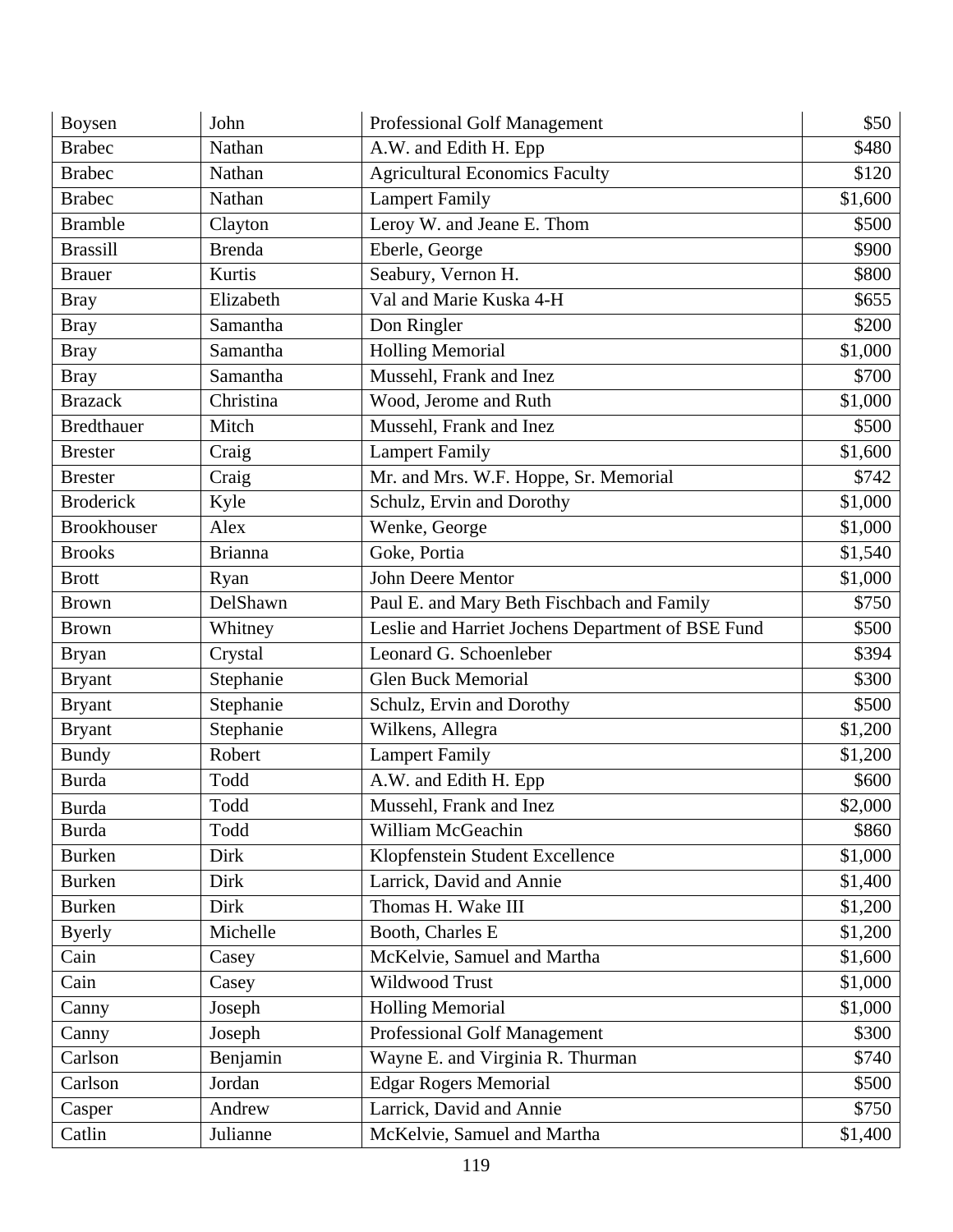| Boysen | John | Professional Golf Management | $50 |
|---|---|---|---|
| Brabec | Nathan | A.W. and Edith H. Epp | $480 |
| Brabec | Nathan | Agricultural Economics Faculty | $120 |
| Brabec | Nathan | Lampert Family | $1,600 |
| Bramble | Clayton | Leroy W. and Jeane E. Thom | $500 |
| Brassill | Brenda | Eberle, George | $900 |
| Brauer | Kurtis | Seabury, Vernon H. | $800 |
| Bray | Elizabeth | Val and Marie Kuska 4-H | $655 |
| Bray | Samantha | Don Ringler | $200 |
| Bray | Samantha | Holling Memorial | $1,000 |
| Bray | Samantha | Mussehl, Frank and Inez | $700 |
| Brazack | Christina | Wood, Jerome and Ruth | $1,000 |
| Bredthauer | Mitch | Mussehl, Frank and Inez | $500 |
| Brester | Craig | Lampert Family | $1,600 |
| Brester | Craig | Mr. and Mrs. W.F. Hoppe, Sr. Memorial | $742 |
| Broderick | Kyle | Schulz, Ervin and Dorothy | $1,000 |
| Brookhouser | Alex | Wenke, George | $1,000 |
| Brooks | Brianna | Goke, Portia | $1,540 |
| Brott | Ryan | John Deere Mentor | $1,000 |
| Brown | DelShawn | Paul E. and Mary Beth Fischbach and Family | $750 |
| Brown | Whitney | Leslie and Harriet Jochens Department of BSE Fund | $500 |
| Bryan | Crystal | Leonard G. Schoenleber | $394 |
| Bryant | Stephanie | Glen Buck Memorial | $300 |
| Bryant | Stephanie | Schulz, Ervin and Dorothy | $500 |
| Bryant | Stephanie | Wilkens, Allegra | $1,200 |
| Bundy | Robert | Lampert Family | $1,200 |
| Burda | Todd | A.W. and Edith H. Epp | $600 |
| Burda | Todd | Mussehl, Frank and Inez | $2,000 |
| Burda | Todd | William McGeachin | $860 |
| Burken | Dirk | Klopfenstein Student Excellence | $1,000 |
| Burken | Dirk | Larrick, David and Annie | $1,400 |
| Burken | Dirk | Thomas H. Wake III | $1,200 |
| Byerly | Michelle | Booth, Charles E | $1,200 |
| Cain | Casey | McKelvie, Samuel and Martha | $1,600 |
| Cain | Casey | Wildwood Trust | $1,000 |
| Canny | Joseph | Holling Memorial | $1,000 |
| Canny | Joseph | Professional Golf Management | $300 |
| Carlson | Benjamin | Wayne E. and Virginia R. Thurman | $740 |
| Carlson | Jordan | Edgar Rogers Memorial | $500 |
| Casper | Andrew | Larrick, David and Annie | $750 |
| Catlin | Julianne | McKelvie, Samuel and Martha | $1,400 |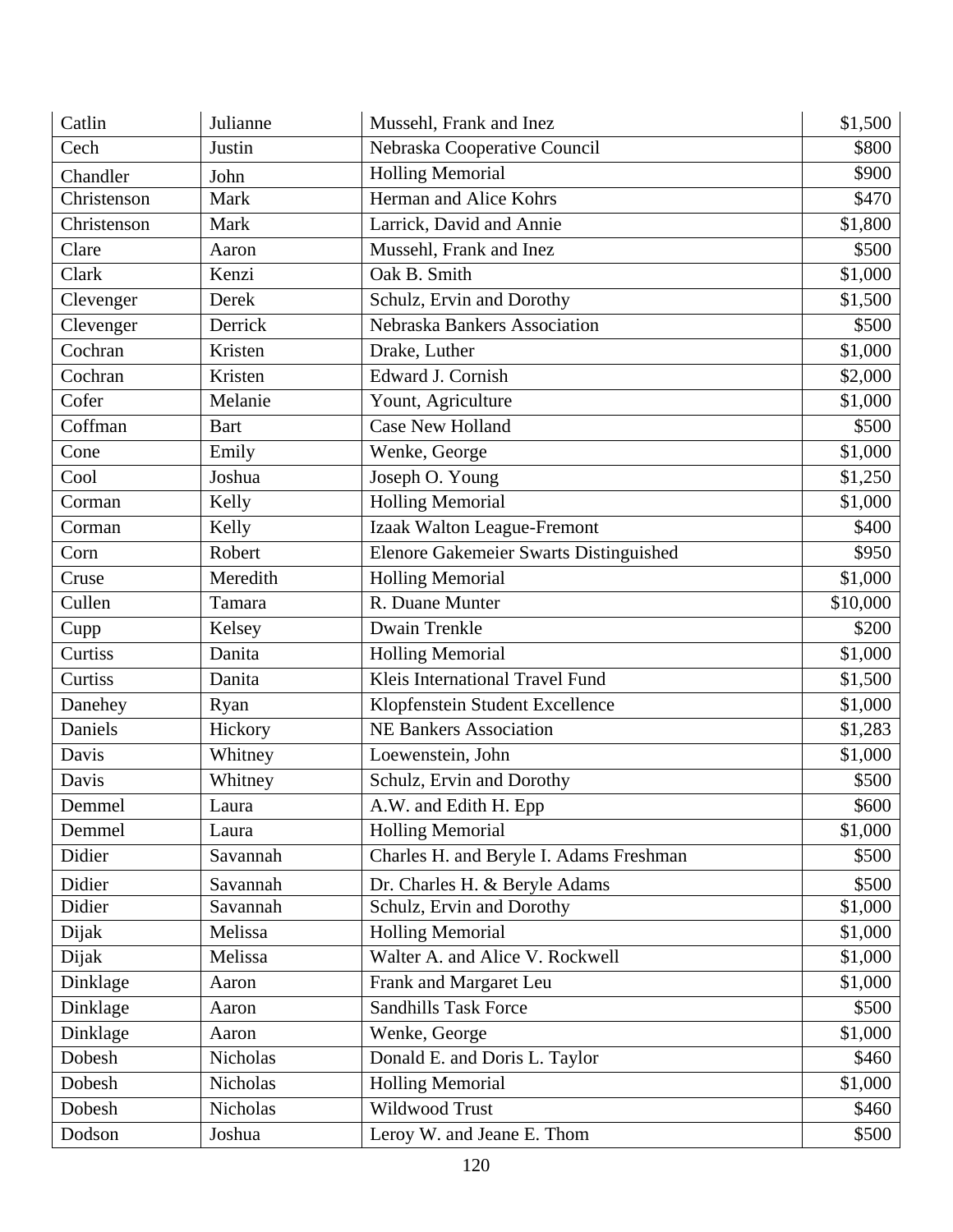| Catlin | Julianne | Mussehl, Frank and Inez | $1,500 |
|---|---|---|---|
| Cech | Justin | Nebraska Cooperative Council | $800 |
| Chandler | John | Holling Memorial | $900 |
| Christenson | Mark | Herman and Alice Kohrs | $470 |
| Christenson | Mark | Larrick, David and Annie | $1,800 |
| Clare | Aaron | Mussehl, Frank and Inez | $500 |
| Clark | Kenzi | Oak B. Smith | $1,000 |
| Clevenger | Derek | Schulz, Ervin and Dorothy | $1,500 |
| Clevenger | Derrick | Nebraska Bankers Association | $500 |
| Cochran | Kristen | Drake, Luther | $1,000 |
| Cochran | Kristen | Edward J. Cornish | $2,000 |
| Cofer | Melanie | Yount, Agriculture | $1,000 |
| Coffman | Bart | Case New Holland | $500 |
| Cone | Emily | Wenke, George | $1,000 |
| Cool | Joshua | Joseph O. Young | $1,250 |
| Corman | Kelly | Holling Memorial | $1,000 |
| Corman | Kelly | Izaak Walton League-Fremont | $400 |
| Corn | Robert | Elenore Gakemeier Swarts Distinguished | $950 |
| Cruse | Meredith | Holling Memorial | $1,000 |
| Cullen | Tamara | R. Duane Munter | $10,000 |
| Cupp | Kelsey | Dwain Trenkle | $200 |
| Curtiss | Danita | Holling Memorial | $1,000 |
| Curtiss | Danita | Kleis International Travel Fund | $1,500 |
| Danehey | Ryan | Klopfenstein Student Excellence | $1,000 |
| Daniels | Hickory | NE Bankers Association | $1,283 |
| Davis | Whitney | Loewenstein, John | $1,000 |
| Davis | Whitney | Schulz, Ervin and Dorothy | $500 |
| Demmel | Laura | A.W. and Edith H. Epp | $600 |
| Demmel | Laura | Holling Memorial | $1,000 |
| Didier | Savannah | Charles H. and Beryle I. Adams Freshman | $500 |
| Didier | Savannah | Dr. Charles H. & Beryle Adams | $500 |
| Didier | Savannah | Schulz, Ervin and Dorothy | $1,000 |
| Dijak | Melissa | Holling Memorial | $1,000 |
| Dijak | Melissa | Walter A. and Alice V. Rockwell | $1,000 |
| Dinklage | Aaron | Frank and Margaret Leu | $1,000 |
| Dinklage | Aaron | Sandhills Task Force | $500 |
| Dinklage | Aaron | Wenke, George | $1,000 |
| Dobesh | Nicholas | Donald E. and Doris L. Taylor | $460 |
| Dobesh | Nicholas | Holling Memorial | $1,000 |
| Dobesh | Nicholas | Wildwood Trust | $460 |
| Dodson | Joshua | Leroy W. and Jeane E. Thom | $500 |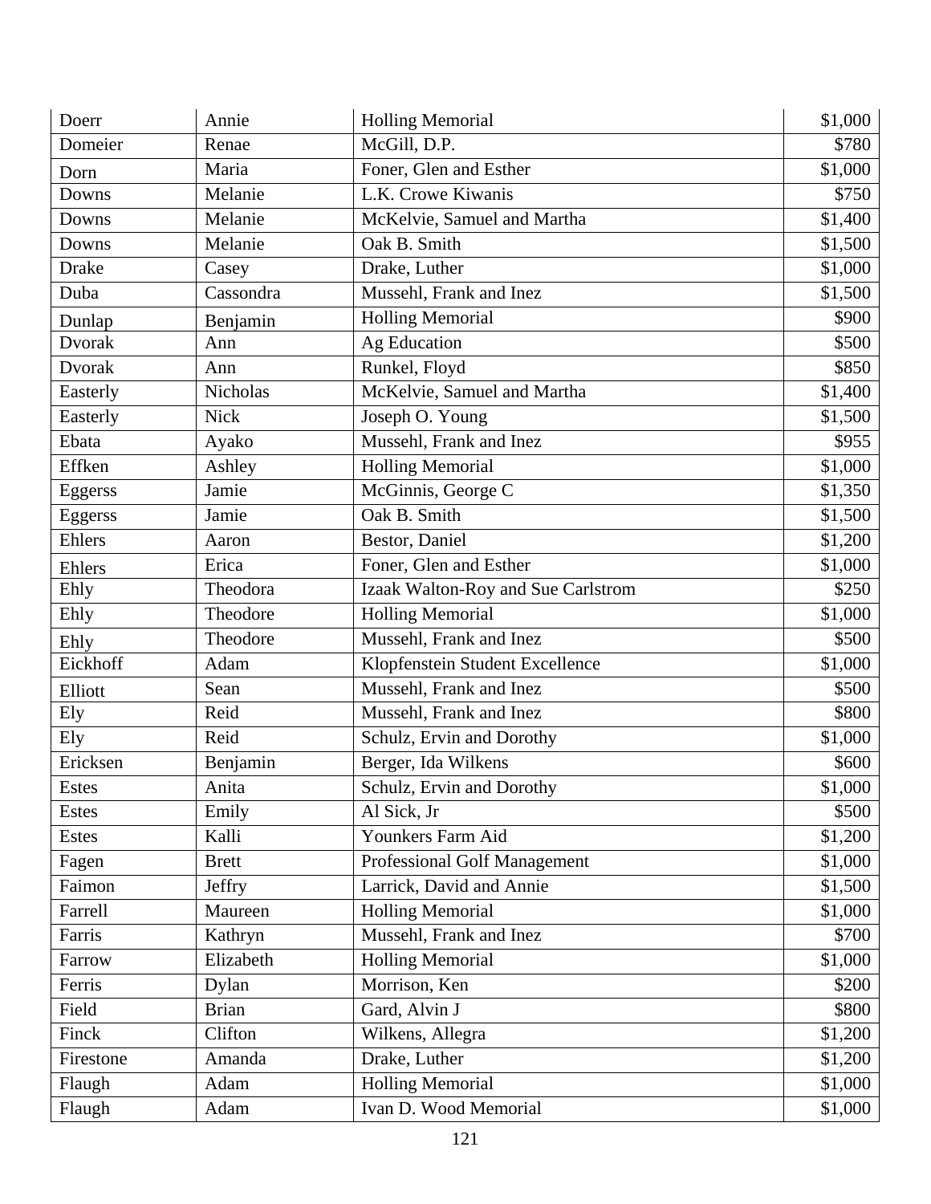| Doerr | Annie | Holling Memorial | $1,000 |
|---|---|---|---|
| Domeier | Renae | McGill, D.P. | $780 |
| Dorn | Maria | Foner, Glen and Esther | $1,000 |
| Downs | Melanie | L.K. Crowe Kiwanis | $750 |
| Downs | Melanie | McKelvie, Samuel and Martha | $1,400 |
| Downs | Melanie | Oak B. Smith | $1,500 |
| Drake | Casey | Drake, Luther | $1,000 |
| Duba | Cassondra | Mussehl, Frank and Inez | $1,500 |
| Dunlap | Benjamin | Holling Memorial | $900 |
| Dvorak | Ann | Ag Education | $500 |
| Dvorak | Ann | Runkel, Floyd | $850 |
| Easterly | Nicholas | McKelvie, Samuel and Martha | $1,400 |
| Easterly | Nick | Joseph O. Young | $1,500 |
| Ebata | Ayako | Mussehl, Frank and Inez | $955 |
| Effken | Ashley | Holling Memorial | $1,000 |
| Eggerss | Jamie | McGinnis, George C | $1,350 |
| Eggerss | Jamie | Oak B. Smith | $1,500 |
| Ehlers | Aaron | Bestor, Daniel | $1,200 |
| Ehlers | Erica | Foner, Glen and Esther | $1,000 |
| Ehly | Theodora | Izaak Walton-Roy and Sue Carlstrom | $250 |
| Ehly | Theodore | Holling Memorial | $1,000 |
| Ehly | Theodore | Mussehl, Frank and Inez | $500 |
| Eickhoff | Adam | Klopfenstein Student Excellence | $1,000 |
| Elliott | Sean | Mussehl, Frank and Inez | $500 |
| Ely | Reid | Mussehl, Frank and Inez | $800 |
| Ely | Reid | Schulz, Ervin and Dorothy | $1,000 |
| Ericksen | Benjamin | Berger, Ida Wilkens | $600 |
| Estes | Anita | Schulz, Ervin and Dorothy | $1,000 |
| Estes | Emily | Al Sick, Jr | $500 |
| Estes | Kalli | Younkers Farm Aid | $1,200 |
| Fagen | Brett | Professional Golf Management | $1,000 |
| Faimon | Jeffry | Larrick, David and Annie | $1,500 |
| Farrell | Maureen | Holling Memorial | $1,000 |
| Farris | Kathryn | Mussehl, Frank and Inez | $700 |
| Farrow | Elizabeth | Holling Memorial | $1,000 |
| Ferris | Dylan | Morrison, Ken | $200 |
| Field | Brian | Gard, Alvin J | $800 |
| Finck | Clifton | Wilkens, Allegra | $1,200 |
| Firestone | Amanda | Drake, Luther | $1,200 |
| Flaugh | Adam | Holling Memorial | $1,000 |
| Flaugh | Adam | Ivan D. Wood Memorial | $1,000 |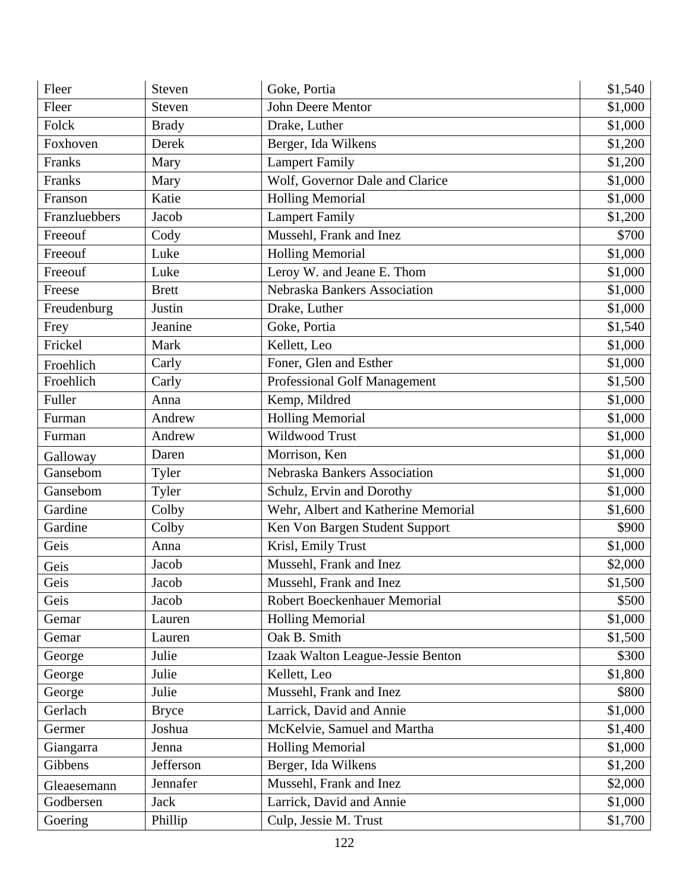| Fleer | Steven | Goke, Portia | $1,540 |
|---|---|---|---|
| Fleer | Steven | John Deere Mentor | $1,000 |
| Folck | Brady | Drake, Luther | $1,000 |
| Foxhoven | Derek | Berger, Ida Wilkens | $1,200 |
| Franks | Mary | Lampert Family | $1,200 |
| Franks | Mary | Wolf, Governor Dale and Clarice | $1,000 |
| Franson | Katie | Holling Memorial | $1,000 |
| Franzluebbers | Jacob | Lampert Family | $1,200 |
| Freeouf | Cody | Mussehl, Frank and Inez | $700 |
| Freeouf | Luke | Holling Memorial | $1,000 |
| Freeouf | Luke | Leroy W. and Jeane E. Thom | $1,000 |
| Freese | Brett | Nebraska Bankers Association | $1,000 |
| Freudenburg | Justin | Drake, Luther | $1,000 |
| Frey | Jeanine | Goke, Portia | $1,540 |
| Frickel | Mark | Kellett, Leo | $1,000 |
| Froehlich | Carly | Foner, Glen and Esther | $1,000 |
| Froehlich | Carly | Professional Golf Management | $1,500 |
| Fuller | Anna | Kemp, Mildred | $1,000 |
| Furman | Andrew | Holling Memorial | $1,000 |
| Furman | Andrew | Wildwood Trust | $1,000 |
| Galloway | Daren | Morrison, Ken | $1,000 |
| Gansebom | Tyler | Nebraska Bankers Association | $1,000 |
| Gansebom | Tyler | Schulz, Ervin and Dorothy | $1,000 |
| Gardine | Colby | Wehr, Albert and Katherine Memorial | $1,600 |
| Gardine | Colby | Ken Von Bargen Student Support | $900 |
| Geis | Anna | Krisl, Emily Trust | $1,000 |
| Geis | Jacob | Mussehl, Frank and Inez | $2,000 |
| Geis | Jacob | Mussehl, Frank and Inez | $1,500 |
| Geis | Jacob | Robert Boeckenhauer Memorial | $500 |
| Gemar | Lauren | Holling Memorial | $1,000 |
| Gemar | Lauren | Oak B. Smith | $1,500 |
| George | Julie | Izaak Walton League-Jessie Benton | $300 |
| George | Julie | Kellett, Leo | $1,800 |
| George | Julie | Mussehl, Frank and Inez | $800 |
| Gerlach | Bryce | Larrick, David and Annie | $1,000 |
| Germer | Joshua | McKelvie, Samuel and Martha | $1,400 |
| Giangarra | Jenna | Holling Memorial | $1,000 |
| Gibbens | Jefferson | Berger, Ida Wilkens | $1,200 |
| Gleaesemann | Jennafer | Mussehl, Frank and Inez | $2,000 |
| Godbersen | Jack | Larrick, David and Annie | $1,000 |
| Goering | Phillip | Culp, Jessie M. Trust | $1,700 |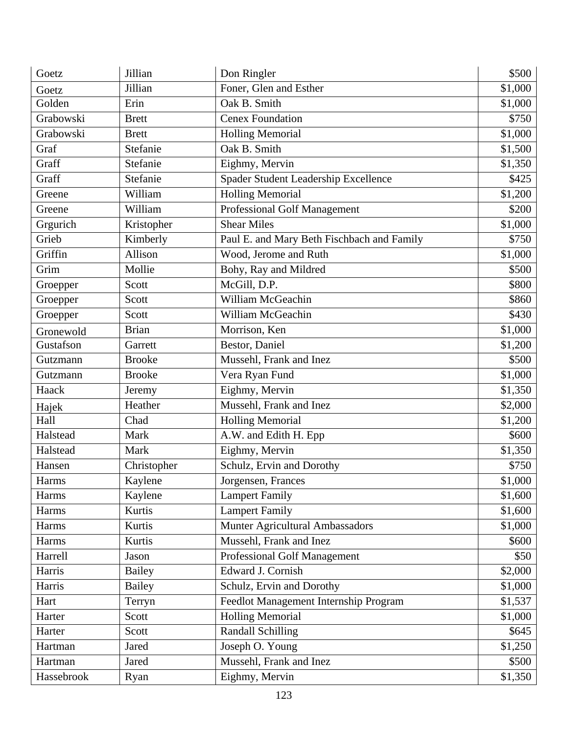| Goetz | Jillian | Don Ringler | $500 |
|---|---|---|---|
| Goetz | Jillian | Foner, Glen and Esther | $1,000 |
| Golden | Erin | Oak B. Smith | $1,000 |
| Grabowski | Brett | Cenex Foundation | $750 |
| Grabowski | Brett | Holling Memorial | $1,000 |
| Graf | Stefanie | Oak B. Smith | $1,500 |
| Graff | Stefanie | Eighmy, Mervin | $1,350 |
| Graff | Stefanie | Spader Student Leadership Excellence | $425 |
| Greene | William | Holling Memorial | $1,200 |
| Greene | William | Professional Golf Management | $200 |
| Grgurich | Kristopher | Shear Miles | $1,000 |
| Grieb | Kimberly | Paul E. and Mary Beth Fischbach and Family | $750 |
| Griffin | Allison | Wood, Jerome and Ruth | $1,000 |
| Grim | Mollie | Bohy, Ray and Mildred | $500 |
| Groepper | Scott | McGill, D.P. | $800 |
| Groepper | Scott | William McGeachin | $860 |
| Groepper | Scott | William McGeachin | $430 |
| Gronewold | Brian | Morrison, Ken | $1,000 |
| Gustafson | Garrett | Bestor, Daniel | $1,200 |
| Gutzmann | Brooke | Mussehl, Frank and Inez | $500 |
| Gutzmann | Brooke | Vera Ryan Fund | $1,000 |
| Haack | Jeremy | Eighmy, Mervin | $1,350 |
| Hajek | Heather | Mussehl, Frank and Inez | $2,000 |
| Hall | Chad | Holling Memorial | $1,200 |
| Halstead | Mark | A.W. and Edith H. Epp | $600 |
| Halstead | Mark | Eighmy, Mervin | $1,350 |
| Hansen | Christopher | Schulz, Ervin and Dorothy | $750 |
| Harms | Kaylene | Jorgensen, Frances | $1,000 |
| Harms | Kaylene | Lampert Family | $1,600 |
| Harms | Kurtis | Lampert Family | $1,600 |
| Harms | Kurtis | Munter Agricultural Ambassadors | $1,000 |
| Harms | Kurtis | Mussehl, Frank and Inez | $600 |
| Harrell | Jason | Professional Golf Management | $50 |
| Harris | Bailey | Edward J. Cornish | $2,000 |
| Harris | Bailey | Schulz, Ervin and Dorothy | $1,000 |
| Hart | Terryn | Feedlot Management Internship Program | $1,537 |
| Harter | Scott | Holling Memorial | $1,000 |
| Harter | Scott | Randall Schilling | $645 |
| Hartman | Jared | Joseph O. Young | $1,250 |
| Hartman | Jared | Mussehl, Frank and Inez | $500 |
| Hassebrook | Ryan | Eighmy, Mervin | $1,350 |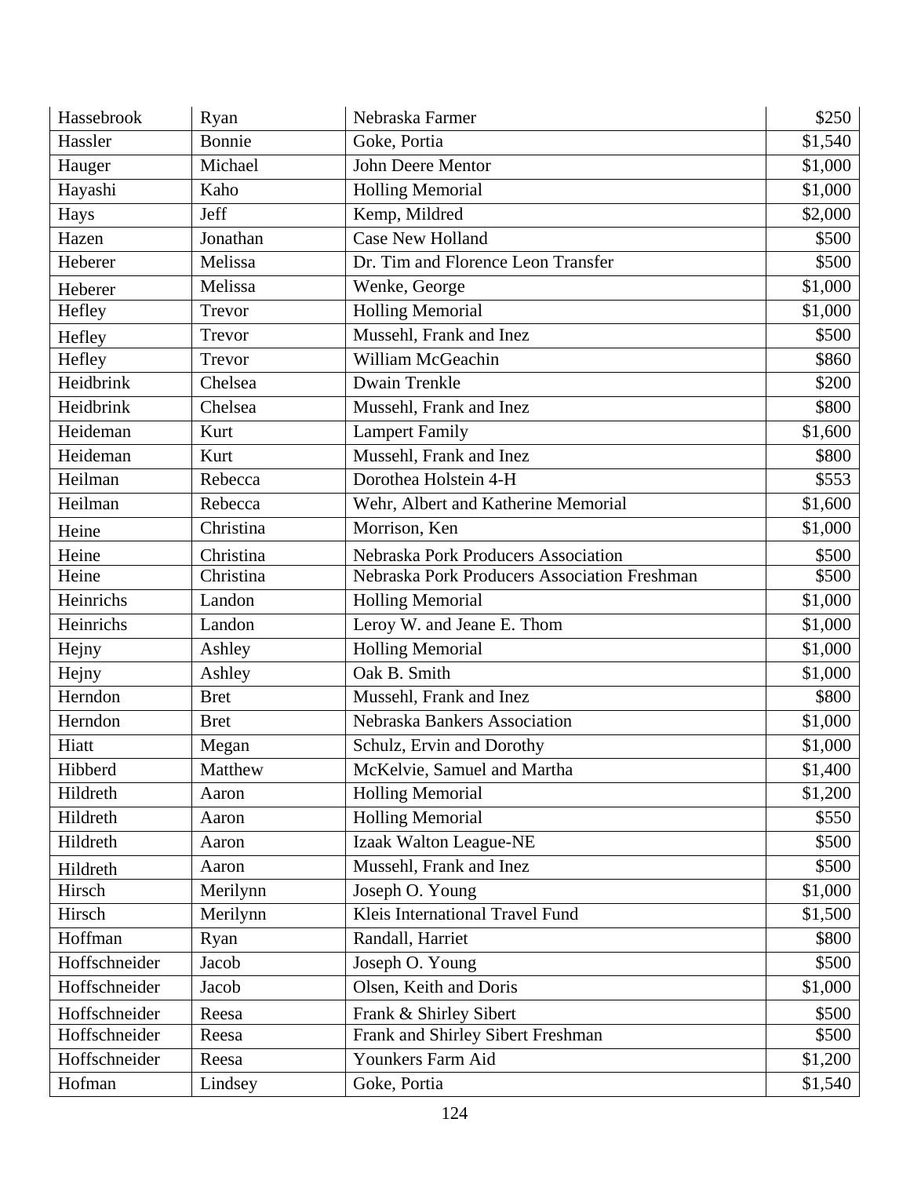| Hassebrook | Ryan | Nebraska Farmer | $250 |
|---|---|---|---|
| Hassler | Bonnie | Goke, Portia | $1,540 |
| Hauger | Michael | John Deere Mentor | $1,000 |
| Hayashi | Kaho | Holling Memorial | $1,000 |
| Hays | Jeff | Kemp, Mildred | $2,000 |
| Hazen | Jonathan | Case New Holland | $500 |
| Heberer | Melissa | Dr. Tim and Florence Leon Transfer | $500 |
| Heberer | Melissa | Wenke, George | $1,000 |
| Hefley | Trevor | Holling Memorial | $1,000 |
| Hefley | Trevor | Mussehl, Frank and Inez | $500 |
| Hefley | Trevor | William McGeachin | $860 |
| Heidbrink | Chelsea | Dwain Trenkle | $200 |
| Heidbrink | Chelsea | Mussehl, Frank and Inez | $800 |
| Heideman | Kurt | Lampert Family | $1,600 |
| Heideman | Kurt | Mussehl, Frank and Inez | $800 |
| Heilman | Rebecca | Dorothea Holstein 4-H | $553 |
| Heilman | Rebecca | Wehr, Albert and Katherine Memorial | $1,600 |
| Heine | Christina | Morrison, Ken | $1,000 |
| Heine | Christina | Nebraska Pork Producers Association | $500 |
| Heine | Christina | Nebraska Pork Producers Association Freshman | $500 |
| Heinrichs | Landon | Holling Memorial | $1,000 |
| Heinrichs | Landon | Leroy W. and Jeane E. Thom | $1,000 |
| Hejny | Ashley | Holling Memorial | $1,000 |
| Hejny | Ashley | Oak B. Smith | $1,000 |
| Herndon | Bret | Mussehl, Frank and Inez | $800 |
| Herndon | Bret | Nebraska Bankers Association | $1,000 |
| Hiatt | Megan | Schulz, Ervin and Dorothy | $1,000 |
| Hibberd | Matthew | McKelvie, Samuel and Martha | $1,400 |
| Hildreth | Aaron | Holling Memorial | $1,200 |
| Hildreth | Aaron | Holling Memorial | $550 |
| Hildreth | Aaron | Izaak Walton League-NE | $500 |
| Hildreth | Aaron | Mussehl, Frank and Inez | $500 |
| Hirsch | Merilynn | Joseph O. Young | $1,000 |
| Hirsch | Merilynn | Kleis International Travel Fund | $1,500 |
| Hoffman | Ryan | Randall, Harriet | $800 |
| Hoffschneider | Jacob | Joseph O. Young | $500 |
| Hoffschneider | Jacob | Olsen, Keith and Doris | $1,000 |
| Hoffschneider | Reesa | Frank & Shirley Sibert | $500 |
| Hoffschneider | Reesa | Frank and Shirley Sibert Freshman | $500 |
| Hoffschneider | Reesa | Younkers Farm Aid | $1,200 |
| Hofman | Lindsey | Goke, Portia | $1,540 |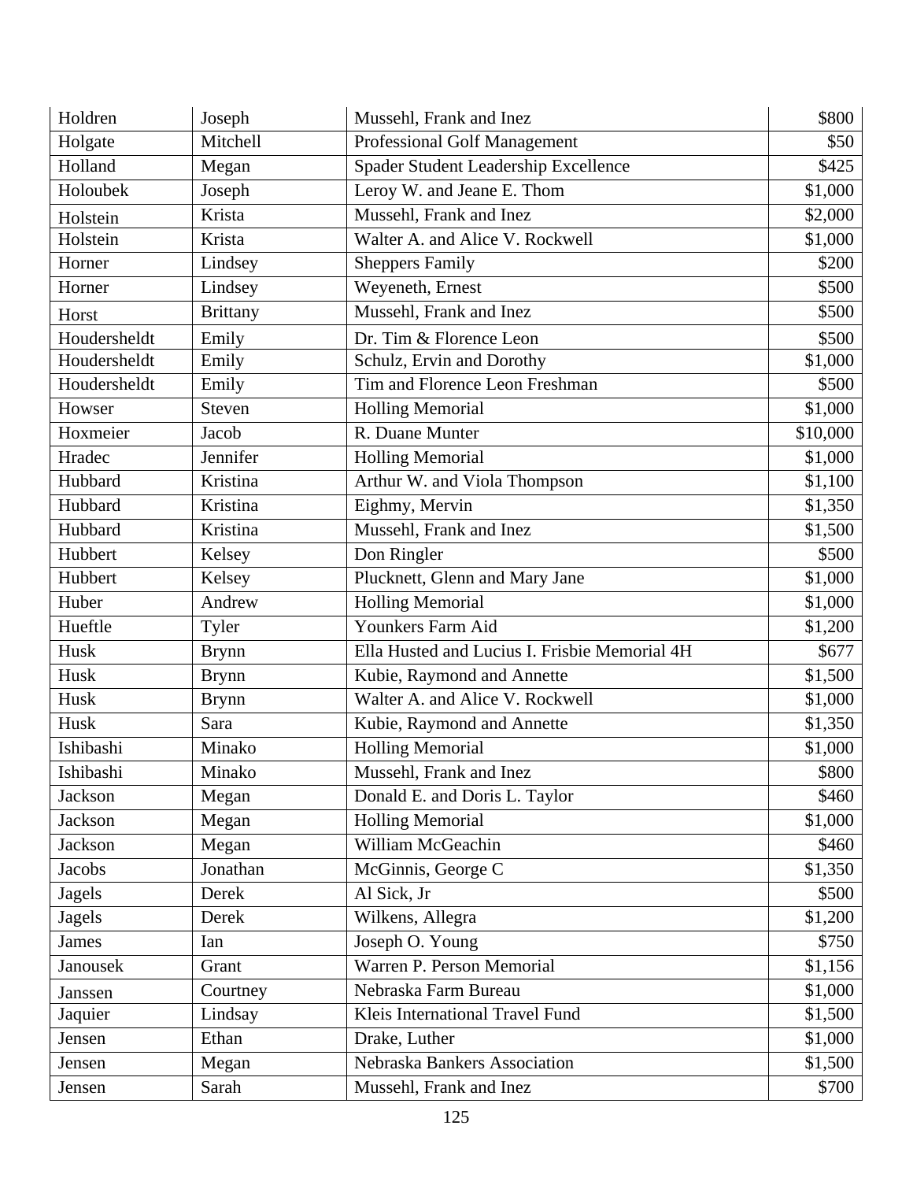| Holdren | Joseph | Mussehl, Frank and Inez | $800 |
|---|---|---|---|
| Holgate | Mitchell | Professional Golf Management | $50 |
| Holland | Megan | Spader Student Leadership Excellence | $425 |
| Holoubek | Joseph | Leroy W. and Jeane E. Thom | $1,000 |
| Holstein | Krista | Mussehl, Frank and Inez | $2,000 |
| Holstein | Krista | Walter A. and Alice V. Rockwell | $1,000 |
| Horner | Lindsey | Sheppers Family | $200 |
| Horner | Lindsey | Weyeneth, Ernest | $500 |
| Horst | Brittany | Mussehl, Frank and Inez | $500 |
| Houdersheldt | Emily | Dr. Tim & Florence Leon | $500 |
| Houdersheldt | Emily | Schulz, Ervin and Dorothy | $1,000 |
| Houdersheldt | Emily | Tim and Florence Leon Freshman | $500 |
| Howser | Steven | Holling Memorial | $1,000 |
| Hoxmeier | Jacob | R. Duane Munter | $10,000 |
| Hradec | Jennifer | Holling Memorial | $1,000 |
| Hubbard | Kristina | Arthur W. and Viola Thompson | $1,100 |
| Hubbard | Kristina | Eighmy, Mervin | $1,350 |
| Hubbard | Kristina | Mussehl, Frank and Inez | $1,500 |
| Hubbert | Kelsey | Don Ringler | $500 |
| Hubbert | Kelsey | Plucknett, Glenn and Mary Jane | $1,000 |
| Huber | Andrew | Holling Memorial | $1,000 |
| Hueftle | Tyler | Younkers Farm Aid | $1,200 |
| Husk | Brynn | Ella Husted and Lucius I. Frisbie Memorial 4H | $677 |
| Husk | Brynn | Kubie, Raymond and Annette | $1,500 |
| Husk | Brynn | Walter A. and Alice V. Rockwell | $1,000 |
| Husk | Sara | Kubie, Raymond and Annette | $1,350 |
| Ishibashi | Minako | Holling Memorial | $1,000 |
| Ishibashi | Minako | Mussehl, Frank and Inez | $800 |
| Jackson | Megan | Donald E. and Doris L. Taylor | $460 |
| Jackson | Megan | Holling Memorial | $1,000 |
| Jackson | Megan | William McGeachin | $460 |
| Jacobs | Jonathan | McGinnis, George C | $1,350 |
| Jagels | Derek | Al Sick, Jr | $500 |
| Jagels | Derek | Wilkens, Allegra | $1,200 |
| James | Ian | Joseph O. Young | $750 |
| Janousek | Grant | Warren P. Person Memorial | $1,156 |
| Janssen | Courtney | Nebraska Farm Bureau | $1,000 |
| Jaquier | Lindsay | Kleis International Travel Fund | $1,500 |
| Jensen | Ethan | Drake, Luther | $1,000 |
| Jensen | Megan | Nebraska Bankers Association | $1,500 |
| Jensen | Sarah | Mussehl, Frank and Inez | $700 |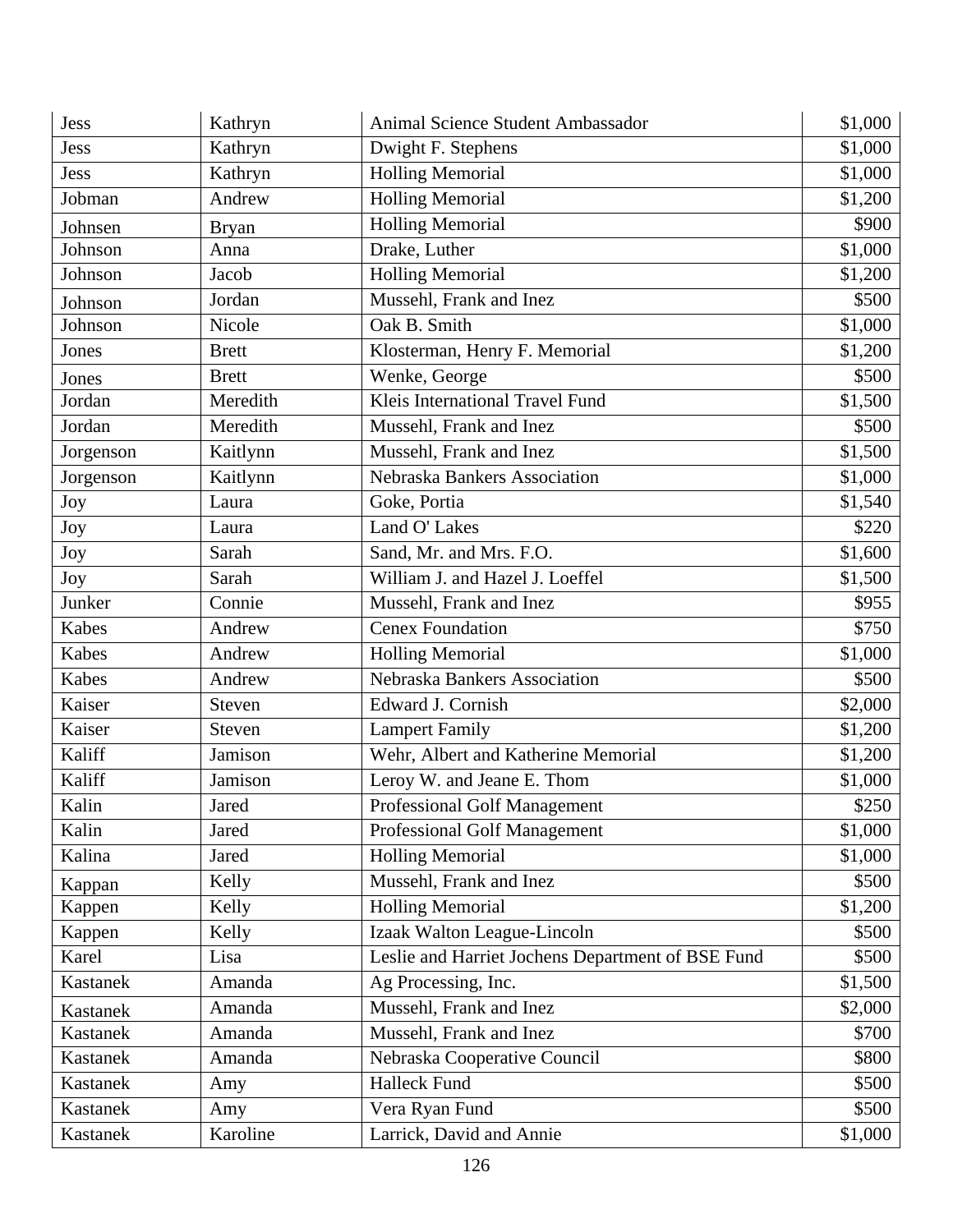| Jess | Kathryn | Animal Science Student Ambassador | $1,000 |
|---|---|---|---|
| Jess | Kathryn | Dwight F. Stephens | $1,000 |
| Jess | Kathryn | Holling Memorial | $1,000 |
| Jobman | Andrew | Holling Memorial | $1,200 |
| Johnsen | Bryan | Holling Memorial | $900 |
| Johnson | Anna | Drake, Luther | $1,000 |
| Johnson | Jacob | Holling Memorial | $1,200 |
| Johnson | Jordan | Mussehl, Frank and Inez | $500 |
| Johnson | Nicole | Oak B. Smith | $1,000 |
| Jones | Brett | Klosterman, Henry F. Memorial | $1,200 |
| Jones | Brett | Wenke, George | $500 |
| Jordan | Meredith | Kleis International Travel Fund | $1,500 |
| Jordan | Meredith | Mussehl, Frank and Inez | $500 |
| Jorgenson | Kaitlynn | Mussehl, Frank and Inez | $1,500 |
| Jorgenson | Kaitlynn | Nebraska Bankers Association | $1,000 |
| Joy | Laura | Goke, Portia | $1,540 |
| Joy | Laura | Land O' Lakes | $220 |
| Joy | Sarah | Sand, Mr. and Mrs. F.O. | $1,600 |
| Joy | Sarah | William J. and Hazel J. Loeffel | $1,500 |
| Junker | Connie | Mussehl, Frank and Inez | $955 |
| Kabes | Andrew | Cenex Foundation | $750 |
| Kabes | Andrew | Holling Memorial | $1,000 |
| Kabes | Andrew | Nebraska Bankers Association | $500 |
| Kaiser | Steven | Edward J. Cornish | $2,000 |
| Kaiser | Steven | Lampert Family | $1,200 |
| Kaliff | Jamison | Wehr, Albert and Katherine Memorial | $1,200 |
| Kaliff | Jamison | Leroy W. and Jeane E. Thom | $1,000 |
| Kalin | Jared | Professional Golf Management | $250 |
| Kalin | Jared | Professional Golf Management | $1,000 |
| Kalina | Jared | Holling Memorial | $1,000 |
| Kappan | Kelly | Mussehl, Frank and Inez | $500 |
| Kappen | Kelly | Holling Memorial | $1,200 |
| Kappen | Kelly | Izaak Walton League-Lincoln | $500 |
| Karel | Lisa | Leslie and Harriet Jochens Department of BSE Fund | $500 |
| Kastanek | Amanda | Ag Processing, Inc. | $1,500 |
| Kastanek | Amanda | Mussehl, Frank and Inez | $2,000 |
| Kastanek | Amanda | Mussehl, Frank and Inez | $700 |
| Kastanek | Amanda | Nebraska Cooperative Council | $800 |
| Kastanek | Amy | Halleck Fund | $500 |
| Kastanek | Amy | Vera Ryan Fund | $500 |
| Kastanek | Karoline | Larrick, David and Annie | $1,000 |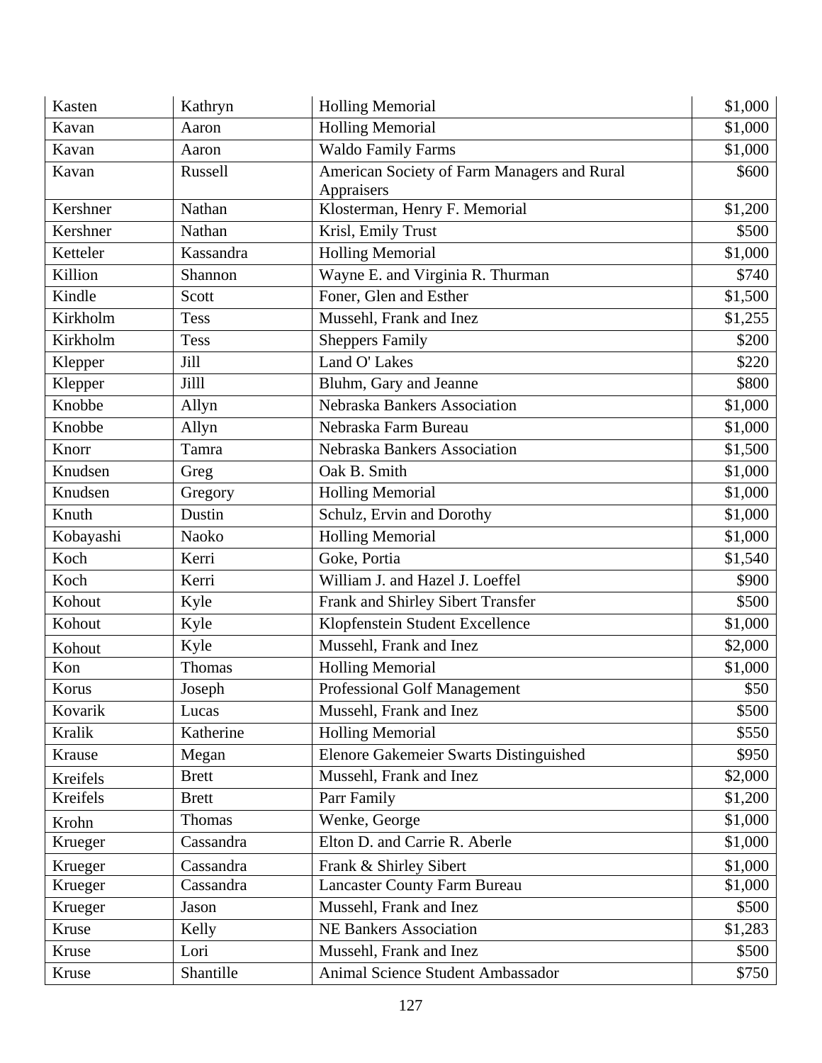| Kasten | Kathryn | Holling Memorial | $1,000 |
|---|---|---|---|
| Kavan | Aaron | Holling Memorial | $1,000 |
| Kavan | Aaron | Waldo Family Farms | $1,000 |
| Kavan | Russell | American Society of Farm Managers and Rural Appraisers | $600 |
| Kershner | Nathan | Klosterman, Henry F. Memorial | $1,200 |
| Kershner | Nathan | Krisl, Emily Trust | $500 |
| Ketteler | Kassandra | Holling Memorial | $1,000 |
| Killion | Shannon | Wayne E. and Virginia R. Thurman | $740 |
| Kindle | Scott | Foner, Glen and Esther | $1,500 |
| Kirkholm | Tess | Mussehl, Frank and Inez | $1,255 |
| Kirkholm | Tess | Sheppers Family | $200 |
| Klepper | Jill | Land O' Lakes | $220 |
| Klepper | Jilll | Bluhm, Gary and Jeanne | $800 |
| Knobbe | Allyn | Nebraska Bankers Association | $1,000 |
| Knobbe | Allyn | Nebraska Farm Bureau | $1,000 |
| Knorr | Tamra | Nebraska Bankers Association | $1,500 |
| Knudsen | Greg | Oak B. Smith | $1,000 |
| Knudsen | Gregory | Holling Memorial | $1,000 |
| Knuth | Dustin | Schulz, Ervin and Dorothy | $1,000 |
| Kobayashi | Naoko | Holling Memorial | $1,000 |
| Koch | Kerri | Goke, Portia | $1,540 |
| Koch | Kerri | William J. and Hazel J. Loeffel | $900 |
| Kohout | Kyle | Frank and Shirley Sibert Transfer | $500 |
| Kohout | Kyle | Klopfenstein Student Excellence | $1,000 |
| Kohout | Kyle | Mussehl, Frank and Inez | $2,000 |
| Kon | Thomas | Holling Memorial | $1,000 |
| Korus | Joseph | Professional Golf Management | $50 |
| Kovarik | Lucas | Mussehl, Frank and Inez | $500 |
| Kralik | Katherine | Holling Memorial | $550 |
| Krause | Megan | Elenore Gakemeier Swarts Distinguished | $950 |
| Kreifels | Brett | Mussehl, Frank and Inez | $2,000 |
| Kreifels | Brett | Parr Family | $1,200 |
| Krohn | Thomas | Wenke, George | $1,000 |
| Krueger | Cassandra | Elton D. and Carrie R. Aberle | $1,000 |
| Krueger | Cassandra | Frank & Shirley Sibert | $1,000 |
| Krueger | Cassandra | Lancaster County Farm Bureau | $1,000 |
| Krueger | Jason | Mussehl, Frank and Inez | $500 |
| Kruse | Kelly | NE Bankers Association | $1,283 |
| Kruse | Lori | Mussehl, Frank and Inez | $500 |
| Kruse | Shantille | Animal Science Student Ambassador | $750 |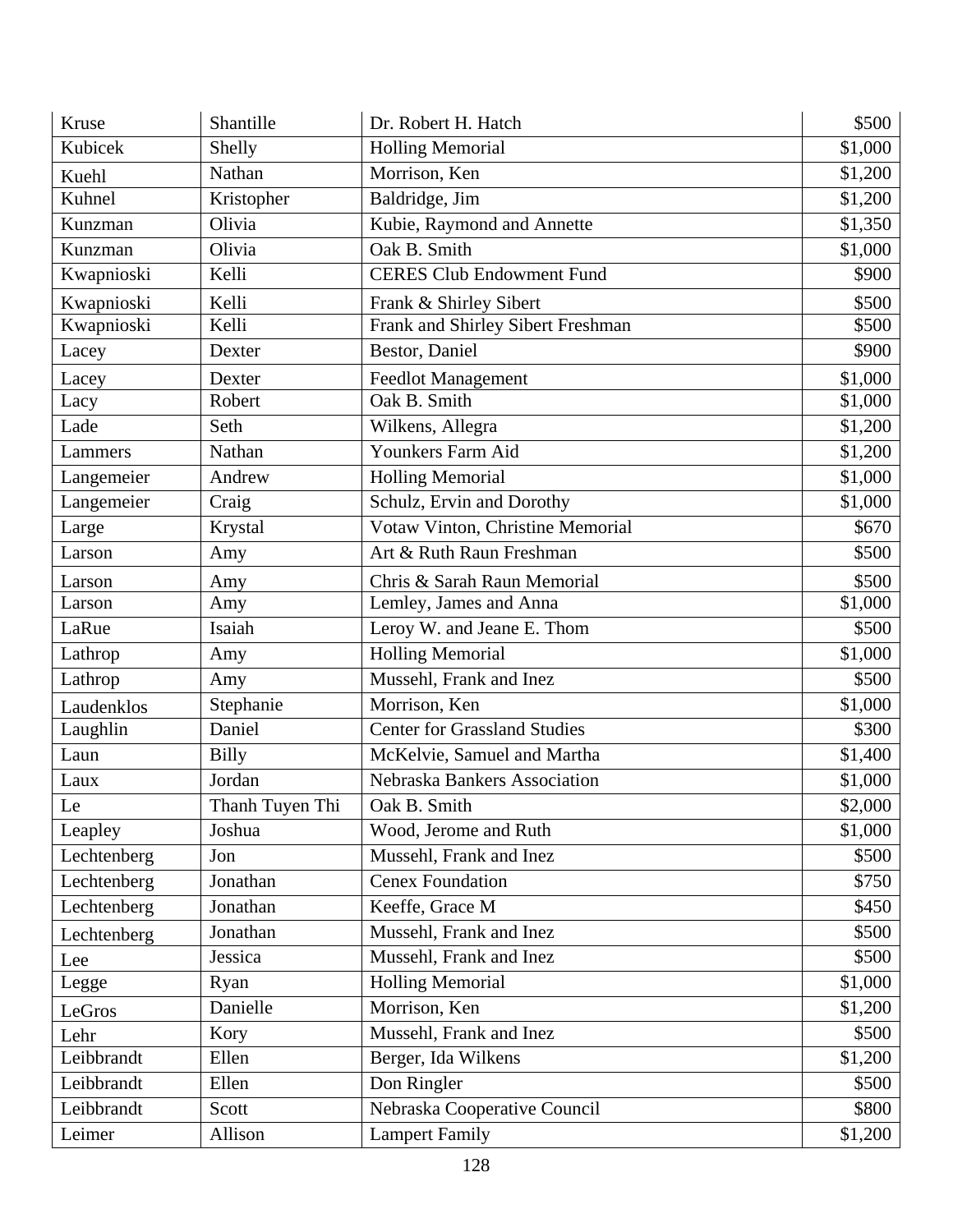| Kruse | Shantille | Dr. Robert H. Hatch | $500 |
|---|---|---|---|
| Kubicek | Shelly | Holling Memorial | $1,000 |
| Kuehl | Nathan | Morrison, Ken | $1,200 |
| Kuhnel | Kristopher | Baldridge, Jim | $1,200 |
| Kunzman | Olivia | Kubie, Raymond and Annette | $1,350 |
| Kunzman | Olivia | Oak B. Smith | $1,000 |
| Kwapnioski | Kelli | CERES Club Endowment Fund | $900 |
| Kwapnioski | Kelli | Frank & Shirley Sibert | $500 |
| Kwapnioski | Kelli | Frank and Shirley Sibert Freshman | $500 |
| Lacey | Dexter | Bestor, Daniel | $900 |
| Lacey | Dexter | Feedlot Management | $1,000 |
| Lacy | Robert | Oak B. Smith | $1,000 |
| Lade | Seth | Wilkens, Allegra | $1,200 |
| Lammers | Nathan | Younkers Farm Aid | $1,200 |
| Langemeier | Andrew | Holling Memorial | $1,000 |
| Langemeier | Craig | Schulz, Ervin and Dorothy | $1,000 |
| Large | Krystal | Votaw Vinton, Christine Memorial | $670 |
| Larson | Amy | Art & Ruth Raun Freshman | $500 |
| Larson | Amy | Chris & Sarah Raun Memorial | $500 |
| Larson | Amy | Lemley, James and Anna | $1,000 |
| LaRue | Isaiah | Leroy W. and Jeane E. Thom | $500 |
| Lathrop | Amy | Holling Memorial | $1,000 |
| Lathrop | Amy | Mussehl, Frank and Inez | $500 |
| Laudenklos | Stephanie | Morrison, Ken | $1,000 |
| Laughlin | Daniel | Center for Grassland Studies | $300 |
| Laun | Billy | McKelvie, Samuel and Martha | $1,400 |
| Laux | Jordan | Nebraska Bankers Association | $1,000 |
| Le | Thanh Tuyen Thi | Oak B. Smith | $2,000 |
| Leapley | Joshua | Wood, Jerome and Ruth | $1,000 |
| Lechtenberg | Jon | Mussehl, Frank and Inez | $500 |
| Lechtenberg | Jonathan | Cenex Foundation | $750 |
| Lechtenberg | Jonathan | Keeffe, Grace M | $450 |
| Lechtenberg | Jonathan | Mussehl, Frank and Inez | $500 |
| Lee | Jessica | Mussehl, Frank and Inez | $500 |
| Legge | Ryan | Holling Memorial | $1,000 |
| LeGros | Danielle | Morrison, Ken | $1,200 |
| Lehr | Kory | Mussehl, Frank and Inez | $500 |
| Leibbrandt | Ellen | Berger, Ida Wilkens | $1,200 |
| Leibbrandt | Ellen | Don Ringler | $500 |
| Leibbrandt | Scott | Nebraska Cooperative Council | $800 |
| Leimer | Allison | Lampert Family | $1,200 |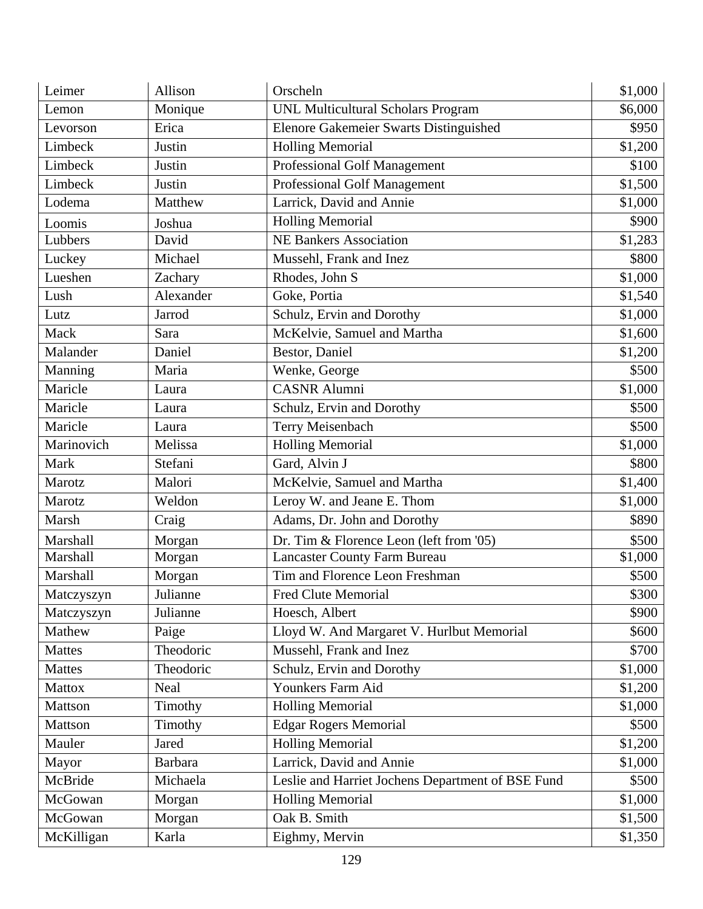| Leimer | Allison | Orscheln | $1,000 |
|---|---|---|---|
| Lemon | Monique | UNL Multicultural Scholars Program | $6,000 |
| Levorson | Erica | Elenore Gakemeier Swarts Distinguished | $950 |
| Limbeck | Justin | Holling Memorial | $1,200 |
| Limbeck | Justin | Professional Golf Management | $100 |
| Limbeck | Justin | Professional Golf Management | $1,500 |
| Lodema | Matthew | Larrick, David and Annie | $1,000 |
| Loomis | Joshua | Holling Memorial | $900 |
| Lubbers | David | NE Bankers Association | $1,283 |
| Luckey | Michael | Mussehl, Frank and Inez | $800 |
| Lueshen | Zachary | Rhodes, John S | $1,000 |
| Lush | Alexander | Goke, Portia | $1,540 |
| Lutz | Jarrod | Schulz, Ervin and Dorothy | $1,000 |
| Mack | Sara | McKelvie, Samuel and Martha | $1,600 |
| Malander | Daniel | Bestor, Daniel | $1,200 |
| Manning | Maria | Wenke, George | $500 |
| Maricle | Laura | CASNR Alumni | $1,000 |
| Maricle | Laura | Schulz, Ervin and Dorothy | $500 |
| Maricle | Laura | Terry Meisenbach | $500 |
| Marinovich | Melissa | Holling Memorial | $1,000 |
| Mark | Stefani | Gard, Alvin J | $800 |
| Marotz | Malori | McKelvie, Samuel and Martha | $1,400 |
| Marotz | Weldon | Leroy W. and Jeane E. Thom | $1,000 |
| Marsh | Craig | Adams, Dr. John and Dorothy | $890 |
| Marshall | Morgan | Dr. Tim & Florence Leon (left from '05) | $500 |
| Marshall | Morgan | Lancaster County Farm Bureau | $1,000 |
| Marshall | Morgan | Tim and Florence Leon Freshman | $500 |
| Matczyszyn | Julianne | Fred Clute Memorial | $300 |
| Matczyszyn | Julianne | Hoesch, Albert | $900 |
| Mathew | Paige | Lloyd W. And Margaret V. Hurlbut Memorial | $600 |
| Mattes | Theodoric | Mussehl, Frank and Inez | $700 |
| Mattes | Theodoric | Schulz, Ervin and Dorothy | $1,000 |
| Mattox | Neal | Younkers Farm Aid | $1,200 |
| Mattson | Timothy | Holling Memorial | $1,000 |
| Mattson | Timothy | Edgar Rogers Memorial | $500 |
| Mauler | Jared | Holling Memorial | $1,200 |
| Mayor | Barbara | Larrick, David and Annie | $1,000 |
| McBride | Michaela | Leslie and Harriet Jochens Department of BSE Fund | $500 |
| McGowan | Morgan | Holling Memorial | $1,000 |
| McGowan | Morgan | Oak B. Smith | $1,500 |
| McKilligan | Karla | Eighmy, Mervin | $1,350 |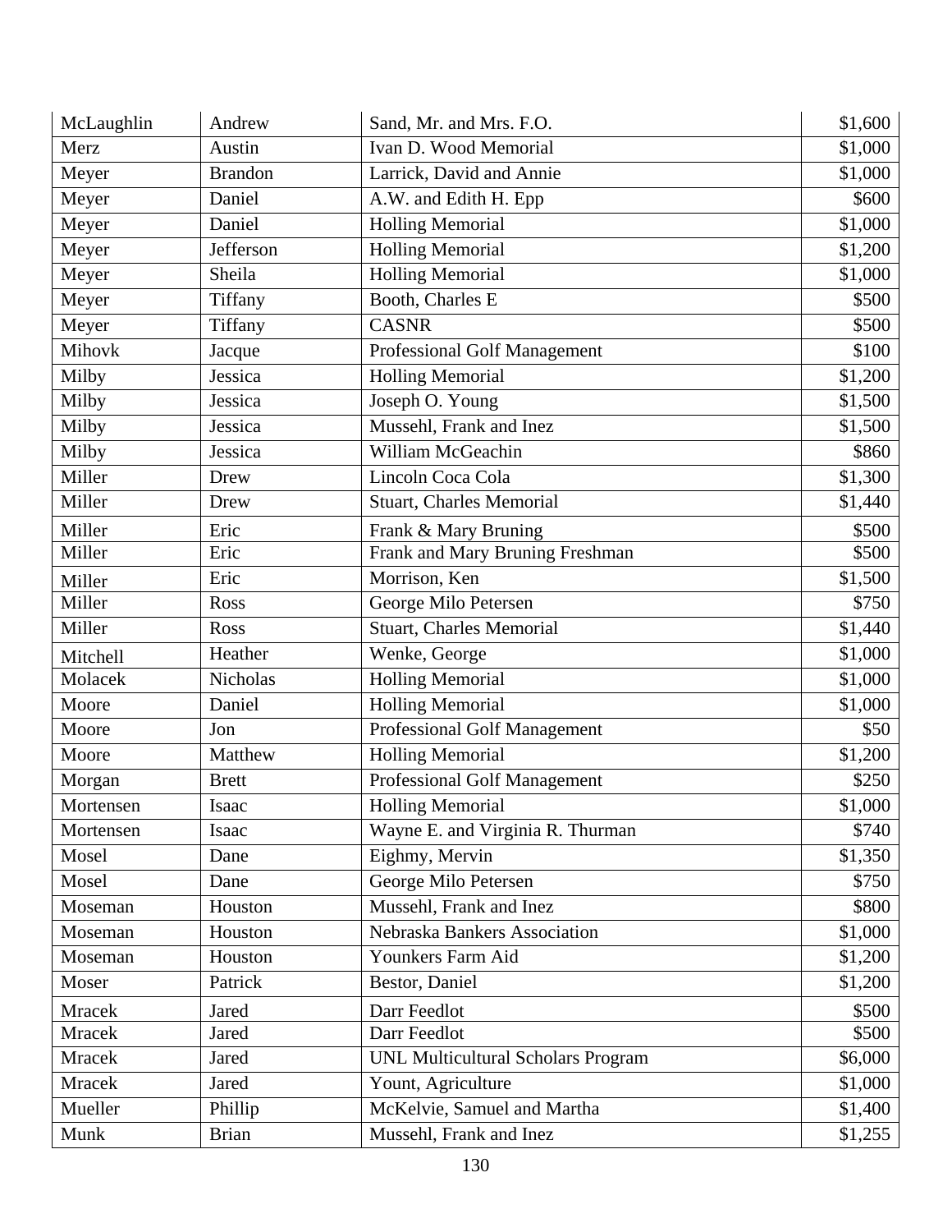| | | | |
|---|---|---|---|
| McLaughlin | Andrew | Sand, Mr. and Mrs. F.O. | $1,600 |
| Merz | Austin | Ivan D. Wood Memorial | $1,000 |
| Meyer | Brandon | Larrick, David and Annie | $1,000 |
| Meyer | Daniel | A.W. and Edith H. Epp | $600 |
| Meyer | Daniel | Holling Memorial | $1,000 |
| Meyer | Jefferson | Holling Memorial | $1,200 |
| Meyer | Sheila | Holling Memorial | $1,000 |
| Meyer | Tiffany | Booth, Charles E | $500 |
| Meyer | Tiffany | CASNR | $500 |
| Mihovk | Jacque | Professional Golf Management | $100 |
| Milby | Jessica | Holling Memorial | $1,200 |
| Milby | Jessica | Joseph O. Young | $1,500 |
| Milby | Jessica | Mussehl, Frank and Inez | $1,500 |
| Milby | Jessica | William McGeachin | $860 |
| Miller | Drew | Lincoln Coca Cola | $1,300 |
| Miller | Drew | Stuart, Charles Memorial | $1,440 |
| Miller | Eric | Frank & Mary Bruning | $500 |
| Miller | Eric | Frank and Mary Bruning Freshman | $500 |
| Miller | Eric | Morrison, Ken | $1,500 |
| Miller | Ross | George Milo Petersen | $750 |
| Miller | Ross | Stuart, Charles Memorial | $1,440 |
| Mitchell | Heather | Wenke, George | $1,000 |
| Molacek | Nicholas | Holling Memorial | $1,000 |
| Moore | Daniel | Holling Memorial | $1,000 |
| Moore | Jon | Professional Golf Management | $50 |
| Moore | Matthew | Holling Memorial | $1,200 |
| Morgan | Brett | Professional Golf Management | $250 |
| Mortensen | Isaac | Holling Memorial | $1,000 |
| Mortensen | Isaac | Wayne E. and Virginia R. Thurman | $740 |
| Mosel | Dane | Eighmy, Mervin | $1,350 |
| Mosel | Dane | George Milo Petersen | $750 |
| Moseman | Houston | Mussehl, Frank and Inez | $800 |
| Moseman | Houston | Nebraska Bankers Association | $1,000 |
| Moseman | Houston | Younkers Farm Aid | $1,200 |
| Moser | Patrick | Bestor, Daniel | $1,200 |
| Mracek | Jared | Darr Feedlot | $500 |
| Mracek | Jared | Darr Feedlot | $500 |
| Mracek | Jared | UNL Multicultural Scholars Program | $6,000 |
| Mracek | Jared | Yount, Agriculture | $1,000 |
| Mueller | Phillip | McKelvie, Samuel and Martha | $1,400 |
| Munk | Brian | Mussehl, Frank and Inez | $1,255 |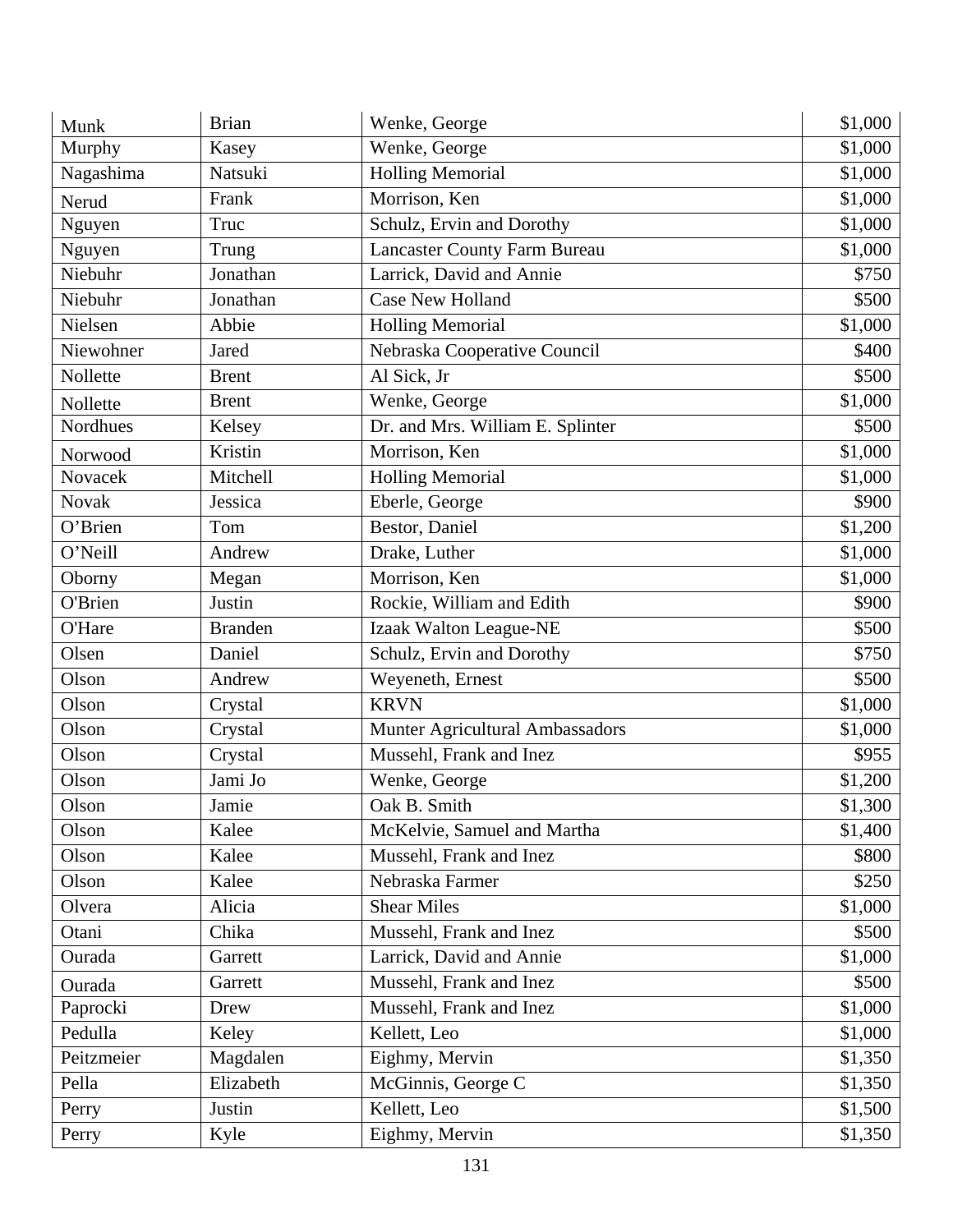| Munk | Brian | Wenke, George | $1,000 |
|---|---|---|---|
| Murphy | Kasey | Wenke, George | $1,000 |
| Nagashima | Natsuki | Holling Memorial | $1,000 |
| Nerud | Frank | Morrison, Ken | $1,000 |
| Nguyen | Truc | Schulz, Ervin and Dorothy | $1,000 |
| Nguyen | Trung | Lancaster County Farm Bureau | $1,000 |
| Niebuhr | Jonathan | Larrick, David and Annie | $750 |
| Niebuhr | Jonathan | Case New Holland | $500 |
| Nielsen | Abbie | Holling Memorial | $1,000 |
| Niewohner | Jared | Nebraska Cooperative Council | $400 |
| Nollette | Brent | Al Sick, Jr | $500 |
| Nollette | Brent | Wenke, George | $1,000 |
| Nordhues | Kelsey | Dr. and Mrs. William E. Splinter | $500 |
| Norwood | Kristin | Morrison, Ken | $1,000 |
| Novacek | Mitchell | Holling Memorial | $1,000 |
| Novak | Jessica | Eberle, George | $900 |
| O’Brien | Tom | Bestor, Daniel | $1,200 |
| O’Neill | Andrew | Drake, Luther | $1,000 |
| Oborny | Megan | Morrison, Ken | $1,000 |
| O'Brien | Justin | Rockie, William and Edith | $900 |
| O'Hare | Branden | Izaak Walton League-NE | $500 |
| Olsen | Daniel | Schulz, Ervin and Dorothy | $750 |
| Olson | Andrew | Weyeneth, Ernest | $500 |
| Olson | Crystal | KRVN | $1,000 |
| Olson | Crystal | Munter Agricultural Ambassadors | $1,000 |
| Olson | Crystal | Mussehl, Frank and Inez | $955 |
| Olson | Jami Jo | Wenke, George | $1,200 |
| Olson | Jamie | Oak B. Smith | $1,300 |
| Olson | Kalee | McKelvie, Samuel and Martha | $1,400 |
| Olson | Kalee | Mussehl, Frank and Inez | $800 |
| Olson | Kalee | Nebraska Farmer | $250 |
| Olvera | Alicia | Shear Miles | $1,000 |
| Otani | Chika | Mussehl, Frank and Inez | $500 |
| Ourada | Garrett | Larrick, David and Annie | $1,000 |
| Ourada | Garrett | Mussehl, Frank and Inez | $500 |
| Paprocki | Drew | Mussehl, Frank and Inez | $1,000 |
| Pedulla | Keley | Kellett, Leo | $1,000 |
| Peitzmeier | Magdalen | Eighmy, Mervin | $1,350 |
| Pella | Elizabeth | McGinnis, George C | $1,350 |
| Perry | Justin | Kellett, Leo | $1,500 |
| Perry | Kyle | Eighmy, Mervin | $1,350 |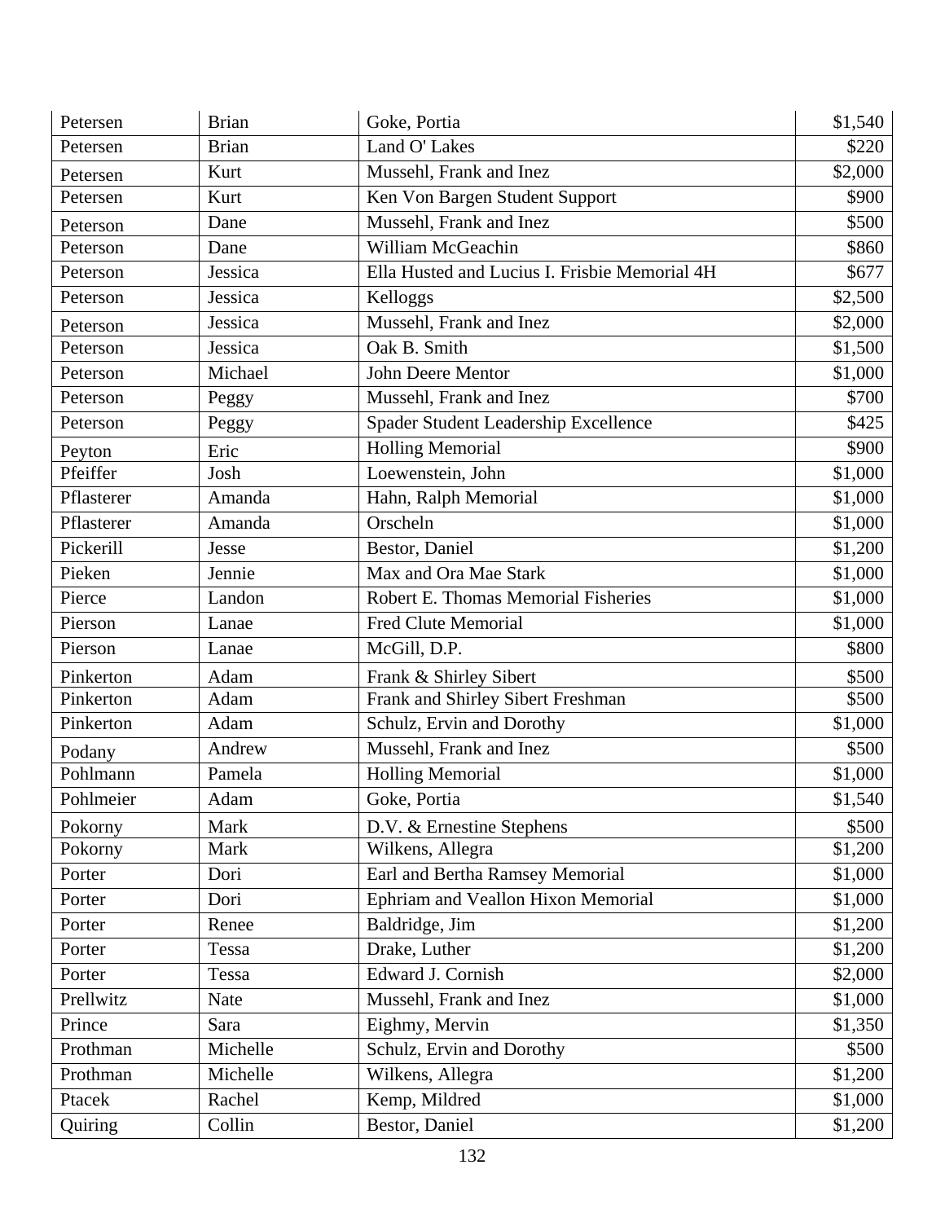| Petersen | Brian | Goke, Portia | $1,540 |
|---|---|---|---|
| Petersen | Brian | Land O' Lakes | $220 |
| Petersen | Kurt | Mussehl, Frank and Inez | $2,000 |
| Petersen | Kurt | Ken Von Bargen Student Support | $900 |
| Peterson | Dane | Mussehl, Frank and Inez | $500 |
| Peterson | Dane | William McGeachin | $860 |
| Peterson | Jessica | Ella Husted and Lucius I. Frisbie Memorial 4H | $677 |
| Peterson | Jessica | Kelloggs | $2,500 |
| Peterson | Jessica | Mussehl, Frank and Inez | $2,000 |
| Peterson | Jessica | Oak B. Smith | $1,500 |
| Peterson | Michael | John Deere Mentor | $1,000 |
| Peterson | Peggy | Mussehl, Frank and Inez | $700 |
| Peterson | Peggy | Spader Student Leadership Excellence | $425 |
| Peyton | Eric | Holling Memorial | $900 |
| Pfeiffer | Josh | Loewenstein, John | $1,000 |
| Pflasterer | Amanda | Hahn, Ralph Memorial | $1,000 |
| Pflasterer | Amanda | Orscheln | $1,000 |
| Pickerill | Jesse | Bestor, Daniel | $1,200 |
| Pieken | Jennie | Max and Ora Mae Stark | $1,000 |
| Pierce | Landon | Robert E. Thomas Memorial Fisheries | $1,000 |
| Pierson | Lanae | Fred Clute Memorial | $1,000 |
| Pierson | Lanae | McGill, D.P. | $800 |
| Pinkerton | Adam | Frank & Shirley Sibert | $500 |
| Pinkerton | Adam | Frank and Shirley Sibert Freshman | $500 |
| Pinkerton | Adam | Schulz, Ervin and Dorothy | $1,000 |
| Podany | Andrew | Mussehl, Frank and Inez | $500 |
| Pohlmann | Pamela | Holling Memorial | $1,000 |
| Pohlmeier | Adam | Goke, Portia | $1,540 |
| Pokorny | Mark | D.V. & Ernestine Stephens | $500 |
| Pokorny | Mark | Wilkens, Allegra | $1,200 |
| Porter | Dori | Earl and Bertha Ramsey Memorial | $1,000 |
| Porter | Dori | Ephriam and Veallon Hixon Memorial | $1,000 |
| Porter | Renee | Baldridge, Jim | $1,200 |
| Porter | Tessa | Drake, Luther | $1,200 |
| Porter | Tessa | Edward J. Cornish | $2,000 |
| Prellwitz | Nate | Mussehl, Frank and Inez | $1,000 |
| Prince | Sara | Eighmy, Mervin | $1,350 |
| Prothman | Michelle | Schulz, Ervin and Dorothy | $500 |
| Prothman | Michelle | Wilkens, Allegra | $1,200 |
| Ptacek | Rachel | Kemp, Mildred | $1,000 |
| Quiring | Collin | Bestor, Daniel | $1,200 |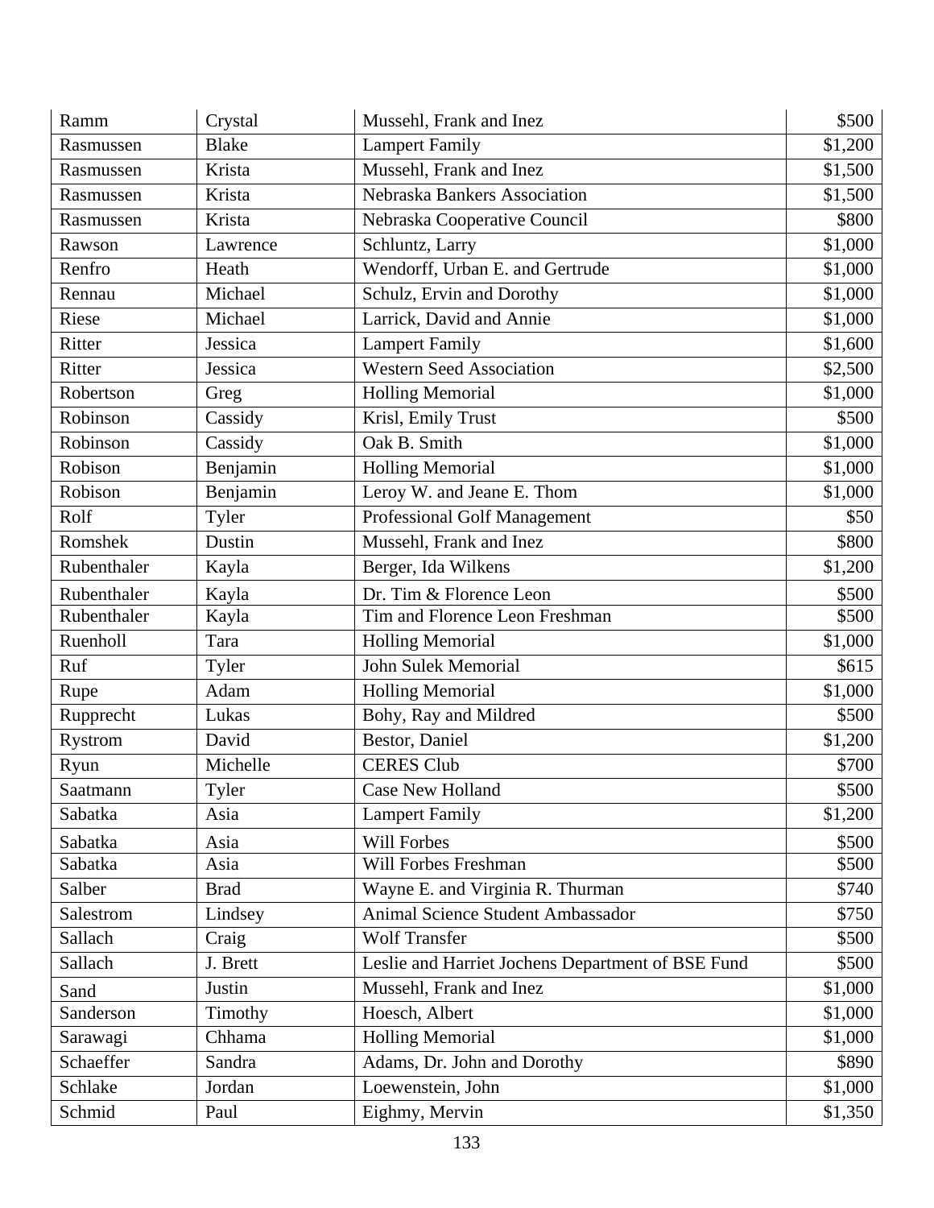| | | | |
|---|---|---|---|
| Ramm | Crystal | Mussehl, Frank and Inez | $500 |
| Rasmussen | Blake | Lampert Family | $1,200 |
| Rasmussen | Krista | Mussehl, Frank and Inez | $1,500 |
| Rasmussen | Krista | Nebraska Bankers Association | $1,500 |
| Rasmussen | Krista | Nebraska Cooperative Council | $800 |
| Rawson | Lawrence | Schluntz, Larry | $1,000 |
| Renfro | Heath | Wendorff, Urban E. and Gertrude | $1,000 |
| Rennau | Michael | Schulz, Ervin and Dorothy | $1,000 |
| Riese | Michael | Larrick, David and Annie | $1,000 |
| Ritter | Jessica | Lampert Family | $1,600 |
| Ritter | Jessica | Western Seed Association | $2,500 |
| Robertson | Greg | Holling Memorial | $1,000 |
| Robinson | Cassidy | Krisl, Emily Trust | $500 |
| Robinson | Cassidy | Oak B. Smith | $1,000 |
| Robison | Benjamin | Holling Memorial | $1,000 |
| Robison | Benjamin | Leroy W. and Jeane E. Thom | $1,000 |
| Rolf | Tyler | Professional Golf Management | $50 |
| Romshek | Dustin | Mussehl, Frank and Inez | $800 |
| Rubenthaler | Kayla | Berger, Ida Wilkens | $1,200 |
| Rubenthaler | Kayla | Dr. Tim & Florence Leon | $500 |
| Rubenthaler | Kayla | Tim and Florence Leon Freshman | $500 |
| Ruenholl | Tara | Holling Memorial | $1,000 |
| Ruf | Tyler | John Sulek Memorial | $615 |
| Rupe | Adam | Holling Memorial | $1,000 |
| Rupprecht | Lukas | Bohy, Ray and Mildred | $500 |
| Rystrom | David | Bestor, Daniel | $1,200 |
| Ryun | Michelle | CERES Club | $700 |
| Saatmann | Tyler | Case New Holland | $500 |
| Sabatka | Asia | Lampert Family | $1,200 |
| Sabatka | Asia | Will Forbes | $500 |
| Sabatka | Asia | Will Forbes Freshman | $500 |
| Salber | Brad | Wayne E. and Virginia R. Thurman | $740 |
| Salestrom | Lindsey | Animal Science Student Ambassador | $750 |
| Sallach | Craig | Wolf Transfer | $500 |
| Sallach | J. Brett | Leslie and Harriet Jochens Department of BSE Fund | $500 |
| Sand | Justin | Mussehl, Frank and Inez | $1,000 |
| Sanderson | Timothy | Hoesch, Albert | $1,000 |
| Sarawagi | Chhama | Holling Memorial | $1,000 |
| Schaeffer | Sandra | Adams, Dr. John and Dorothy | $890 |
| Schlake | Jordan | Loewenstein, John | $1,000 |
| Schmid | Paul | Eighmy, Mervin | $1,350 |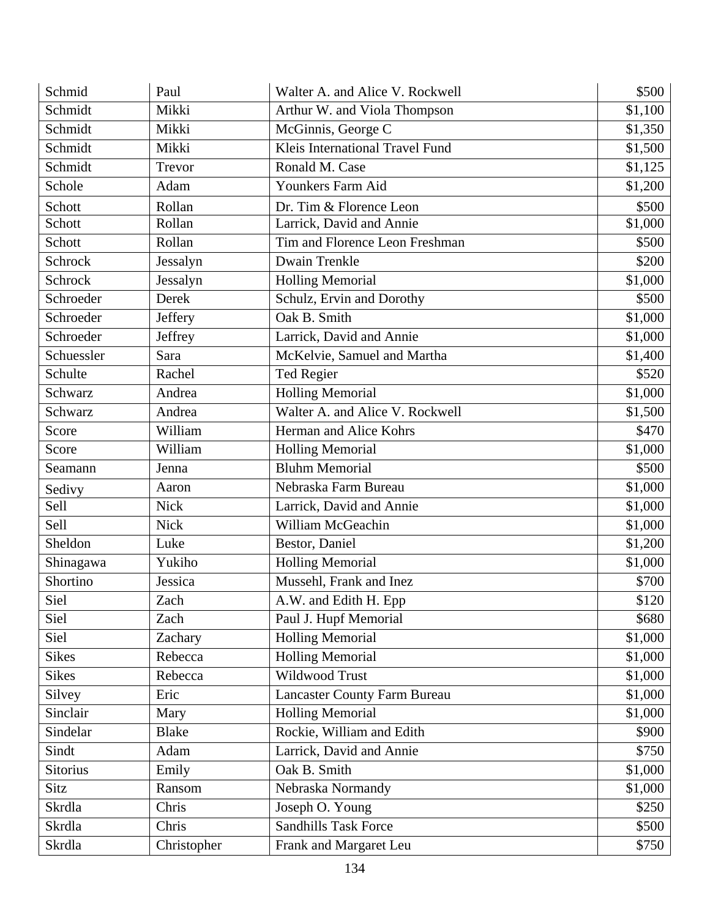| Schmid | Paul | Walter A. and Alice V. Rockwell | $500 |
|---|---|---|---|
| Schmidt | Mikki | Arthur W. and Viola Thompson | $1,100 |
| Schmidt | Mikki | McGinnis, George C | $1,350 |
| Schmidt | Mikki | Kleis International Travel Fund | $1,500 |
| Schmidt | Trevor | Ronald M. Case | $1,125 |
| Schole | Adam | Younkers Farm Aid | $1,200 |
| Schott | Rollan | Dr. Tim & Florence Leon | $500 |
| Schott | Rollan | Larrick, David and Annie | $1,000 |
| Schott | Rollan | Tim and Florence Leon Freshman | $500 |
| Schrock | Jessalyn | Dwain Trenkle | $200 |
| Schrock | Jessalyn | Holling Memorial | $1,000 |
| Schroeder | Derek | Schulz, Ervin and Dorothy | $500 |
| Schroeder | Jeffery | Oak B. Smith | $1,000 |
| Schroeder | Jeffrey | Larrick, David and Annie | $1,000 |
| Schuessler | Sara | McKelvie, Samuel and Martha | $1,400 |
| Schulte | Rachel | Ted Regier | $520 |
| Schwarz | Andrea | Holling Memorial | $1,000 |
| Schwarz | Andrea | Walter A. and Alice V. Rockwell | $1,500 |
| Score | William | Herman and Alice Kohrs | $470 |
| Score | William | Holling Memorial | $1,000 |
| Seamann | Jenna | Bluhm Memorial | $500 |
| Sedivy | Aaron | Nebraska Farm Bureau | $1,000 |
| Sell | Nick | Larrick, David and Annie | $1,000 |
| Sell | Nick | William McGeachin | $1,000 |
| Sheldon | Luke | Bestor, Daniel | $1,200 |
| Shinagawa | Yukiho | Holling Memorial | $1,000 |
| Shortino | Jessica | Mussehl, Frank and Inez | $700 |
| Siel | Zach | A.W. and Edith H. Epp | $120 |
| Siel | Zach | Paul J. Hupf Memorial | $680 |
| Siel | Zachary | Holling Memorial | $1,000 |
| Sikes | Rebecca | Holling Memorial | $1,000 |
| Sikes | Rebecca | Wildwood Trust | $1,000 |
| Silvey | Eric | Lancaster County Farm Bureau | $1,000 |
| Sinclair | Mary | Holling Memorial | $1,000 |
| Sindelar | Blake | Rockie, William and Edith | $900 |
| Sindt | Adam | Larrick, David and Annie | $750 |
| Sitorius | Emily | Oak B. Smith | $1,000 |
| Sitz | Ransom | Nebraska Normandy | $1,000 |
| Skrdla | Chris | Joseph O. Young | $250 |
| Skrdla | Chris | Sandhills Task Force | $500 |
| Skrdla | Christopher | Frank and Margaret Leu | $750 |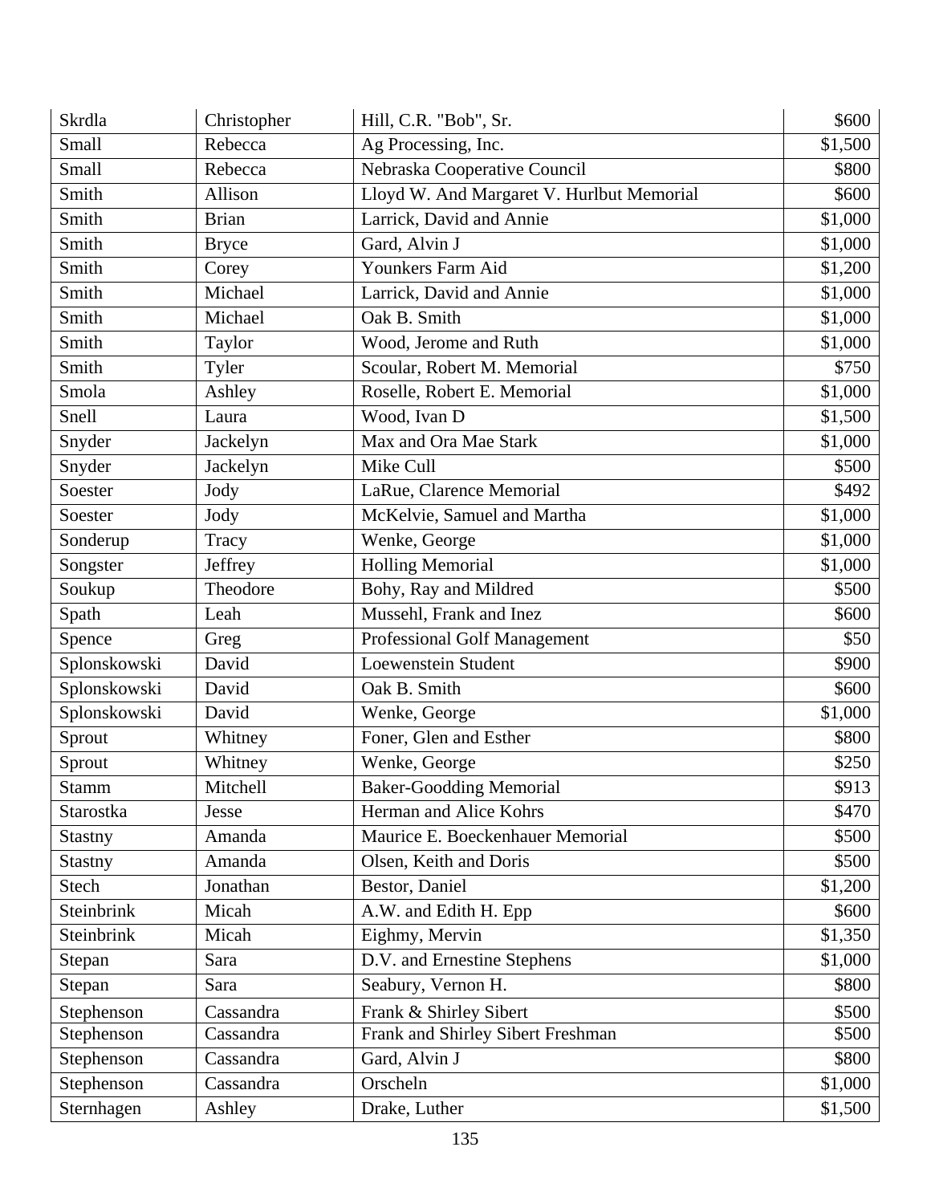| Skrdla | Christopher | Hill, C.R. "Bob", Sr. | $600 |
|---|---|---|---|
| Small | Rebecca | Ag Processing, Inc. | $1,500 |
| Small | Rebecca | Nebraska Cooperative Council | $800 |
| Smith | Allison | Lloyd W. And Margaret V. Hurlbut Memorial | $600 |
| Smith | Brian | Larrick, David and Annie | $1,000 |
| Smith | Bryce | Gard, Alvin J | $1,000 |
| Smith | Corey | Younkers Farm Aid | $1,200 |
| Smith | Michael | Larrick, David and Annie | $1,000 |
| Smith | Michael | Oak B. Smith | $1,000 |
| Smith | Taylor | Wood, Jerome and Ruth | $1,000 |
| Smith | Tyler | Scoular, Robert M. Memorial | $750 |
| Smola | Ashley | Roselle, Robert E. Memorial | $1,000 |
| Snell | Laura | Wood, Ivan D | $1,500 |
| Snyder | Jackelyn | Max and Ora Mae Stark | $1,000 |
| Snyder | Jackelyn | Mike Cull | $500 |
| Soester | Jody | LaRue, Clarence Memorial | $492 |
| Soester | Jody | McKelvie, Samuel and Martha | $1,000 |
| Sonderup | Tracy | Wenke, George | $1,000 |
| Songster | Jeffrey | Holling Memorial | $1,000 |
| Soukup | Theodore | Bohy, Ray and Mildred | $500 |
| Spath | Leah | Mussehl, Frank and Inez | $600 |
| Spence | Greg | Professional Golf Management | $50 |
| Splonskowski | David | Loewenstein Student | $900 |
| Splonskowski | David | Oak B. Smith | $600 |
| Splonskowski | David | Wenke, George | $1,000 |
| Sprout | Whitney | Foner, Glen and Esther | $800 |
| Sprout | Whitney | Wenke, George | $250 |
| Stamm | Mitchell | Baker-Goodding Memorial | $913 |
| Starostka | Jesse | Herman and Alice Kohrs | $470 |
| Stastny | Amanda | Maurice E. Boeckenhauer Memorial | $500 |
| Stastny | Amanda | Olsen, Keith and Doris | $500 |
| Stech | Jonathan | Bestor, Daniel | $1,200 |
| Steinbrink | Micah | A.W. and Edith H. Epp | $600 |
| Steinbrink | Micah | Eighmy, Mervin | $1,350 |
| Stepan | Sara | D.V. and Ernestine Stephens | $1,000 |
| Stepan | Sara | Seabury, Vernon H. | $800 |
| Stephenson | Cassandra | Frank & Shirley Sibert | $500 |
| Stephenson | Cassandra | Frank and Shirley Sibert Freshman | $500 |
| Stephenson | Cassandra | Gard, Alvin J | $800 |
| Stephenson | Cassandra | Orscheln | $1,000 |
| Sternhagen | Ashley | Drake, Luther | $1,500 |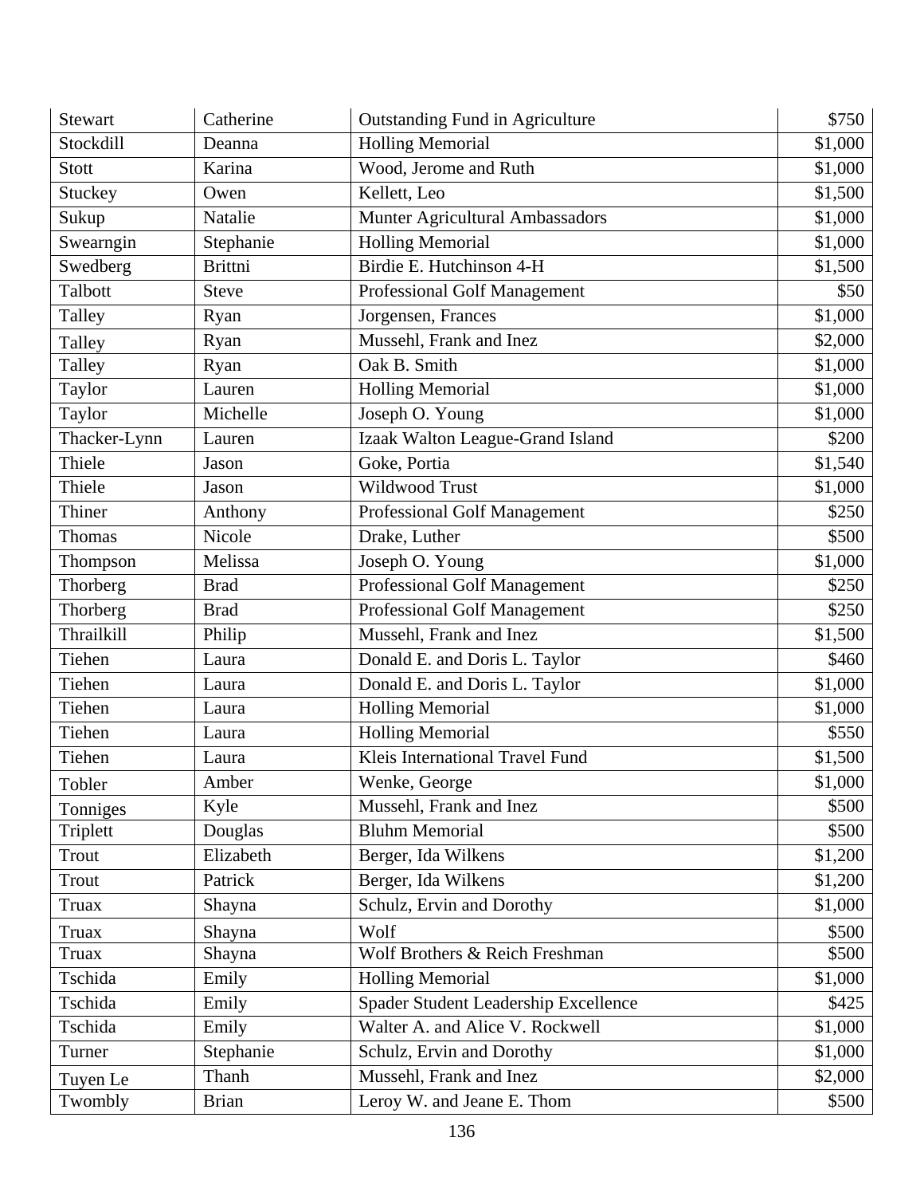| Stewart | Catherine | Outstanding Fund in Agriculture | $750 |
|---|---|---|---|
| Stockdill | Deanna | Holling Memorial | $1,000 |
| Stott | Karina | Wood, Jerome and Ruth | $1,000 |
| Stuckey | Owen | Kellett, Leo | $1,500 |
| Sukup | Natalie | Munter Agricultural Ambassadors | $1,000 |
| Swearngin | Stephanie | Holling Memorial | $1,000 |
| Swedberg | Brittni | Birdie E. Hutchinson 4-H | $1,500 |
| Talbott | Steve | Professional Golf Management | $50 |
| Talley | Ryan | Jorgensen, Frances | $1,000 |
| Talley | Ryan | Mussehl, Frank and Inez | $2,000 |
| Talley | Ryan | Oak B. Smith | $1,000 |
| Taylor | Lauren | Holling Memorial | $1,000 |
| Taylor | Michelle | Joseph O. Young | $1,000 |
| Thacker-Lynn | Lauren | Izaak Walton League-Grand Island | $200 |
| Thiele | Jason | Goke, Portia | $1,540 |
| Thiele | Jason | Wildwood Trust | $1,000 |
| Thiner | Anthony | Professional Golf Management | $250 |
| Thomas | Nicole | Drake, Luther | $500 |
| Thompson | Melissa | Joseph O. Young | $1,000 |
| Thorberg | Brad | Professional Golf Management | $250 |
| Thorberg | Brad | Professional Golf Management | $250 |
| Thrailkill | Philip | Mussehl, Frank and Inez | $1,500 |
| Tiehen | Laura | Donald E. and Doris L. Taylor | $460 |
| Tiehen | Laura | Donald E. and Doris L. Taylor | $1,000 |
| Tiehen | Laura | Holling Memorial | $1,000 |
| Tiehen | Laura | Holling Memorial | $550 |
| Tiehen | Laura | Kleis International Travel Fund | $1,500 |
| Tobler | Amber | Wenke, George | $1,000 |
| Tonniges | Kyle | Mussehl, Frank and Inez | $500 |
| Triplett | Douglas | Bluhm Memorial | $500 |
| Trout | Elizabeth | Berger, Ida Wilkens | $1,200 |
| Trout | Patrick | Berger, Ida Wilkens | $1,200 |
| Truax | Shayna | Schulz, Ervin and Dorothy | $1,000 |
| Truax | Shayna | Wolf | $500 |
| Truax | Shayna | Wolf Brothers & Reich Freshman | $500 |
| Tschida | Emily | Holling Memorial | $1,000 |
| Tschida | Emily | Spader Student Leadership Excellence | $425 |
| Tschida | Emily | Walter A. and Alice V. Rockwell | $1,000 |
| Turner | Stephanie | Schulz, Ervin and Dorothy | $1,000 |
| Tuyen Le | Thanh | Mussehl, Frank and Inez | $2,000 |
| Twombly | Brian | Leroy W. and Jeane E. Thom | $500 |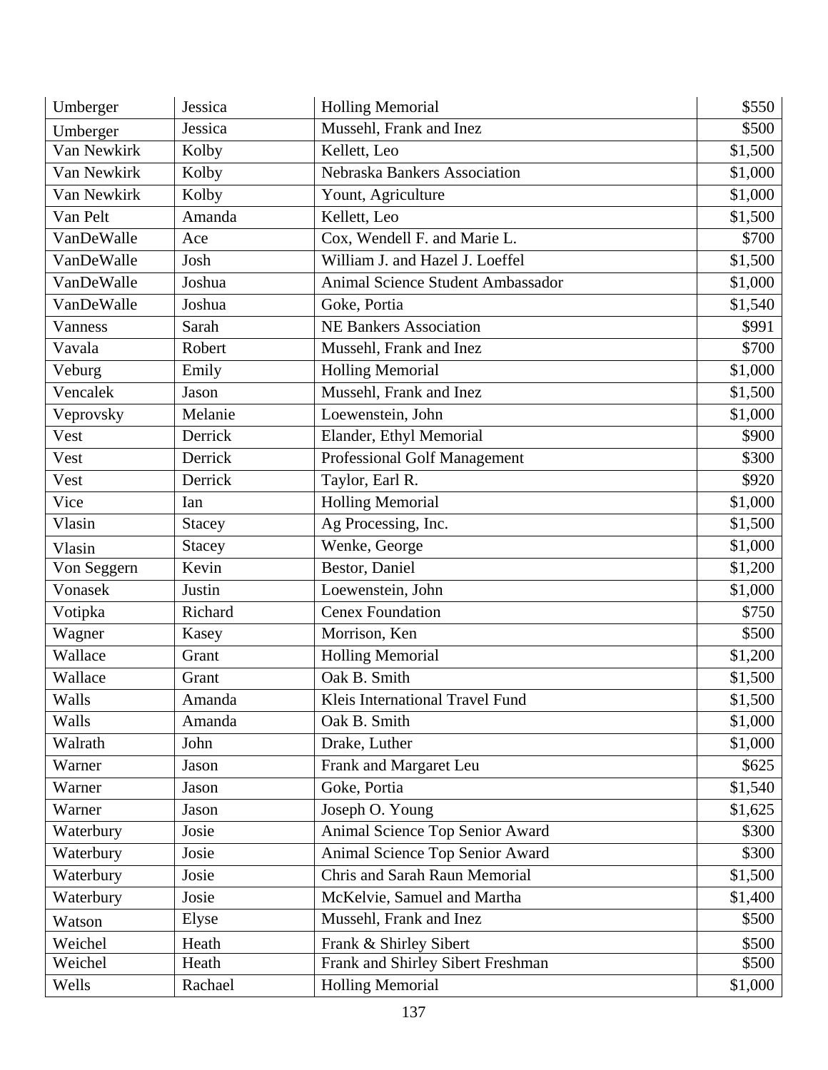| Umberger | Jessica | Holling Memorial | $550 |
|---|---|---|---|
| Umberger | Jessica | Mussehl, Frank and Inez | $500 |
| Van Newkirk | Kolby | Kellett, Leo | $1,500 |
| Van Newkirk | Kolby | Nebraska Bankers Association | $1,000 |
| Van Newkirk | Kolby | Yount, Agriculture | $1,000 |
| Van Pelt | Amanda | Kellett, Leo | $1,500 |
| VanDeWalle | Ace | Cox, Wendell F. and Marie L. | $700 |
| VanDeWalle | Josh | William J. and Hazel J. Loeffel | $1,500 |
| VanDeWalle | Joshua | Animal Science Student Ambassador | $1,000 |
| VanDeWalle | Joshua | Goke, Portia | $1,540 |
| Vanness | Sarah | NE Bankers Association | $991 |
| Vavala | Robert | Mussehl, Frank and Inez | $700 |
| Veburg | Emily | Holling Memorial | $1,000 |
| Vencalek | Jason | Mussehl, Frank and Inez | $1,500 |
| Veprovsky | Melanie | Loewenstein, John | $1,000 |
| Vest | Derrick | Elander, Ethyl Memorial | $900 |
| Vest | Derrick | Professional Golf Management | $300 |
| Vest | Derrick | Taylor, Earl R. | $920 |
| Vice | Ian | Holling Memorial | $1,000 |
| Vlasin | Stacey | Ag Processing, Inc. | $1,500 |
| Vlasin | Stacey | Wenke, George | $1,000 |
| Von Seggern | Kevin | Bestor, Daniel | $1,200 |
| Vonasek | Justin | Loewenstein, John | $1,000 |
| Votipka | Richard | Cenex Foundation | $750 |
| Wagner | Kasey | Morrison, Ken | $500 |
| Wallace | Grant | Holling Memorial | $1,200 |
| Wallace | Grant | Oak B. Smith | $1,500 |
| Walls | Amanda | Kleis International Travel Fund | $1,500 |
| Walls | Amanda | Oak B. Smith | $1,000 |
| Walrath | John | Drake, Luther | $1,000 |
| Warner | Jason | Frank and Margaret Leu | $625 |
| Warner | Jason | Goke, Portia | $1,540 |
| Warner | Jason | Joseph O. Young | $1,625 |
| Waterbury | Josie | Animal Science Top Senior Award | $300 |
| Waterbury | Josie | Animal Science Top Senior Award | $300 |
| Waterbury | Josie | Chris and Sarah Raun Memorial | $1,500 |
| Waterbury | Josie | McKelvie, Samuel and Martha | $1,400 |
| Watson | Elyse | Mussehl, Frank and Inez | $500 |
| Weichel | Heath | Frank & Shirley Sibert | $500 |
| Weichel | Heath | Frank and Shirley Sibert Freshman | $500 |
| Wells | Rachael | Holling Memorial | $1,000 |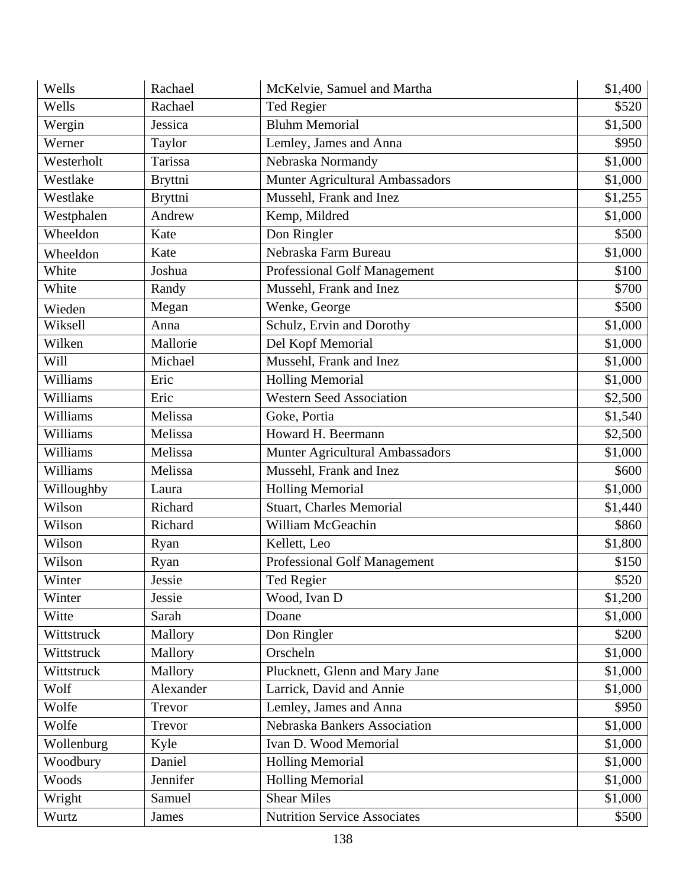| | | | |
|---|---|---|---|
| Wells | Rachael | McKelvie, Samuel and Martha | $1,400 |
| Wells | Rachael | Ted Regier | $520 |
| Wergin | Jessica | Bluhm Memorial | $1,500 |
| Werner | Taylor | Lemley, James and Anna | $950 |
| Westerholt | Tarissa | Nebraska Normandy | $1,000 |
| Westlake | Bryttni | Munter Agricultural Ambassadors | $1,000 |
| Westlake | Bryttni | Mussehl, Frank and Inez | $1,255 |
| Westphalen | Andrew | Kemp, Mildred | $1,000 |
| Wheeldon | Kate | Don Ringler | $500 |
| Wheeldon | Kate | Nebraska Farm Bureau | $1,000 |
| White | Joshua | Professional Golf Management | $100 |
| White | Randy | Mussehl, Frank and Inez | $700 |
| Wieden | Megan | Wenke, George | $500 |
| Wiksell | Anna | Schulz, Ervin and Dorothy | $1,000 |
| Wilken | Mallorie | Del Kopf Memorial | $1,000 |
| Will | Michael | Mussehl, Frank and Inez | $1,000 |
| Williams | Eric | Holling Memorial | $1,000 |
| Williams | Eric | Western Seed Association | $2,500 |
| Williams | Melissa | Goke, Portia | $1,540 |
| Williams | Melissa | Howard H. Beermann | $2,500 |
| Williams | Melissa | Munter Agricultural Ambassadors | $1,000 |
| Williams | Melissa | Mussehl, Frank and Inez | $600 |
| Willoughby | Laura | Holling Memorial | $1,000 |
| Wilson | Richard | Stuart, Charles Memorial | $1,440 |
| Wilson | Richard | William McGeachin | $860 |
| Wilson | Ryan | Kellett, Leo | $1,800 |
| Wilson | Ryan | Professional Golf Management | $150 |
| Winter | Jessie | Ted Regier | $520 |
| Winter | Jessie | Wood, Ivan D | $1,200 |
| Witte | Sarah | Doane | $1,000 |
| Wittstruck | Mallory | Don Ringler | $200 |
| Wittstruck | Mallory | Orscheln | $1,000 |
| Wittstruck | Mallory | Plucknett, Glenn and Mary Jane | $1,000 |
| Wolf | Alexander | Larrick, David and Annie | $1,000 |
| Wolfe | Trevor | Lemley, James and Anna | $950 |
| Wolfe | Trevor | Nebraska Bankers Association | $1,000 |
| Wollenburg | Kyle | Ivan D. Wood Memorial | $1,000 |
| Woodbury | Daniel | Holling Memorial | $1,000 |
| Woods | Jennifer | Holling Memorial | $1,000 |
| Wright | Samuel | Shear Miles | $1,000 |
| Wurtz | James | Nutrition Service Associates | $500 |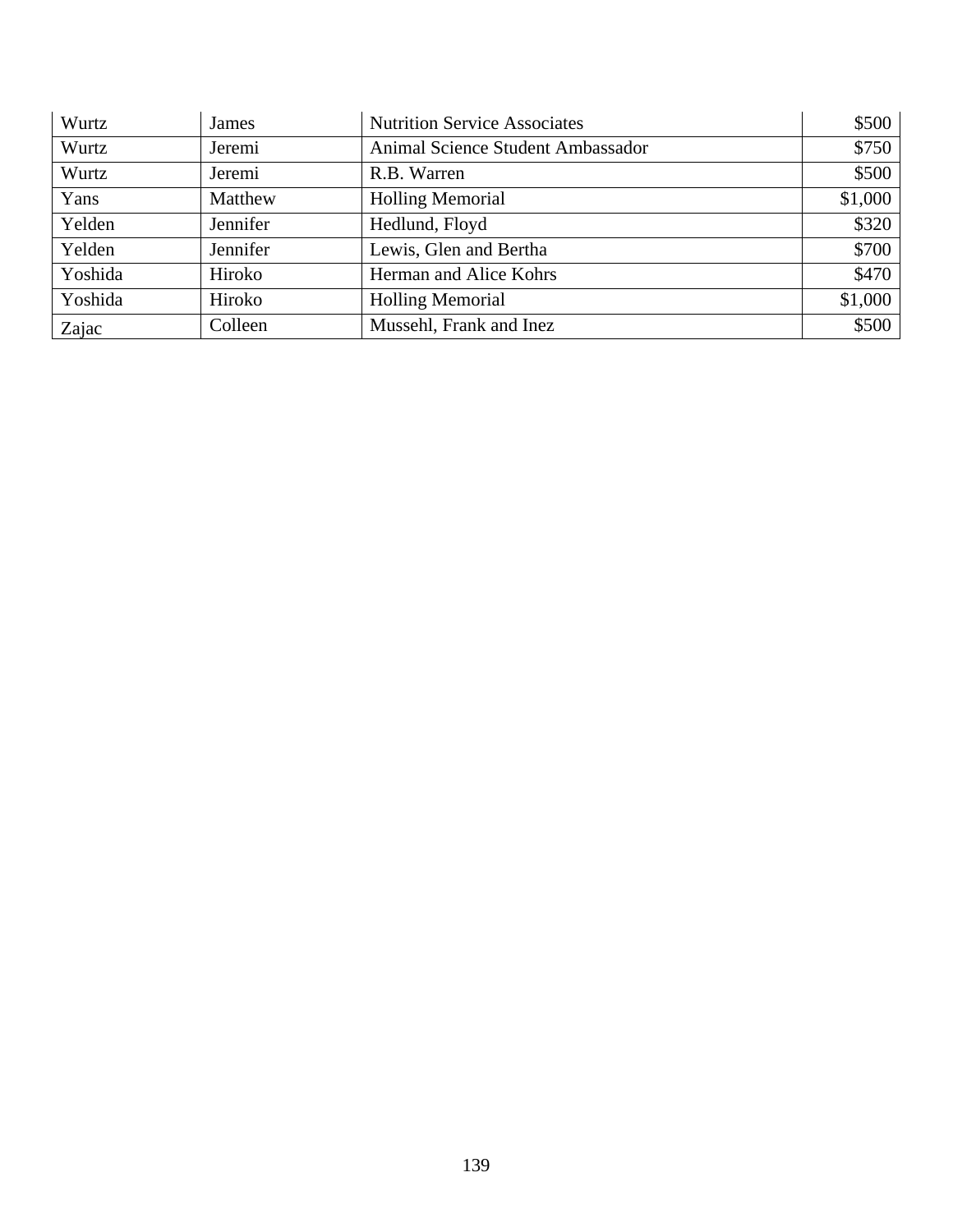| Wurtz | James | Nutrition Service Associates | $500 |
|---|---|---|---:|
| Wurtz | Jeremi | Animal Science Student Ambassador | $750 |
| Wurtz | Jeremi | R.B. Warren | $500 |
| Yans | Matthew | Holling Memorial | $1,000 |
| Yelden | Jennifer | Hedlund, Floyd | $320 |
| Yelden | Jennifer | Lewis, Glen and Bertha | $700 |
| Yoshida | Hiroko | Herman and Alice Kohrs | $470 |
| Yoshida | Hiroko | Holling Memorial | $1,000 |
| Zajac | Colleen | Mussehl, Frank and Inez | $500 |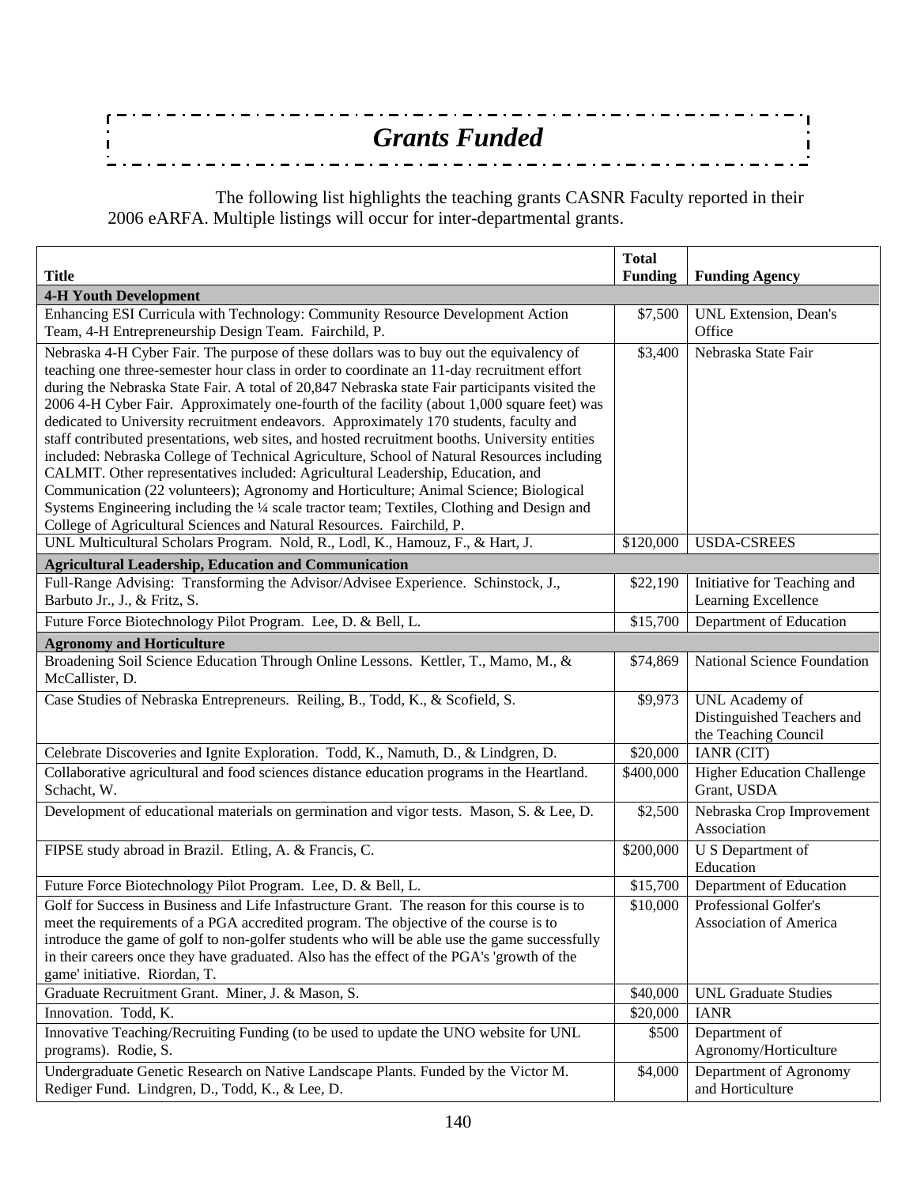# *Grants Funded*

The following list highlights the teaching grants CASNR Faculty reported in their 2006 eARFA. Multiple listings will occur for inter-departmental grants.

| Title | Total Funding | Funding Agency |
|---|---|---|
| **4-H Youth Development** | | |
| Enhancing ESI Curricula with Technology: Community Resource Development Action Team, 4-H Entrepreneurship Design Team. Fairchild, P. | $7,500 | UNL Extension, Dean's Office |
| Nebraska 4-H Cyber Fair. The purpose of these dollars was to buy out the equivalency of teaching one three-semester hour class in order to coordinate an 11-day recruitment effort during the Nebraska State Fair. A total of 20,847 Nebraska state Fair participants visited the 2006 4-H Cyber Fair. Approximately one-fourth of the facility (about 1,000 square feet) was dedicated to University recruitment endeavors. Approximately 170 students, faculty and staff contributed presentations, web sites, and hosted recruitment booths. University entities included: Nebraska College of Technical Agriculture, School of Natural Resources including CALMIT. Other representatives included: Agricultural Leadership, Education, and Communication (22 volunteers); Agronomy and Horticulture; Animal Science; Biological Systems Engineering including the ¼ scale tractor team; Textiles, Clothing and Design and College of Agricultural Sciences and Natural Resources. Fairchild, P. | $3,400 | Nebraska State Fair |
| UNL Multicultural Scholars Program. Nold, R., Lodl, K., Hamouz, F., & Hart, J. | $120,000 | USDA-CSREES |
| **Agricultural Leadership, Education and Communication** | | |
| Full-Range Advising: Transforming the Advisor/Advisee Experience. Schinstock, J., Barbuto Jr., J., & Fritz, S. | $22,190 | Initiative for Teaching and Learning Excellence |
| Future Force Biotechnology Pilot Program. Lee, D. & Bell, L. | $15,700 | Department of Education |
| **Agronomy and Horticulture** | | |
| Broadening Soil Science Education Through Online Lessons. Kettler, T., Mamo, M., & McCallister, D. | $74,869 | National Science Foundation |
| Case Studies of Nebraska Entrepreneurs. Reiling, B., Todd, K., & Scofield, S. | $9,973 | UNL Academy of Distinguished Teachers and the Teaching Council |
| Celebrate Discoveries and Ignite Exploration. Todd, K., Namuth, D., & Lindgren, D. | $20,000 | IANR (CIT) |
| Collaborative agricultural and food sciences distance education programs in the Heartland. Schacht, W. | $400,000 | Higher Education Challenge Grant, USDA |
| Development of educational materials on germination and vigor tests. Mason, S. & Lee, D. | $2,500 | Nebraska Crop Improvement Association |
| FIPSE study abroad in Brazil. Etling, A. & Francis, C. | $200,000 | U S Department of Education |
| Future Force Biotechnology Pilot Program. Lee, D. & Bell, L. | $15,700 | Department of Education |
| Golf for Success in Business and Life Infastructure Grant. The reason for this course is to meet the requirements of a PGA accredited program. The objective of the course is to introduce the game of golf to non-golfer students who will be able use the game successfully in their careers once they have graduated. Also has the effect of the PGA's 'growth of the game' initiative. Riordan, T. | $10,000 | Professional Golfer's Association of America |
| Graduate Recruitment Grant. Miner, J. & Mason, S. | $40,000 | UNL Graduate Studies |
| Innovation. Todd, K. | $20,000 | IANR |
| Innovative Teaching/Recruiting Funding (to be used to update the UNO website for UNL programs). Rodie, S. | $500 | Department of Agronomy/Horticulture |
| Undergraduate Genetic Research on Native Landscape Plants. Funded by the Victor M. Rediger Fund. Lindgren, D., Todd, K., & Lee, D. | $4,000 | Department of Agronomy and Horticulture |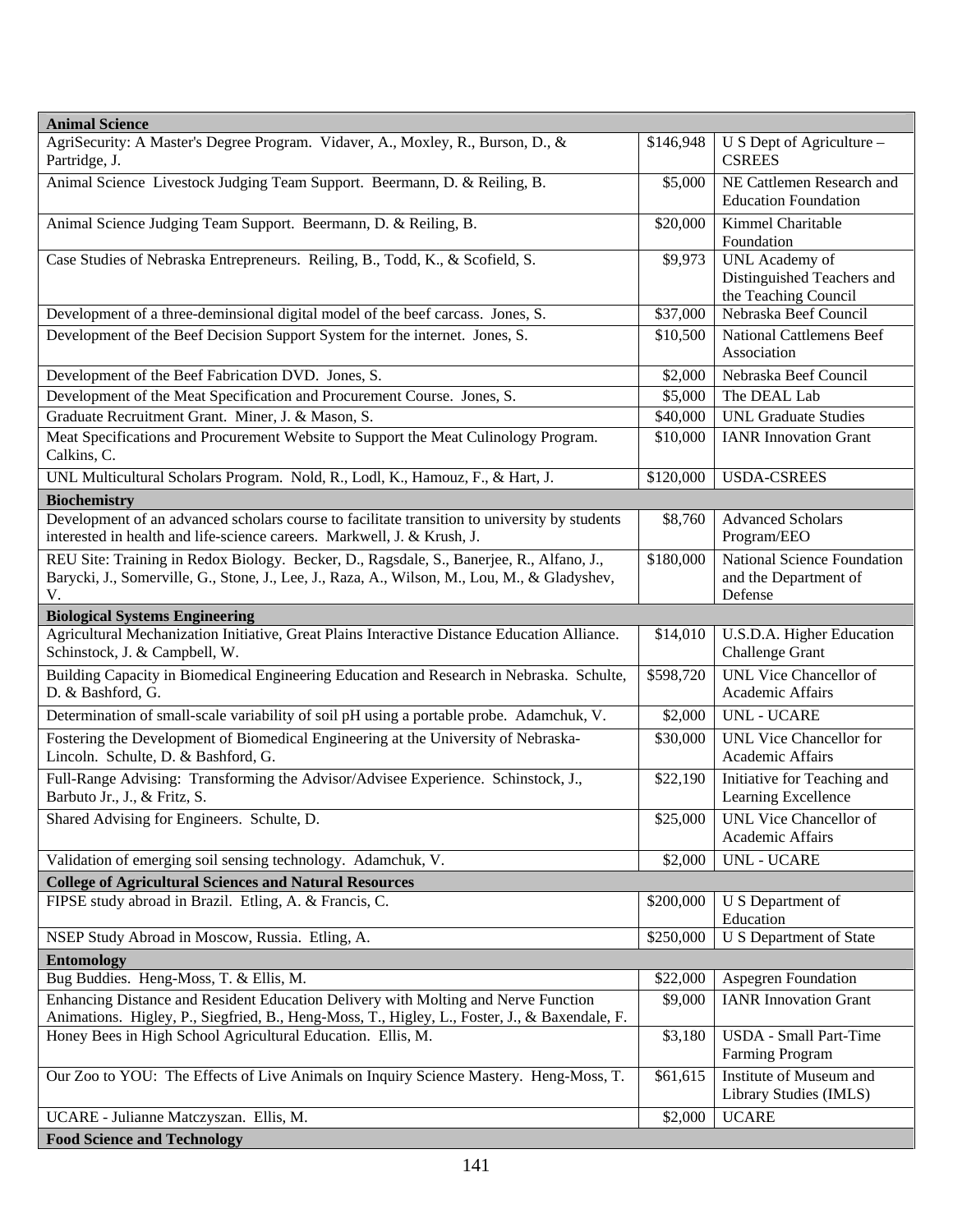| | | |
|---|---|---|
| **Animal Science** | | |
| AgriSecurity: A Master's Degree Program. Vidaver, A., Moxley, R., Burson, D., & Partridge, J. | $146,948 | U S Dept of Agriculture – CSREES |
| Animal Science Livestock Judging Team Support. Beermann, D. & Reiling, B. | $5,000 | NE Cattlemen Research and Education Foundation |
| Animal Science Judging Team Support. Beermann, D. & Reiling, B. | $20,000 | Kimmel Charitable Foundation |
| Case Studies of Nebraska Entrepreneurs. Reiling, B., Todd, K., & Scofield, S. | $9,973 | UNL Academy of Distinguished Teachers and the Teaching Council |
| Development of a three-deminsional digital model of the beef carcass. Jones, S. | $37,000 | Nebraska Beef Council |
| Development of the Beef Decision Support System for the internet. Jones, S. | $10,500 | National Cattlemens Beef Association |
| Development of the Beef Fabrication DVD. Jones, S. | $2,000 | Nebraska Beef Council |
| Development of the Meat Specification and Procurement Course. Jones, S. | $5,000 | The DEAL Lab |
| Graduate Recruitment Grant. Miner, J. & Mason, S. | $40,000 | UNL Graduate Studies |
| Meat Specifications and Procurement Website to Support the Meat Culinology Program. Calkins, C. | $10,000 | IANR Innovation Grant |
| UNL Multicultural Scholars Program. Nold, R., Lodl, K., Hamouz, F., & Hart, J. | $120,000 | USDA-CSREES |
| **Biochemistry** | | |
| Development of an advanced scholars course to facilitate transition to university by students interested in health and life-science careers. Markwell, J. & Krush, J. | $8,760 | Advanced Scholars Program/EEO |
| REU Site: Training in Redox Biology. Becker, D., Ragsdale, S., Banerjee, R., Alfano, J., Barycki, J., Somerville, G., Stone, J., Lee, J., Raza, A., Wilson, M., Lou, M., & Gladyshev, V. | $180,000 | National Science Foundation and the Department of Defense |
| **Biological Systems Engineering** | | |
| Agricultural Mechanization Initiative, Great Plains Interactive Distance Education Alliance. Schinstock, J. & Campbell, W. | $14,010 | U.S.D.A. Higher Education Challenge Grant |
| Building Capacity in Biomedical Engineering Education and Research in Nebraska. Schulte, D. & Bashford, G. | $598,720 | UNL Vice Chancellor of Academic Affairs |
| Determination of small-scale variability of soil pH using a portable probe. Adamchuk, V. | $2,000 | UNL - UCARE |
| Fostering the Development of Biomedical Engineering at the University of Nebraska-Lincoln. Schulte, D. & Bashford, G. | $30,000 | UNL Vice Chancellor for Academic Affairs |
| Full-Range Advising: Transforming the Advisor/Advisee Experience. Schinstock, J., Barbuto Jr., J., & Fritz, S. | $22,190 | Initiative for Teaching and Learning Excellence |
| Shared Advising for Engineers. Schulte, D. | $25,000 | UNL Vice Chancellor of Academic Affairs |
| Validation of emerging soil sensing technology. Adamchuk, V. | $2,000 | UNL - UCARE |
| **College of Agricultural Sciences and Natural Resources** | | |
| FIPSE study abroad in Brazil. Etling, A. & Francis, C. | $200,000 | U S Department of Education |
| NSEP Study Abroad in Moscow, Russia. Etling, A. | $250,000 | U S Department of State |
| **Entomology** | | |
| Bug Buddies. Heng-Moss, T. & Ellis, M. | $22,000 | Aspegren Foundation |
| Enhancing Distance and Resident Education Delivery with Molting and Nerve Function Animations. Higley, P., Siegfried, B., Heng-Moss, T., Higley, L., Foster, J., & Baxendale, F. | $9,000 | IANR Innovation Grant |
| Honey Bees in High School Agricultural Education. Ellis, M. | $3,180 | USDA - Small Part-Time Farming Program |
| Our Zoo to YOU: The Effects of Live Animals on Inquiry Science Mastery. Heng-Moss, T. | $61,615 | Institute of Museum and Library Studies (IMLS) |
| UCARE - Julianne Matczyszan. Ellis, M. | $2,000 | UCARE |
| **Food Science and Technology** | | |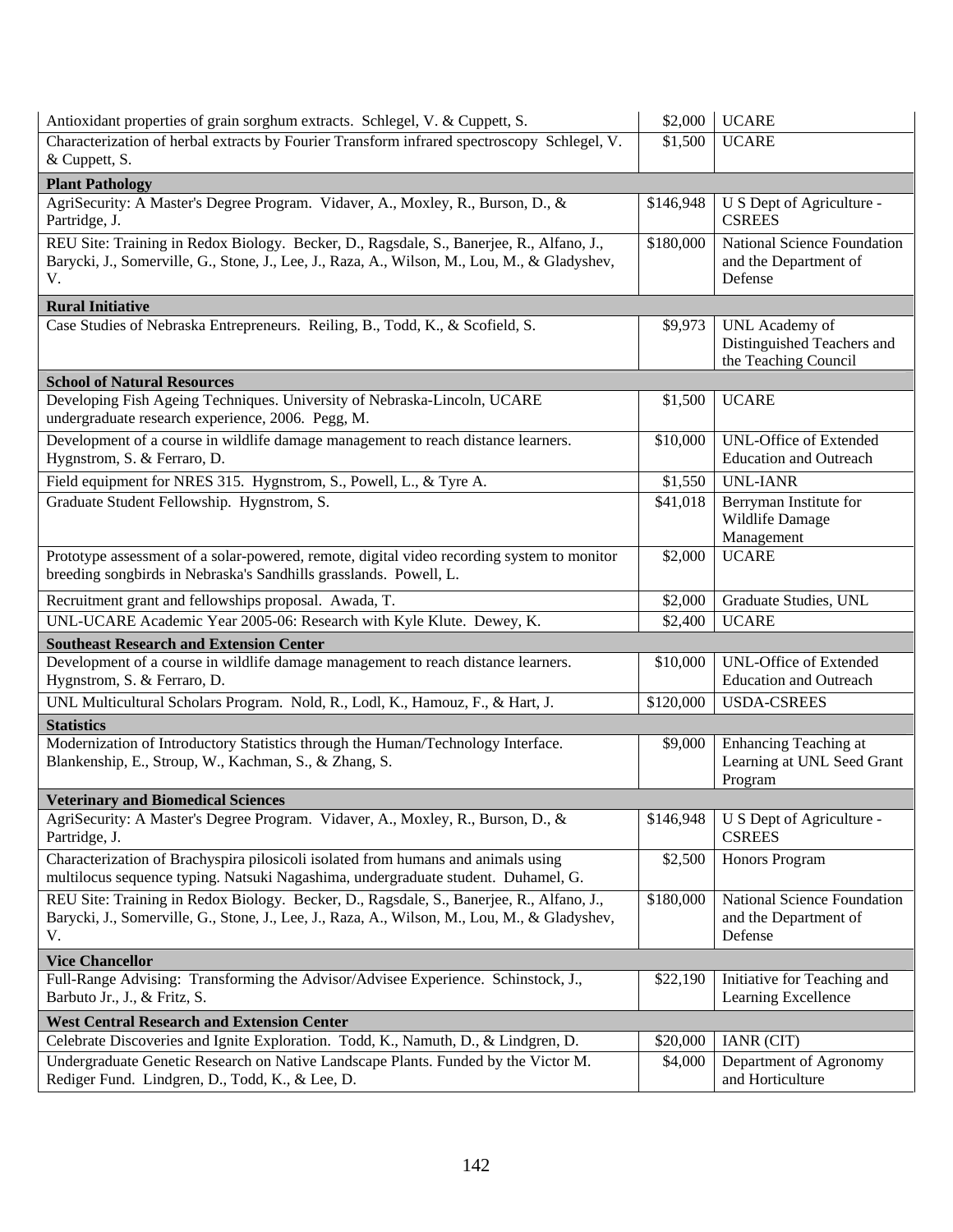| | | |
|---|---|---|
| Antioxidant properties of grain sorghum extracts. Schlegel, V. & Cuppett, S. | $2,000 | UCARE |
| Characterization of herbal extracts by Fourier Transform infrared spectroscopy Schlegel, V. & Cuppett, S. | $1,500 | UCARE |
| **Plant Pathology** | | |
| AgriSecurity: A Master's Degree Program. Vidaver, A., Moxley, R., Burson, D., & Partridge, J. | $146,948 | U S Dept of Agriculture - CSREES |
| REU Site: Training in Redox Biology. Becker, D., Ragsdale, S., Banerjee, R., Alfano, J., Barycki, J., Somerville, G., Stone, J., Lee, J., Raza, A., Wilson, M., Lou, M., & Gladyshev, V. | $180,000 | National Science Foundation and the Department of Defense |
| **Rural Initiative** | | |
| Case Studies of Nebraska Entrepreneurs. Reiling, B., Todd, K., & Scofield, S. | $9,973 | UNL Academy of Distinguished Teachers and the Teaching Council |
| **School of Natural Resources** | | |
| Developing Fish Ageing Techniques. University of Nebraska-Lincoln, UCARE undergraduate research experience, 2006. Pegg, M. | $1,500 | UCARE |
| Development of a course in wildlife damage management to reach distance learners. Hygnstrom, S. & Ferraro, D. | $10,000 | UNL-Office of Extended Education and Outreach |
| Field equipment for NRES 315. Hygnstrom, S., Powell, L., & Tyre A. | $1,550 | UNL-IANR |
| Graduate Student Fellowship. Hygnstrom, S. | $41,018 | Berryman Institute for Wildlife Damage Management |
| Prototype assessment of a solar-powered, remote, digital video recording system to monitor breeding songbirds in Nebraska's Sandhills grasslands. Powell, L. | $2,000 | UCARE |
| Recruitment grant and fellowships proposal. Awada, T. | $2,000 | Graduate Studies, UNL |
| UNL-UCARE Academic Year 2005-06: Research with Kyle Klute. Dewey, K. | $2,400 | UCARE |
| **Southeast Research and Extension Center** | | |
| Development of a course in wildlife damage management to reach distance learners. Hygnstrom, S. & Ferraro, D. | $10,000 | UNL-Office of Extended Education and Outreach |
| UNL Multicultural Scholars Program. Nold, R., Lodl, K., Hamouz, F., & Hart, J. | $120,000 | USDA-CSREES |
| **Statistics** | | |
| Modernization of Introductory Statistics through the Human/Technology Interface. Blankenship, E., Stroup, W., Kachman, S., & Zhang, S. | $9,000 | Enhancing Teaching at Learning at UNL Seed Grant Program |
| **Veterinary and Biomedical Sciences** | | |
| AgriSecurity: A Master's Degree Program. Vidaver, A., Moxley, R., Burson, D., & Partridge, J. | $146,948 | U S Dept of Agriculture - CSREES |
| Characterization of Brachyspira pilosicoli isolated from humans and animals using multilocus sequence typing. Natsuki Nagashima, undergraduate student. Duhamel, G. | $2,500 | Honors Program |
| REU Site: Training in Redox Biology. Becker, D., Ragsdale, S., Banerjee, R., Alfano, J., Barycki, J., Somerville, G., Stone, J., Lee, J., Raza, A., Wilson, M., Lou, M., & Gladyshev, V. | $180,000 | National Science Foundation and the Department of Defense |
| **Vice Chancellor** | | |
| Full-Range Advising: Transforming the Advisor/Advisee Experience. Schinstock, J., Barbuto Jr., J., & Fritz, S. | $22,190 | Initiative for Teaching and Learning Excellence |
| **West Central Research and Extension Center** | | |
| Celebrate Discoveries and Ignite Exploration. Todd, K., Namuth, D., & Lindgren, D. | $20,000 | IANR (CIT) |
| Undergraduate Genetic Research on Native Landscape Plants. Funded by the Victor M. Rediger Fund. Lindgren, D., Todd, K., & Lee, D. | $4,000 | Department of Agronomy and Horticulture |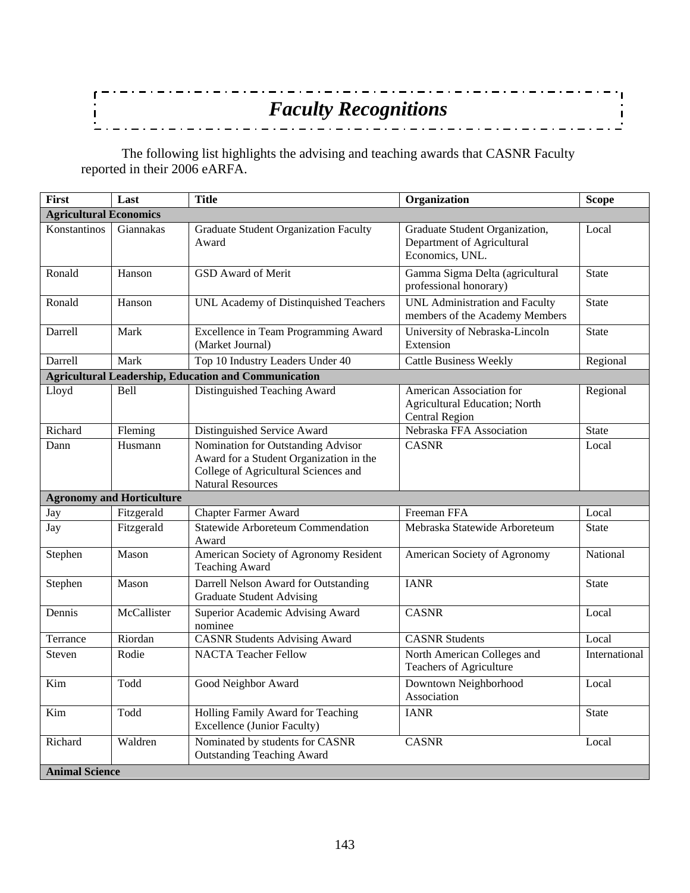# *Faculty Recognitions*

The following list highlights the advising and teaching awards that CASNR Faculty reported in their 2006 eARFA.

| First | Last | Title | Organization | Scope |
|---|---|---|---|---|
| **Agricultural Economics** | | | | |
| Konstantinos | Giannakas | Graduate Student Organization Faculty Award | Graduate Student Organization, Department of Agricultural Economics, UNL. | Local |
| Ronald | Hanson | GSD Award of Merit | Gamma Sigma Delta (agricultural professional honorary) | State |
| Ronald | Hanson | UNL Academy of Distinquished Teachers | UNL Administration and Faculty members of the Academy Members | State |
| Darrell | Mark | Excellence in Team Programming Award (Market Journal) | University of Nebraska-Lincoln Extension | State |
| Darrell | Mark | Top 10 Industry Leaders Under 40 | Cattle Business Weekly | Regional |
| **Agricultural Leadership, Education and Communication** | | | | |
| Lloyd | Bell | Distinguished Teaching Award | American Association for Agricultural Education; North Central Region | Regional |
| Richard | Fleming | Distinguished Service Award | Nebraska FFA Association | State |
| Dann | Husmann | Nomination for Outstanding Advisor Award for a Student Organization in the College of Agricultural Sciences and Natural Resources | CASNR | Local |
| **Agronomy and Horticulture** | | | | |
| Jay | Fitzgerald | Chapter Farmer Award | Freeman FFA | Local |
| Jay | Fitzgerald | Statewide Arboreteum Commendation Award | Mebraska Statewide Arboreteum | State |
| Stephen | Mason | American Society of Agronomy Resident Teaching Award | American Society of Agronomy | National |
| Stephen | Mason | Darrell Nelson Award for Outstanding Graduate Student Advising | IANR | State |
| Dennis | McCallister | Superior Academic Advising Award nominee | CASNR | Local |
| Terrance | Riordan | CASNR Students Advising Award | CASNR Students | Local |
| Steven | Rodie | NACTA Teacher Fellow | North American Colleges and Teachers of Agriculture | International |
| Kim | Todd | Good Neighbor Award | Downtown Neighborhood Association | Local |
| Kim | Todd | Holling Family Award for Teaching Excellence (Junior Faculty) | IANR | State |
| Richard | Waldren | Nominated by students for CASNR Outstanding Teaching Award | CASNR | Local |
| **Animal Science** | | | | |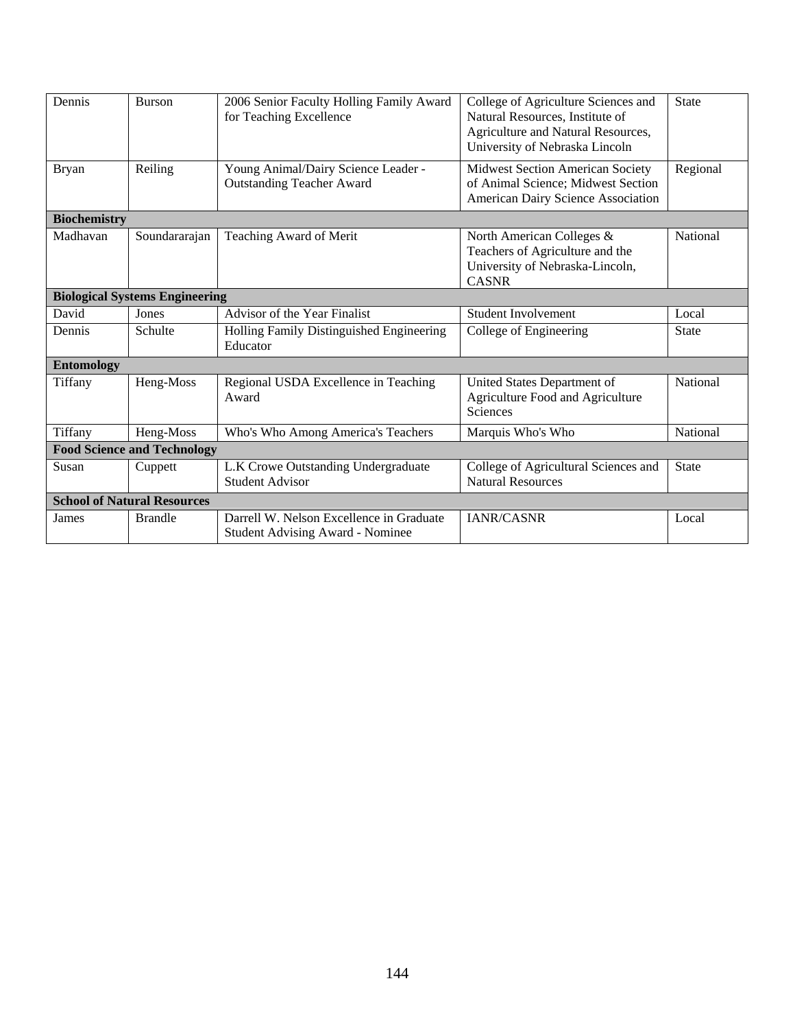| | | | | |
|---|---|---|---|---|
| Dennis | Burson | 2006 Senior Faculty Holling Family Award for Teaching Excellence | College of Agriculture Sciences and Natural Resources, Institute of Agriculture and Natural Resources, University of Nebraska Lincoln | State |
| Bryan | Reiling | Young Animal/Dairy Science Leader - Outstanding Teacher Award | Midwest Section American Society of Animal Science; Midwest Section American Dairy Science Association | Regional |
| **Biochemistry** | | | | |
| Madhavan | Soundararajan | Teaching Award of Merit | North American Colleges & Teachers of Agriculture and the University of Nebraska-Lincoln, CASNR | National |
| **Biological Systems Engineering** | | | | |
| David | Jones | Advisor of the Year Finalist | Student Involvement | Local |
| Dennis | Schulte | Holling Family Distinguished Engineering Educator | College of Engineering | State |
| **Entomology** | | | | |
| Tiffany | Heng-Moss | Regional USDA Excellence in Teaching Award | United States Department of Agriculture Food and Agriculture Sciences | National |
| Tiffany | Heng-Moss | Who's Who Among America's Teachers | Marquis Who's Who | National |
| **Food Science and Technology** | | | | |
| Susan | Cuppett | L.K Crowe Outstanding Undergraduate Student Advisor | College of Agricultural Sciences and Natural Resources | State |
| **School of Natural Resources** | | | | |
| James | Brandle | Darrell W. Nelson Excellence in Graduate Student Advising Award - Nominee | IANR/CASNR | Local |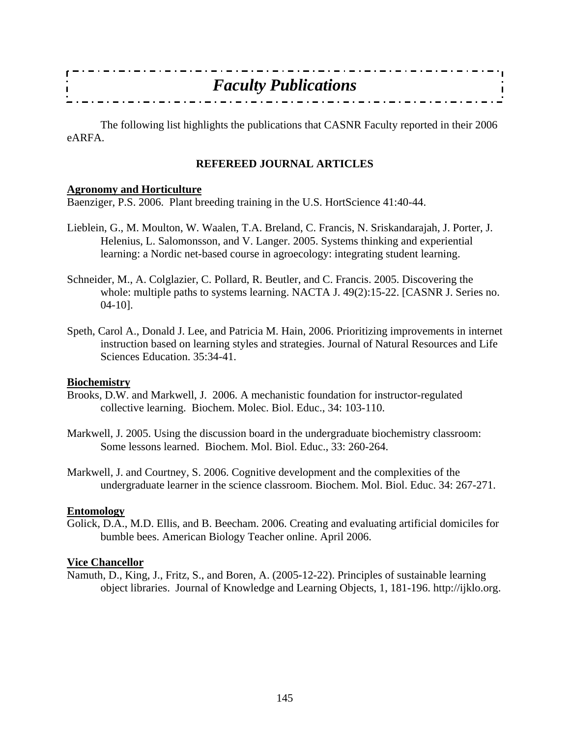# *Faculty Publications*

The following list highlights the publications that CASNR Faculty reported in their 2006 eARFA.

## REFEREED JOURNAL ARTICLES

**Agronomy and Horticulture**

Baenziger, P.S. 2006. Plant breeding training in the U.S. HortScience 41:40-44.

Lieblein, G., M. Moulton, W. Waalen, T.A. Breland, C. Francis, N. Sriskandarajah, J. Porter, J. Helenius, L. Salomonsson, and V. Langer. 2005. Systems thinking and experiential learning: a Nordic net-based course in agroecology: integrating student learning.

Schneider, M., A. Colglazier, C. Pollard, R. Beutler, and C. Francis. 2005. Discovering the whole: multiple paths to systems learning. NACTA J. 49(2):15-22. [CASNR J. Series no. 04-10].

Speth, Carol A., Donald J. Lee, and Patricia M. Hain, 2006. Prioritizing improvements in internet instruction based on learning styles and strategies. Journal of Natural Resources and Life Sciences Education. 35:34-41.

**Biochemistry**

Brooks, D.W. and Markwell, J. 2006. A mechanistic foundation for instructor-regulated collective learning. Biochem. Molec. Biol. Educ., 34: 103-110.

Markwell, J. 2005. Using the discussion board in the undergraduate biochemistry classroom: Some lessons learned. Biochem. Mol. Biol. Educ., 33: 260-264.

Markwell, J. and Courtney, S. 2006. Cognitive development and the complexities of the undergraduate learner in the science classroom. Biochem. Mol. Biol. Educ. 34: 267-271.

**Entomology**

Golick, D.A., M.D. Ellis, and B. Beecham. 2006. Creating and evaluating artificial domiciles for bumble bees. American Biology Teacher online. April 2006.

**Vice Chancellor**

Namuth, D., King, J., Fritz, S., and Boren, A. (2005-12-22). Principles of sustainable learning object libraries. Journal of Knowledge and Learning Objects, 1, 181-196. http://ijklo.org.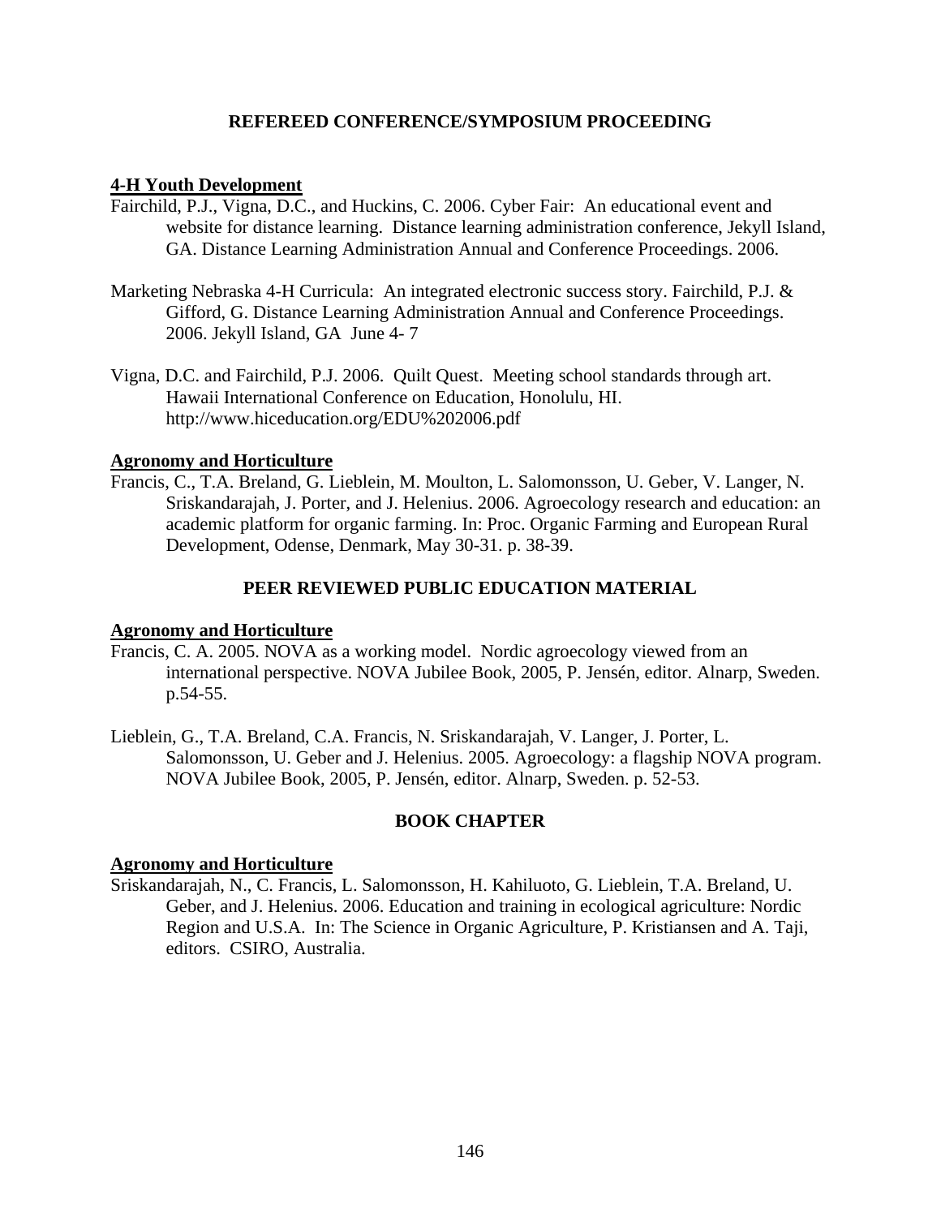## REFEREED CONFERENCE/SYMPOSIUM PROCEEDING

### 4-H Youth Development

Fairchild, P.J., Vigna, D.C., and Huckins, C. 2006. Cyber Fair: An educational event and website for distance learning. Distance learning administration conference, Jekyll Island, GA. Distance Learning Administration Annual and Conference Proceedings. 2006.

Marketing Nebraska 4-H Curricula: An integrated electronic success story. Fairchild, P.J. & Gifford, G. Distance Learning Administration Annual and Conference Proceedings. 2006. Jekyll Island, GA June 4- 7

Vigna, D.C. and Fairchild, P.J. 2006. Quilt Quest. Meeting school standards through art. Hawaii International Conference on Education, Honolulu, HI. http://www.hiceducation.org/EDU%202006.pdf

### Agronomy and Horticulture

Francis, C., T.A. Breland, G. Lieblein, M. Moulton, L. Salomonsson, U. Geber, V. Langer, N. Sriskandarajah, J. Porter, and J. Helenius. 2006. Agroecology research and education: an academic platform for organic farming. In: Proc. Organic Farming and European Rural Development, Odense, Denmark, May 30-31. p. 38-39.

## PEER REVIEWED PUBLIC EDUCATION MATERIAL

### Agronomy and Horticulture

Francis, C. A. 2005. NOVA as a working model. Nordic agroecology viewed from an international perspective. NOVA Jubilee Book, 2005, P. Jensén, editor. Alnarp, Sweden. p.54-55.

Lieblein, G., T.A. Breland, C.A. Francis, N. Sriskandarajah, V. Langer, J. Porter, L. Salomonsson, U. Geber and J. Helenius. 2005. Agroecology: a flagship NOVA program. NOVA Jubilee Book, 2005, P. Jensén, editor. Alnarp, Sweden. p. 52-53.

## BOOK CHAPTER

### Agronomy and Horticulture

Sriskandarajah, N., C. Francis, L. Salomonsson, H. Kahiluoto, G. Lieblein, T.A. Breland, U. Geber, and J. Helenius. 2006. Education and training in ecological agriculture: Nordic Region and U.S.A. In: The Science in Organic Agriculture, P. Kristiansen and A. Taji, editors. CSIRO, Australia.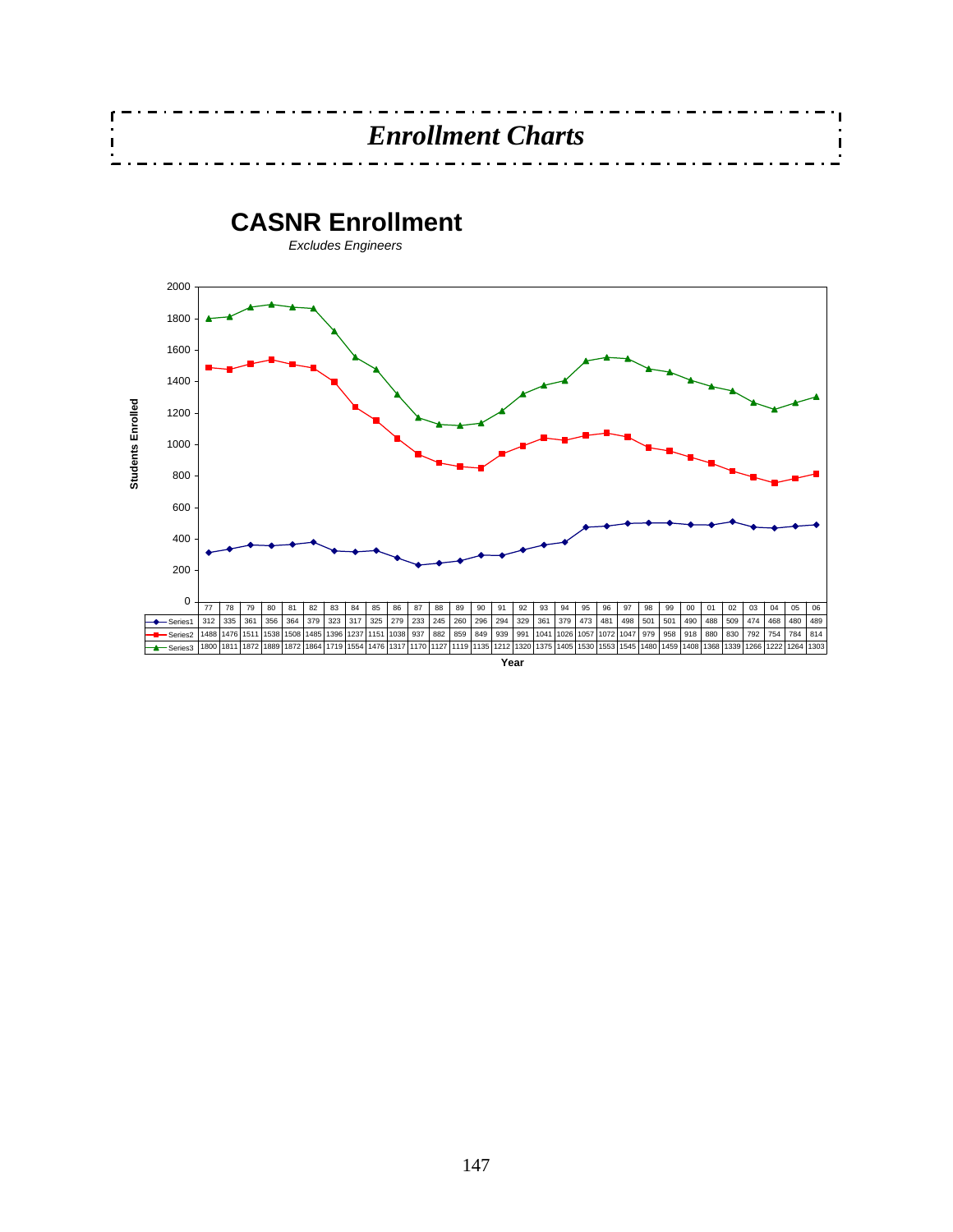# *Enrollment Charts*

## CASNR Enrollment

*Excludes Engineers*

| Year | 77 | 78 | 79 | 80 | 81 | 82 | 83 | 84 | 85 | 86 | 87 | 88 | 89 | 90 | 91 | 92 | 93 | 94 | 95 | 96 | 97 | 98 | 99 | 00 | 01 | 02 | 03 | 04 | 05 | 06 |
|---|---|---|---|---|---|---|---|---|---|---|---|---|---|---|---|---|---|---|---|---|---|---|---|---|---|---|---|---|---|---|
| Series1 | 312 | 335 | 361 | 356 | 364 | 379 | 323 | 317 | 325 | 279 | 233 | 245 | 260 | 296 | 294 | 329 | 361 | 379 | 473 | 481 | 498 | 501 | 501 | 490 | 488 | 509 | 474 | 468 | 480 | 489 |
| Series2 | 1488 | 1476 | 1511 | 1538 | 1508 | 1485 | 1396 | 1237 | 1151 | 1038 | 937 | 882 | 859 | 849 | 939 | 991 | 1041 | 1026 | 1057 | 1072 | 1047 | 979 | 958 | 918 | 880 | 830 | 792 | 754 | 784 | 814 |
| Series3 | 1800 | 1811 | 1872 | 1889 | 1872 | 1864 | 1719 | 1554 | 1476 | 1317 | 1170 | 1127 | 1119 | 1135 | 1212 | 1320 | 1375 | 1405 | 1530 | 1553 | 1545 | 1480 | 1459 | 1408 | 1368 | 1339 | 1266 | 1222 | 1264 | 1303 |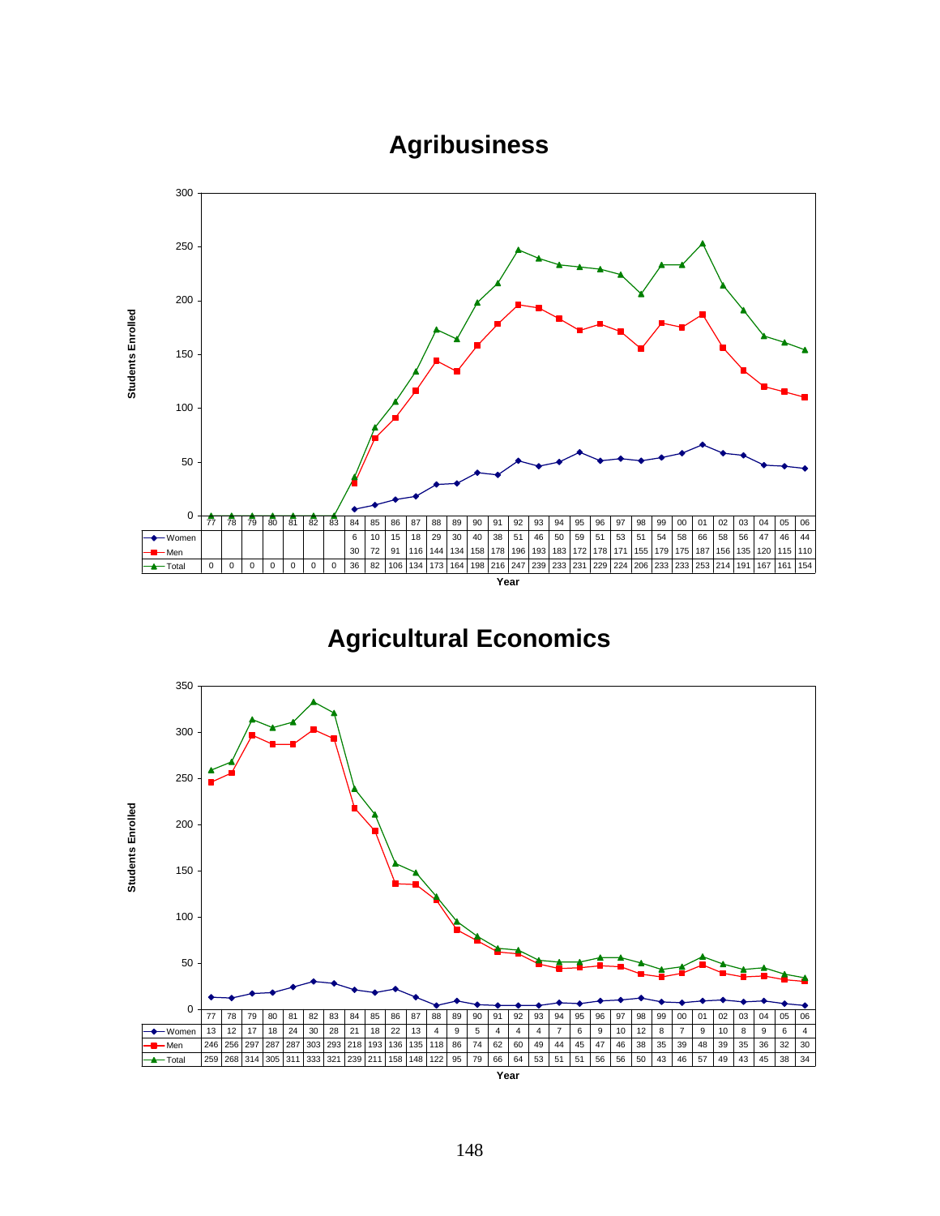## Agribusiness

| | 77 | 78 | 79 | 80 | 81 | 82 | 83 | 84 | 85 | 86 | 87 | 88 | 89 | 90 | 91 | 92 | 93 | 94 | 95 | 96 | 97 | 98 | 99 | 00 | 01 | 02 | 03 | 04 | 05 | 06 |
|---|---|---|---|---|---|---|---|---|---|---|---|---|---|---|---|---|---|---|---|---|---|---|---|---|---|---|---|---|---|---|
| Women | | | | | | | | 6 | 10 | 15 | 18 | 29 | 30 | 40 | 38 | 51 | 46 | 50 | 59 | 51 | 53 | 51 | 54 | 58 | 66 | 58 | 56 | 47 | 46 | 44 |
| Men | | | | | | | | 30 | 72 | 91 | 116 | 144 | 134 | 158 | 178 | 196 | 193 | 183 | 172 | 178 | 171 | 155 | 179 | 175 | 187 | 156 | 135 | 120 | 115 | 110 |
| Total | 0 | 0 | 0 | 0 | 0 | 0 | 0 | 36 | 82 | 106 | 134 | 173 | 164 | 198 | 216 | 247 | 239 | 233 | 231 | 229 | 224 | 206 | 233 | 233 | 253 | 214 | 191 | 167 | 161 | 154 |

Students Enrolled by Year

## Agricultural Economics

| | 77 | 78 | 79 | 80 | 81 | 82 | 83 | 84 | 85 | 86 | 87 | 88 | 89 | 90 | 91 | 92 | 93 | 94 | 95 | 96 | 97 | 98 | 99 | 00 | 01 | 02 | 03 | 04 | 05 | 06 |
|---|---|---|---|---|---|---|---|---|---|---|---|---|---|---|---|---|---|---|---|---|---|---|---|---|---|---|---|---|---|---|
| Women | 13 | 12 | 17 | 18 | 24 | 30 | 28 | 21 | 18 | 22 | 13 | 4 | 9 | 5 | 4 | 4 | 4 | 7 | 6 | 9 | 10 | 12 | 8 | 7 | 9 | 10 | 8 | 9 | 6 | 4 |
| Men | 246 | 256 | 297 | 287 | 287 | 303 | 293 | 218 | 193 | 136 | 135 | 118 | 86 | 74 | 62 | 60 | 49 | 44 | 45 | 47 | 46 | 38 | 35 | 39 | 48 | 39 | 35 | 36 | 32 | 30 |
| Total | 259 | 268 | 314 | 305 | 311 | 333 | 321 | 239 | 211 | 158 | 148 | 122 | 95 | 79 | 66 | 64 | 53 | 51 | 51 | 56 | 56 | 50 | 43 | 46 | 57 | 49 | 43 | 45 | 38 | 34 |

Students Enrolled by Year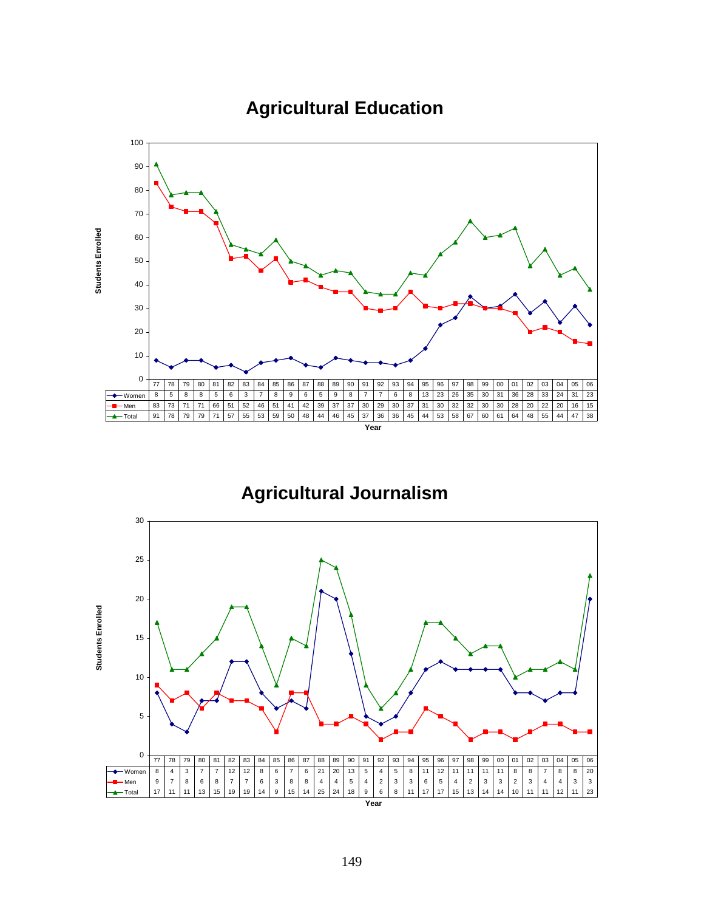## Agricultural Education

| Year | 77 | 78 | 79 | 80 | 81 | 82 | 83 | 84 | 85 | 86 | 87 | 88 | 89 | 90 | 91 | 92 | 93 | 94 | 95 | 96 | 97 | 98 | 99 | 00 | 01 | 02 | 03 | 04 | 05 | 06 |
|---|---|---|---|---|---|---|---|---|---|---|---|---|---|---|---|---|---|---|---|---|---|---|---|---|---|---|---|---|---|---|
| Women | 8 | 5 | 8 | 8 | 5 | 6 | 3 | 7 | 8 | 9 | 6 | 5 | 9 | 8 | 7 | 7 | 6 | 8 | 13 | 23 | 26 | 35 | 30 | 31 | 36 | 28 | 33 | 24 | 31 | 23 |
| Men | 83 | 73 | 71 | 71 | 66 | 51 | 52 | 46 | 51 | 41 | 42 | 39 | 37 | 37 | 30 | 29 | 30 | 37 | 31 | 30 | 32 | 32 | 30 | 30 | 28 | 20 | 22 | 20 | 16 | 15 |
| Total | 91 | 78 | 79 | 79 | 71 | 57 | 55 | 53 | 59 | 50 | 48 | 44 | 46 | 45 | 37 | 36 | 36 | 45 | 44 | 53 | 58 | 67 | 60 | 61 | 64 | 48 | 55 | 44 | 47 | 38 |

Students Enrolled (y-axis); Year (x-axis)

## Agricultural Journalism

| Year | 77 | 78 | 79 | 80 | 81 | 82 | 83 | 84 | 85 | 86 | 87 | 88 | 89 | 90 | 91 | 92 | 93 | 94 | 95 | 96 | 97 | 98 | 99 | 00 | 01 | 02 | 03 | 04 | 05 | 06 |
|---|---|---|---|---|---|---|---|---|---|---|---|---|---|---|---|---|---|---|---|---|---|---|---|---|---|---|---|---|---|---|
| Women | 8 | 4 | 3 | 7 | 7 | 12 | 12 | 8 | 6 | 7 | 6 | 21 | 20 | 13 | 5 | 4 | 5 | 8 | 11 | 12 | 11 | 11 | 11 | 11 | 8 | 8 | 7 | 8 | 8 | 20 |
| Men | 9 | 7 | 8 | 6 | 8 | 7 | 7 | 6 | 3 | 8 | 8 | 4 | 4 | 5 | 4 | 2 | 3 | 3 | 6 | 5 | 4 | 2 | 3 | 3 | 2 | 3 | 4 | 4 | 3 | 3 |
| Total | 17 | 11 | 11 | 13 | 15 | 19 | 19 | 14 | 9 | 15 | 14 | 25 | 24 | 18 | 9 | 6 | 8 | 11 | 17 | 17 | 15 | 13 | 14 | 14 | 10 | 11 | 11 | 12 | 11 | 23 |

Students Enrolled (y-axis); Year (x-axis)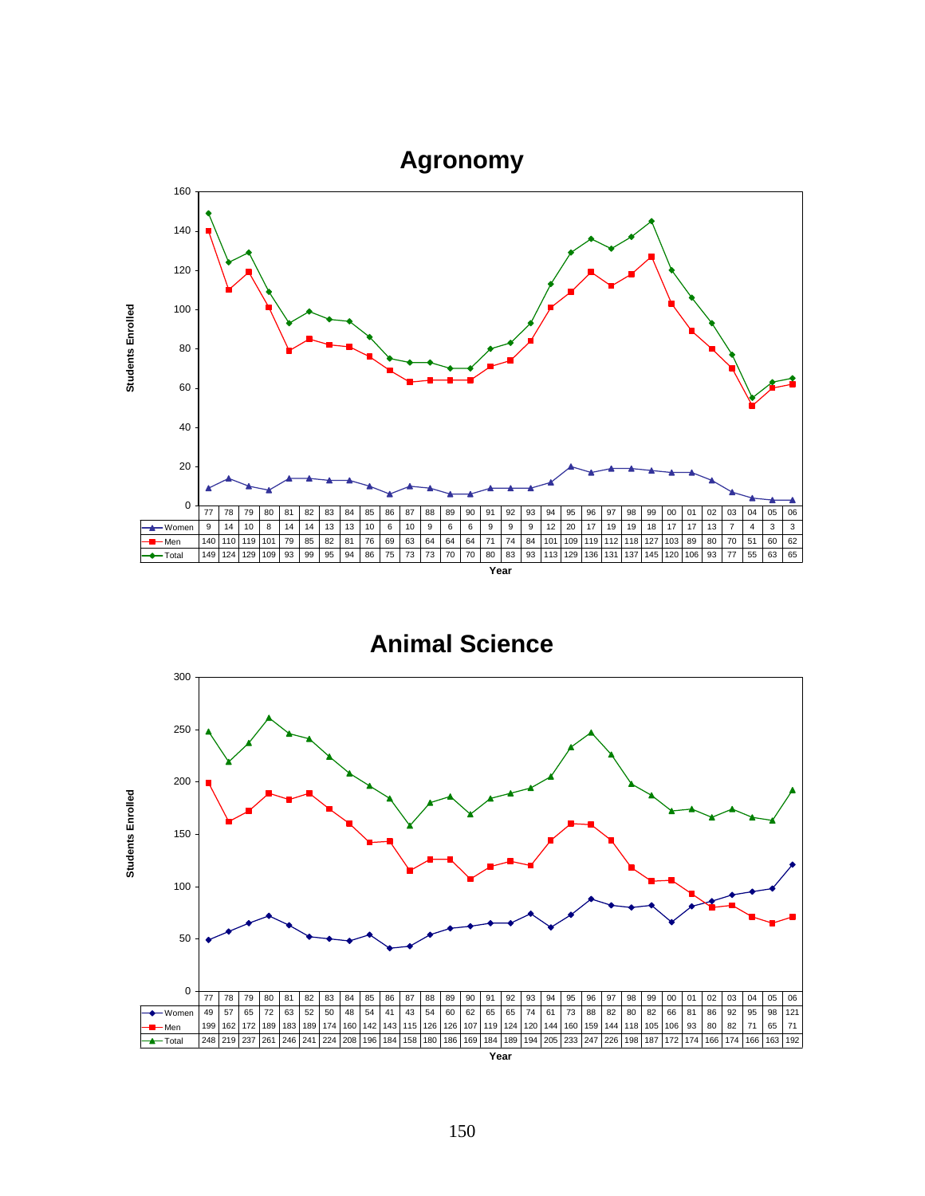## Agronomy

| Year | 77 | 78 | 79 | 80 | 81 | 82 | 83 | 84 | 85 | 86 | 87 | 88 | 89 | 90 | 91 | 92 | 93 | 94 | 95 | 96 | 97 | 98 | 99 | 00 | 01 | 02 | 03 | 04 | 05 | 06 |
|---|---|---|---|---|---|---|---|---|---|---|---|---|---|---|---|---|---|---|---|---|---|---|---|---|---|---|---|---|---|---|
| Women | 9 | 14 | 10 | 8 | 14 | 14 | 13 | 13 | 10 | 6 | 10 | 9 | 6 | 6 | 9 | 9 | 9 | 12 | 20 | 17 | 19 | 19 | 18 | 17 | 17 | 13 | 7 | 4 | 3 | 3 |
| Men | 140 | 110 | 119 | 101 | 79 | 85 | 82 | 81 | 76 | 69 | 63 | 64 | 64 | 64 | 71 | 74 | 84 | 101 | 109 | 119 | 112 | 118 | 127 | 103 | 89 | 80 | 70 | 51 | 60 | 62 |
| Total | 149 | 124 | 129 | 109 | 93 | 99 | 95 | 94 | 86 | 75 | 73 | 73 | 70 | 70 | 80 | 83 | 93 | 113 | 129 | 136 | 131 | 137 | 145 | 120 | 106 | 93 | 77 | 55 | 63 | 65 |

Students Enrolled

Year

## Animal Science

| Year | 77 | 78 | 79 | 80 | 81 | 82 | 83 | 84 | 85 | 86 | 87 | 88 | 89 | 90 | 91 | 92 | 93 | 94 | 95 | 96 | 97 | 98 | 99 | 00 | 01 | 02 | 03 | 04 | 05 | 06 |
|---|---|---|---|---|---|---|---|---|---|---|---|---|---|---|---|---|---|---|---|---|---|---|---|---|---|---|---|---|---|---|
| Women | 49 | 57 | 65 | 72 | 63 | 52 | 50 | 48 | 54 | 41 | 43 | 54 | 60 | 62 | 65 | 65 | 74 | 61 | 73 | 88 | 82 | 80 | 82 | 66 | 81 | 86 | 92 | 95 | 98 | 121 |
| Men | 199 | 162 | 172 | 189 | 183 | 189 | 174 | 160 | 142 | 143 | 115 | 126 | 126 | 107 | 119 | 124 | 120 | 144 | 160 | 159 | 144 | 118 | 105 | 106 | 93 | 80 | 82 | 71 | 65 | 71 |
| Total | 248 | 219 | 237 | 261 | 246 | 241 | 224 | 208 | 196 | 184 | 158 | 180 | 186 | 169 | 184 | 189 | 194 | 205 | 233 | 247 | 226 | 198 | 187 | 172 | 174 | 166 | 174 | 166 | 163 | 192 |

Students Enrolled

Year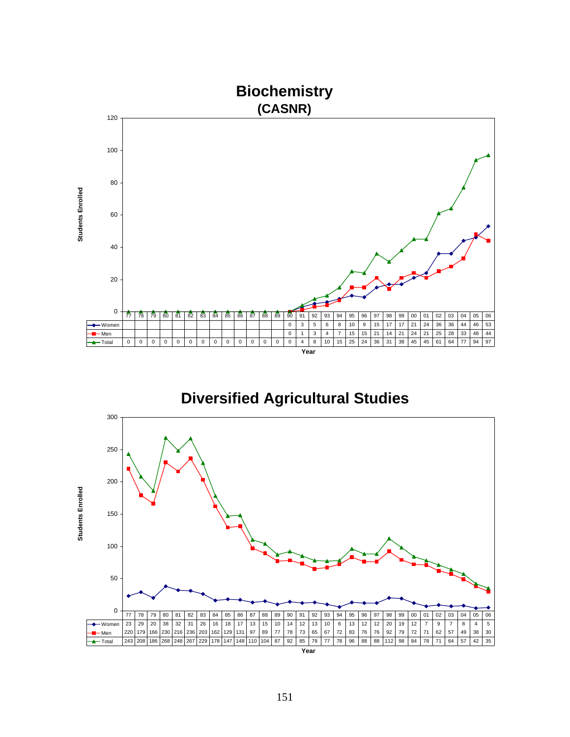# Biochemistry

## (CASNR)

| Year | 77 | 78 | 79 | 80 | 81 | 82 | 83 | 84 | 85 | 86 | 87 | 88 | 89 | 90 | 91 | 92 | 93 | 94 | 95 | 96 | 97 | 98 | 99 | 00 | 01 | 02 | 03 | 04 | 05 | 06 |
|---|---|---|---|---|---|---|---|---|---|---|---|---|---|---|---|---|---|---|---|---|---|---|---|---|---|---|---|---|---|---|
| Women | | | | | | | | | | | | | | 0 | 3 | 5 | 6 | 8 | 10 | 9 | 15 | 17 | 17 | 21 | 24 | 36 | 36 | 44 | 46 | 53 |
| Men | | | | | | | | | | | | | | 0 | 1 | 3 | 4 | 7 | 15 | 15 | 21 | 14 | 21 | 24 | 21 | 25 | 28 | 33 | 48 | 44 |
| Total | 0 | 0 | 0 | 0 | 0 | 0 | 0 | 0 | 0 | 0 | 0 | 0 | 0 | 0 | 4 | 8 | 10 | 15 | 25 | 24 | 36 | 31 | 38 | 45 | 45 | 61 | 64 | 77 | 94 | 97 |

Students Enrolled / Year

# Diversified Agricultural Studies

| Year | 77 | 78 | 79 | 80 | 81 | 82 | 83 | 84 | 85 | 86 | 87 | 88 | 89 | 90 | 91 | 92 | 93 | 94 | 95 | 96 | 97 | 98 | 99 | 00 | 01 | 02 | 03 | 04 | 05 | 06 |
|---|---|---|---|---|---|---|---|---|---|---|---|---|---|---|---|---|---|---|---|---|---|---|---|---|---|---|---|---|---|---|
| Women | 23 | 29 | 20 | 38 | 32 | 31 | 26 | 16 | 18 | 17 | 13 | 15 | 10 | 14 | 12 | 13 | 10 | 6 | 13 | 12 | 12 | 20 | 19 | 12 | 7 | 9 | 7 | 8 | 4 | 5 |
| Men | 220 | 179 | 166 | 230 | 216 | 236 | 203 | 162 | 129 | 131 | 97 | 89 | 77 | 78 | 73 | 65 | 67 | 72 | 83 | 76 | 76 | 92 | 79 | 72 | 71 | 62 | 57 | 49 | 38 | 30 |
| Total | 243 | 208 | 186 | 268 | 248 | 267 | 229 | 178 | 147 | 148 | 110 | 104 | 87 | 92 | 85 | 78 | 77 | 78 | 96 | 88 | 88 | 112 | 98 | 84 | 78 | 71 | 64 | 57 | 42 | 35 |

Students Enrolled / Year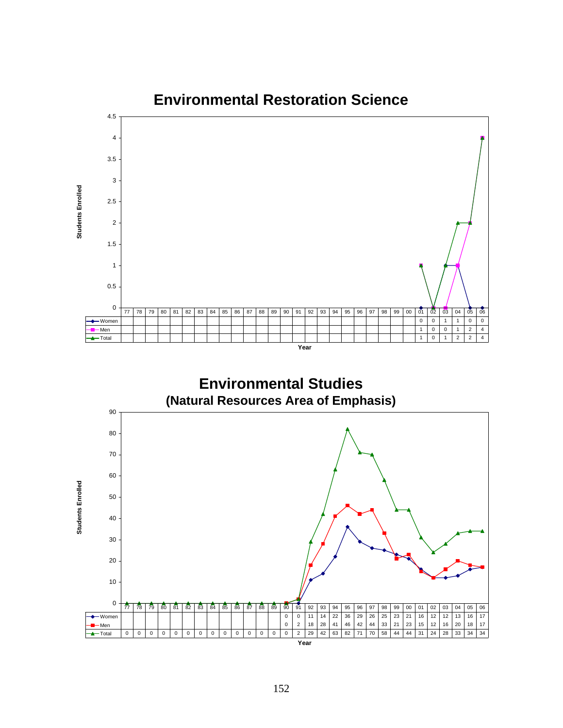## Environmental Restoration Science

| Year | 77 | 78 | 79 | 80 | 81 | 82 | 83 | 84 | 85 | 86 | 87 | 88 | 89 | 90 | 91 | 92 | 93 | 94 | 95 | 96 | 97 | 98 | 99 | 00 | 01 | 02 | 03 | 04 | 05 | 06 |
|---|---|---|---|---|---|---|---|---|---|---|---|---|---|---|---|---|---|---|---|---|---|---|---|---|---|---|---|---|---|---|
| Women | | | | | | | | | | | | | | | | | | | | | | | | | 0 | 0 | 1 | 1 | 0 | 0 |
| Men | | | | | | | | | | | | | | | | | | | | | | | | | 1 | 0 | 0 | 1 | 2 | 4 |
| Total | | | | | | | | | | | | | | | | | | | | | | | | | 1 | 0 | 1 | 2 | 2 | 4 |

## Environmental Studies
### (Natural Resources Area of Emphasis)

| Year | 77 | 78 | 79 | 80 | 81 | 82 | 83 | 84 | 85 | 86 | 87 | 88 | 89 | 90 | 91 | 92 | 93 | 94 | 95 | 96 | 97 | 98 | 99 | 00 | 01 | 02 | 03 | 04 | 05 | 06 |
|---|---|---|---|---|---|---|---|---|---|---|---|---|---|---|---|---|---|---|---|---|---|---|---|---|---|---|---|---|---|---|
| Women | | | | | | | | | | | | | | 0 | 0 | 11 | 14 | 22 | 36 | 29 | 26 | 25 | 23 | 21 | 16 | 12 | 12 | 13 | 16 | 17 |
| Men | | | | | | | | | | | | | | 0 | 2 | 18 | 28 | 41 | 46 | 42 | 44 | 33 | 21 | 23 | 15 | 12 | 16 | 20 | 18 | 17 |
| Total | 0 | 0 | 0 | 0 | 0 | 0 | 0 | 0 | 0 | 0 | 0 | 0 | 0 | 0 | 2 | 29 | 42 | 63 | 82 | 71 | 70 | 58 | 44 | 44 | 31 | 24 | 28 | 33 | 34 | 34 |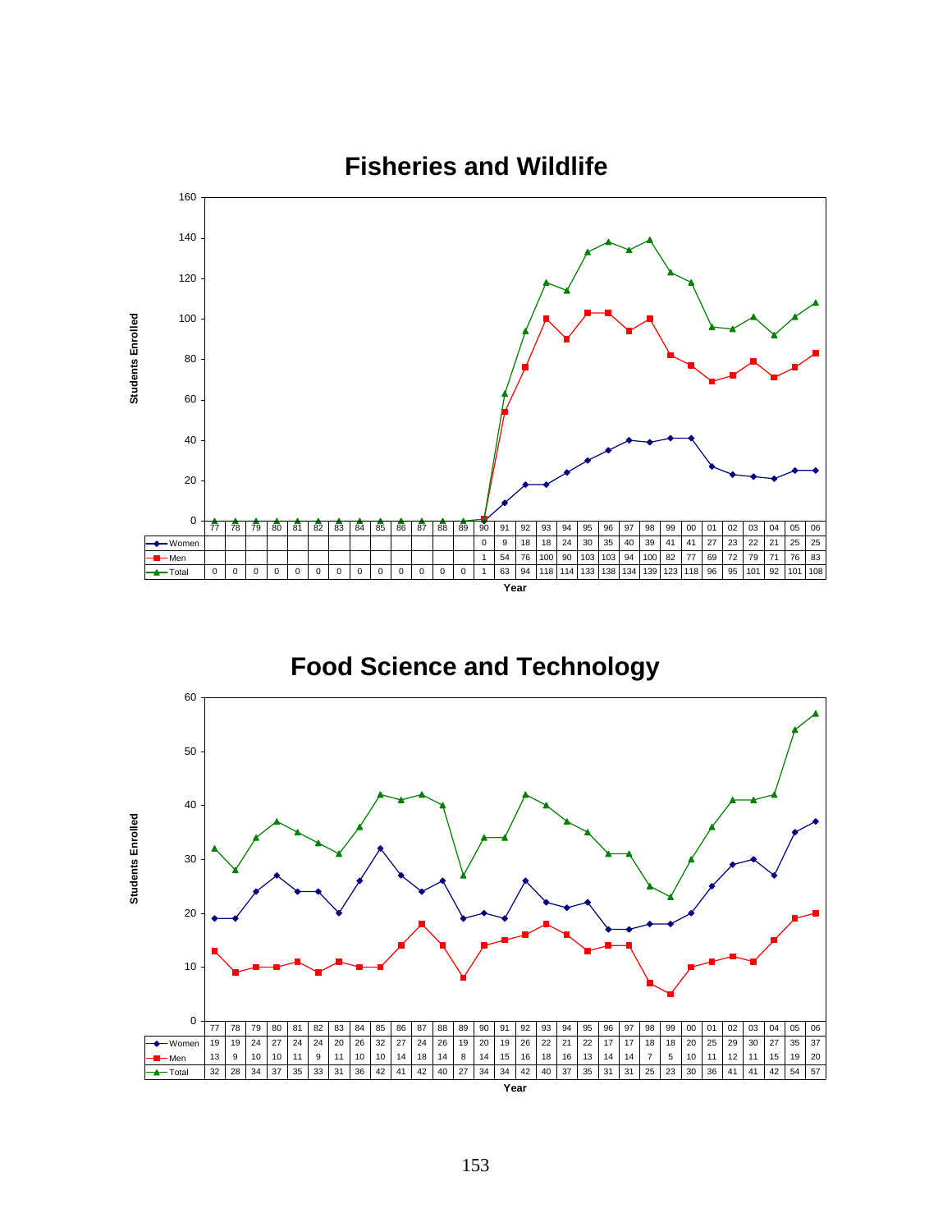## Fisheries and Wildlife

| | 77 | 78 | 79 | 80 | 81 | 82 | 83 | 84 | 85 | 86 | 87 | 88 | 89 | 90 | 91 | 92 | 93 | 94 | 95 | 96 | 97 | 98 | 99 | 00 | 01 | 02 | 03 | 04 | 05 | 06 |
|---|---|---|---|---|---|---|---|---|---|---|---|---|---|---|---|---|---|---|---|---|---|---|---|---|---|---|---|---|---|---|
| Women | | | | | | | | | | | | | | 0 | 9 | 18 | 18 | 24 | 30 | 35 | 40 | 39 | 41 | 41 | 27 | 23 | 22 | 21 | 25 | 25 |
| Men | | | | | | | | | | | | | | 1 | 54 | 76 | 100 | 90 | 103 | 103 | 94 | 100 | 82 | 77 | 69 | 72 | 79 | 71 | 76 | 83 |
| Total | 0 | 0 | 0 | 0 | 0 | 0 | 0 | 0 | 0 | 0 | 0 | 0 | 0 | 1 | 63 | 94 | 118 | 114 | 133 | 138 | 134 | 139 | 123 | 118 | 96 | 95 | 101 | 92 | 101 | 108 |

Students Enrolled / Year

## Food Science and Technology

| | 77 | 78 | 79 | 80 | 81 | 82 | 83 | 84 | 85 | 86 | 87 | 88 | 89 | 90 | 91 | 92 | 93 | 94 | 95 | 96 | 97 | 98 | 99 | 00 | 01 | 02 | 03 | 04 | 05 | 06 |
|---|---|---|---|---|---|---|---|---|---|---|---|---|---|---|---|---|---|---|---|---|---|---|---|---|---|---|---|---|---|---|
| Women | 19 | 19 | 24 | 27 | 24 | 24 | 20 | 26 | 32 | 27 | 24 | 26 | 19 | 20 | 19 | 26 | 22 | 21 | 22 | 17 | 17 | 18 | 18 | 20 | 25 | 29 | 30 | 27 | 35 | 37 |
| Men | 13 | 9 | 10 | 10 | 11 | 9 | 11 | 10 | 10 | 14 | 18 | 14 | 8 | 14 | 15 | 16 | 18 | 16 | 13 | 14 | 14 | 7 | 5 | 10 | 11 | 12 | 11 | 15 | 19 | 20 |
| Total | 32 | 28 | 34 | 37 | 35 | 33 | 31 | 36 | 42 | 41 | 42 | 40 | 27 | 34 | 34 | 42 | 40 | 37 | 35 | 31 | 31 | 25 | 23 | 30 | 36 | 41 | 41 | 42 | 54 | 57 |

Students Enrolled / Year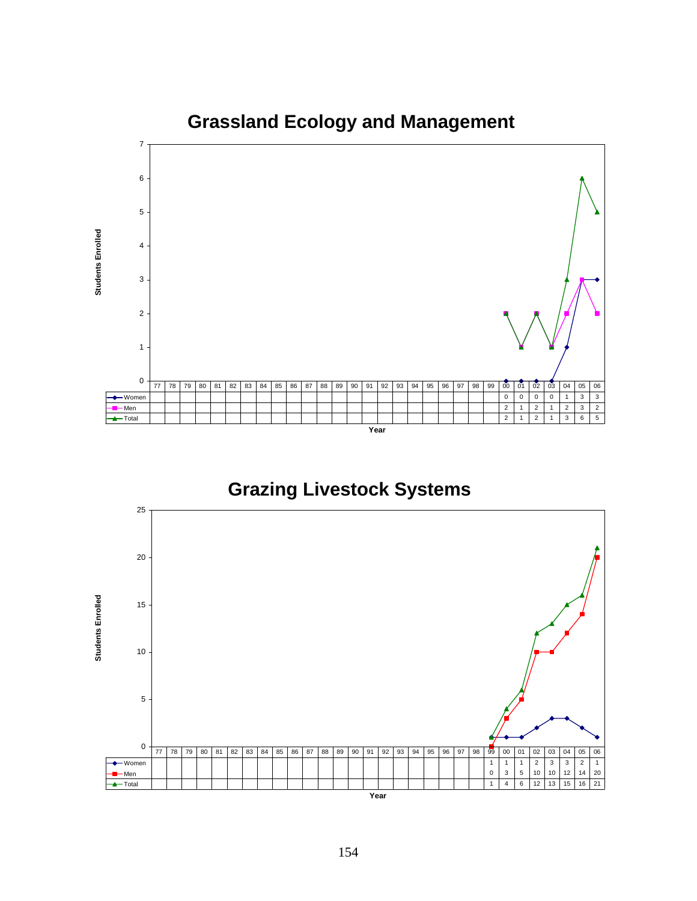## Grassland Ecology and Management

Students Enrolled

| | 77 | 78 | 79 | 80 | 81 | 82 | 83 | 84 | 85 | 86 | 87 | 88 | 89 | 90 | 91 | 92 | 93 | 94 | 95 | 96 | 97 | 98 | 99 | 00 | 01 | 02 | 03 | 04 | 05 | 06 |
|---|---|---|---|---|---|---|---|---|---|---|---|---|---|---|---|---|---|---|---|---|---|---|---|---|---|---|---|---|---|---|
| Women | | | | | | | | | | | | | | | | | | | | | | | | 0 | 0 | 0 | 0 | 1 | 3 | 3 |
| Men | | | | | | | | | | | | | | | | | | | | | | | | 2 | 1 | 2 | 1 | 2 | 3 | 2 |
| Total | | | | | | | | | | | | | | | | | | | | | | | | 2 | 1 | 2 | 1 | 3 | 6 | 5 |

Year

## Grazing Livestock Systems

Students Enrolled

| | 77 | 78 | 79 | 80 | 81 | 82 | 83 | 84 | 85 | 86 | 87 | 88 | 89 | 90 | 91 | 92 | 93 | 94 | 95 | 96 | 97 | 98 | 99 | 00 | 01 | 02 | 03 | 04 | 05 | 06 |
|---|---|---|---|---|---|---|---|---|---|---|---|---|---|---|---|---|---|---|---|---|---|---|---|---|---|---|---|---|---|---|
| Women | | | | | | | | | | | | | | | | | | | | | | | 1 | 1 | 1 | 2 | 3 | 3 | 2 | 1 |
| Men | | | | | | | | | | | | | | | | | | | | | | | 0 | 3 | 5 | 10 | 10 | 12 | 14 | 20 |
| Total | | | | | | | | | | | | | | | | | | | | | | | 1 | 4 | 6 | 12 | 13 | 15 | 16 | 21 |

Year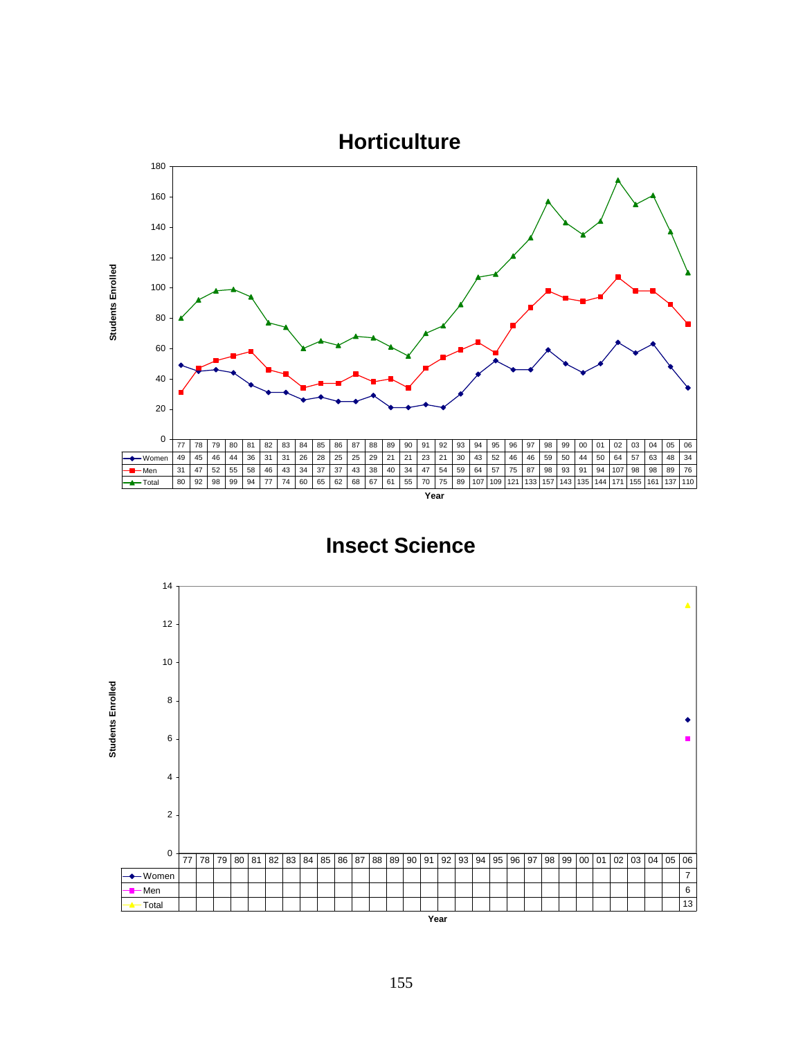# Horticulture

| | 77 | 78 | 79 | 80 | 81 | 82 | 83 | 84 | 85 | 86 | 87 | 88 | 89 | 90 | 91 | 92 | 93 | 94 | 95 | 96 | 97 | 98 | 99 | 00 | 01 | 02 | 03 | 04 | 05 | 06 |
|---|---|---|---|---|---|---|---|---|---|---|---|---|---|---|---|---|---|---|---|---|---|---|---|---|---|---|---|---|---|---|
| Women | 49 | 45 | 46 | 44 | 36 | 31 | 31 | 26 | 28 | 25 | 25 | 29 | 21 | 21 | 23 | 21 | 30 | 43 | 52 | 46 | 46 | 59 | 50 | 44 | 50 | 64 | 57 | 63 | 48 | 34 |
| Men | 31 | 47 | 52 | 55 | 58 | 46 | 43 | 34 | 37 | 37 | 43 | 38 | 40 | 34 | 47 | 54 | 59 | 64 | 57 | 75 | 87 | 98 | 93 | 91 | 94 | 107 | 98 | 98 | 89 | 76 |
| Total | 80 | 92 | 98 | 99 | 94 | 77 | 74 | 60 | 65 | 62 | 68 | 67 | 61 | 55 | 70 | 75 | 89 | 107 | 109 | 121 | 133 | 157 | 143 | 135 | 144 | 171 | 155 | 161 | 137 | 110 |

Students Enrolled / Year

# Insect Science

| | 77 | 78 | 79 | 80 | 81 | 82 | 83 | 84 | 85 | 86 | 87 | 88 | 89 | 90 | 91 | 92 | 93 | 94 | 95 | 96 | 97 | 98 | 99 | 00 | 01 | 02 | 03 | 04 | 05 | 06 |
|---|---|---|---|---|---|---|---|---|---|---|---|---|---|---|---|---|---|---|---|---|---|---|---|---|---|---|---|---|---|---|
| Women | | | | | | | | | | | | | | | | | | | | | | | | | | | | | | 7 |
| Men | | | | | | | | | | | | | | | | | | | | | | | | | | | | | | 6 |
| Total | | | | | | | | | | | | | | | | | | | | | | | | | | | | | | 13 |

Students Enrolled / Year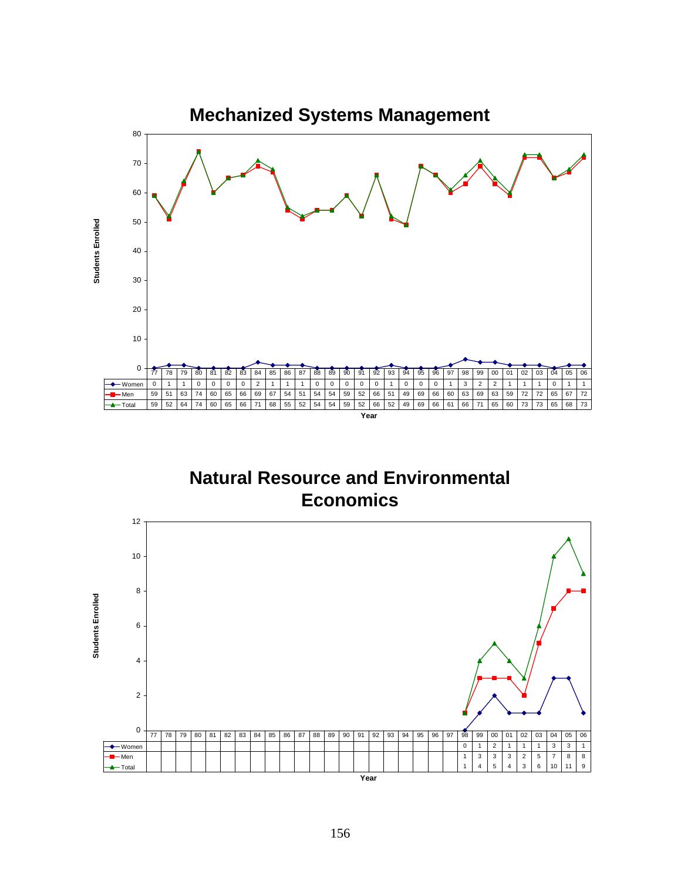# Mechanized Systems Management

Students Enrolled

| | 77 | 78 | 79 | 80 | 81 | 82 | 83 | 84 | 85 | 86 | 87 | 88 | 89 | 90 | 91 | 92 | 93 | 94 | 95 | 96 | 97 | 98 | 99 | 00 | 01 | 02 | 03 | 04 | 05 | 06 |
|---|---|---|---|---|---|---|---|---|---|---|---|---|---|---|---|---|---|---|---|---|---|---|---|---|---|---|---|---|---|---|
| Women | 0 | 1 | 1 | 0 | 0 | 0 | 0 | 2 | 1 | 1 | 1 | 0 | 0 | 0 | 0 | 0 | 1 | 0 | 0 | 0 | 1 | 3 | 2 | 2 | 1 | 1 | 1 | 0 | 1 | 1 |
| Men | 59 | 51 | 63 | 74 | 60 | 65 | 66 | 69 | 67 | 54 | 51 | 54 | 54 | 59 | 52 | 66 | 51 | 49 | 69 | 66 | 60 | 63 | 69 | 63 | 59 | 72 | 72 | 65 | 67 | 72 |
| Total | 59 | 52 | 64 | 74 | 60 | 65 | 66 | 71 | 68 | 55 | 52 | 54 | 54 | 59 | 52 | 66 | 52 | 49 | 69 | 66 | 61 | 66 | 71 | 65 | 60 | 73 | 73 | 65 | 68 | 73 |

Year

# Natural Resource and Environmental Economics

Students Enrolled

| | 77 | 78 | 79 | 80 | 81 | 82 | 83 | 84 | 85 | 86 | 87 | 88 | 89 | 90 | 91 | 92 | 93 | 94 | 95 | 96 | 97 | 98 | 99 | 00 | 01 | 02 | 03 | 04 | 05 | 06 |
|---|---|---|---|---|---|---|---|---|---|---|---|---|---|---|---|---|---|---|---|---|---|---|---|---|---|---|---|---|---|---|
| Women | | | | | | | | | | | | | | | | | | | | | | 0 | 1 | 2 | 1 | 1 | 1 | 3 | 3 | 1 |
| Men | | | | | | | | | | | | | | | | | | | | | | 1 | 3 | 3 | 3 | 2 | 5 | 7 | 8 | 8 |
| Total | | | | | | | | | | | | | | | | | | | | | | 1 | 4 | 5 | 4 | 3 | 6 | 10 | 11 | 9 |

Year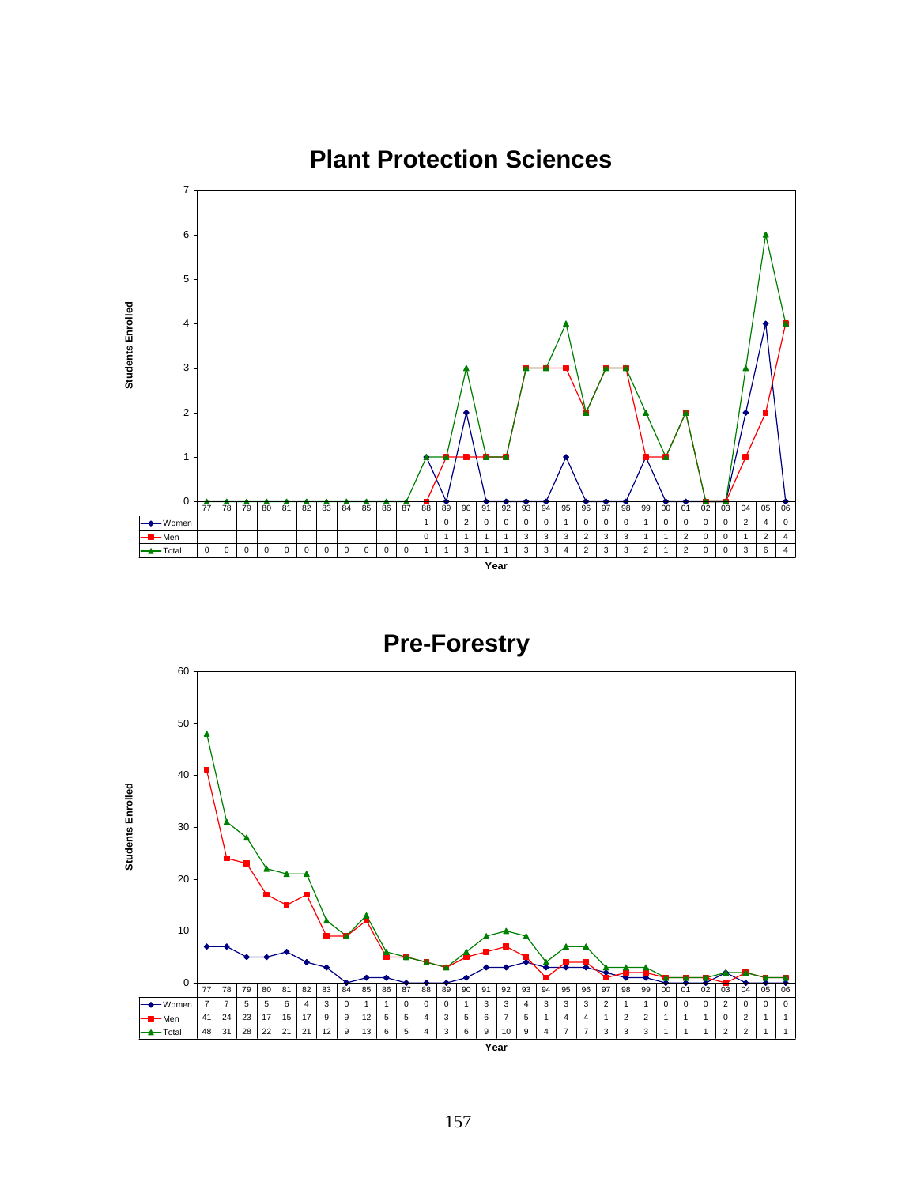## Plant Protection Sciences

| Year | 77 | 78 | 79 | 80 | 81 | 82 | 83 | 84 | 85 | 86 | 87 | 88 | 89 | 90 | 91 | 92 | 93 | 94 | 95 | 96 | 97 | 98 | 99 | 00 | 01 | 02 | 03 | 04 | 05 | 06 |
|---|---|---|---|---|---|---|---|---|---|---|---|---|---|---|---|---|---|---|---|---|---|---|---|---|---|---|---|---|---|---|
| Women | | | | | | | | | | | | 1 | 0 | 2 | 0 | 0 | 0 | 0 | 1 | 0 | 0 | 0 | 1 | 0 | 0 | 0 | 0 | 2 | 4 | 0 |
| Men | | | | | | | | | | | | 0 | 1 | 1 | 1 | 1 | 3 | 3 | 3 | 2 | 3 | 3 | 1 | 1 | 2 | 0 | 0 | 1 | 2 | 4 |
| Total | 0 | 0 | 0 | 0 | 0 | 0 | 0 | 0 | 0 | 0 | 0 | 1 | 1 | 3 | 1 | 1 | 3 | 3 | 4 | 2 | 3 | 3 | 2 | 1 | 2 | 0 | 0 | 3 | 6 | 4 |

Students Enrolled / Year

## Pre-Forestry

| Year | 77 | 78 | 79 | 80 | 81 | 82 | 83 | 84 | 85 | 86 | 87 | 88 | 89 | 90 | 91 | 92 | 93 | 94 | 95 | 96 | 97 | 98 | 99 | 00 | 01 | 02 | 03 | 04 | 05 | 06 |
|---|---|---|---|---|---|---|---|---|---|---|---|---|---|---|---|---|---|---|---|---|---|---|---|---|---|---|---|---|---|---|
| Women | 7 | 7 | 5 | 5 | 6 | 4 | 3 | 0 | 1 | 1 | 0 | 0 | 0 | 1 | 3 | 3 | 4 | 3 | 3 | 3 | 2 | 1 | 1 | 0 | 0 | 0 | 2 | 0 | 0 | 0 |
| Men | 41 | 24 | 23 | 17 | 15 | 17 | 9 | 9 | 12 | 5 | 5 | 4 | 3 | 5 | 6 | 7 | 5 | 1 | 4 | 4 | 1 | 2 | 2 | 1 | 1 | 1 | 0 | 2 | 1 | 1 |
| Total | 48 | 31 | 28 | 22 | 21 | 21 | 12 | 9 | 13 | 6 | 5 | 4 | 3 | 6 | 9 | 10 | 9 | 4 | 7 | 7 | 3 | 3 | 3 | 1 | 1 | 1 | 2 | 2 | 1 | 1 |

Students Enrolled / Year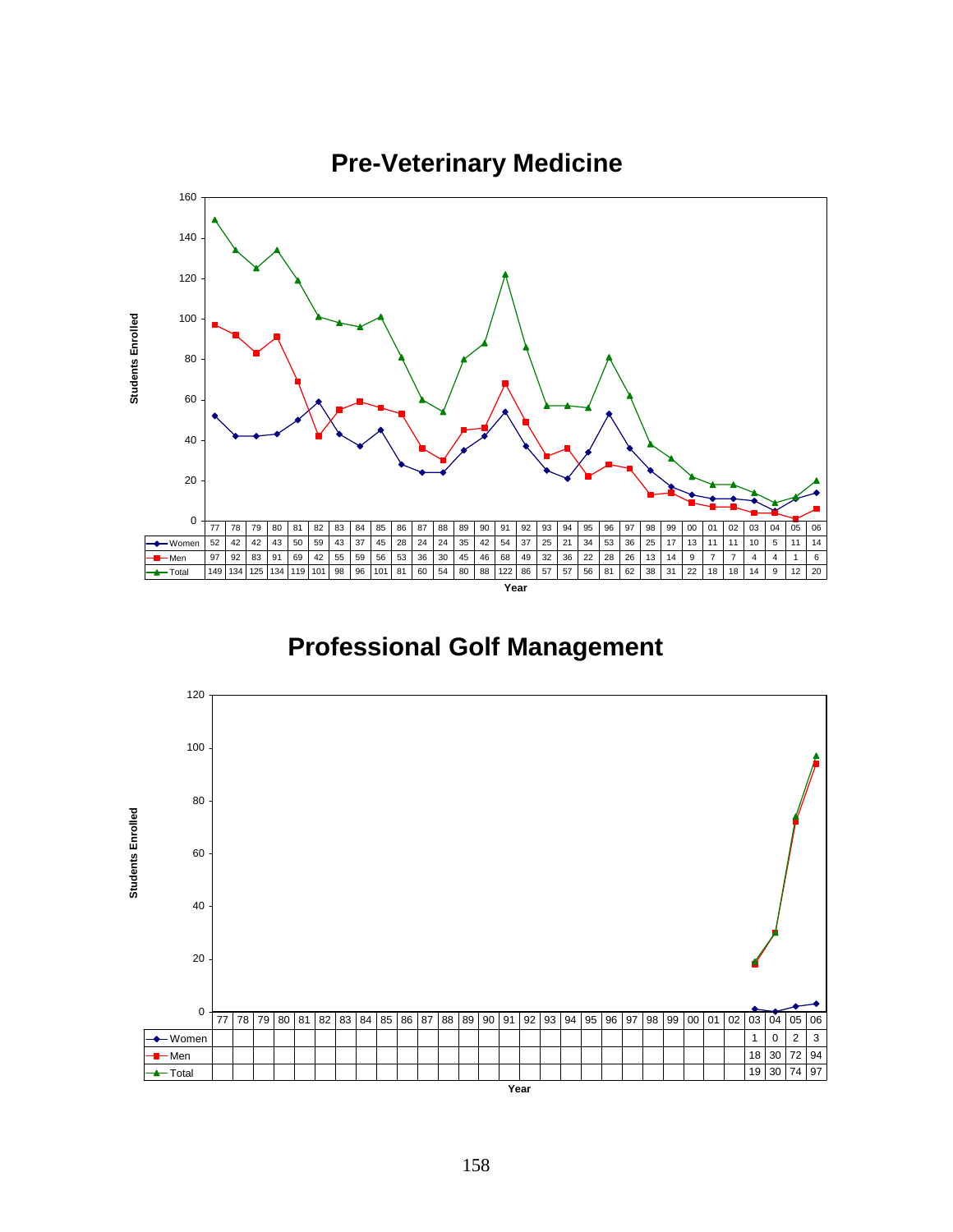# Pre-Veterinary Medicine

Students Enrolled

| | 77 | 78 | 79 | 80 | 81 | 82 | 83 | 84 | 85 | 86 | 87 | 88 | 89 | 90 | 91 | 92 | 93 | 94 | 95 | 96 | 97 | 98 | 99 | 00 | 01 | 02 | 03 | 04 | 05 | 06 |
|---|---|---|---|---|---|---|---|---|---|---|---|---|---|---|---|---|---|---|---|---|---|---|---|---|---|---|---|---|---|---|
| Women | 52 | 42 | 42 | 43 | 50 | 59 | 43 | 37 | 45 | 28 | 24 | 24 | 35 | 42 | 54 | 37 | 25 | 21 | 34 | 53 | 36 | 25 | 17 | 13 | 11 | 11 | 10 | 5 | 11 | 14 |
| Men | 97 | 92 | 83 | 91 | 69 | 42 | 55 | 59 | 56 | 53 | 36 | 30 | 45 | 46 | 68 | 49 | 32 | 36 | 22 | 28 | 26 | 13 | 14 | 9 | 7 | 7 | 4 | 4 | 1 | 6 |
| Total | 149 | 134 | 125 | 134 | 119 | 101 | 98 | 96 | 101 | 81 | 60 | 54 | 80 | 88 | 122 | 86 | 57 | 57 | 56 | 81 | 62 | 38 | 31 | 22 | 18 | 18 | 14 | 9 | 12 | 20 |

Year

# Professional Golf Management

Students Enrolled

| | 77 | 78 | 79 | 80 | 81 | 82 | 83 | 84 | 85 | 86 | 87 | 88 | 89 | 90 | 91 | 92 | 93 | 94 | 95 | 96 | 97 | 98 | 99 | 00 | 01 | 02 | 03 | 04 | 05 | 06 |
|---|---|---|---|---|---|---|---|---|---|---|---|---|---|---|---|---|---|---|---|---|---|---|---|---|---|---|---|---|---|---|
| Women | | | | | | | | | | | | | | | | | | | | | | | | | | | 1 | 0 | 2 | 3 |
| Men | | | | | | | | | | | | | | | | | | | | | | | | | | | 18 | 30 | 72 | 94 |
| Total | | | | | | | | | | | | | | | | | | | | | | | | | | | 19 | 30 | 74 | 97 |

Year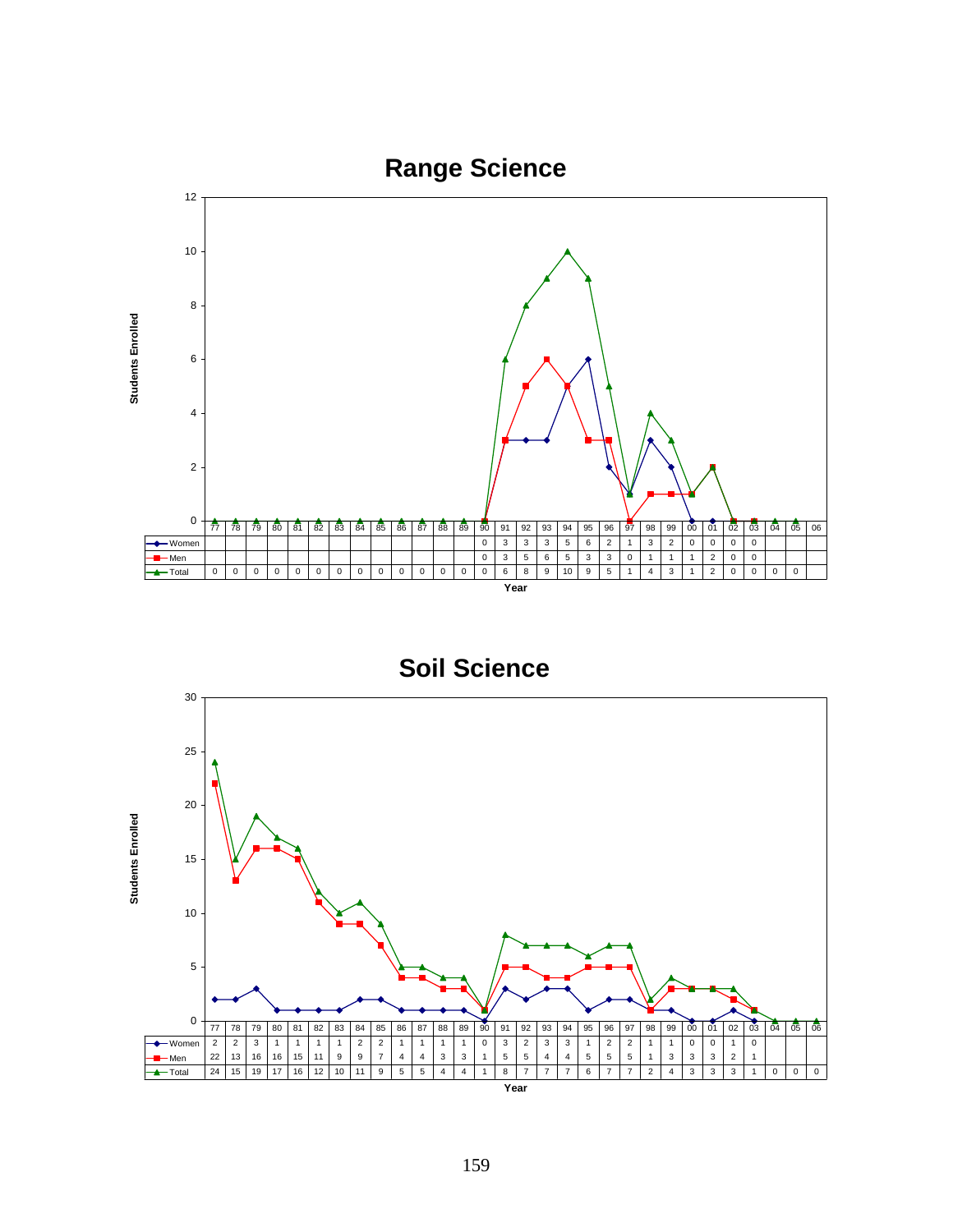## Range Science

| | 77 | 78 | 79 | 80 | 81 | 82 | 83 | 84 | 85 | 86 | 87 | 88 | 89 | 90 | 91 | 92 | 93 | 94 | 95 | 96 | 97 | 98 | 99 | 00 | 01 | 02 | 03 | 04 | 05 | 06 |
|---|---|---|---|---|---|---|---|---|---|---|---|---|---|---|---|---|---|---|---|---|---|---|---|---|---|---|---|---|---|---|
| Women | | | | | | | | | | | | | | 0 | 3 | 3 | 3 | 5 | 6 | 2 | 1 | 3 | 2 | 0 | 0 | 0 | 0 | | | |
| Men | | | | | | | | | | | | | | 0 | 3 | 5 | 6 | 5 | 3 | 3 | 0 | 1 | 1 | 1 | 2 | 0 | 0 | | | |
| Total | 0 | 0 | 0 | 0 | 0 | 0 | 0 | 0 | 0 | 0 | 0 | 0 | 0 | 0 | 6 | 8 | 9 | 10 | 9 | 5 | 1 | 4 | 3 | 1 | 2 | 0 | 0 | 0 | 0 | |

Students Enrolled / Year

## Soil Science

| | 77 | 78 | 79 | 80 | 81 | 82 | 83 | 84 | 85 | 86 | 87 | 88 | 89 | 90 | 91 | 92 | 93 | 94 | 95 | 96 | 97 | 98 | 99 | 00 | 01 | 02 | 03 | 04 | 05 | 06 |
|---|---|---|---|---|---|---|---|---|---|---|---|---|---|---|---|---|---|---|---|---|---|---|---|---|---|---|---|---|---|---|
| Women | 2 | 2 | 3 | 1 | 1 | 1 | 1 | 2 | 2 | 1 | 1 | 1 | 1 | 0 | 3 | 2 | 3 | 3 | 1 | 2 | 2 | 1 | 1 | 0 | 0 | 1 | 0 | | | |
| Men | 22 | 13 | 16 | 16 | 15 | 11 | 9 | 9 | 7 | 4 | 4 | 3 | 3 | 1 | 5 | 5 | 4 | 4 | 5 | 5 | 5 | 1 | 3 | 3 | 3 | 2 | 1 | | | |
| Total | 24 | 15 | 19 | 17 | 16 | 12 | 10 | 11 | 9 | 5 | 5 | 4 | 4 | 1 | 8 | 7 | 7 | 7 | 6 | 7 | 7 | 2 | 4 | 3 | 3 | 3 | 1 | 0 | 0 | 0 |

Students Enrolled / Year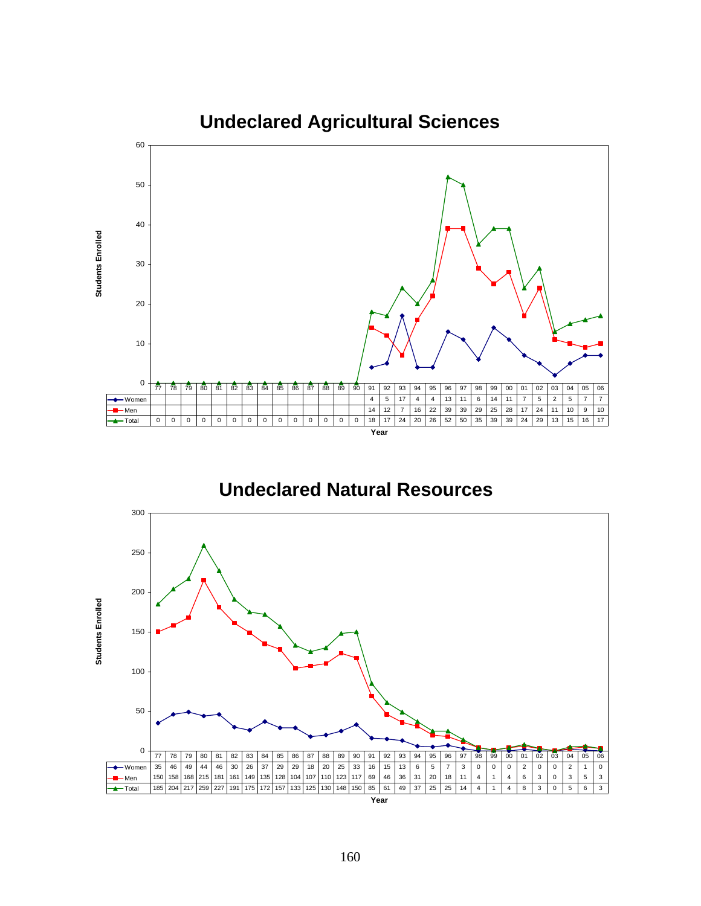## Undeclared Agricultural Sciences

| Year | 77 | 78 | 79 | 80 | 81 | 82 | 83 | 84 | 85 | 86 | 87 | 88 | 89 | 90 | 91 | 92 | 93 | 94 | 95 | 96 | 97 | 98 | 99 | 00 | 01 | 02 | 03 | 04 | 05 | 06 |
|---|---|---|---|---|---|---|---|---|---|---|---|---|---|---|---|---|---|---|---|---|---|---|---|---|---|---|---|---|---|---|
| Women | | | | | | | | | | | | | | | 4 | 5 | 17 | 4 | 4 | 13 | 11 | 6 | 14 | 11 | 7 | 5 | 2 | 5 | 7 | 7 |
| Men | | | | | | | | | | | | | | | 14 | 12 | 7 | 16 | 22 | 39 | 39 | 29 | 25 | 28 | 17 | 24 | 11 | 10 | 9 | 10 |
| Total | 0 | 0 | 0 | 0 | 0 | 0 | 0 | 0 | 0 | 0 | 0 | 0 | 0 | 0 | 18 | 17 | 24 | 20 | 26 | 52 | 50 | 35 | 39 | 39 | 24 | 29 | 13 | 15 | 16 | 17 |

Students Enrolled / Year

## Undeclared Natural Resources

| Year | 77 | 78 | 79 | 80 | 81 | 82 | 83 | 84 | 85 | 86 | 87 | 88 | 89 | 90 | 91 | 92 | 93 | 94 | 95 | 96 | 97 | 98 | 99 | 00 | 01 | 02 | 03 | 04 | 05 | 06 |
|---|---|---|---|---|---|---|---|---|---|---|---|---|---|---|---|---|---|---|---|---|---|---|---|---|---|---|---|---|---|---|
| Women | 35 | 46 | 49 | 44 | 46 | 30 | 26 | 37 | 29 | 29 | 18 | 20 | 25 | 33 | 16 | 15 | 13 | 6 | 5 | 7 | 3 | 0 | 0 | 0 | 2 | 0 | 0 | 2 | 1 | 0 |
| Men | 150 | 158 | 168 | 215 | 181 | 161 | 149 | 135 | 128 | 104 | 107 | 110 | 123 | 117 | 69 | 46 | 36 | 31 | 20 | 18 | 11 | 4 | 1 | 4 | 6 | 3 | 0 | 3 | 5 | 3 |
| Total | 185 | 204 | 217 | 259 | 227 | 191 | 175 | 172 | 157 | 133 | 125 | 130 | 148 | 150 | 85 | 61 | 49 | 37 | 25 | 25 | 14 | 4 | 1 | 4 | 8 | 3 | 0 | 5 | 6 | 3 |

Students Enrolled / Year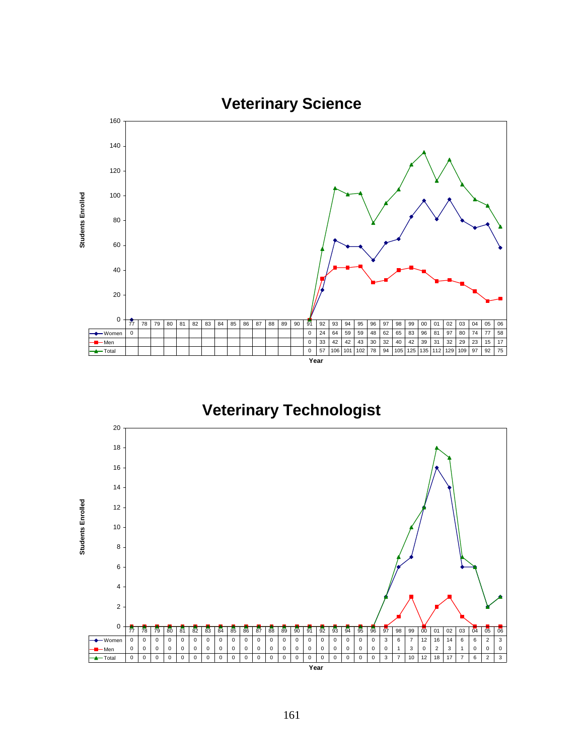# Veterinary Science

Students Enrolled

| | 77 | 78 | 79 | 80 | 81 | 82 | 83 | 84 | 85 | 86 | 87 | 88 | 89 | 90 | 91 | 92 | 93 | 94 | 95 | 96 | 97 | 98 | 99 | 00 | 01 | 02 | 03 | 04 | 05 | 06 |
|---|---|---|---|---|---|---|---|---|---|---|---|---|---|---|---|---|---|---|---|---|---|---|---|---|---|---|---|---|---|---|
| Women | 0 | | | | | | | | | | | | | | 0 | 24 | 64 | 59 | 59 | 48 | 62 | 65 | 83 | 96 | 81 | 97 | 80 | 74 | 77 | 58 |
| Men | | | | | | | | | | | | | | | 0 | 33 | 42 | 42 | 43 | 30 | 32 | 40 | 42 | 39 | 31 | 32 | 29 | 23 | 15 | 17 |
| Total | | | | | | | | | | | | | | | 0 | 57 | 106 | 101 | 102 | 78 | 94 | 105 | 125 | 135 | 112 | 129 | 109 | 97 | 92 | 75 |

Year

# Veterinary Technologist

Students Enrolled

| | 77 | 78 | 79 | 80 | 81 | 82 | 83 | 84 | 85 | 86 | 87 | 88 | 89 | 90 | 91 | 92 | 93 | 94 | 95 | 96 | 97 | 98 | 99 | 00 | 01 | 02 | 03 | 04 | 05 | 06 |
|---|---|---|---|---|---|---|---|---|---|---|---|---|---|---|---|---|---|---|---|---|---|---|---|---|---|---|---|---|---|---|
| Women | 0 | 0 | 0 | 0 | 0 | 0 | 0 | 0 | 0 | 0 | 0 | 0 | 0 | 0 | 0 | 0 | 0 | 0 | 0 | 0 | 3 | 6 | 7 | 12 | 16 | 14 | 6 | 6 | 2 | 3 |
| Men | 0 | 0 | 0 | 0 | 0 | 0 | 0 | 0 | 0 | 0 | 0 | 0 | 0 | 0 | 0 | 0 | 0 | 0 | 0 | 0 | 0 | 1 | 3 | 0 | 2 | 3 | 1 | 0 | 0 | 0 |
| Total | 0 | 0 | 0 | 0 | 0 | 0 | 0 | 0 | 0 | 0 | 0 | 0 | 0 | 0 | 0 | 0 | 0 | 0 | 0 | 0 | 3 | 7 | 10 | 12 | 18 | 17 | 7 | 6 | 2 | 3 |

Year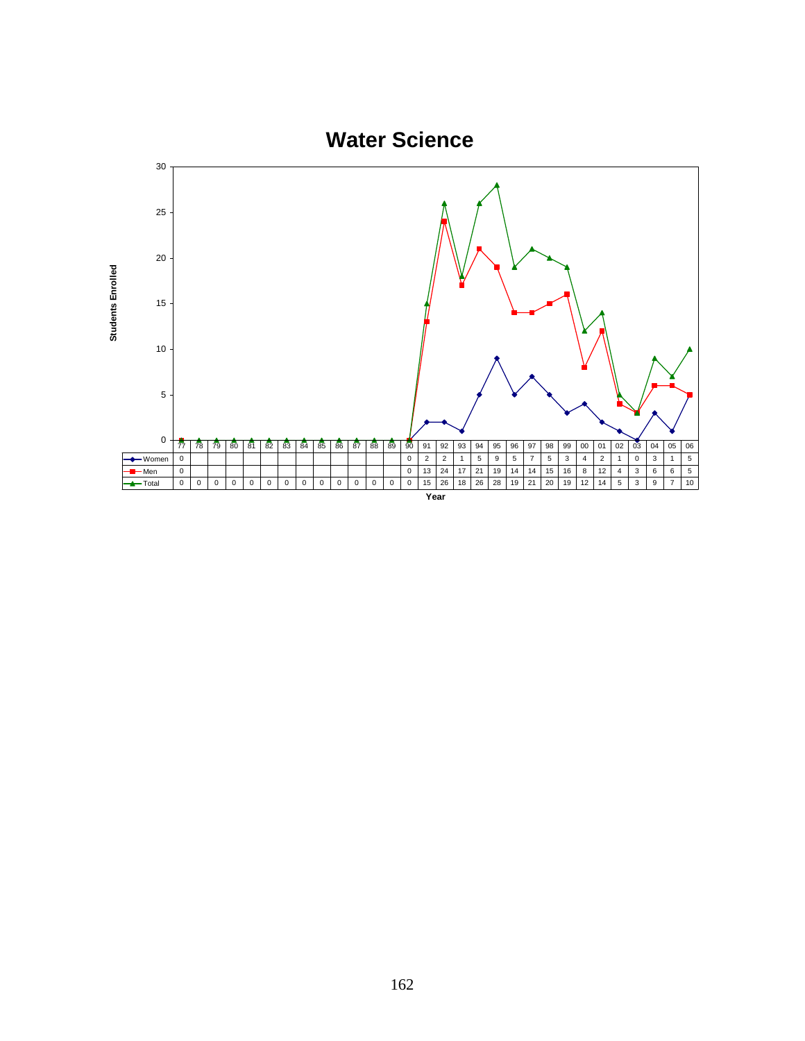# Water Science

**Students Enrolled**

| Year | 77 | 78 | 79 | 80 | 81 | 82 | 83 | 84 | 85 | 86 | 87 | 88 | 89 | 90 | 91 | 92 | 93 | 94 | 95 | 96 | 97 | 98 | 99 | 00 | 01 | 02 | 03 | 04 | 05 | 06 |
|---|---|---|---|---|---|---|---|---|---|---|---|---|---|---|---|---|---|---|---|---|---|---|---|---|---|---|---|---|---|---|
| Women | 0 | | | | | | | | | | | | | 0 | 2 | 2 | 1 | 5 | 9 | 5 | 7 | 5 | 3 | 4 | 2 | 1 | 0 | 3 | 1 | 5 |
| Men | 0 | | | | | | | | | | | | | 0 | 13 | 24 | 17 | 21 | 19 | 14 | 14 | 15 | 16 | 8 | 12 | 4 | 3 | 6 | 6 | 5 |
| Total | 0 | 0 | 0 | 0 | 0 | 0 | 0 | 0 | 0 | 0 | 0 | 0 | 0 | 0 | 15 | 26 | 18 | 26 | 28 | 19 | 21 | 20 | 19 | 12 | 14 | 5 | 3 | 9 | 7 | 10 |

**Year**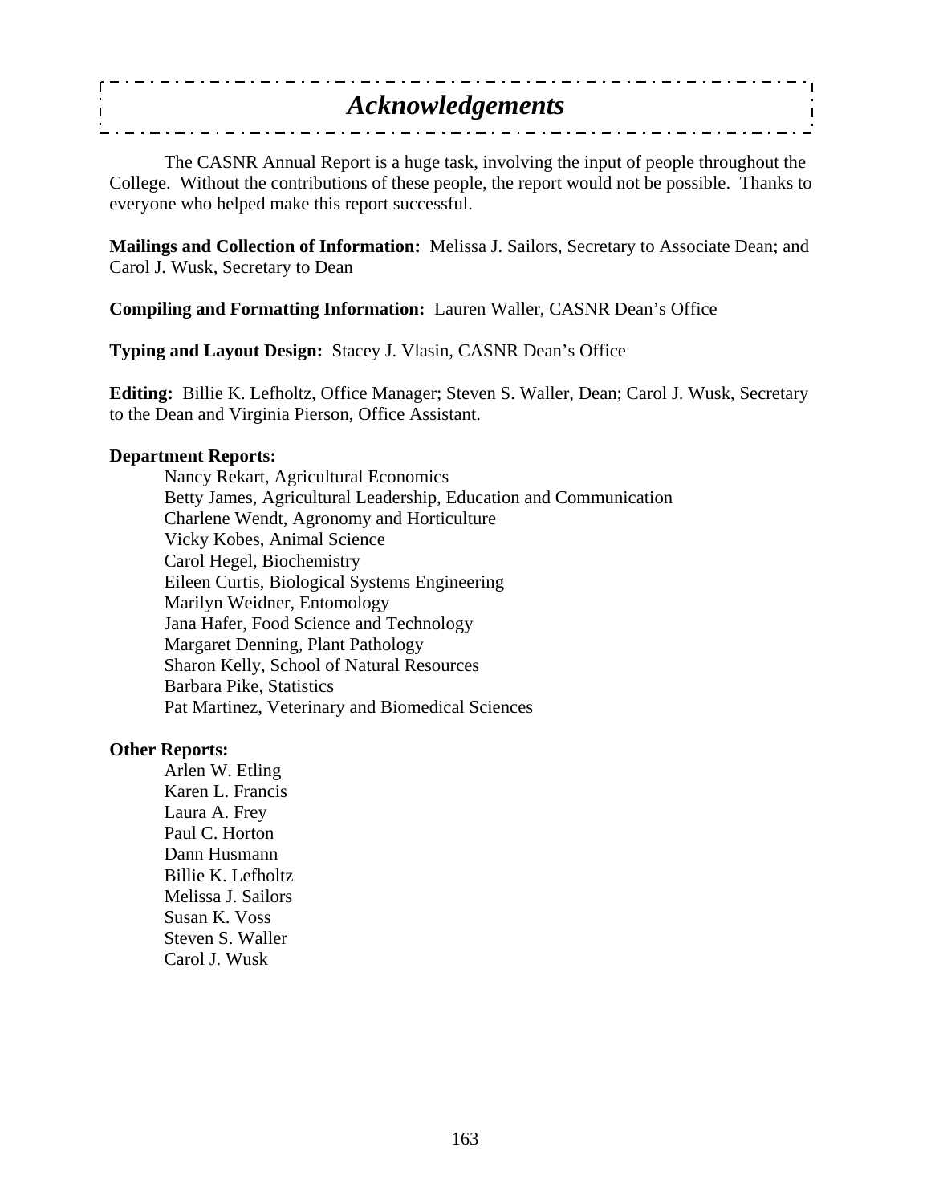# *Acknowledgements*

The CASNR Annual Report is a huge task, involving the input of people throughout the College. Without the contributions of these people, the report would not be possible. Thanks to everyone who helped make this report successful.

**Mailings and Collection of Information:** Melissa J. Sailors, Secretary to Associate Dean; and Carol J. Wusk, Secretary to Dean

**Compiling and Formatting Information:** Lauren Waller, CASNR Dean's Office

**Typing and Layout Design:** Stacey J. Vlasin, CASNR Dean's Office

**Editing:** Billie K. Lefholtz, Office Manager; Steven S. Waller, Dean; Carol J. Wusk, Secretary to the Dean and Virginia Pierson, Office Assistant.

**Department Reports:**

Nancy Rekart, Agricultural Economics
Betty James, Agricultural Leadership, Education and Communication
Charlene Wendt, Agronomy and Horticulture
Vicky Kobes, Animal Science
Carol Hegel, Biochemistry
Eileen Curtis, Biological Systems Engineering
Marilyn Weidner, Entomology
Jana Hafer, Food Science and Technology
Margaret Denning, Plant Pathology
Sharon Kelly, School of Natural Resources
Barbara Pike, Statistics
Pat Martinez, Veterinary and Biomedical Sciences

**Other Reports:**

Arlen W. Etling
Karen L. Francis
Laura A. Frey
Paul C. Horton
Dann Husmann
Billie K. Lefholtz
Melissa J. Sailors
Susan K. Voss
Steven S. Waller
Carol J. Wusk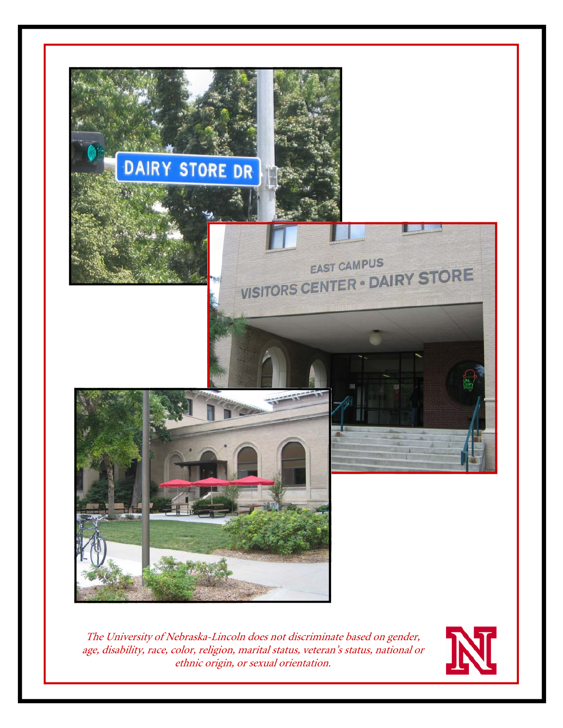*The University of Nebraska-Lincoln does not discriminate based on gender, age, disability, race, color, religion, marital status, veteran's status, national or ethnic origin, or sexual orientation.*